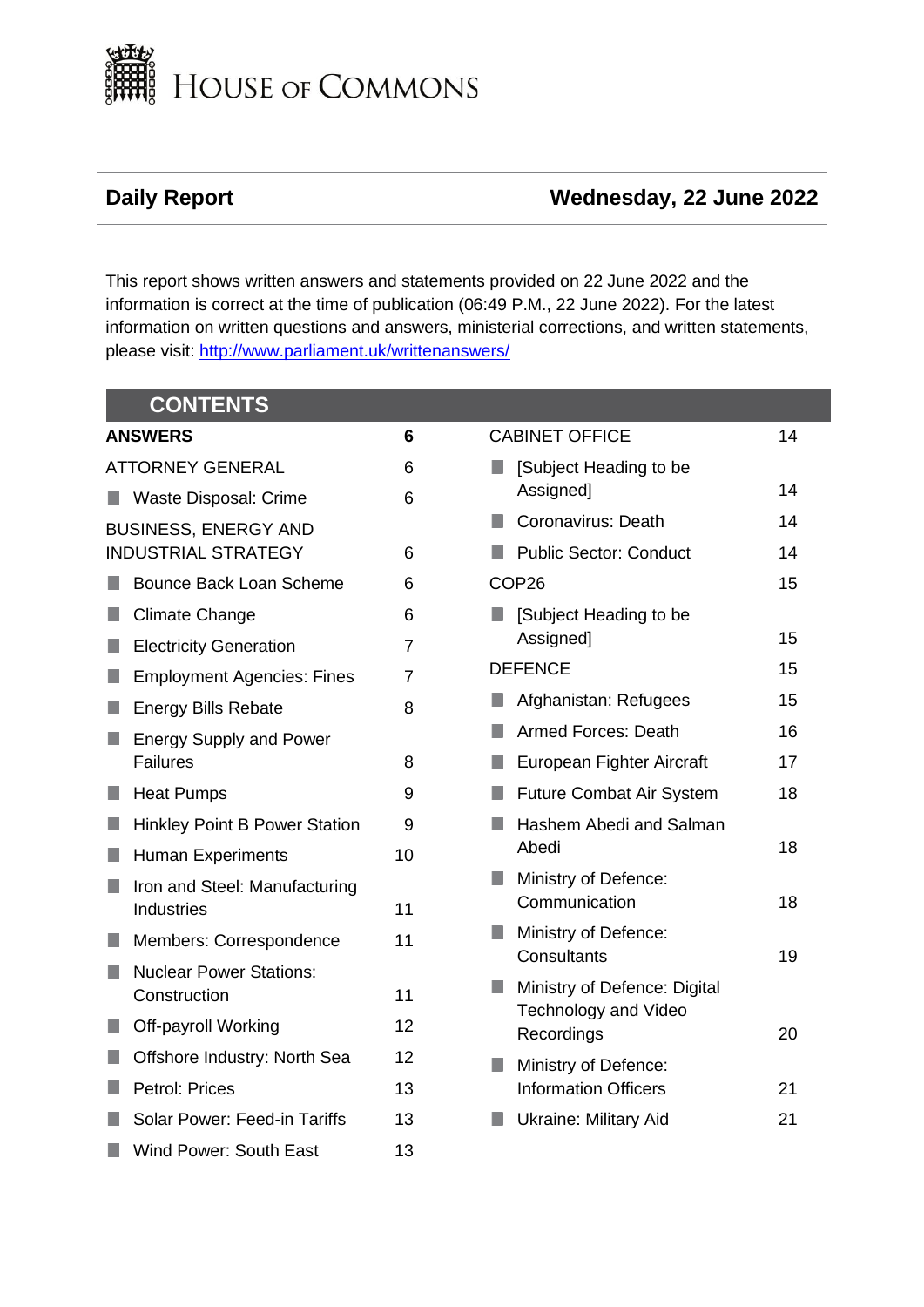# HOUSE OF COMMONS

**Daily Report** | **Wednesday, 22 June 2022**

This report shows written answers and statements provided on 22 June 2022 and the information is correct at the time of publication (06:49 P.M., 22 June 2022). For the latest information on written questions and answers, ministerial corrections, and written statements, please visit: http://www.parliament.uk/writtenanswers/

## CONTENTS

| | |
|---|---|
| **ANSWERS** | **6** |
| ATTORNEY GENERAL | 6 |
| ■ Waste Disposal: Crime | 6 |
| BUSINESS, ENERGY AND INDUSTRIAL STRATEGY | 6 |
| ■ Bounce Back Loan Scheme | 6 |
| ■ Climate Change | 6 |
| ■ Electricity Generation | 7 |
| ■ Employment Agencies: Fines | 7 |
| ■ Energy Bills Rebate | 8 |
| ■ Energy Supply and Power Failures | 8 |
| ■ Heat Pumps | 9 |
| ■ Hinkley Point B Power Station | 9 |
| ■ Human Experiments | 10 |
| ■ Iron and Steel: Manufacturing Industries | 11 |
| ■ Members: Correspondence | 11 |
| ■ Nuclear Power Stations: Construction | 11 |
| ■ Off-payroll Working | 12 |
| ■ Offshore Industry: North Sea | 12 |
| ■ Petrol: Prices | 13 |
| ■ Solar Power: Feed-in Tariffs | 13 |
| ■ Wind Power: South East | 13 |
| CABINET OFFICE | 14 |
| ■ [Subject Heading to be Assigned] | 14 |
| ■ Coronavirus: Death | 14 |
| ■ Public Sector: Conduct | 14 |
| COP26 | 15 |
| ■ [Subject Heading to be Assigned] | 15 |
| DEFENCE | 15 |
| ■ Afghanistan: Refugees | 15 |
| ■ Armed Forces: Death | 16 |
| ■ European Fighter Aircraft | 17 |
| ■ Future Combat Air System | 18 |
| ■ Hashem Abedi and Salman Abedi | 18 |
| ■ Ministry of Defence: Communication | 18 |
| ■ Ministry of Defence: Consultants | 19 |
| ■ Ministry of Defence: Digital Technology and Video Recordings | 20 |
| ■ Ministry of Defence: Information Officers | 21 |
| ■ Ukraine: Military Aid | 21 |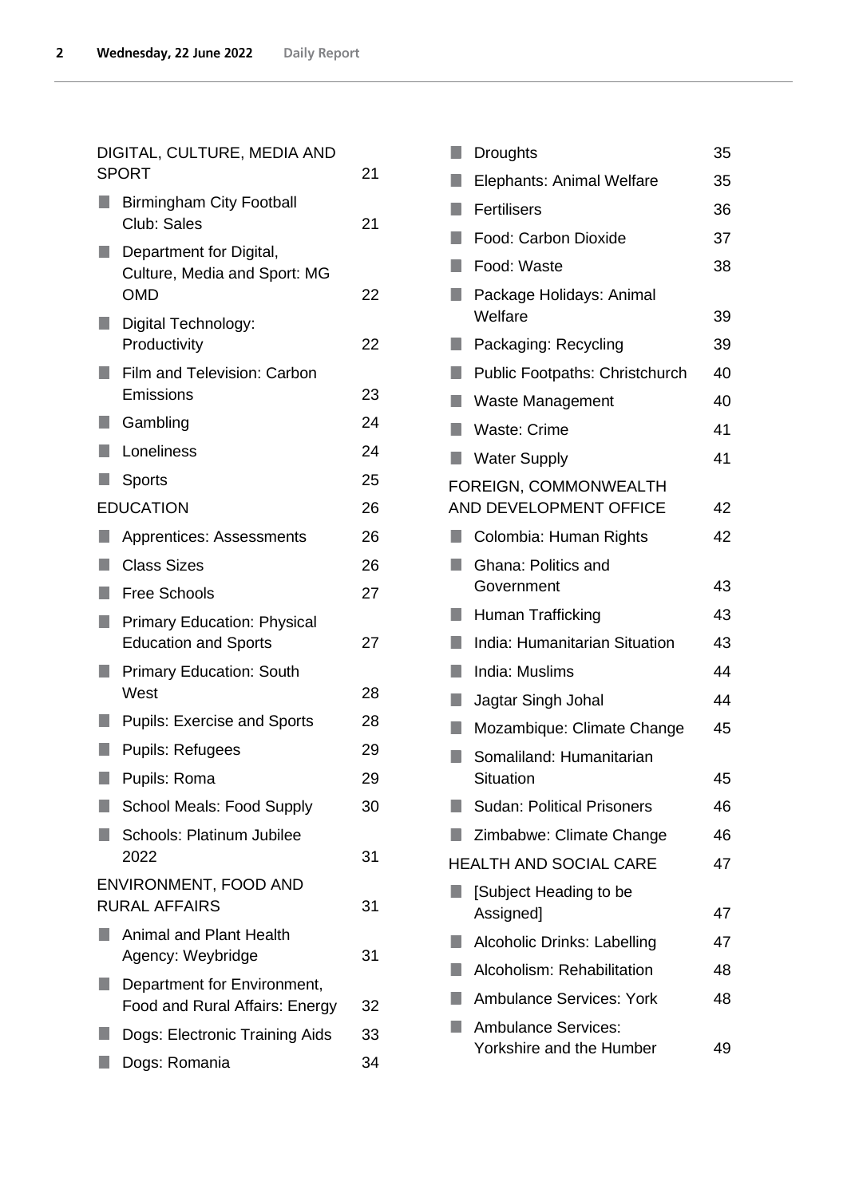DIGITAL, CULTURE, MEDIA AND SPORT 21

- Birmingham City Football Club: Sales 21
- Department for Digital, Culture, Media and Sport: MG OMD 22
- Digital Technology: Productivity 22
- Film and Television: Carbon Emissions 23
- Gambling 24
- Loneliness 24
- Sports 25

EDUCATION 26

- Apprentices: Assessments 26
- Class Sizes 26
- Free Schools 27
- Primary Education: Physical Education and Sports 27
- Primary Education: South West 28
- Pupils: Exercise and Sports 28
- Pupils: Refugees 29
- Pupils: Roma 29
- School Meals: Food Supply 30
- Schools: Platinum Jubilee 2022 31

ENVIRONMENT, FOOD AND RURAL AFFAIRS 31

- Animal and Plant Health Agency: Weybridge 31
- Department for Environment, Food and Rural Affairs: Energy 32
- Dogs: Electronic Training Aids 33
- Dogs: Romania 34
- Droughts 35
- Elephants: Animal Welfare 35
- Fertilisers 36
- Food: Carbon Dioxide 37
- Food: Waste 38
- Package Holidays: Animal Welfare 39
- Packaging: Recycling 39
- Public Footpaths: Christchurch 40
- Waste Management 40
- Waste: Crime 41
- Water Supply 41

FOREIGN, COMMONWEALTH AND DEVELOPMENT OFFICE 42

- Colombia: Human Rights 42
- Ghana: Politics and Government 43
- Human Trafficking 43
- India: Humanitarian Situation 43
- India: Muslims 44
- Jagtar Singh Johal 44
- Mozambique: Climate Change 45
- Somaliland: Humanitarian Situation 45
- Sudan: Political Prisoners 46
- Zimbabwe: Climate Change 46

HEALTH AND SOCIAL CARE 47

- [Subject Heading to be Assigned] 47
- Alcoholic Drinks: Labelling 47
- Alcoholism: Rehabilitation 48
- Ambulance Services: York 48
- Ambulance Services: Yorkshire and the Humber 49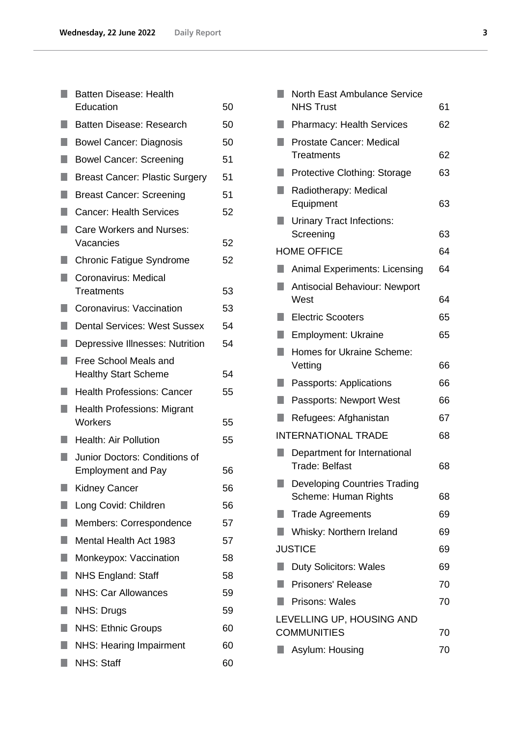- Batten Disease: Health Education 50
- Batten Disease: Research 50
- Bowel Cancer: Diagnosis 50
- Bowel Cancer: Screening 51
- Breast Cancer: Plastic Surgery 51
- Breast Cancer: Screening 51
- Cancer: Health Services 52
- Care Workers and Nurses: Vacancies 52
- Chronic Fatigue Syndrome 52
- Coronavirus: Medical Treatments 53
- Coronavirus: Vaccination 53
- Dental Services: West Sussex 54
- Depressive Illnesses: Nutrition 54
- Free School Meals and Healthy Start Scheme 54
- Health Professions: Cancer 55
- Health Professions: Migrant Workers 55
- Health: Air Pollution 55
- Junior Doctors: Conditions of Employment and Pay 56
- Kidney Cancer 56
- Long Covid: Children 56
- Members: Correspondence 57
- Mental Health Act 1983 57
- Monkeypox: Vaccination 58
- NHS England: Staff 58
- NHS: Car Allowances 59
- NHS: Drugs 59
- NHS: Ethnic Groups 60
- NHS: Hearing Impairment 60
- NHS: Staff 60
- North East Ambulance Service NHS Trust 61
- Pharmacy: Health Services 62
- Prostate Cancer: Medical Treatments 62
- Protective Clothing: Storage 63
- Radiotherapy: Medical Equipment 63
- Urinary Tract Infections: Screening 63

HOME OFFICE 64

- Animal Experiments: Licensing 64
- Antisocial Behaviour: Newport West 64
- Electric Scooters 65
- Employment: Ukraine 65
- Homes for Ukraine Scheme: Vetting 66
- Passports: Applications 66
- Passports: Newport West 66
- Refugees: Afghanistan 67

INTERNATIONAL TRADE 68

- Department for International Trade: Belfast 68
- Developing Countries Trading Scheme: Human Rights 68
- Trade Agreements 69
- Whisky: Northern Ireland 69

JUSTICE 69

- Duty Solicitors: Wales 69
- Prisoners' Release 70
- Prisons: Wales 70

LEVELLING UP, HOUSING AND COMMUNITIES 70

- Asylum: Housing 70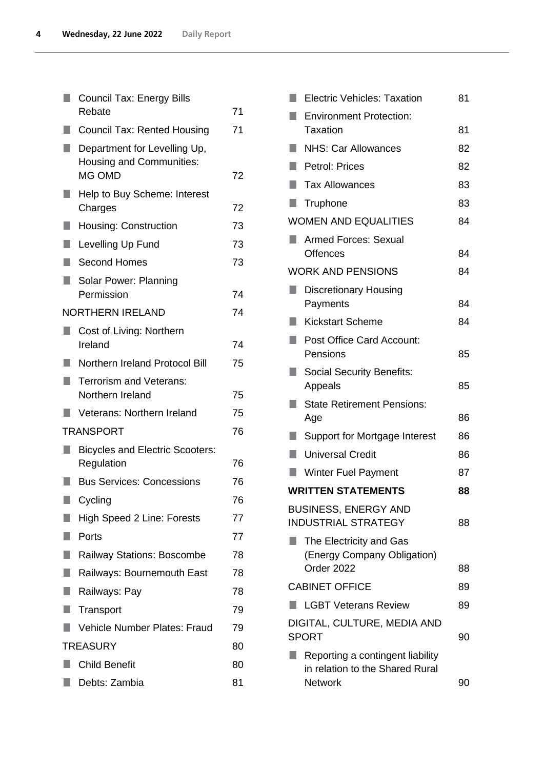- Council Tax: Energy Bills Rebate 71
- Council Tax: Rented Housing 71
- Department for Levelling Up, Housing and Communities: MG OMD 72
- Help to Buy Scheme: Interest Charges 72
- Housing: Construction 73
- Levelling Up Fund 73
- Second Homes 73
- Solar Power: Planning Permission 74

NORTHERN IRELAND 74

- Cost of Living: Northern Ireland 74
- Northern Ireland Protocol Bill 75
- Terrorism and Veterans: Northern Ireland 75
- Veterans: Northern Ireland 75

TRANSPORT 76

- Bicycles and Electric Scooters: Regulation 76
- Bus Services: Concessions 76
- Cycling 76
- High Speed 2 Line: Forests 77
- Ports 77
- Railway Stations: Boscombe 78
- Railways: Bournemouth East 78
- Railways: Pay 78
- Transport 79
- Vehicle Number Plates: Fraud 79

TREASURY 80

- Child Benefit 80
- Debts: Zambia 81
- Electric Vehicles: Taxation 81
- Environment Protection: Taxation 81
- NHS: Car Allowances 82
- Petrol: Prices 82
- Tax Allowances 83
- Truphone 83

WOMEN AND EQUALITIES 84

- Armed Forces: Sexual Offences 84

WORK AND PENSIONS 84

- Discretionary Housing Payments 84
- Kickstart Scheme 84
- Post Office Card Account: Pensions 85
- Social Security Benefits: Appeals 85
- State Retirement Pensions: Age 86
- Support for Mortgage Interest 86
- Universal Credit 86
- Winter Fuel Payment 87

**WRITTEN STATEMENTS 88**

BUSINESS, ENERGY AND INDUSTRIAL STRATEGY 88

- The Electricity and Gas (Energy Company Obligation) Order 2022 88

CABINET OFFICE 89

- LGBT Veterans Review 89

DIGITAL, CULTURE, MEDIA AND SPORT 90

- Reporting a contingent liability in relation to the Shared Rural Network 90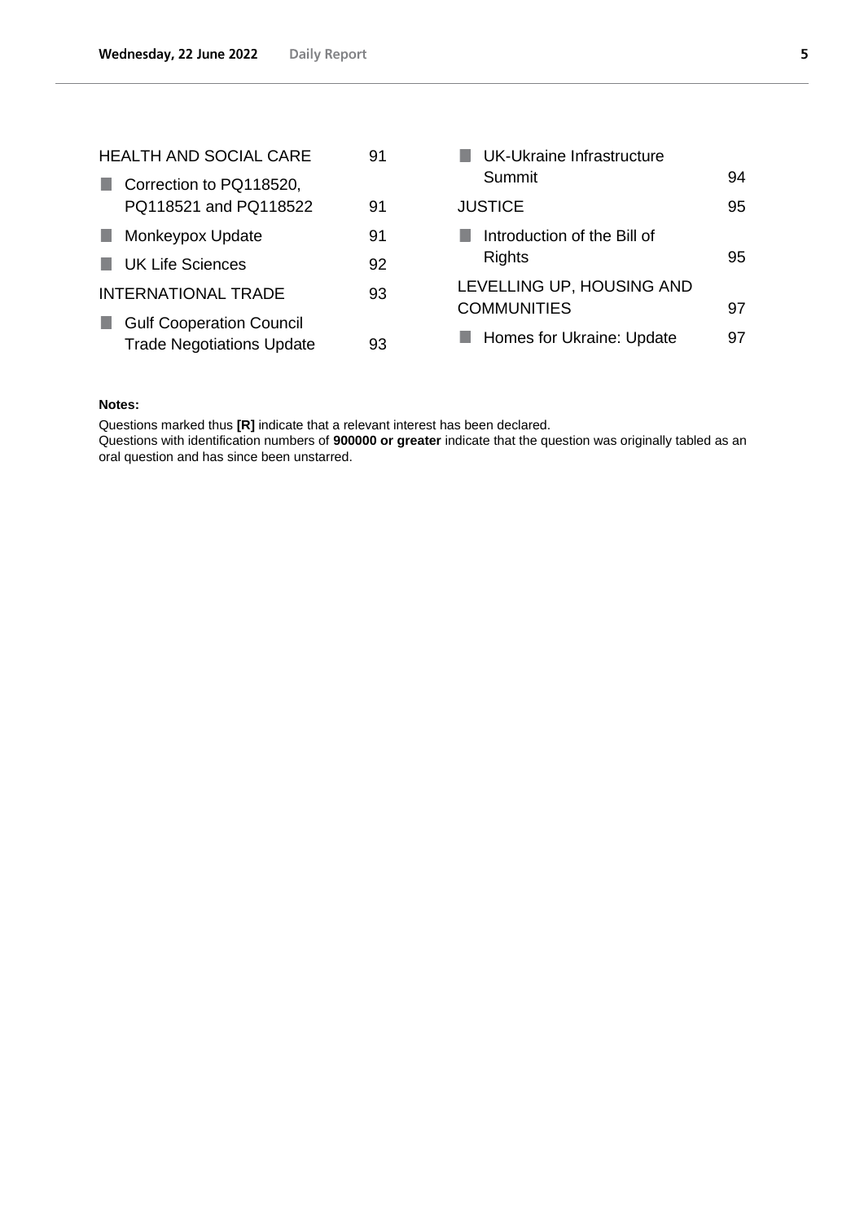HEALTH AND SOCIAL CARE 91

- Correction to PQ118520, PQ118521 and PQ118522 91
- Monkeypox Update 91
- UK Life Sciences 92

INTERNATIONAL TRADE 93

- Gulf Cooperation Council Trade Negotiations Update 93
- UK-Ukraine Infrastructure Summit 94

JUSTICE 95

- Introduction of the Bill of Rights 95

LEVELLING UP, HOUSING AND COMMUNITIES 97

- Homes for Ukraine: Update 97

**Notes:**

Questions marked thus **[R]** indicate that a relevant interest has been declared.
Questions with identification numbers of **900000 or greater** indicate that the question was originally tabled as an oral question and has since been unstarred.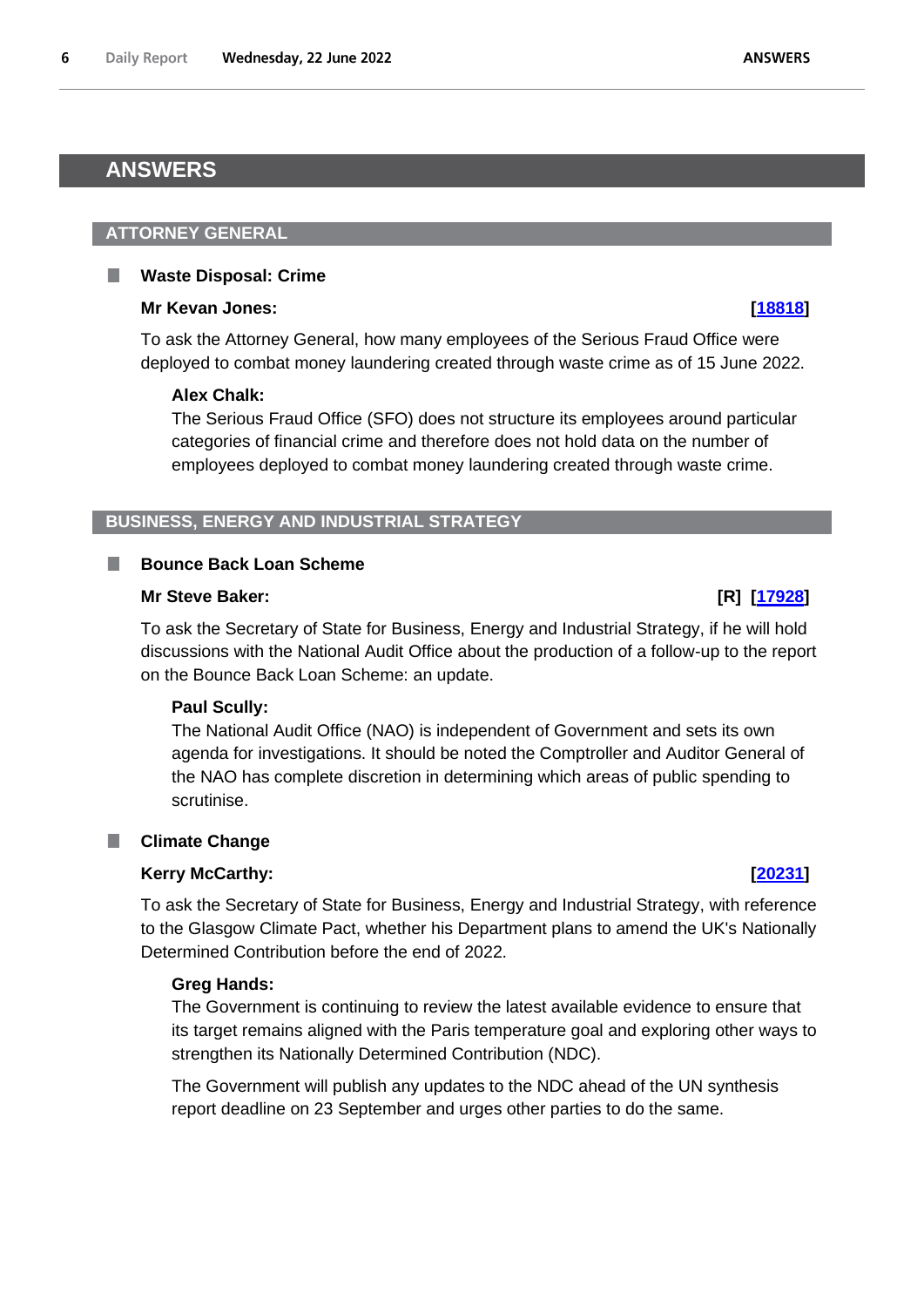# ANSWERS

## ATTORNEY GENERAL

### Waste Disposal: Crime

**Mr Kevan Jones:** **[18818]**

To ask the Attorney General, how many employees of the Serious Fraud Office were deployed to combat money laundering created through waste crime as of 15 June 2022.

**Alex Chalk:**

The Serious Fraud Office (SFO) does not structure its employees around particular categories of financial crime and therefore does not hold data on the number of employees deployed to combat money laundering created through waste crime.

## BUSINESS, ENERGY AND INDUSTRIAL STRATEGY

### Bounce Back Loan Scheme

**Mr Steve Baker:** **[R] [17928]**

To ask the Secretary of State for Business, Energy and Industrial Strategy, if he will hold discussions with the National Audit Office about the production of a follow-up to the report on the Bounce Back Loan Scheme: an update.

**Paul Scully:**

The National Audit Office (NAO) is independent of Government and sets its own agenda for investigations. It should be noted the Comptroller and Auditor General of the NAO has complete discretion in determining which areas of public spending to scrutinise.

### Climate Change

**Kerry McCarthy:** **[20231]**

To ask the Secretary of State for Business, Energy and Industrial Strategy, with reference to the Glasgow Climate Pact, whether his Department plans to amend the UK's Nationally Determined Contribution before the end of 2022.

**Greg Hands:**

The Government is continuing to review the latest available evidence to ensure that its target remains aligned with the Paris temperature goal and exploring other ways to strengthen its Nationally Determined Contribution (NDC).

The Government will publish any updates to the NDC ahead of the UN synthesis report deadline on 23 September and urges other parties to do the same.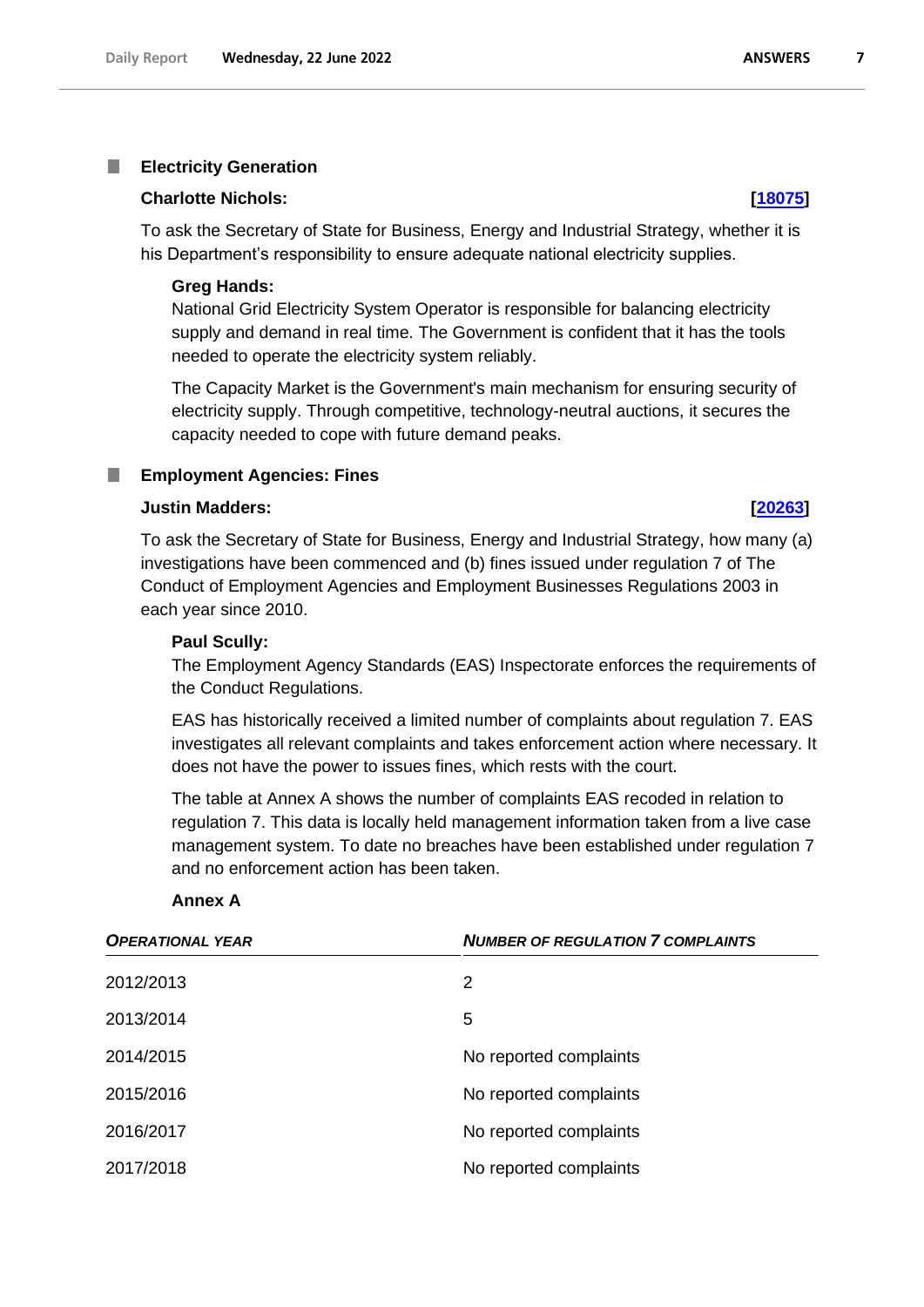### Electricity Generation

**Charlotte Nichols:** **[18075]**

To ask the Secretary of State for Business, Energy and Industrial Strategy, whether it is his Department's responsibility to ensure adequate national electricity supplies.

**Greg Hands:**

National Grid Electricity System Operator is responsible for balancing electricity supply and demand in real time. The Government is confident that it has the tools needed to operate the electricity system reliably.

The Capacity Market is the Government's main mechanism for ensuring security of electricity supply. Through competitive, technology-neutral auctions, it secures the capacity needed to cope with future demand peaks.

### Employment Agencies: Fines

**Justin Madders:** **[20263]**

To ask the Secretary of State for Business, Energy and Industrial Strategy, how many (a) investigations have been commenced and (b) fines issued under regulation 7 of The Conduct of Employment Agencies and Employment Businesses Regulations 2003 in each year since 2010.

**Paul Scully:**

The Employment Agency Standards (EAS) Inspectorate enforces the requirements of the Conduct Regulations.

EAS has historically received a limited number of complaints about regulation 7. EAS investigates all relevant complaints and takes enforcement action where necessary. It does not have the power to issues fines, which rests with the court.

The table at Annex A shows the number of complaints EAS recoded in relation to regulation 7. This data is locally held management information taken from a live case management system. To date no breaches have been established under regulation 7 and no enforcement action has been taken.

**Annex A**

| *OPERATIONAL YEAR* | *NUMBER OF REGULATION 7 COMPLAINTS* |
|---|---|
| 2012/2013 | 2 |
| 2013/2014 | 5 |
| 2014/2015 | No reported complaints |
| 2015/2016 | No reported complaints |
| 2016/2017 | No reported complaints |
| 2017/2018 | No reported complaints |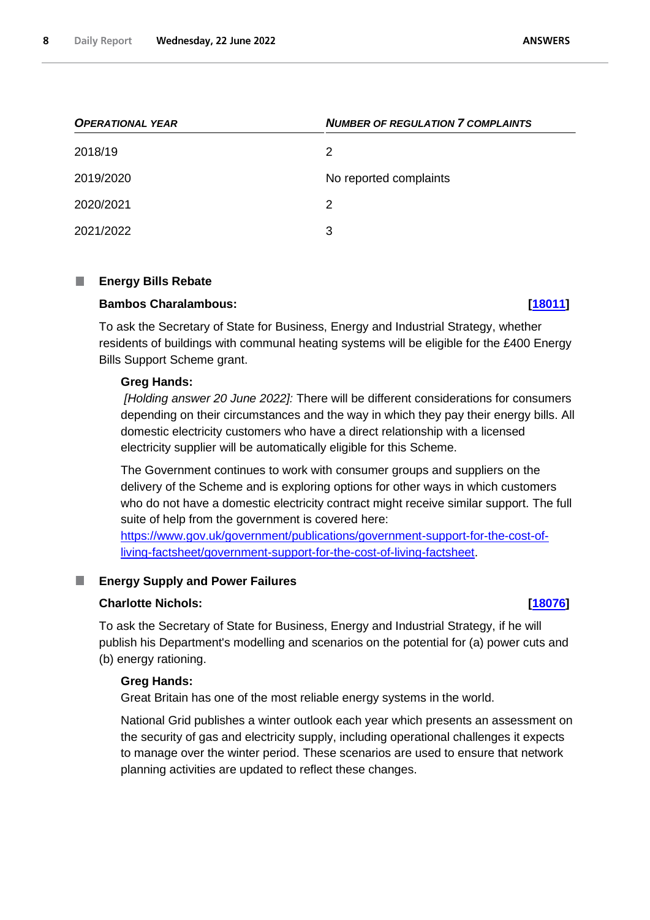| *OPERATIONAL YEAR* | *NUMBER OF REGULATION 7 COMPLAINTS* |
| --- | --- |
| 2018/19 | 2 |
| 2019/2020 | No reported complaints |
| 2020/2021 | 2 |
| 2021/2022 | 3 |

## Energy Bills Rebate

**Bambos Charalambous:** **[18011]**

To ask the Secretary of State for Business, Energy and Industrial Strategy, whether residents of buildings with communal heating systems will be eligible for the £400 Energy Bills Support Scheme grant.

**Greg Hands:**

*[Holding answer 20 June 2022]:* There will be different considerations for consumers depending on their circumstances and the way in which they pay their energy bills. All domestic electricity customers who have a direct relationship with a licensed electricity supplier will be automatically eligible for this Scheme.

The Government continues to work with consumer groups and suppliers on the delivery of the Scheme and is exploring options for other ways in which customers who do not have a domestic electricity contract might receive similar support. The full suite of help from the government is covered here: https://www.gov.uk/government/publications/government-support-for-the-cost-of-living-factsheet/government-support-for-the-cost-of-living-factsheet.

## Energy Supply and Power Failures

**Charlotte Nichols:** **[18076]**

To ask the Secretary of State for Business, Energy and Industrial Strategy, if he will publish his Department's modelling and scenarios on the potential for (a) power cuts and (b) energy rationing.

**Greg Hands:**

Great Britain has one of the most reliable energy systems in the world.

National Grid publishes a winter outlook each year which presents an assessment on the security of gas and electricity supply, including operational challenges it expects to manage over the winter period. These scenarios are used to ensure that network planning activities are updated to reflect these changes.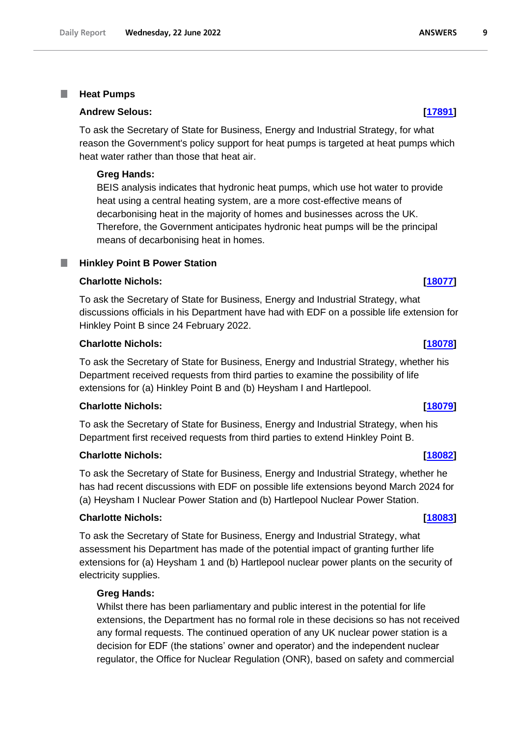### Heat Pumps

**Andrew Selous:** **[17891]**

To ask the Secretary of State for Business, Energy and Industrial Strategy, for what reason the Government's policy support for heat pumps is targeted at heat pumps which heat water rather than those that heat air.

**Greg Hands:**

BEIS analysis indicates that hydronic heat pumps, which use hot water to provide heat using a central heating system, are a more cost-effective means of decarbonising heat in the majority of homes and businesses across the UK. Therefore, the Government anticipates hydronic heat pumps will be the principal means of decarbonising heat in homes.

### Hinkley Point B Power Station

**Charlotte Nichols:** **[18077]**

To ask the Secretary of State for Business, Energy and Industrial Strategy, what discussions officials in his Department have had with EDF on a possible life extension for Hinkley Point B since 24 February 2022.

**Charlotte Nichols:** **[18078]**

To ask the Secretary of State for Business, Energy and Industrial Strategy, whether his Department received requests from third parties to examine the possibility of life extensions for (a) Hinkley Point B and (b) Heysham I and Hartlepool.

**Charlotte Nichols:** **[18079]**

To ask the Secretary of State for Business, Energy and Industrial Strategy, when his Department first received requests from third parties to extend Hinkley Point B.

**Charlotte Nichols:** **[18082]**

To ask the Secretary of State for Business, Energy and Industrial Strategy, whether he has had recent discussions with EDF on possible life extensions beyond March 2024 for (a) Heysham I Nuclear Power Station and (b) Hartlepool Nuclear Power Station.

**Charlotte Nichols:** **[18083]**

To ask the Secretary of State for Business, Energy and Industrial Strategy, what assessment his Department has made of the potential impact of granting further life extensions for (a) Heysham 1 and (b) Hartlepool nuclear power plants on the security of electricity supplies.

**Greg Hands:**

Whilst there has been parliamentary and public interest in the potential for life extensions, the Department has no formal role in these decisions so has not received any formal requests. The continued operation of any UK nuclear power station is a decision for EDF (the stations' owner and operator) and the independent nuclear regulator, the Office for Nuclear Regulation (ONR), based on safety and commercial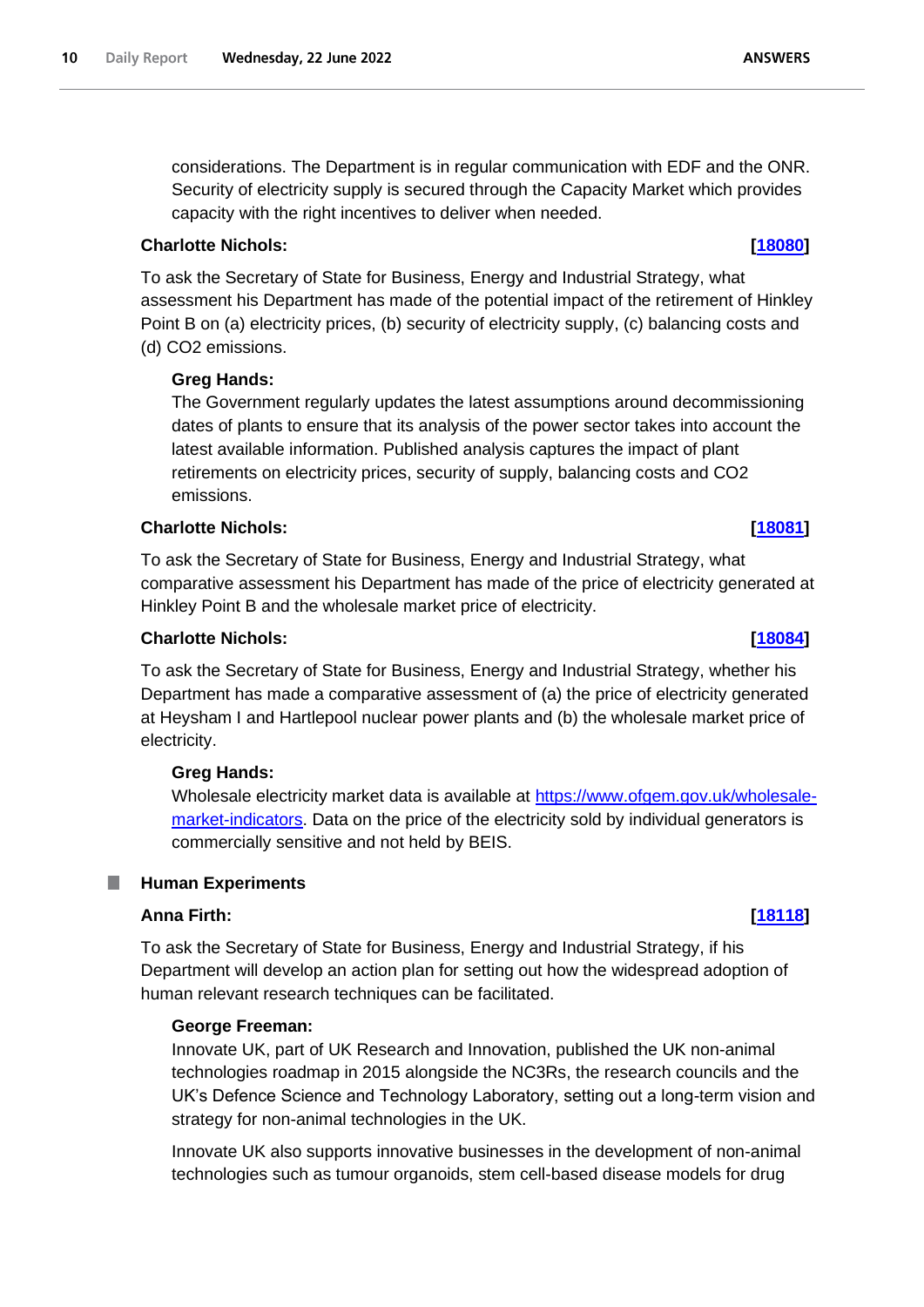considerations. The Department is in regular communication with EDF and the ONR. Security of electricity supply is secured through the Capacity Market which provides capacity with the right incentives to deliver when needed.

**Charlotte Nichols:** **[[18080](#)]**

To ask the Secretary of State for Business, Energy and Industrial Strategy, what assessment his Department has made of the potential impact of the retirement of Hinkley Point B on (a) electricity prices, (b) security of electricity supply, (c) balancing costs and (d) CO2 emissions.

**Greg Hands:**

The Government regularly updates the latest assumptions around decommissioning dates of plants to ensure that its analysis of the power sector takes into account the latest available information. Published analysis captures the impact of plant retirements on electricity prices, security of supply, balancing costs and CO2 emissions.

**Charlotte Nichols:** **[[18081](#)]**

To ask the Secretary of State for Business, Energy and Industrial Strategy, what comparative assessment his Department has made of the price of electricity generated at Hinkley Point B and the wholesale market price of electricity.

**Charlotte Nichols:** **[[18084](#)]**

To ask the Secretary of State for Business, Energy and Industrial Strategy, whether his Department has made a comparative assessment of (a) the price of electricity generated at Heysham I and Hartlepool nuclear power plants and (b) the wholesale market price of electricity.

**Greg Hands:**

Wholesale electricity market data is available at [https://www.ofgem.gov.uk/wholesale-market-indicators](https://www.ofgem.gov.uk/wholesale-market-indicators). Data on the price of the electricity sold by individual generators is commercially sensitive and not held by BEIS.

## Human Experiments

**Anna Firth:** **[[18118](#)]**

To ask the Secretary of State for Business, Energy and Industrial Strategy, if his Department will develop an action plan for setting out how the widespread adoption of human relevant research techniques can be facilitated.

**George Freeman:**

Innovate UK, part of UK Research and Innovation, published the UK non-animal technologies roadmap in 2015 alongside the NC3Rs, the research councils and the UK's Defence Science and Technology Laboratory, setting out a long-term vision and strategy for non-animal technologies in the UK.

Innovate UK also supports innovative businesses in the development of non-animal technologies such as tumour organoids, stem cell-based disease models for drug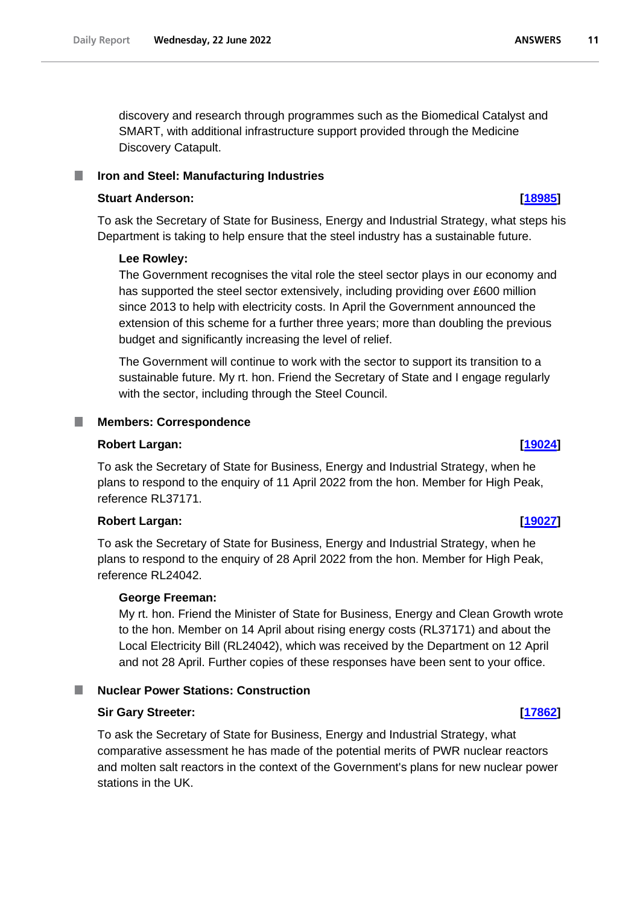discovery and research through programmes such as the Biomedical Catalyst and SMART, with additional infrastructure support provided through the Medicine Discovery Catapult.

## Iron and Steel: Manufacturing Industries

**Stuart Anderson:** **[18985]**

To ask the Secretary of State for Business, Energy and Industrial Strategy, what steps his Department is taking to help ensure that the steel industry has a sustainable future.

**Lee Rowley:**

The Government recognises the vital role the steel sector plays in our economy and has supported the steel sector extensively, including providing over £600 million since 2013 to help with electricity costs. In April the Government announced the extension of this scheme for a further three years; more than doubling the previous budget and significantly increasing the level of relief.

The Government will continue to work with the sector to support its transition to a sustainable future. My rt. hon. Friend the Secretary of State and I engage regularly with the sector, including through the Steel Council.

## Members: Correspondence

**Robert Largan:** **[19024]**

To ask the Secretary of State for Business, Energy and Industrial Strategy, when he plans to respond to the enquiry of 11 April 2022 from the hon. Member for High Peak, reference RL37171.

**Robert Largan:** **[19027]**

To ask the Secretary of State for Business, Energy and Industrial Strategy, when he plans to respond to the enquiry of 28 April 2022 from the hon. Member for High Peak, reference RL24042.

**George Freeman:**

My rt. hon. Friend the Minister of State for Business, Energy and Clean Growth wrote to the hon. Member on 14 April about rising energy costs (RL37171) and about the Local Electricity Bill (RL24042), which was received by the Department on 12 April and not 28 April. Further copies of these responses have been sent to your office.

## Nuclear Power Stations: Construction

**Sir Gary Streeter:** **[17862]**

To ask the Secretary of State for Business, Energy and Industrial Strategy, what comparative assessment he has made of the potential merits of PWR nuclear reactors and molten salt reactors in the context of the Government's plans for new nuclear power stations in the UK.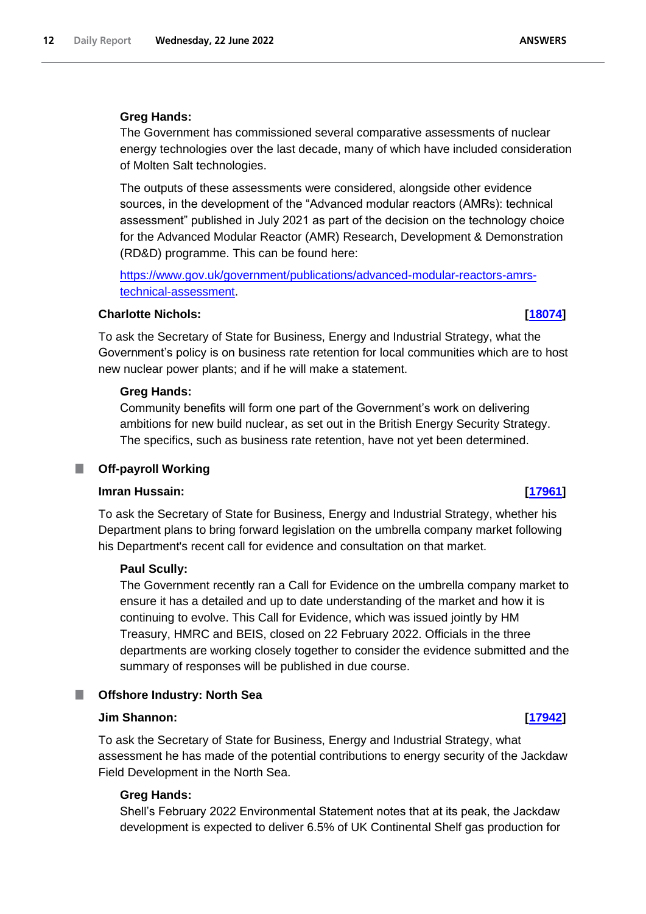**Greg Hands:**

The Government has commissioned several comparative assessments of nuclear energy technologies over the last decade, many of which have included consideration of Molten Salt technologies.

The outputs of these assessments were considered, alongside other evidence sources, in the development of the “Advanced modular reactors (AMRs): technical assessment” published in July 2021 as part of the decision on the technology choice for the Advanced Modular Reactor (AMR) Research, Development & Demonstration (RD&D) programme. This can be found here:

[https://www.gov.uk/government/publications/advanced-modular-reactors-amrs-technical-assessment](https://www.gov.uk/government/publications/advanced-modular-reactors-amrs-technical-assessment).

**Charlotte Nichols:** **[18074]**

To ask the Secretary of State for Business, Energy and Industrial Strategy, what the Government’s policy is on business rate retention for local communities which are to host new nuclear power plants; and if he will make a statement.

**Greg Hands:**

Community benefits will form one part of the Government’s work on delivering ambitions for new build nuclear, as set out in the British Energy Security Strategy. The specifics, such as business rate retention, have not yet been determined.

## Off-payroll Working

**Imran Hussain:** **[17961]**

To ask the Secretary of State for Business, Energy and Industrial Strategy, whether his Department plans to bring forward legislation on the umbrella company market following his Department's recent call for evidence and consultation on that market.

**Paul Scully:**

The Government recently ran a Call for Evidence on the umbrella company market to ensure it has a detailed and up to date understanding of the market and how it is continuing to evolve. This Call for Evidence, which was issued jointly by HM Treasury, HMRC and BEIS, closed on 22 February 2022. Officials in the three departments are working closely together to consider the evidence submitted and the summary of responses will be published in due course.

## Offshore Industry: North Sea

**Jim Shannon:** **[17942]**

To ask the Secretary of State for Business, Energy and Industrial Strategy, what assessment he has made of the potential contributions to energy security of the Jackdaw Field Development in the North Sea.

**Greg Hands:**

Shell’s February 2022 Environmental Statement notes that at its peak, the Jackdaw development is expected to deliver 6.5% of UK Continental Shelf gas production for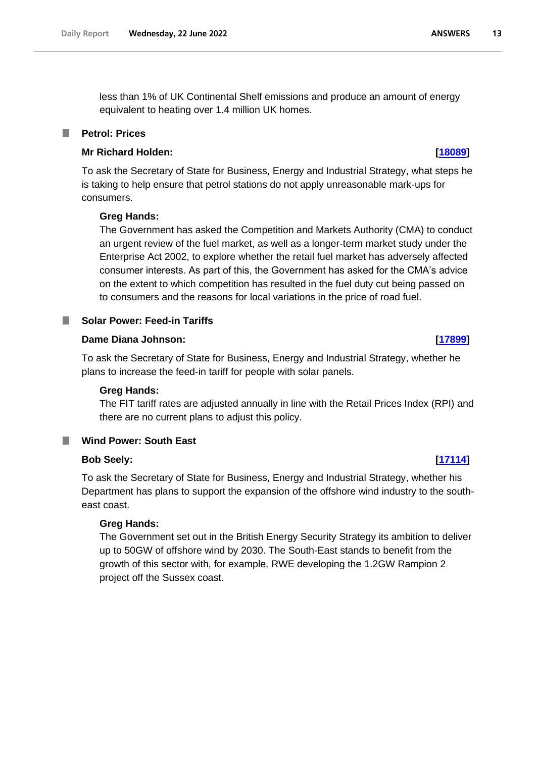less than 1% of UK Continental Shelf emissions and produce an amount of energy equivalent to heating over 1.4 million UK homes.

## Petrol: Prices

**Mr Richard Holden:** **[18089]**

To ask the Secretary of State for Business, Energy and Industrial Strategy, what steps he is taking to help ensure that petrol stations do not apply unreasonable mark-ups for consumers.

**Greg Hands:**

The Government has asked the Competition and Markets Authority (CMA) to conduct an urgent review of the fuel market, as well as a longer-term market study under the Enterprise Act 2002, to explore whether the retail fuel market has adversely affected consumer interests. As part of this, the Government has asked for the CMA's advice on the extent to which competition has resulted in the fuel duty cut being passed on to consumers and the reasons for local variations in the price of road fuel.

## Solar Power: Feed-in Tariffs

**Dame Diana Johnson:** **[17899]**

To ask the Secretary of State for Business, Energy and Industrial Strategy, whether he plans to increase the feed-in tariff for people with solar panels.

**Greg Hands:**

The FIT tariff rates are adjusted annually in line with the Retail Prices Index (RPI) and there are no current plans to adjust this policy.

## Wind Power: South East

**Bob Seely:** **[17114]**

To ask the Secretary of State for Business, Energy and Industrial Strategy, whether his Department has plans to support the expansion of the offshore wind industry to the south-east coast.

**Greg Hands:**

The Government set out in the British Energy Security Strategy its ambition to deliver up to 50GW of offshore wind by 2030. The South-East stands to benefit from the growth of this sector with, for example, RWE developing the 1.2GW Rampion 2 project off the Sussex coast.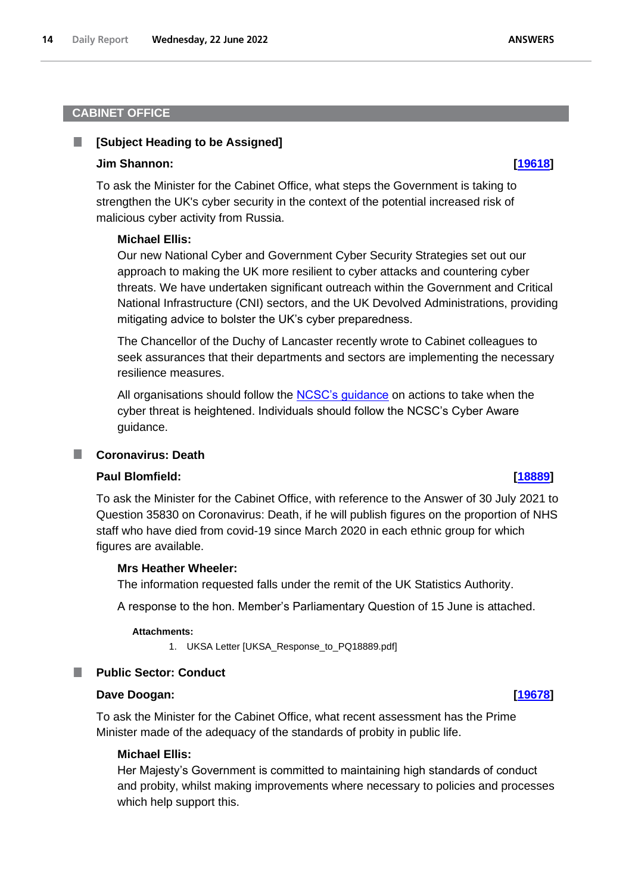## CABINET OFFICE

### [Subject Heading to be Assigned]

**Jim Shannon:** **[19618]**

To ask the Minister for the Cabinet Office, what steps the Government is taking to strengthen the UK's cyber security in the context of the potential increased risk of malicious cyber activity from Russia.

**Michael Ellis:**

Our new National Cyber and Government Cyber Security Strategies set out our approach to making the UK more resilient to cyber attacks and countering cyber threats. We have undertaken significant outreach within the Government and Critical National Infrastructure (CNI) sectors, and the UK Devolved Administrations, providing mitigating advice to bolster the UK's cyber preparedness.

The Chancellor of the Duchy of Lancaster recently wrote to Cabinet colleagues to seek assurances that their departments and sectors are implementing the necessary resilience measures.

All organisations should follow the NCSC's guidance on actions to take when the cyber threat is heightened. Individuals should follow the NCSC's Cyber Aware guidance.

### Coronavirus: Death

**Paul Blomfield:** **[18889]**

To ask the Minister for the Cabinet Office, with reference to the Answer of 30 July 2021 to Question 35830 on Coronavirus: Death, if he will publish figures on the proportion of NHS staff who have died from covid-19 since March 2020 in each ethnic group for which figures are available.

**Mrs Heather Wheeler:**

The information requested falls under the remit of the UK Statistics Authority.

A response to the hon. Member's Parliamentary Question of 15 June is attached.

**Attachments:**

1. UKSA Letter [UKSA_Response_to_PQ18889.pdf]

### Public Sector: Conduct

**Dave Doogan:** **[19678]**

To ask the Minister for the Cabinet Office, what recent assessment has the Prime Minister made of the adequacy of the standards of probity in public life.

**Michael Ellis:**

Her Majesty's Government is committed to maintaining high standards of conduct and probity, whilst making improvements where necessary to policies and processes which help support this.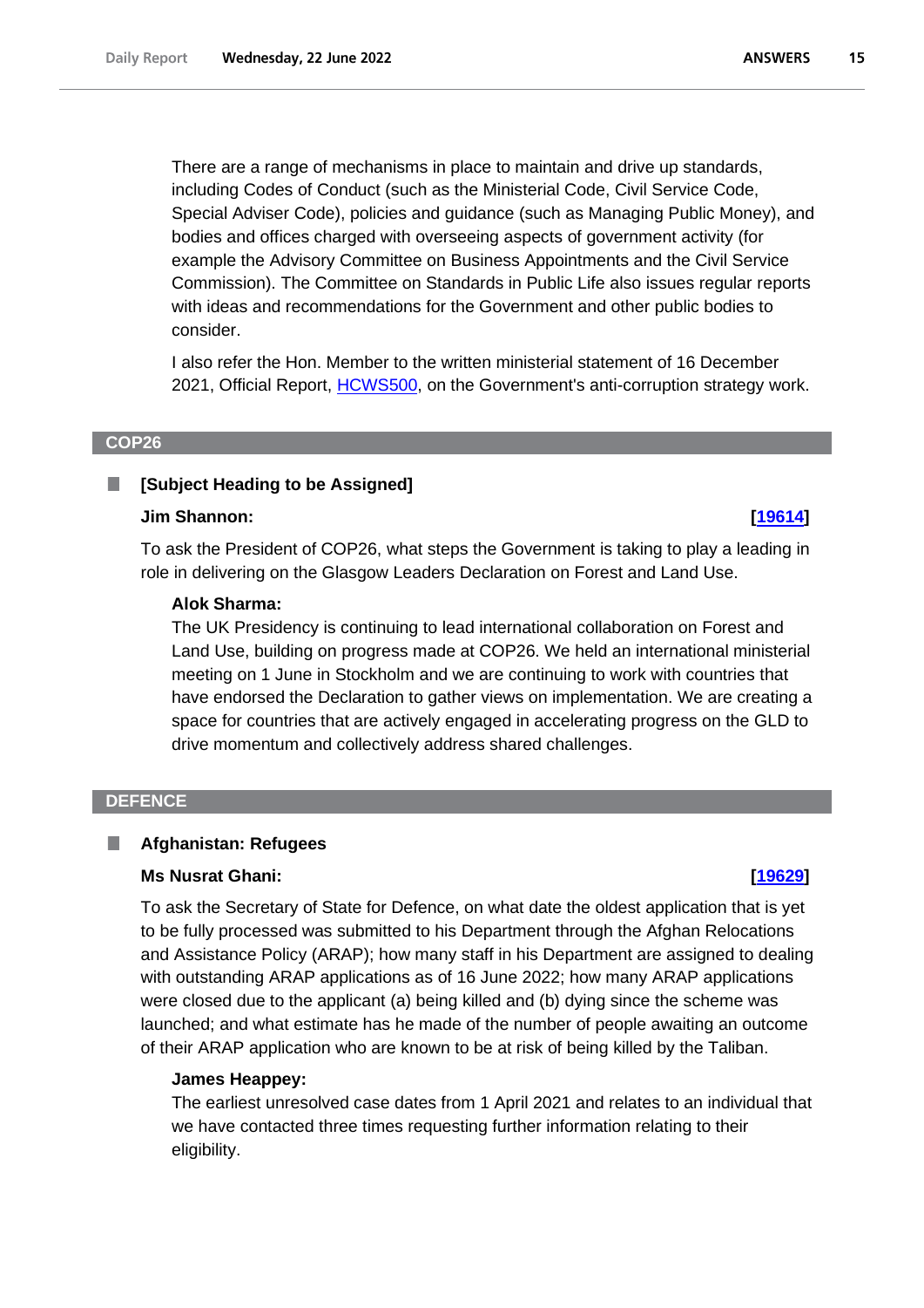There are a range of mechanisms in place to maintain and drive up standards, including Codes of Conduct (such as the Ministerial Code, Civil Service Code, Special Adviser Code), policies and guidance (such as Managing Public Money), and bodies and offices charged with overseeing aspects of government activity (for example the Advisory Committee on Business Appointments and the Civil Service Commission). The Committee on Standards in Public Life also issues regular reports with ideas and recommendations for the Government and other public bodies to consider.

I also refer the Hon. Member to the written ministerial statement of 16 December 2021, Official Report, HCWS500, on the Government's anti-corruption strategy work.

## COP26

### [Subject Heading to be Assigned]

**Jim Shannon:** **[19614]**

To ask the President of COP26, what steps the Government is taking to play a leading in role in delivering on the Glasgow Leaders Declaration on Forest and Land Use.

**Alok Sharma:**

The UK Presidency is continuing to lead international collaboration on Forest and Land Use, building on progress made at COP26. We held an international ministerial meeting on 1 June in Stockholm and we are continuing to work with countries that have endorsed the Declaration to gather views on implementation. We are creating a space for countries that are actively engaged in accelerating progress on the GLD to drive momentum and collectively address shared challenges.

## DEFENCE

### Afghanistan: Refugees

**Ms Nusrat Ghani:** **[19629]**

To ask the Secretary of State for Defence, on what date the oldest application that is yet to be fully processed was submitted to his Department through the Afghan Relocations and Assistance Policy (ARAP); how many staff in his Department are assigned to dealing with outstanding ARAP applications as of 16 June 2022; how many ARAP applications were closed due to the applicant (a) being killed and (b) dying since the scheme was launched; and what estimate has he made of the number of people awaiting an outcome of their ARAP application who are known to be at risk of being killed by the Taliban.

**James Heappey:**

The earliest unresolved case dates from 1 April 2021 and relates to an individual that we have contacted three times requesting further information relating to their eligibility.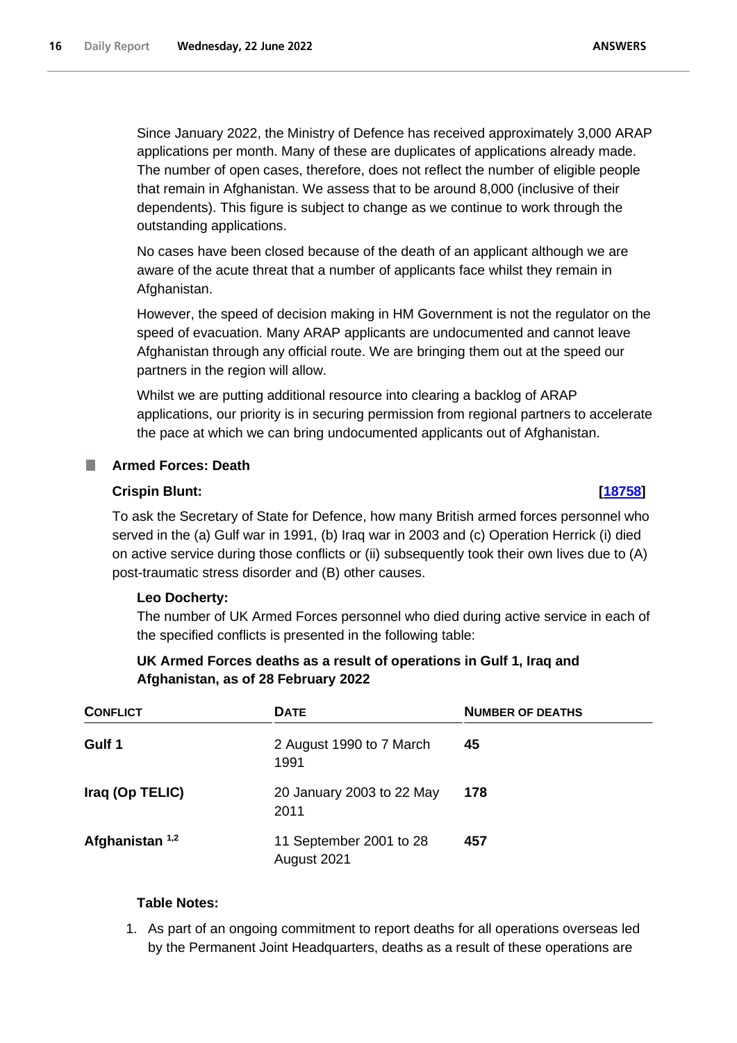Since January 2022, the Ministry of Defence has received approximately 3,000 ARAP applications per month. Many of these are duplicates of applications already made. The number of open cases, therefore, does not reflect the number of eligible people that remain in Afghanistan. We assess that to be around 8,000 (inclusive of their dependents). This figure is subject to change as we continue to work through the outstanding applications.

No cases have been closed because of the death of an applicant although we are aware of the acute threat that a number of applicants face whilst they remain in Afghanistan.

However, the speed of decision making in HM Government is not the regulator on the speed of evacuation. Many ARAP applicants are undocumented and cannot leave Afghanistan through any official route. We are bringing them out at the speed our partners in the region will allow.

Whilst we are putting additional resource into clearing a backlog of ARAP applications, our priority is in securing permission from regional partners to accelerate the pace at which we can bring undocumented applicants out of Afghanistan.

## Armed Forces: Death

**Crispin Blunt:** **[18758]**

To ask the Secretary of State for Defence, how many British armed forces personnel who served in the (a) Gulf war in 1991, (b) Iraq war in 2003 and (c) Operation Herrick (i) died on active service during those conflicts or (ii) subsequently took their own lives due to (A) post-traumatic stress disorder and (B) other causes.

**Leo Docherty:**

The number of UK Armed Forces personnel who died during active service in each of the specified conflicts is presented in the following table:

**UK Armed Forces deaths as a result of operations in Gulf 1, Iraq and Afghanistan, as of 28 February 2022**

| CONFLICT | DATE | NUMBER OF DEATHS |
|---|---|---|
| **Gulf 1** | 2 August 1990 to 7 March 1991 | **45** |
| **Iraq (Op TELIC)** | 20 January 2003 to 22 May 2011 | **178** |
| **Afghanistan [1,2]** | 11 September 2001 to 28 August 2021 | **457** |

**Table Notes:**

1. As part of an ongoing commitment to report deaths for all operations overseas led by the Permanent Joint Headquarters, deaths as a result of these operations are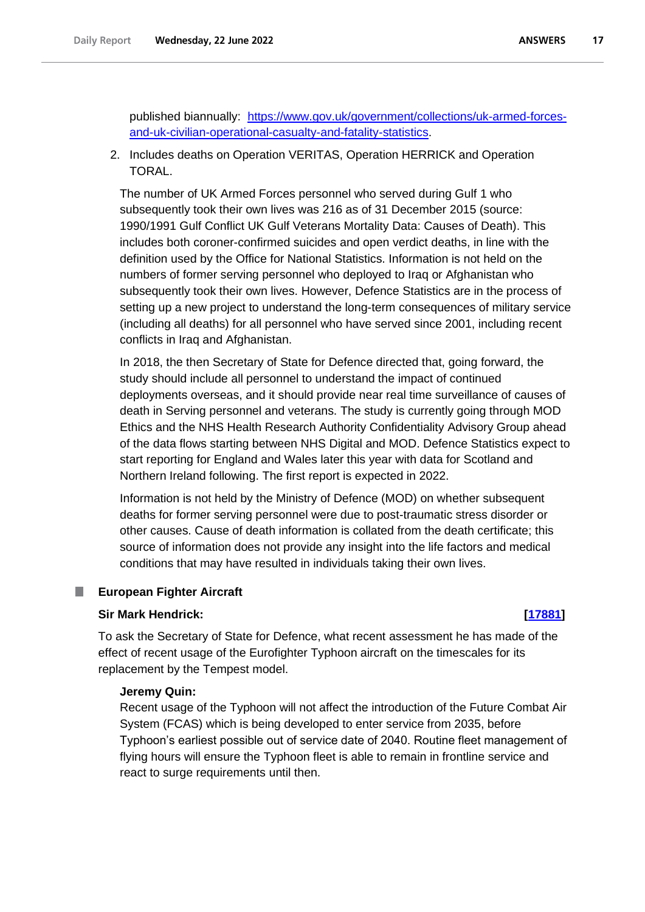published biannually: [https://www.gov.uk/government/collections/uk-armed-forces-and-uk-civilian-operational-casualty-and-fatality-statistics](https://www.gov.uk/government/collections/uk-armed-forces-and-uk-civilian-operational-casualty-and-fatality-statistics).

2. Includes deaths on Operation VERITAS, Operation HERRICK and Operation TORAL.

The number of UK Armed Forces personnel who served during Gulf 1 who subsequently took their own lives was 216 as of 31 December 2015 (source: 1990/1991 Gulf Conflict UK Gulf Veterans Mortality Data: Causes of Death). This includes both coroner-confirmed suicides and open verdict deaths, in line with the definition used by the Office for National Statistics. Information is not held on the numbers of former serving personnel who deployed to Iraq or Afghanistan who subsequently took their own lives. However, Defence Statistics are in the process of setting up a new project to understand the long-term consequences of military service (including all deaths) for all personnel who have served since 2001, including recent conflicts in Iraq and Afghanistan.

In 2018, the then Secretary of State for Defence directed that, going forward, the study should include all personnel to understand the impact of continued deployments overseas, and it should provide near real time surveillance of causes of death in Serving personnel and veterans. The study is currently going through MOD Ethics and the NHS Health Research Authority Confidentiality Advisory Group ahead of the data flows starting between NHS Digital and MOD. Defence Statistics expect to start reporting for England and Wales later this year with data for Scotland and Northern Ireland following. The first report is expected in 2022.

Information is not held by the Ministry of Defence (MOD) on whether subsequent deaths for former serving personnel were due to post-traumatic stress disorder or other causes. Cause of death information is collated from the death certificate; this source of information does not provide any insight into the life factors and medical conditions that may have resulted in individuals taking their own lives.

## European Fighter Aircraft

**Sir Mark Hendrick:** **[17881]**

To ask the Secretary of State for Defence, what recent assessment he has made of the effect of recent usage of the Eurofighter Typhoon aircraft on the timescales for its replacement by the Tempest model.

**Jeremy Quin:**

Recent usage of the Typhoon will not affect the introduction of the Future Combat Air System (FCAS) which is being developed to enter service from 2035, before Typhoon's earliest possible out of service date of 2040. Routine fleet management of flying hours will ensure the Typhoon fleet is able to remain in frontline service and react to surge requirements until then.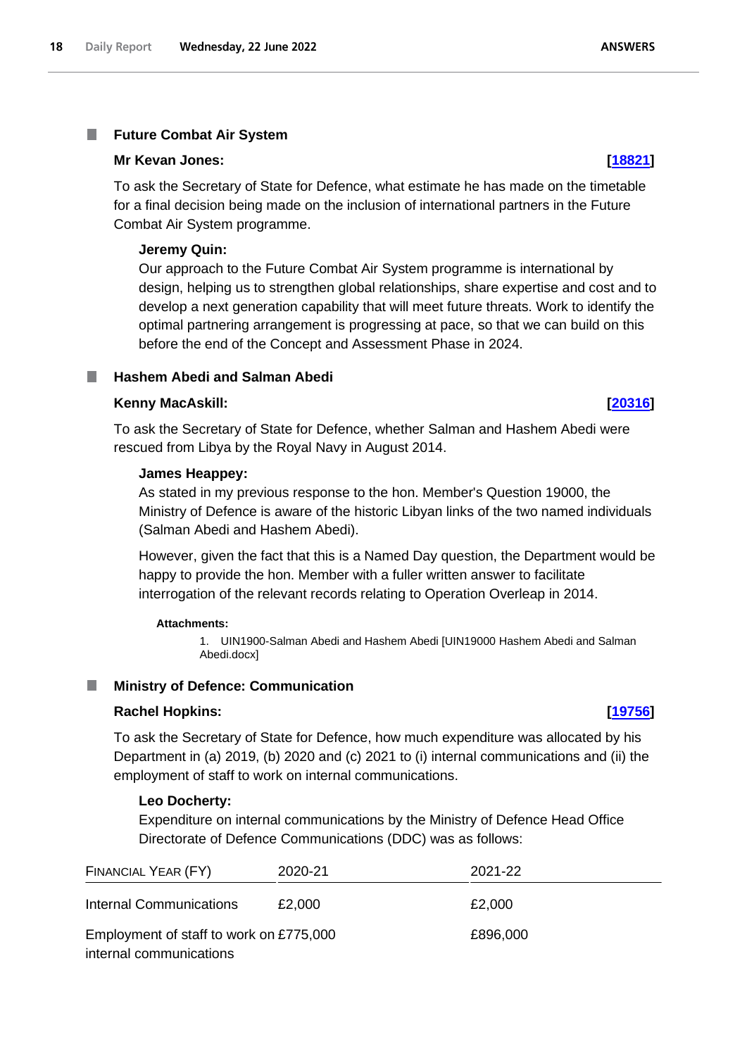## Future Combat Air System

**Mr Kevan Jones:** **[18821]**

To ask the Secretary of State for Defence, what estimate he has made on the timetable for a final decision being made on the inclusion of international partners in the Future Combat Air System programme.

**Jeremy Quin:**

Our approach to the Future Combat Air System programme is international by design, helping us to strengthen global relationships, share expertise and cost and to develop a next generation capability that will meet future threats. Work to identify the optimal partnering arrangement is progressing at pace, so that we can build on this before the end of the Concept and Assessment Phase in 2024.

## Hashem Abedi and Salman Abedi

**Kenny MacAskill:** **[20316]**

To ask the Secretary of State for Defence, whether Salman and Hashem Abedi were rescued from Libya by the Royal Navy in August 2014.

**James Heappey:**

As stated in my previous response to the hon. Member's Question 19000, the Ministry of Defence is aware of the historic Libyan links of the two named individuals (Salman Abedi and Hashem Abedi).

However, given the fact that this is a Named Day question, the Department would be happy to provide the hon. Member with a fuller written answer to facilitate interrogation of the relevant records relating to Operation Overleap in 2014.

**Attachments:**

1. UIN1900-Salman Abedi and Hashem Abedi [UIN19000 Hashem Abedi and Salman Abedi.docx]

## Ministry of Defence: Communication

**Rachel Hopkins:** **[19756]**

To ask the Secretary of State for Defence, how much expenditure was allocated by his Department in (a) 2019, (b) 2020 and (c) 2021 to (i) internal communications and (ii) the employment of staff to work on internal communications.

**Leo Docherty:**

Expenditure on internal communications by the Ministry of Defence Head Office Directorate of Defence Communications (DDC) was as follows:

| Financial Year (FY) | 2020-21 | 2021-22 |
|---|---|---|
| Internal Communications | £2,000 | £2,000 |
| Employment of staff to work on internal communications | £775,000 | £896,000 |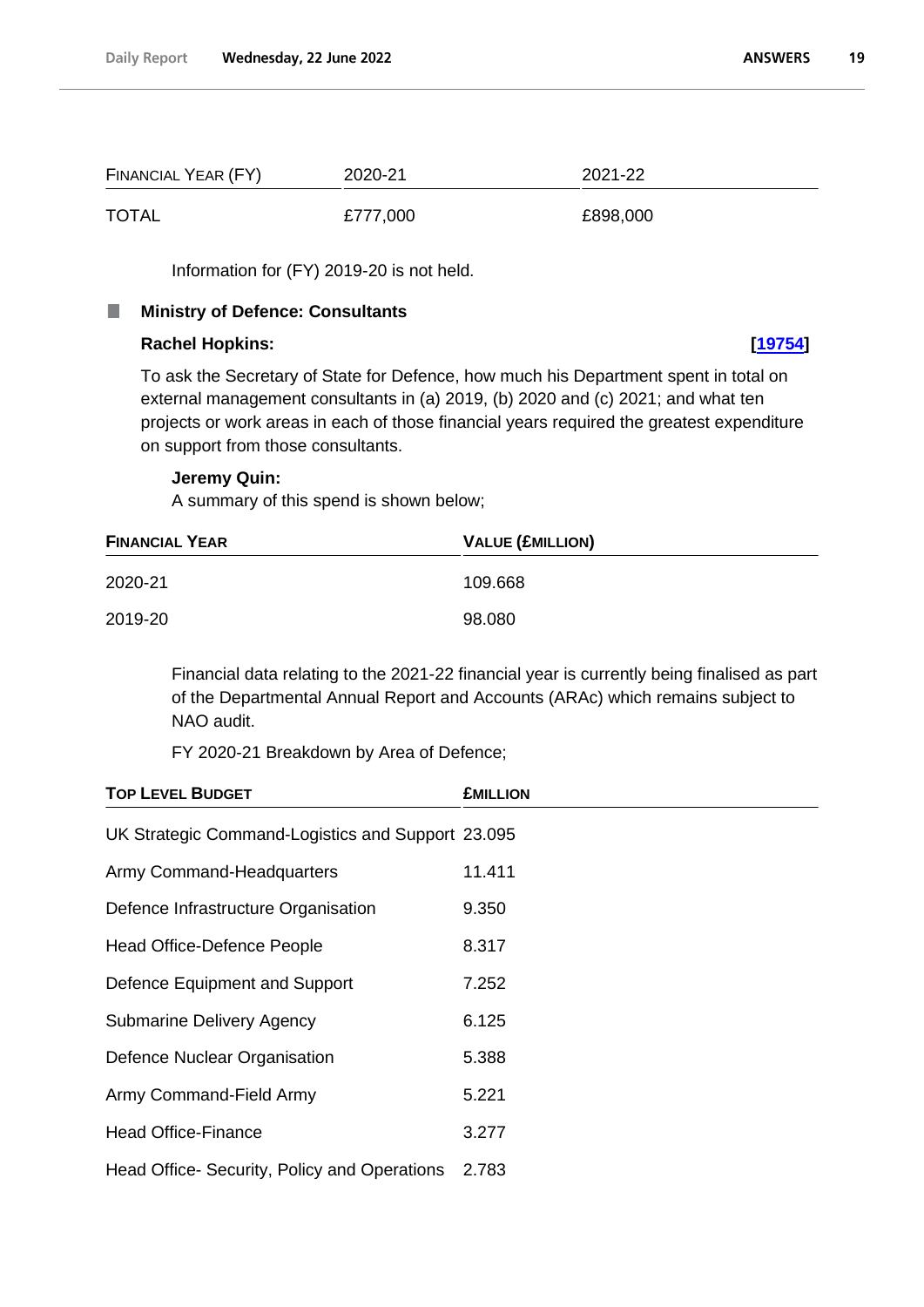| Financial Year (FY) | 2020-21 | 2021-22 |
|---|---|---|
| TOTAL | £777,000 | £898,000 |

Information for (FY) 2019-20 is not held.

### Ministry of Defence: Consultants

**Rachel Hopkins:** **[19754]**

To ask the Secretary of State for Defence, how much his Department spent in total on external management consultants in (a) 2019, (b) 2020 and (c) 2021; and what ten projects or work areas in each of those financial years required the greatest expenditure on support from those consultants.

**Jeremy Quin:**

A summary of this spend is shown below;

| Financial Year | Value (£million) |
|---|---|
| 2020-21 | 109.668 |
| 2019-20 | 98.080 |

Financial data relating to the 2021-22 financial year is currently being finalised as part of the Departmental Annual Report and Accounts (ARAc) which remains subject to NAO audit.

FY 2020-21 Breakdown by Area of Defence;

| Top Level Budget | £million |
|---|---|
| UK Strategic Command-Logistics and Support | 23.095 |
| Army Command-Headquarters | 11.411 |
| Defence Infrastructure Organisation | 9.350 |
| Head Office-Defence People | 8.317 |
| Defence Equipment and Support | 7.252 |
| Submarine Delivery Agency | 6.125 |
| Defence Nuclear Organisation | 5.388 |
| Army Command-Field Army | 5.221 |
| Head Office-Finance | 3.277 |
| Head Office- Security, Policy and Operations | 2.783 |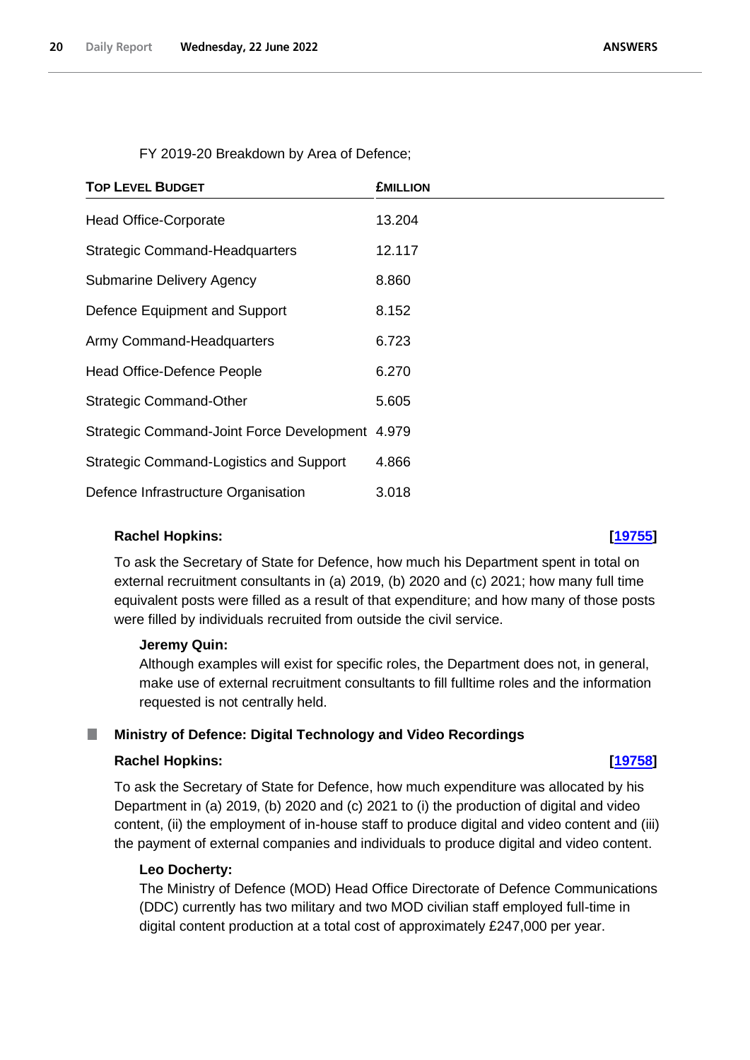FY 2019-20 Breakdown by Area of Defence;

| **TOP LEVEL BUDGET** | **£MILLION** |
|---|---|
| Head Office-Corporate | 13.204 |
| Strategic Command-Headquarters | 12.117 |
| Submarine Delivery Agency | 8.860 |
| Defence Equipment and Support | 8.152 |
| Army Command-Headquarters | 6.723 |
| Head Office-Defence People | 6.270 |
| Strategic Command-Other | 5.605 |
| Strategic Command-Joint Force Development | 4.979 |
| Strategic Command-Logistics and Support | 4.866 |
| Defence Infrastructure Organisation | 3.018 |

**Rachel Hopkins:** **[19755]**

To ask the Secretary of State for Defence, how much his Department spent in total on external recruitment consultants in (a) 2019, (b) 2020 and (c) 2021; how many full time equivalent posts were filled as a result of that expenditure; and how many of those posts were filled by individuals recruited from outside the civil service.

**Jeremy Quin:**

Although examples will exist for specific roles, the Department does not, in general, make use of external recruitment consultants to fill fulltime roles and the information requested is not centrally held.

### Ministry of Defence: Digital Technology and Video Recordings

**Rachel Hopkins:** **[19758]**

To ask the Secretary of State for Defence, how much expenditure was allocated by his Department in (a) 2019, (b) 2020 and (c) 2021 to (i) the production of digital and video content, (ii) the employment of in-house staff to produce digital and video content and (iii) the payment of external companies and individuals to produce digital and video content.

**Leo Docherty:**

The Ministry of Defence (MOD) Head Office Directorate of Defence Communications (DDC) currently has two military and two MOD civilian staff employed full-time in digital content production at a total cost of approximately £247,000 per year.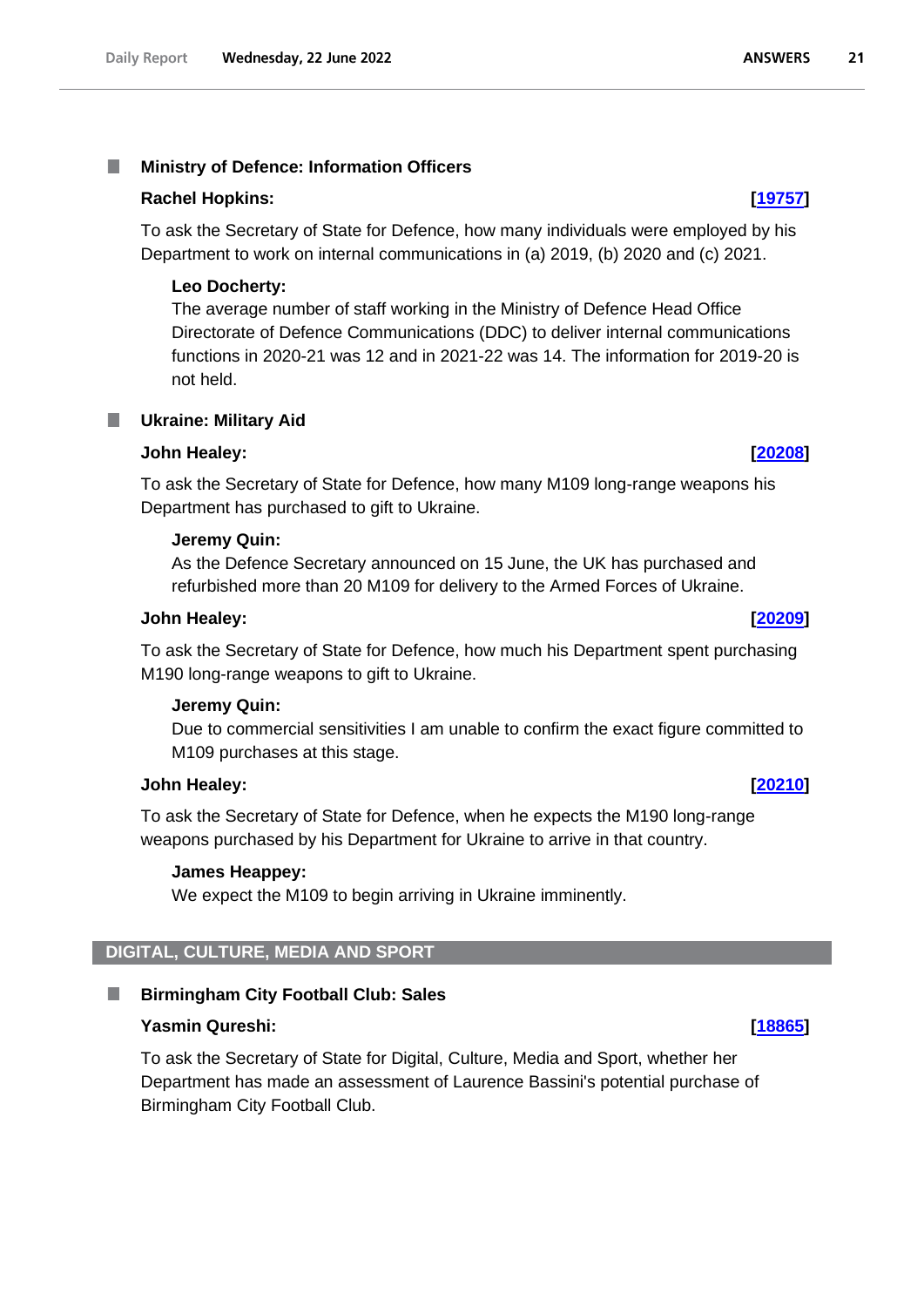### Ministry of Defence: Information Officers

**Rachel Hopkins:** **[19757]**

To ask the Secretary of State for Defence, how many individuals were employed by his Department to work on internal communications in (a) 2019, (b) 2020 and (c) 2021.

**Leo Docherty:**

The average number of staff working in the Ministry of Defence Head Office Directorate of Defence Communications (DDC) to deliver internal communications functions in 2020-21 was 12 and in 2021-22 was 14. The information for 2019-20 is not held.

### Ukraine: Military Aid

**John Healey:** **[20208]**

To ask the Secretary of State for Defence, how many M109 long-range weapons his Department has purchased to gift to Ukraine.

**Jeremy Quin:**

As the Defence Secretary announced on 15 June, the UK has purchased and refurbished more than 20 M109 for delivery to the Armed Forces of Ukraine.

**John Healey:** **[20209]**

To ask the Secretary of State for Defence, how much his Department spent purchasing M190 long-range weapons to gift to Ukraine.

**Jeremy Quin:**

Due to commercial sensitivities I am unable to confirm the exact figure committed to M109 purchases at this stage.

**John Healey:** **[20210]**

To ask the Secretary of State for Defence, when he expects the M190 long-range weapons purchased by his Department for Ukraine to arrive in that country.

**James Heappey:**

We expect the M109 to begin arriving in Ukraine imminently.

## DIGITAL, CULTURE, MEDIA AND SPORT

### Birmingham City Football Club: Sales

**Yasmin Qureshi:** **[18865]**

To ask the Secretary of State for Digital, Culture, Media and Sport, whether her Department has made an assessment of Laurence Bassini's potential purchase of Birmingham City Football Club.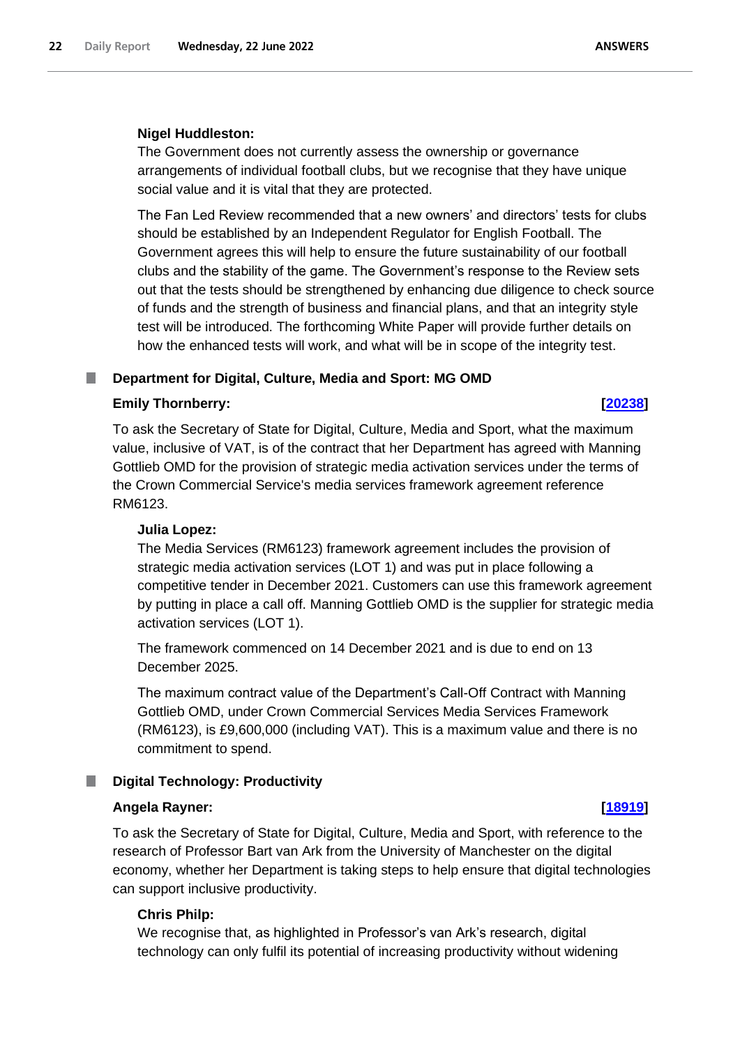**Nigel Huddleston:**

The Government does not currently assess the ownership or governance arrangements of individual football clubs, but we recognise that they have unique social value and it is vital that they are protected.

The Fan Led Review recommended that a new owners' and directors' tests for clubs should be established by an Independent Regulator for English Football. The Government agrees this will help to ensure the future sustainability of our football clubs and the stability of the game. The Government's response to the Review sets out that the tests should be strengthened by enhancing due diligence to check source of funds and the strength of business and financial plans, and that an integrity style test will be introduced. The forthcoming White Paper will provide further details on how the enhanced tests will work, and what will be in scope of the integrity test.

### Department for Digital, Culture, Media and Sport: MG OMD

**Emily Thornberry:** **[20238]**

To ask the Secretary of State for Digital, Culture, Media and Sport, what the maximum value, inclusive of VAT, is of the contract that her Department has agreed with Manning Gottlieb OMD for the provision of strategic media activation services under the terms of the Crown Commercial Service's media services framework agreement reference RM6123.

**Julia Lopez:**

The Media Services (RM6123) framework agreement includes the provision of strategic media activation services (LOT 1) and was put in place following a competitive tender in December 2021. Customers can use this framework agreement by putting in place a call off. Manning Gottlieb OMD is the supplier for strategic media activation services (LOT 1).

The framework commenced on 14 December 2021 and is due to end on 13 December 2025.

The maximum contract value of the Department's Call-Off Contract with Manning Gottlieb OMD, under Crown Commercial Services Media Services Framework (RM6123), is £9,600,000 (including VAT). This is a maximum value and there is no commitment to spend.

### Digital Technology: Productivity

**Angela Rayner:** **[18919]**

To ask the Secretary of State for Digital, Culture, Media and Sport, with reference to the research of Professor Bart van Ark from the University of Manchester on the digital economy, whether her Department is taking steps to help ensure that digital technologies can support inclusive productivity.

**Chris Philp:**

We recognise that, as highlighted in Professor's van Ark's research, digital technology can only fulfil its potential of increasing productivity without widening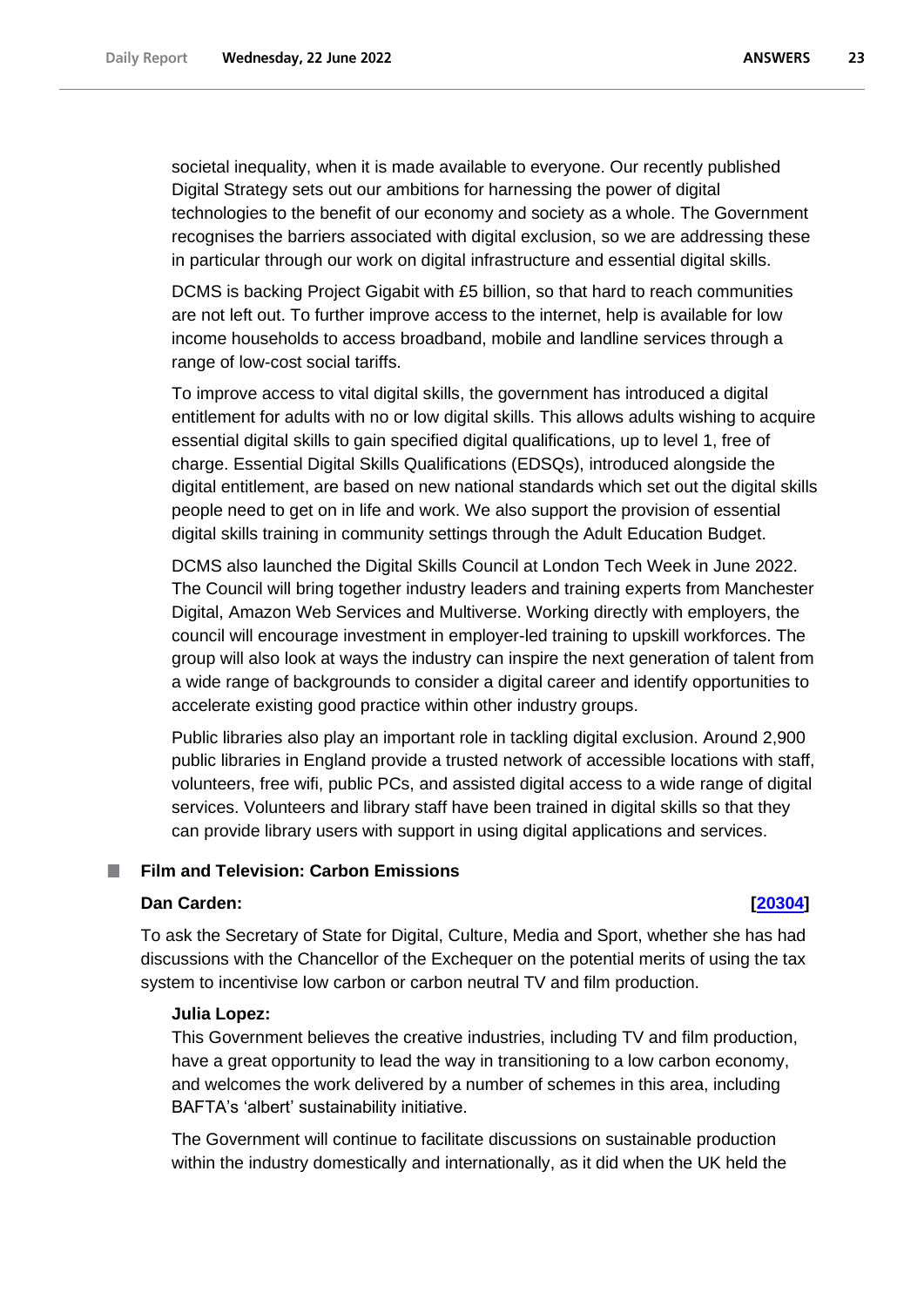societal inequality, when it is made available to everyone. Our recently published Digital Strategy sets out our ambitions for harnessing the power of digital technologies to the benefit of our economy and society as a whole. The Government recognises the barriers associated with digital exclusion, so we are addressing these in particular through our work on digital infrastructure and essential digital skills.

DCMS is backing Project Gigabit with £5 billion, so that hard to reach communities are not left out. To further improve access to the internet, help is available for low income households to access broadband, mobile and landline services through a range of low-cost social tariffs.

To improve access to vital digital skills, the government has introduced a digital entitlement for adults with no or low digital skills. This allows adults wishing to acquire essential digital skills to gain specified digital qualifications, up to level 1, free of charge. Essential Digital Skills Qualifications (EDSQs), introduced alongside the digital entitlement, are based on new national standards which set out the digital skills people need to get on in life and work. We also support the provision of essential digital skills training in community settings through the Adult Education Budget.

DCMS also launched the Digital Skills Council at London Tech Week in June 2022. The Council will bring together industry leaders and training experts from Manchester Digital, Amazon Web Services and Multiverse. Working directly with employers, the council will encourage investment in employer-led training to upskill workforces. The group will also look at ways the industry can inspire the next generation of talent from a wide range of backgrounds to consider a digital career and identify opportunities to accelerate existing good practice within other industry groups.

Public libraries also play an important role in tackling digital exclusion. Around 2,900 public libraries in England provide a trusted network of accessible locations with staff, volunteers, free wifi, public PCs, and assisted digital access to a wide range of digital services. Volunteers and library staff have been trained in digital skills so that they can provide library users with support in using digital applications and services.

## Film and Television: Carbon Emissions

**Dan Carden:** **[20304]**

To ask the Secretary of State for Digital, Culture, Media and Sport, whether she has had discussions with the Chancellor of the Exchequer on the potential merits of using the tax system to incentivise low carbon or carbon neutral TV and film production.

**Julia Lopez:**

This Government believes the creative industries, including TV and film production, have a great opportunity to lead the way in transitioning to a low carbon economy, and welcomes the work delivered by a number of schemes in this area, including BAFTA's 'albert' sustainability initiative.

The Government will continue to facilitate discussions on sustainable production within the industry domestically and internationally, as it did when the UK held the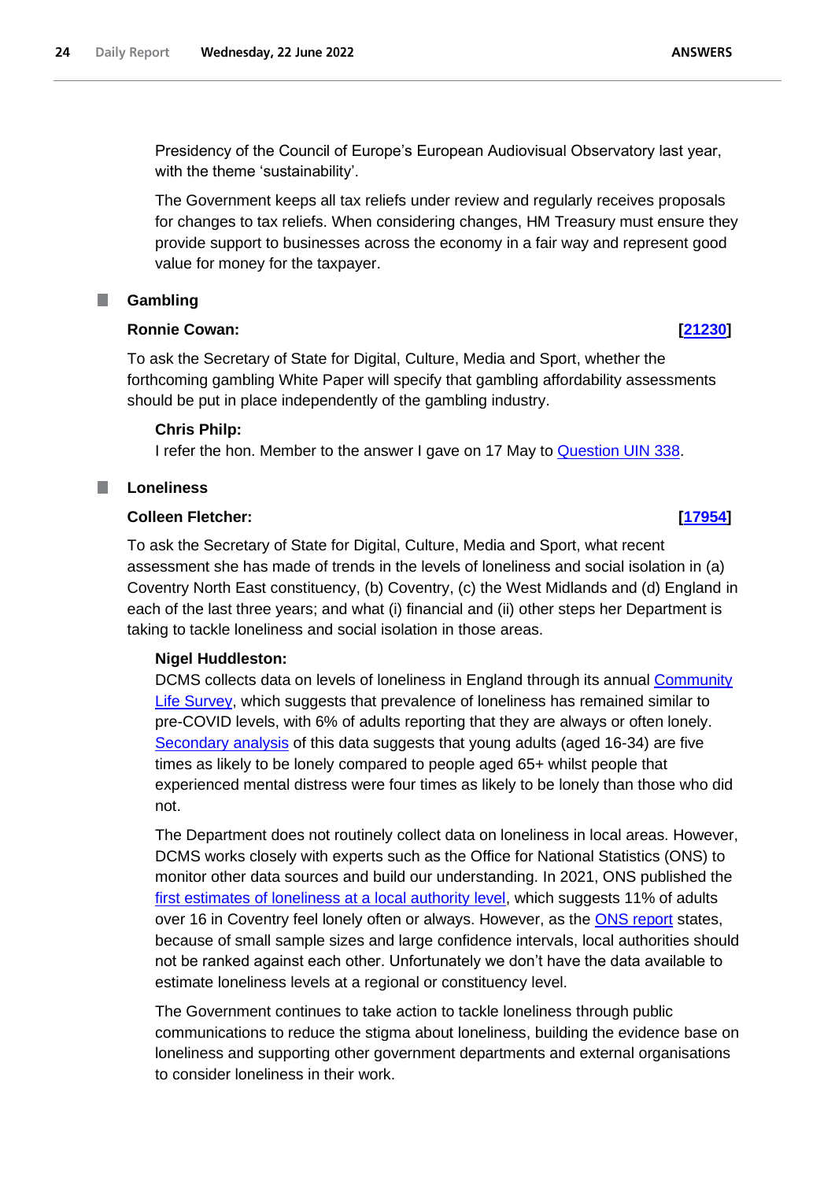Presidency of the Council of Europe's European Audiovisual Observatory last year, with the theme 'sustainability'.

The Government keeps all tax reliefs under review and regularly receives proposals for changes to tax reliefs. When considering changes, HM Treasury must ensure they provide support to businesses across the economy in a fair way and represent good value for money for the taxpayer.

## Gambling

**Ronnie Cowan:** **[21230]**

To ask the Secretary of State for Digital, Culture, Media and Sport, whether the forthcoming gambling White Paper will specify that gambling affordability assessments should be put in place independently of the gambling industry.

**Chris Philp:**

I refer the hon. Member to the answer I gave on 17 May to Question UIN 338.

## Loneliness

**Colleen Fletcher:** **[17954]**

To ask the Secretary of State for Digital, Culture, Media and Sport, what recent assessment she has made of trends in the levels of loneliness and social isolation in (a) Coventry North East constituency, (b) Coventry, (c) the West Midlands and (d) England in each of the last three years; and what (i) financial and (ii) other steps her Department is taking to tackle loneliness and social isolation in those areas.

**Nigel Huddleston:**

DCMS collects data on levels of loneliness in England through its annual Community Life Survey, which suggests that prevalence of loneliness has remained similar to pre-COVID levels, with 6% of adults reporting that they are always or often lonely. Secondary analysis of this data suggests that young adults (aged 16-34) are five times as likely to be lonely compared to people aged 65+ whilst people that experienced mental distress were four times as likely to be lonely than those who did not.

The Department does not routinely collect data on loneliness in local areas. However, DCMS works closely with experts such as the Office for National Statistics (ONS) to monitor other data sources and build our understanding. In 2021, ONS published the first estimates of loneliness at a local authority level, which suggests 11% of adults over 16 in Coventry feel lonely often or always. However, as the ONS report states, because of small sample sizes and large confidence intervals, local authorities should not be ranked against each other. Unfortunately we don't have the data available to estimate loneliness levels at a regional or constituency level.

The Government continues to take action to tackle loneliness through public communications to reduce the stigma about loneliness, building the evidence base on loneliness and supporting other government departments and external organisations to consider loneliness in their work.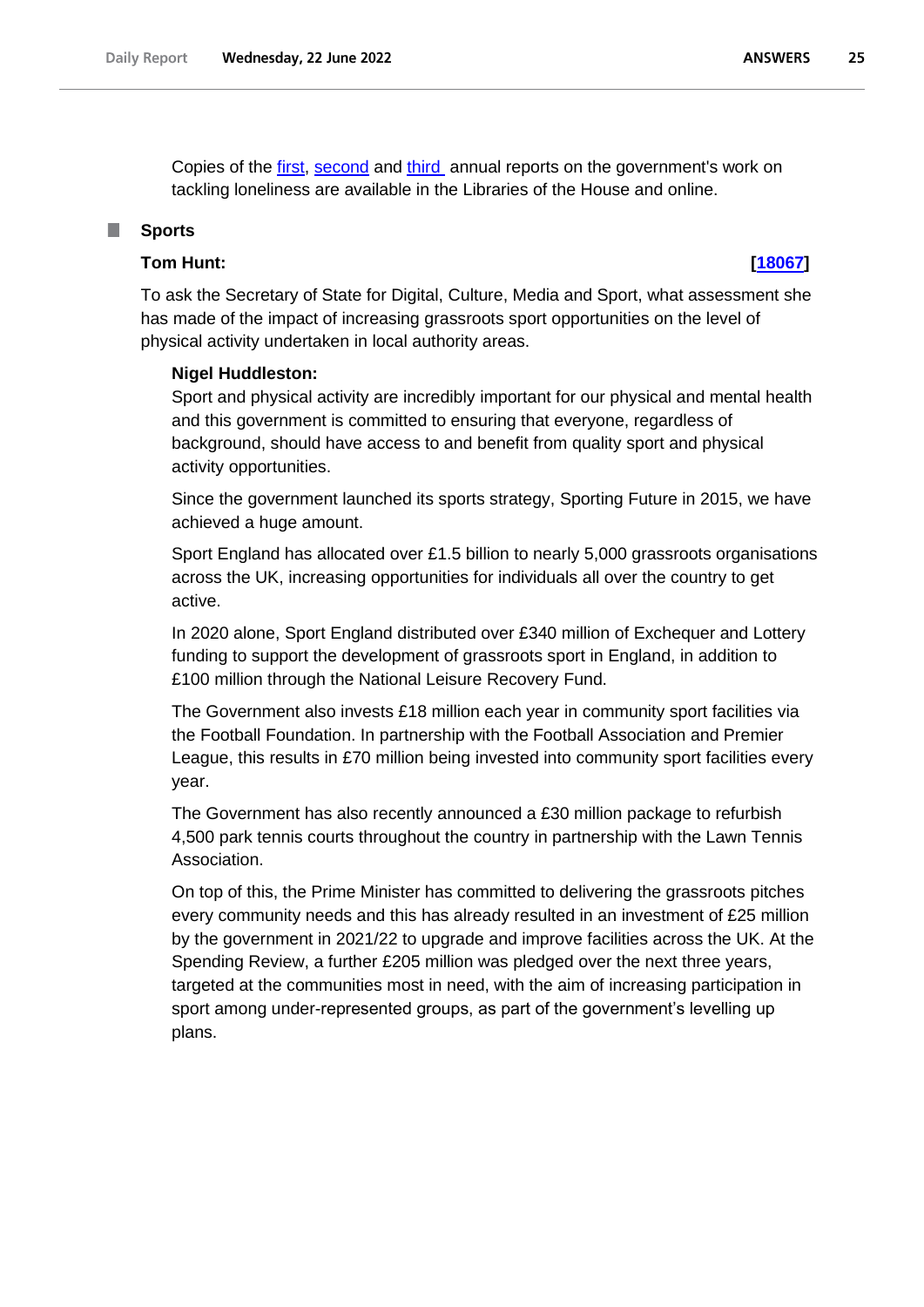Copies of the [first](), [second]() and [third ]() annual reports on the government's work on tackling loneliness are available in the Libraries of the House and online.

## Sports

**Tom Hunt:** **[[18067]()]**

To ask the Secretary of State for Digital, Culture, Media and Sport, what assessment she has made of the impact of increasing grassroots sport opportunities on the level of physical activity undertaken in local authority areas.

**Nigel Huddleston:**

Sport and physical activity are incredibly important for our physical and mental health and this government is committed to ensuring that everyone, regardless of background, should have access to and benefit from quality sport and physical activity opportunities.

Since the government launched its sports strategy, Sporting Future in 2015, we have achieved a huge amount.

Sport England has allocated over £1.5 billion to nearly 5,000 grassroots organisations across the UK, increasing opportunities for individuals all over the country to get active.

In 2020 alone, Sport England distributed over £340 million of Exchequer and Lottery funding to support the development of grassroots sport in England, in addition to £100 million through the National Leisure Recovery Fund.

The Government also invests £18 million each year in community sport facilities via the Football Foundation. In partnership with the Football Association and Premier League, this results in £70 million being invested into community sport facilities every year.

The Government has also recently announced a £30 million package to refurbish 4,500 park tennis courts throughout the country in partnership with the Lawn Tennis Association.

On top of this, the Prime Minister has committed to delivering the grassroots pitches every community needs and this has already resulted in an investment of £25 million by the government in 2021/22 to upgrade and improve facilities across the UK. At the Spending Review, a further £205 million was pledged over the next three years, targeted at the communities most in need, with the aim of increasing participation in sport among under-represented groups, as part of the government's levelling up plans.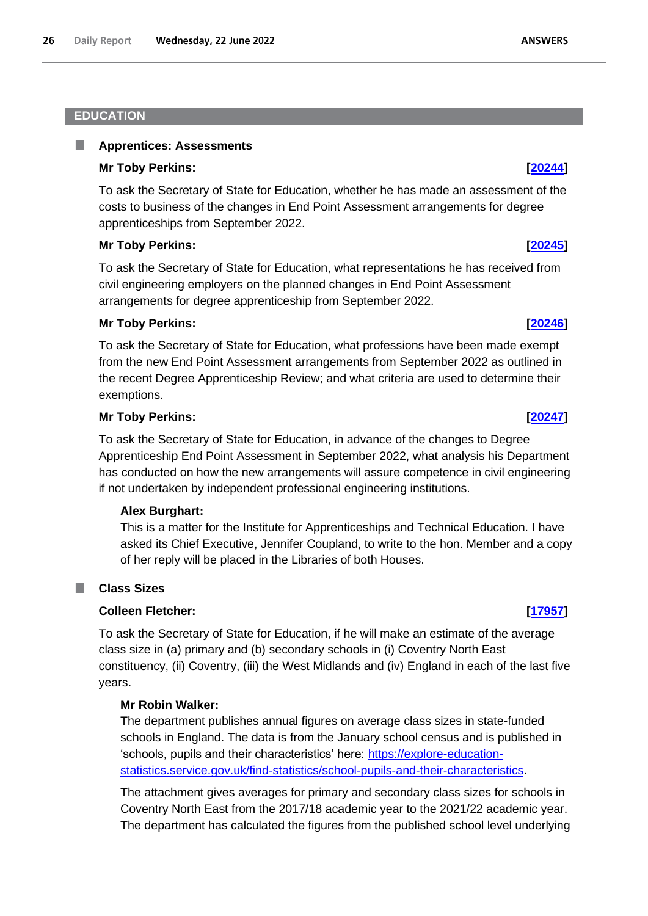## EDUCATION

### Apprentices: Assessments

**Mr Toby Perkins:** **[20244]**

To ask the Secretary of State for Education, whether he has made an assessment of the costs to business of the changes in End Point Assessment arrangements for degree apprenticeships from September 2022.

**Mr Toby Perkins:** **[20245]**

To ask the Secretary of State for Education, what representations he has received from civil engineering employers on the planned changes in End Point Assessment arrangements for degree apprenticeship from September 2022.

**Mr Toby Perkins:** **[20246]**

To ask the Secretary of State for Education, what professions have been made exempt from the new End Point Assessment arrangements from September 2022 as outlined in the recent Degree Apprenticeship Review; and what criteria are used to determine their exemptions.

**Mr Toby Perkins:** **[20247]**

To ask the Secretary of State for Education, in advance of the changes to Degree Apprenticeship End Point Assessment in September 2022, what analysis his Department has conducted on how the new arrangements will assure competence in civil engineering if not undertaken by independent professional engineering institutions.

**Alex Burghart:**

This is a matter for the Institute for Apprenticeships and Technical Education. I have asked its Chief Executive, Jennifer Coupland, to write to the hon. Member and a copy of her reply will be placed in the Libraries of both Houses.

### Class Sizes

**Colleen Fletcher:** **[17957]**

To ask the Secretary of State for Education, if he will make an estimate of the average class size in (a) primary and (b) secondary schools in (i) Coventry North East constituency, (ii) Coventry, (iii) the West Midlands and (iv) England in each of the last five years.

**Mr Robin Walker:**

The department publishes annual figures on average class sizes in state-funded schools in England. The data is from the January school census and is published in 'schools, pupils and their characteristics' here: https://explore-education-statistics.service.gov.uk/find-statistics/school-pupils-and-their-characteristics.

The attachment gives averages for primary and secondary class sizes for schools in Coventry North East from the 2017/18 academic year to the 2021/22 academic year. The department has calculated the figures from the published school level underlying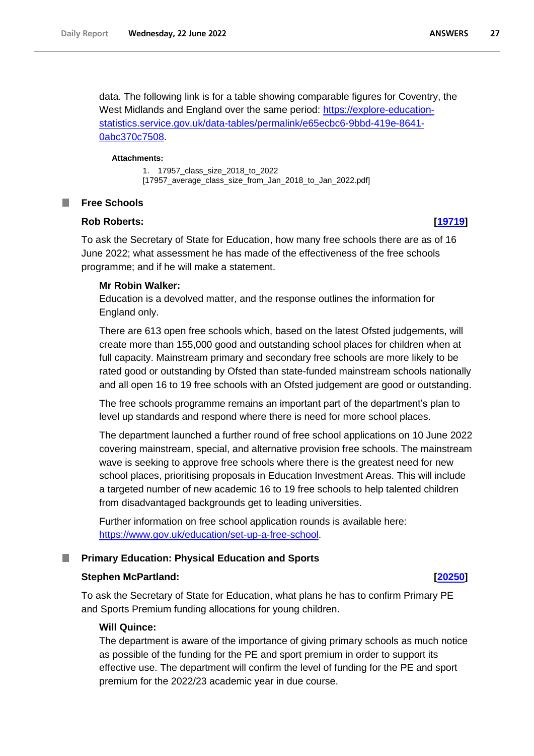data. The following link is for a table showing comparable figures for Coventry, the West Midlands and England over the same period: [https://explore-education-statistics.service.gov.uk/data-tables/permalink/e65ecbc6-9bbd-419e-8641-0abc370c7508](https://explore-education-statistics.service.gov.uk/data-tables/permalink/e65ecbc6-9bbd-419e-8641-0abc370c7508).

**Attachments:**

1. 17957_class_size_2018_to_2022 [17957_average_class_size_from_Jan_2018_to_Jan_2022.pdf]

## Free Schools

**Rob Roberts:** **[19719]**

To ask the Secretary of State for Education, how many free schools there are as of 16 June 2022; what assessment he has made of the effectiveness of the free schools programme; and if he will make a statement.

**Mr Robin Walker:**

Education is a devolved matter, and the response outlines the information for England only.

There are 613 open free schools which, based on the latest Ofsted judgements, will create more than 155,000 good and outstanding school places for children when at full capacity. Mainstream primary and secondary free schools are more likely to be rated good or outstanding by Ofsted than state-funded mainstream schools nationally and all open 16 to 19 free schools with an Ofsted judgement are good or outstanding.

The free schools programme remains an important part of the department's plan to level up standards and respond where there is need for more school places.

The department launched a further round of free school applications on 10 June 2022 covering mainstream, special, and alternative provision free schools. The mainstream wave is seeking to approve free schools where there is the greatest need for new school places, prioritising proposals in Education Investment Areas. This will include a targeted number of new academic 16 to 19 free schools to help talented children from disadvantaged backgrounds get to leading universities.

Further information on free school application rounds is available here: [https://www.gov.uk/education/set-up-a-free-school](https://www.gov.uk/education/set-up-a-free-school).

## Primary Education: Physical Education and Sports

**Stephen McPartland:** **[20250]**

To ask the Secretary of State for Education, what plans he has to confirm Primary PE and Sports Premium funding allocations for young children.

**Will Quince:**

The department is aware of the importance of giving primary schools as much notice as possible of the funding for the PE and sport premium in order to support its effective use. The department will confirm the level of funding for the PE and sport premium for the 2022/23 academic year in due course.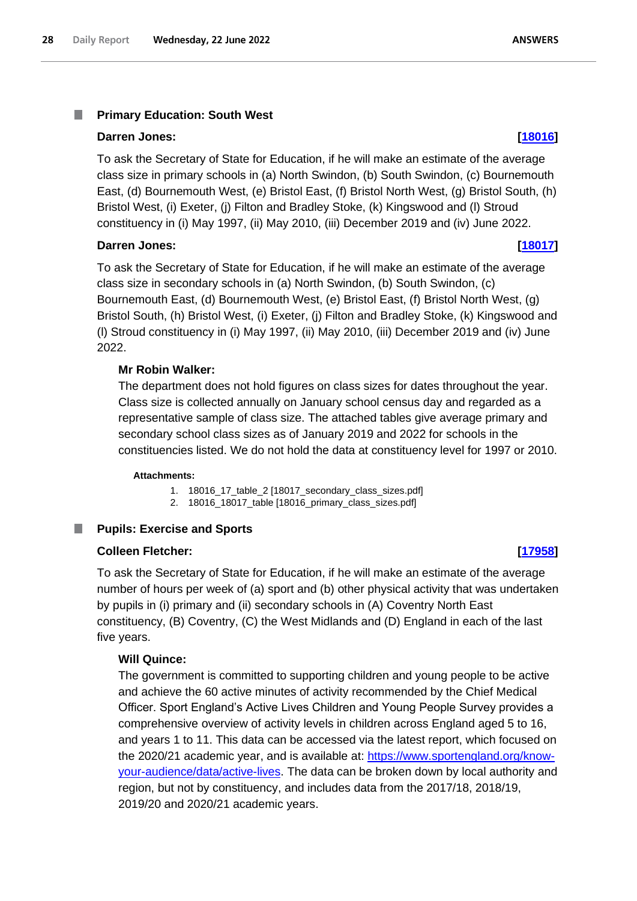### Primary Education: South West

**Darren Jones:** **[18016]**

To ask the Secretary of State for Education, if he will make an estimate of the average class size in primary schools in (a) North Swindon, (b) South Swindon, (c) Bournemouth East, (d) Bournemouth West, (e) Bristol East, (f) Bristol North West, (g) Bristol South, (h) Bristol West, (i) Exeter, (j) Filton and Bradley Stoke, (k) Kingswood and (l) Stroud constituency in (i) May 1997, (ii) May 2010, (iii) December 2019 and (iv) June 2022.

**Darren Jones:** **[18017]**

To ask the Secretary of State for Education, if he will make an estimate of the average class size in secondary schools in (a) North Swindon, (b) South Swindon, (c) Bournemouth East, (d) Bournemouth West, (e) Bristol East, (f) Bristol North West, (g) Bristol South, (h) Bristol West, (i) Exeter, (j) Filton and Bradley Stoke, (k) Kingswood and (l) Stroud constituency in (i) May 1997, (ii) May 2010, (iii) December 2019 and (iv) June 2022.

**Mr Robin Walker:**

The department does not hold figures on class sizes for dates throughout the year. Class size is collected annually on January school census day and regarded as a representative sample of class size. The attached tables give average primary and secondary school class sizes as of January 2019 and 2022 for schools in the constituencies listed. We do not hold the data at constituency level for 1997 or 2010.

**Attachments:**

1. 18016_17_table_2 [18017_secondary_class_sizes.pdf]
2. 18016_18017_table [18016_primary_class_sizes.pdf]

### Pupils: Exercise and Sports

**Colleen Fletcher:** **[17958]**

To ask the Secretary of State for Education, if he will make an estimate of the average number of hours per week of (a) sport and (b) other physical activity that was undertaken by pupils in (i) primary and (ii) secondary schools in (A) Coventry North East constituency, (B) Coventry, (C) the West Midlands and (D) England in each of the last five years.

**Will Quince:**

The government is committed to supporting children and young people to be active and achieve the 60 active minutes of activity recommended by the Chief Medical Officer. Sport England's Active Lives Children and Young People Survey provides a comprehensive overview of activity levels in children across England aged 5 to 16, and years 1 to 11. This data can be accessed via the latest report, which focused on the 2020/21 academic year, and is available at: https://www.sportengland.org/know-your-audience/data/active-lives. The data can be broken down by local authority and region, but not by constituency, and includes data from the 2017/18, 2018/19, 2019/20 and 2020/21 academic years.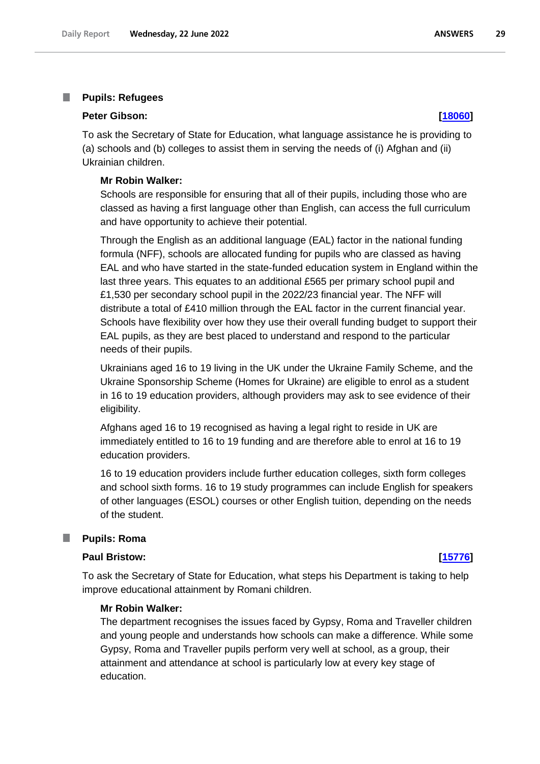### Pupils: Refugees

**Peter Gibson:** **[18060]**

To ask the Secretary of State for Education, what language assistance he is providing to (a) schools and (b) colleges to assist them in serving the needs of (i) Afghan and (ii) Ukrainian children.

**Mr Robin Walker:**

Schools are responsible for ensuring that all of their pupils, including those who are classed as having a first language other than English, can access the full curriculum and have opportunity to achieve their potential.

Through the English as an additional language (EAL) factor in the national funding formula (NFF), schools are allocated funding for pupils who are classed as having EAL and who have started in the state-funded education system in England within the last three years. This equates to an additional £565 per primary school pupil and £1,530 per secondary school pupil in the 2022/23 financial year. The NFF will distribute a total of £410 million through the EAL factor in the current financial year. Schools have flexibility over how they use their overall funding budget to support their EAL pupils, as they are best placed to understand and respond to the particular needs of their pupils.

Ukrainians aged 16 to 19 living in the UK under the Ukraine Family Scheme, and the Ukraine Sponsorship Scheme (Homes for Ukraine) are eligible to enrol as a student in 16 to 19 education providers, although providers may ask to see evidence of their eligibility.

Afghans aged 16 to 19 recognised as having a legal right to reside in UK are immediately entitled to 16 to 19 funding and are therefore able to enrol at 16 to 19 education providers.

16 to 19 education providers include further education colleges, sixth form colleges and school sixth forms. 16 to 19 study programmes can include English for speakers of other languages (ESOL) courses or other English tuition, depending on the needs of the student.

### Pupils: Roma

**Paul Bristow:** **[15776]**

To ask the Secretary of State for Education, what steps his Department is taking to help improve educational attainment by Romani children.

**Mr Robin Walker:**

The department recognises the issues faced by Gypsy, Roma and Traveller children and young people and understands how schools can make a difference. While some Gypsy, Roma and Traveller pupils perform very well at school, as a group, their attainment and attendance at school is particularly low at every key stage of education.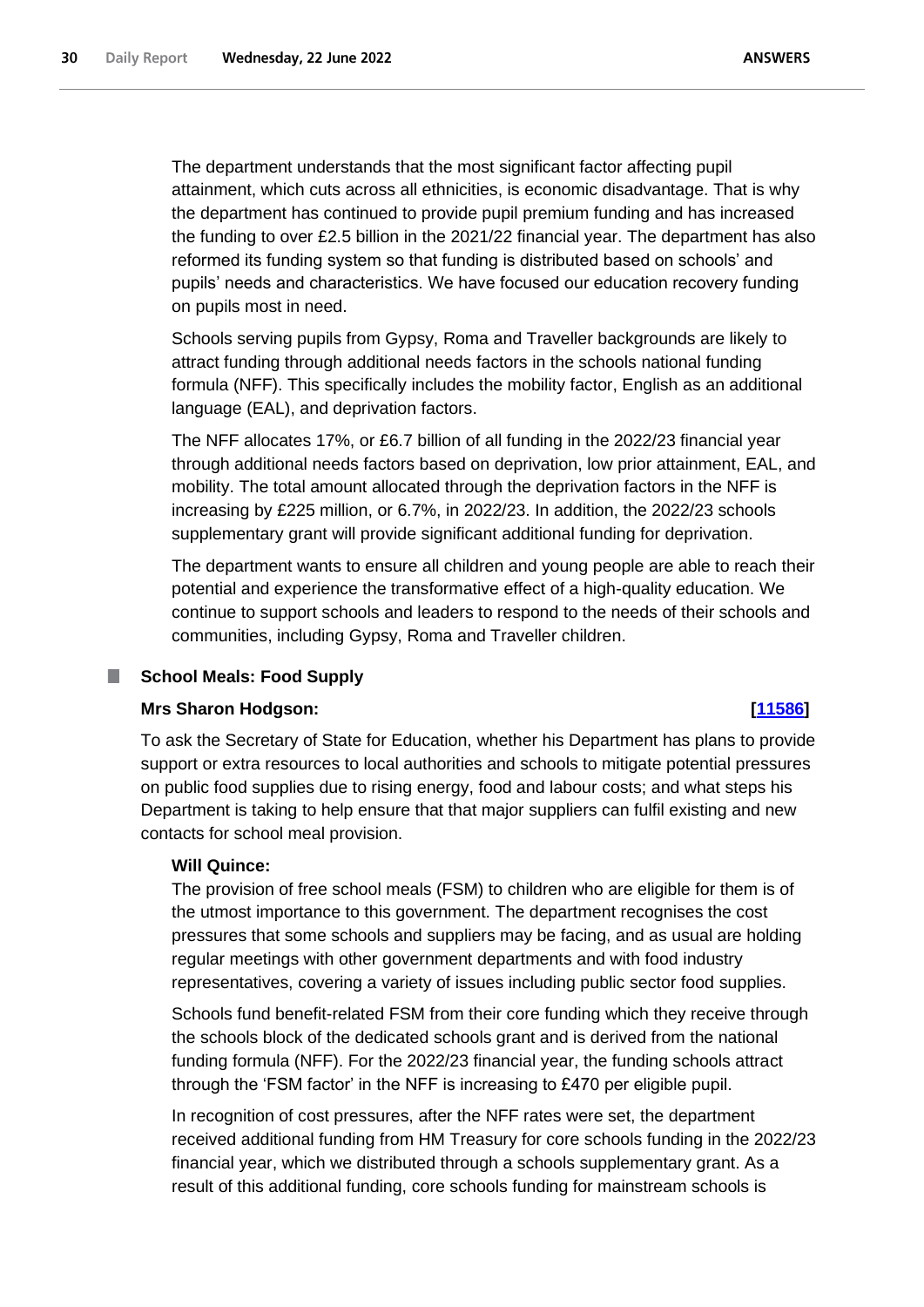The department understands that the most significant factor affecting pupil attainment, which cuts across all ethnicities, is economic disadvantage. That is why the department has continued to provide pupil premium funding and has increased the funding to over £2.5 billion in the 2021/22 financial year. The department has also reformed its funding system so that funding is distributed based on schools' and pupils' needs and characteristics. We have focused our education recovery funding on pupils most in need.

Schools serving pupils from Gypsy, Roma and Traveller backgrounds are likely to attract funding through additional needs factors in the schools national funding formula (NFF). This specifically includes the mobility factor, English as an additional language (EAL), and deprivation factors.

The NFF allocates 17%, or £6.7 billion of all funding in the 2022/23 financial year through additional needs factors based on deprivation, low prior attainment, EAL, and mobility. The total amount allocated through the deprivation factors in the NFF is increasing by £225 million, or 6.7%, in 2022/23. In addition, the 2022/23 schools supplementary grant will provide significant additional funding for deprivation.

The department wants to ensure all children and young people are able to reach their potential and experience the transformative effect of a high-quality education. We continue to support schools and leaders to respond to the needs of their schools and communities, including Gypsy, Roma and Traveller children.

## School Meals: Food Supply

**Mrs Sharon Hodgson:** **[11586]**

To ask the Secretary of State for Education, whether his Department has plans to provide support or extra resources to local authorities and schools to mitigate potential pressures on public food supplies due to rising energy, food and labour costs; and what steps his Department is taking to help ensure that that major suppliers can fulfil existing and new contacts for school meal provision.

**Will Quince:**

The provision of free school meals (FSM) to children who are eligible for them is of the utmost importance to this government. The department recognises the cost pressures that some schools and suppliers may be facing, and as usual are holding regular meetings with other government departments and with food industry representatives, covering a variety of issues including public sector food supplies.

Schools fund benefit-related FSM from their core funding which they receive through the schools block of the dedicated schools grant and is derived from the national funding formula (NFF). For the 2022/23 financial year, the funding schools attract through the 'FSM factor' in the NFF is increasing to £470 per eligible pupil.

In recognition of cost pressures, after the NFF rates were set, the department received additional funding from HM Treasury for core schools funding in the 2022/23 financial year, which we distributed through a schools supplementary grant. As a result of this additional funding, core schools funding for mainstream schools is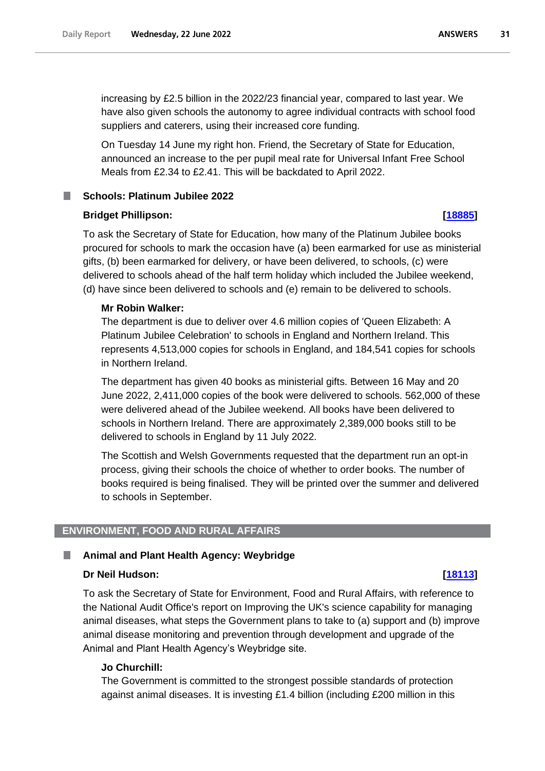increasing by £2.5 billion in the 2022/23 financial year, compared to last year. We have also given schools the autonomy to agree individual contracts with school food suppliers and caterers, using their increased core funding.

On Tuesday 14 June my right hon. Friend, the Secretary of State for Education, announced an increase to the per pupil meal rate for Universal Infant Free School Meals from £2.34 to £2.41. This will be backdated to April 2022.

### Schools: Platinum Jubilee 2022

**Bridget Phillipson: [18885]**

To ask the Secretary of State for Education, how many of the Platinum Jubilee books procured for schools to mark the occasion have (a) been earmarked for use as ministerial gifts, (b) been earmarked for delivery, or have been delivered, to schools, (c) were delivered to schools ahead of the half term holiday which included the Jubilee weekend, (d) have since been delivered to schools and (e) remain to be delivered to schools.

**Mr Robin Walker:**

The department is due to deliver over 4.6 million copies of 'Queen Elizabeth: A Platinum Jubilee Celebration' to schools in England and Northern Ireland. This represents 4,513,000 copies for schools in England, and 184,541 copies for schools in Northern Ireland.

The department has given 40 books as ministerial gifts. Between 16 May and 20 June 2022, 2,411,000 copies of the book were delivered to schools. 562,000 of these were delivered ahead of the Jubilee weekend. All books have been delivered to schools in Northern Ireland. There are approximately 2,389,000 books still to be delivered to schools in England by 11 July 2022.

The Scottish and Welsh Governments requested that the department run an opt-in process, giving their schools the choice of whether to order books. The number of books required is being finalised. They will be printed over the summer and delivered to schools in September.

## ENVIRONMENT, FOOD AND RURAL AFFAIRS

### Animal and Plant Health Agency: Weybridge

**Dr Neil Hudson: [18113]**

To ask the Secretary of State for Environment, Food and Rural Affairs, with reference to the National Audit Office's report on Improving the UK's science capability for managing animal diseases, what steps the Government plans to take to (a) support and (b) improve animal disease monitoring and prevention through development and upgrade of the Animal and Plant Health Agency's Weybridge site.

**Jo Churchill:**

The Government is committed to the strongest possible standards of protection against animal diseases. It is investing £1.4 billion (including £200 million in this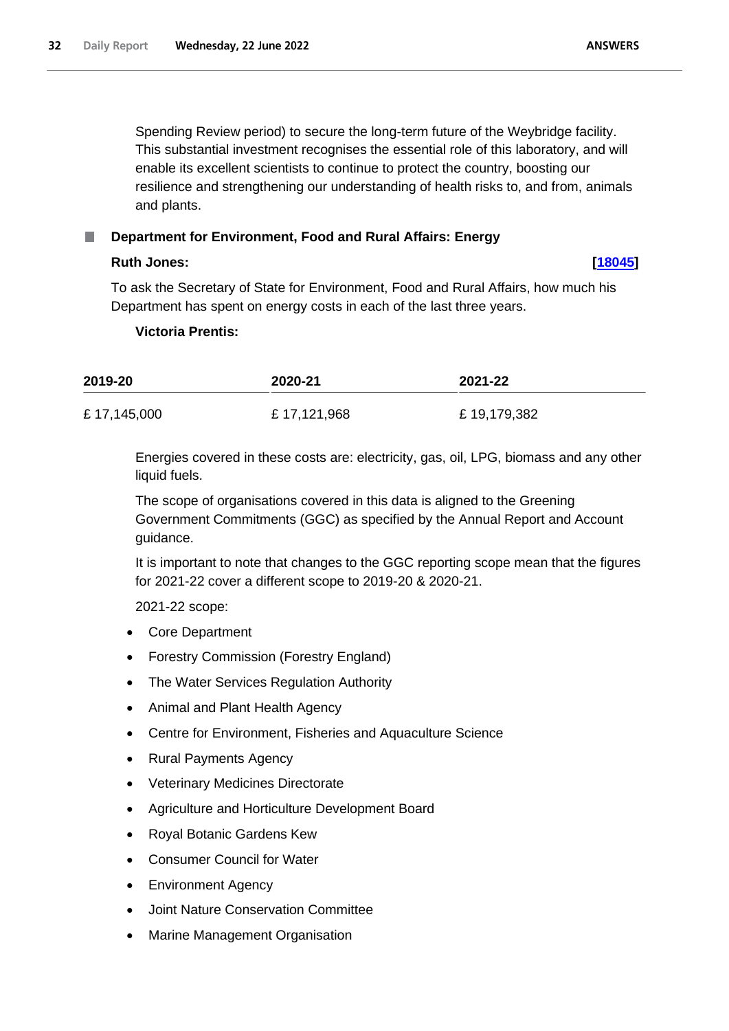Spending Review period) to secure the long-term future of the Weybridge facility. This substantial investment recognises the essential role of this laboratory, and will enable its excellent scientists to continue to protect the country, boosting our resilience and strengthening our understanding of health risks to, and from, animals and plants.

### Department for Environment, Food and Rural Affairs: Energy

**Ruth Jones:** **[18045]**

To ask the Secretary of State for Environment, Food and Rural Affairs, how much his Department has spent on energy costs in each of the last three years.

**Victoria Prentis:**

| 2019-20 | 2020-21 | 2021-22 |
| --- | --- | --- |
| £ 17,145,000 | £ 17,121,968 | £ 19,179,382 |

Energies covered in these costs are: electricity, gas, oil, LPG, biomass and any other liquid fuels.

The scope of organisations covered in this data is aligned to the Greening Government Commitments (GGC) as specified by the Annual Report and Account guidance.

It is important to note that changes to the GGC reporting scope mean that the figures for 2021-22 cover a different scope to 2019-20 & 2020-21.

2021-22 scope:

- Core Department
- Forestry Commission (Forestry England)
- The Water Services Regulation Authority
- Animal and Plant Health Agency
- Centre for Environment, Fisheries and Aquaculture Science
- Rural Payments Agency
- Veterinary Medicines Directorate
- Agriculture and Horticulture Development Board
- Royal Botanic Gardens Kew
- Consumer Council for Water
- Environment Agency
- Joint Nature Conservation Committee
- Marine Management Organisation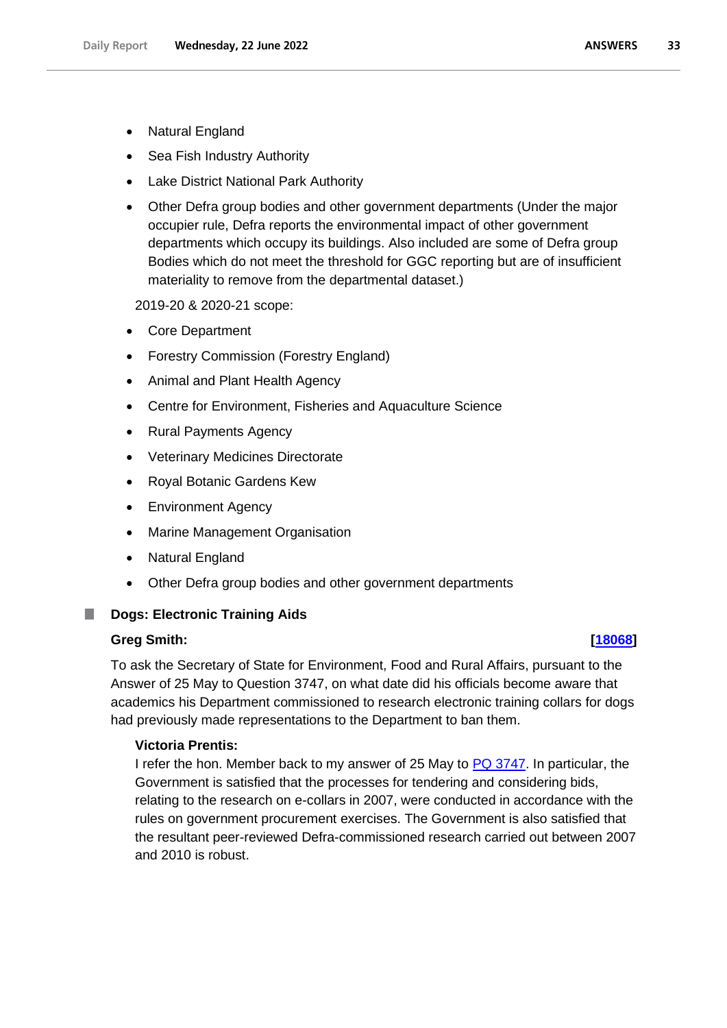- Natural England
- Sea Fish Industry Authority
- Lake District National Park Authority
- Other Defra group bodies and other government departments (Under the major occupier rule, Defra reports the environmental impact of other government departments which occupy its buildings. Also included are some of Defra group Bodies which do not meet the threshold for GGC reporting but are of insufficient materiality to remove from the departmental dataset.)

2019-20 & 2020-21 scope:

- Core Department
- Forestry Commission (Forestry England)
- Animal and Plant Health Agency
- Centre for Environment, Fisheries and Aquaculture Science
- Rural Payments Agency
- Veterinary Medicines Directorate
- Royal Botanic Gardens Kew
- Environment Agency
- Marine Management Organisation
- Natural England
- Other Defra group bodies and other government departments

## Dogs: Electronic Training Aids

**Greg Smith:** **[18068]**

To ask the Secretary of State for Environment, Food and Rural Affairs, pursuant to the Answer of 25 May to Question 3747, on what date did his officials become aware that academics his Department commissioned to research electronic training collars for dogs had previously made representations to the Department to ban them.

**Victoria Prentis:**

I refer the hon. Member back to my answer of 25 May to PQ 3747. In particular, the Government is satisfied that the processes for tendering and considering bids, relating to the research on e-collars in 2007, were conducted in accordance with the rules on government procurement exercises. The Government is also satisfied that the resultant peer-reviewed Defra-commissioned research carried out between 2007 and 2010 is robust.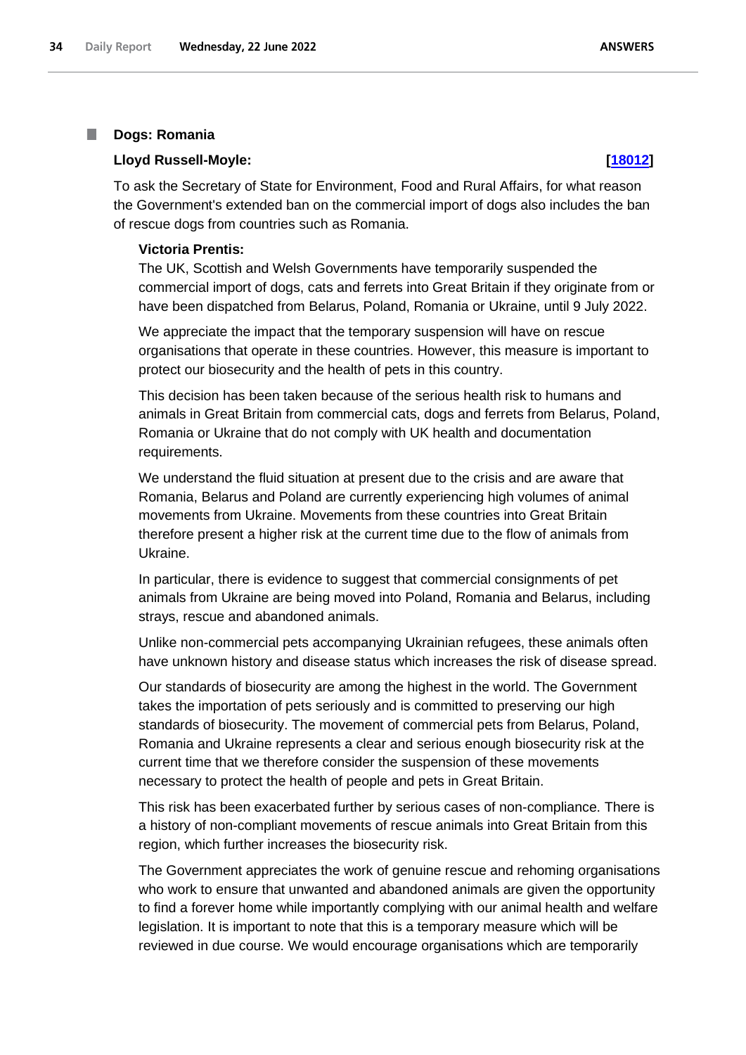### Dogs: Romania

**Lloyd Russell-Moyle:** **[18012]**

To ask the Secretary of State for Environment, Food and Rural Affairs, for what reason the Government's extended ban on the commercial import of dogs also includes the ban of rescue dogs from countries such as Romania.

**Victoria Prentis:**

The UK, Scottish and Welsh Governments have temporarily suspended the commercial import of dogs, cats and ferrets into Great Britain if they originate from or have been dispatched from Belarus, Poland, Romania or Ukraine, until 9 July 2022.

We appreciate the impact that the temporary suspension will have on rescue organisations that operate in these countries. However, this measure is important to protect our biosecurity and the health of pets in this country.

This decision has been taken because of the serious health risk to humans and animals in Great Britain from commercial cats, dogs and ferrets from Belarus, Poland, Romania or Ukraine that do not comply with UK health and documentation requirements.

We understand the fluid situation at present due to the crisis and are aware that Romania, Belarus and Poland are currently experiencing high volumes of animal movements from Ukraine. Movements from these countries into Great Britain therefore present a higher risk at the current time due to the flow of animals from Ukraine.

In particular, there is evidence to suggest that commercial consignments of pet animals from Ukraine are being moved into Poland, Romania and Belarus, including strays, rescue and abandoned animals.

Unlike non-commercial pets accompanying Ukrainian refugees, these animals often have unknown history and disease status which increases the risk of disease spread.

Our standards of biosecurity are among the highest in the world. The Government takes the importation of pets seriously and is committed to preserving our high standards of biosecurity. The movement of commercial pets from Belarus, Poland, Romania and Ukraine represents a clear and serious enough biosecurity risk at the current time that we therefore consider the suspension of these movements necessary to protect the health of people and pets in Great Britain.

This risk has been exacerbated further by serious cases of non-compliance. There is a history of non-compliant movements of rescue animals into Great Britain from this region, which further increases the biosecurity risk.

The Government appreciates the work of genuine rescue and rehoming organisations who work to ensure that unwanted and abandoned animals are given the opportunity to find a forever home while importantly complying with our animal health and welfare legislation. It is important to note that this is a temporary measure which will be reviewed in due course. We would encourage organisations which are temporarily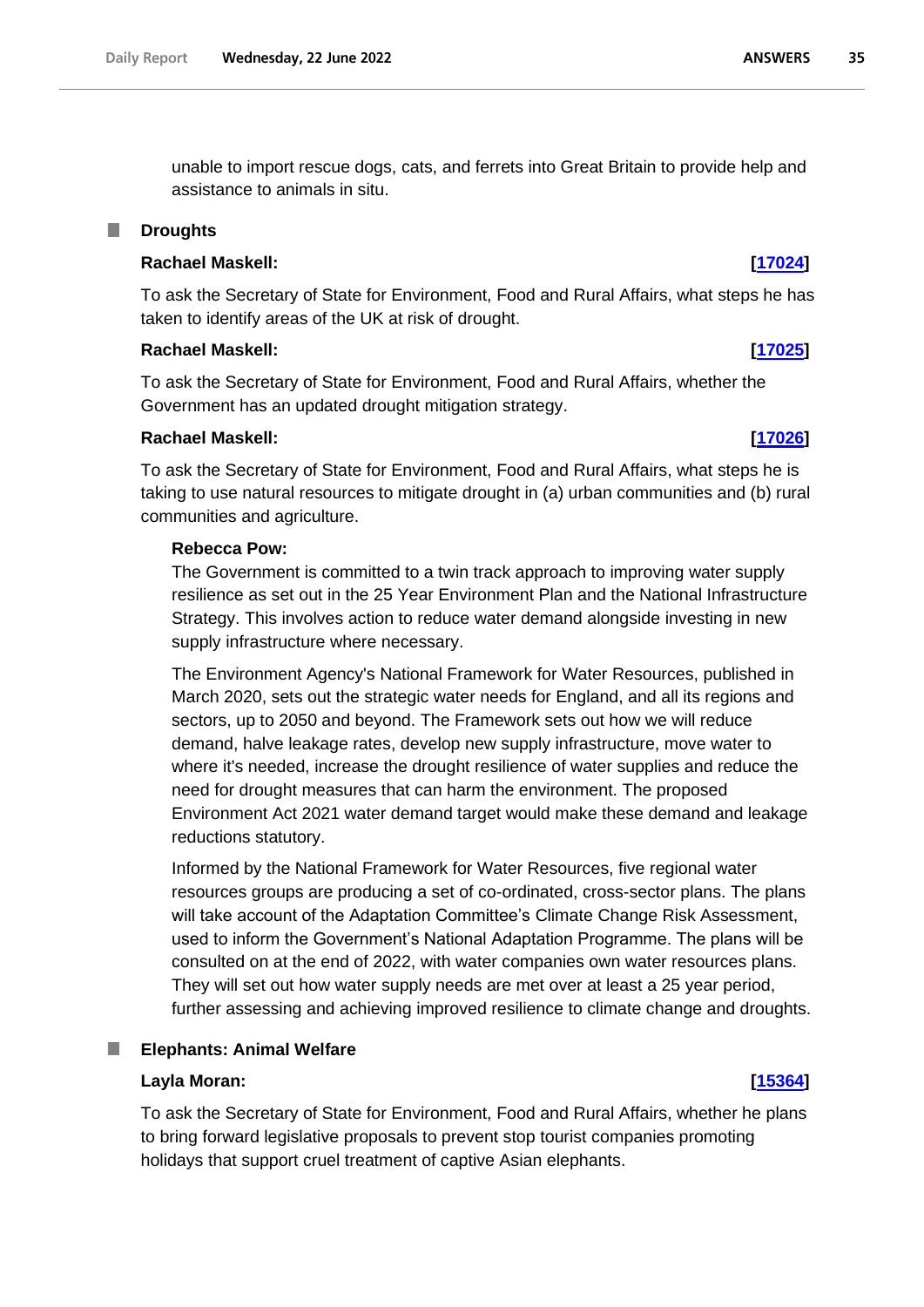unable to import rescue dogs, cats, and ferrets into Great Britain to provide help and assistance to animals in situ.

## Droughts

**Rachael Maskell:** **[17024]**

To ask the Secretary of State for Environment, Food and Rural Affairs, what steps he has taken to identify areas of the UK at risk of drought.

**Rachael Maskell:** **[17025]**

To ask the Secretary of State for Environment, Food and Rural Affairs, whether the Government has an updated drought mitigation strategy.

**Rachael Maskell:** **[17026]**

To ask the Secretary of State for Environment, Food and Rural Affairs, what steps he is taking to use natural resources to mitigate drought in (a) urban communities and (b) rural communities and agriculture.

**Rebecca Pow:**

The Government is committed to a twin track approach to improving water supply resilience as set out in the 25 Year Environment Plan and the National Infrastructure Strategy. This involves action to reduce water demand alongside investing in new supply infrastructure where necessary.

The Environment Agency's National Framework for Water Resources, published in March 2020, sets out the strategic water needs for England, and all its regions and sectors, up to 2050 and beyond. The Framework sets out how we will reduce demand, halve leakage rates, develop new supply infrastructure, move water to where it's needed, increase the drought resilience of water supplies and reduce the need for drought measures that can harm the environment. The proposed Environment Act 2021 water demand target would make these demand and leakage reductions statutory.

Informed by the National Framework for Water Resources, five regional water resources groups are producing a set of co-ordinated, cross-sector plans. The plans will take account of the Adaptation Committee's Climate Change Risk Assessment, used to inform the Government's National Adaptation Programme. The plans will be consulted on at the end of 2022, with water companies own water resources plans. They will set out how water supply needs are met over at least a 25 year period, further assessing and achieving improved resilience to climate change and droughts.

## Elephants: Animal Welfare

**Layla Moran:** **[15364]**

To ask the Secretary of State for Environment, Food and Rural Affairs, whether he plans to bring forward legislative proposals to prevent stop tourist companies promoting holidays that support cruel treatment of captive Asian elephants.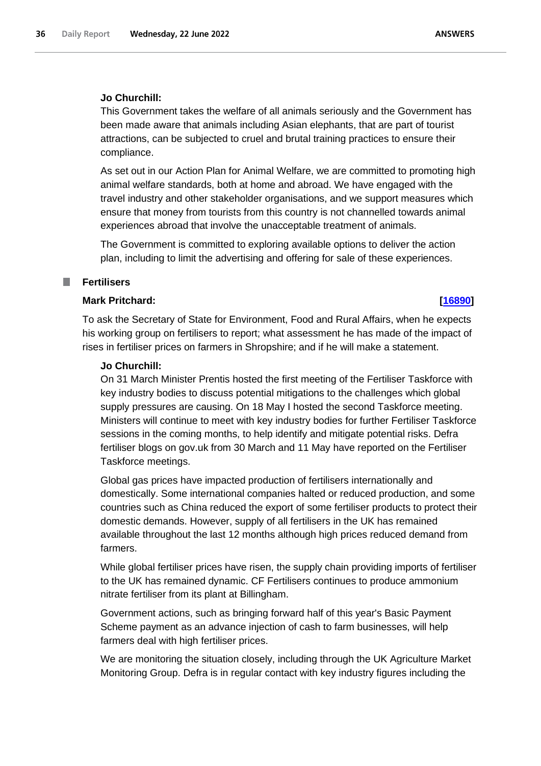**Jo Churchill:**

This Government takes the welfare of all animals seriously and the Government has been made aware that animals including Asian elephants, that are part of tourist attractions, can be subjected to cruel and brutal training practices to ensure their compliance.

As set out in our Action Plan for Animal Welfare, we are committed to promoting high animal welfare standards, both at home and abroad. We have engaged with the travel industry and other stakeholder organisations, and we support measures which ensure that money from tourists from this country is not channelled towards animal experiences abroad that involve the unacceptable treatment of animals.

The Government is committed to exploring available options to deliver the action plan, including to limit the advertising and offering for sale of these experiences.

## Fertilisers

**Mark Pritchard:** **[16890]**

To ask the Secretary of State for Environment, Food and Rural Affairs, when he expects his working group on fertilisers to report; what assessment he has made of the impact of rises in fertiliser prices on farmers in Shropshire; and if he will make a statement.

**Jo Churchill:**

On 31 March Minister Prentis hosted the first meeting of the Fertiliser Taskforce with key industry bodies to discuss potential mitigations to the challenges which global supply pressures are causing. On 18 May I hosted the second Taskforce meeting. Ministers will continue to meet with key industry bodies for further Fertiliser Taskforce sessions in the coming months, to help identify and mitigate potential risks. Defra fertiliser blogs on gov.uk from 30 March and 11 May have reported on the Fertiliser Taskforce meetings.

Global gas prices have impacted production of fertilisers internationally and domestically. Some international companies halted or reduced production, and some countries such as China reduced the export of some fertiliser products to protect their domestic demands. However, supply of all fertilisers in the UK has remained available throughout the last 12 months although high prices reduced demand from farmers.

While global fertiliser prices have risen, the supply chain providing imports of fertiliser to the UK has remained dynamic. CF Fertilisers continues to produce ammonium nitrate fertiliser from its plant at Billingham.

Government actions, such as bringing forward half of this year's Basic Payment Scheme payment as an advance injection of cash to farm businesses, will help farmers deal with high fertiliser prices.

We are monitoring the situation closely, including through the UK Agriculture Market Monitoring Group. Defra is in regular contact with key industry figures including the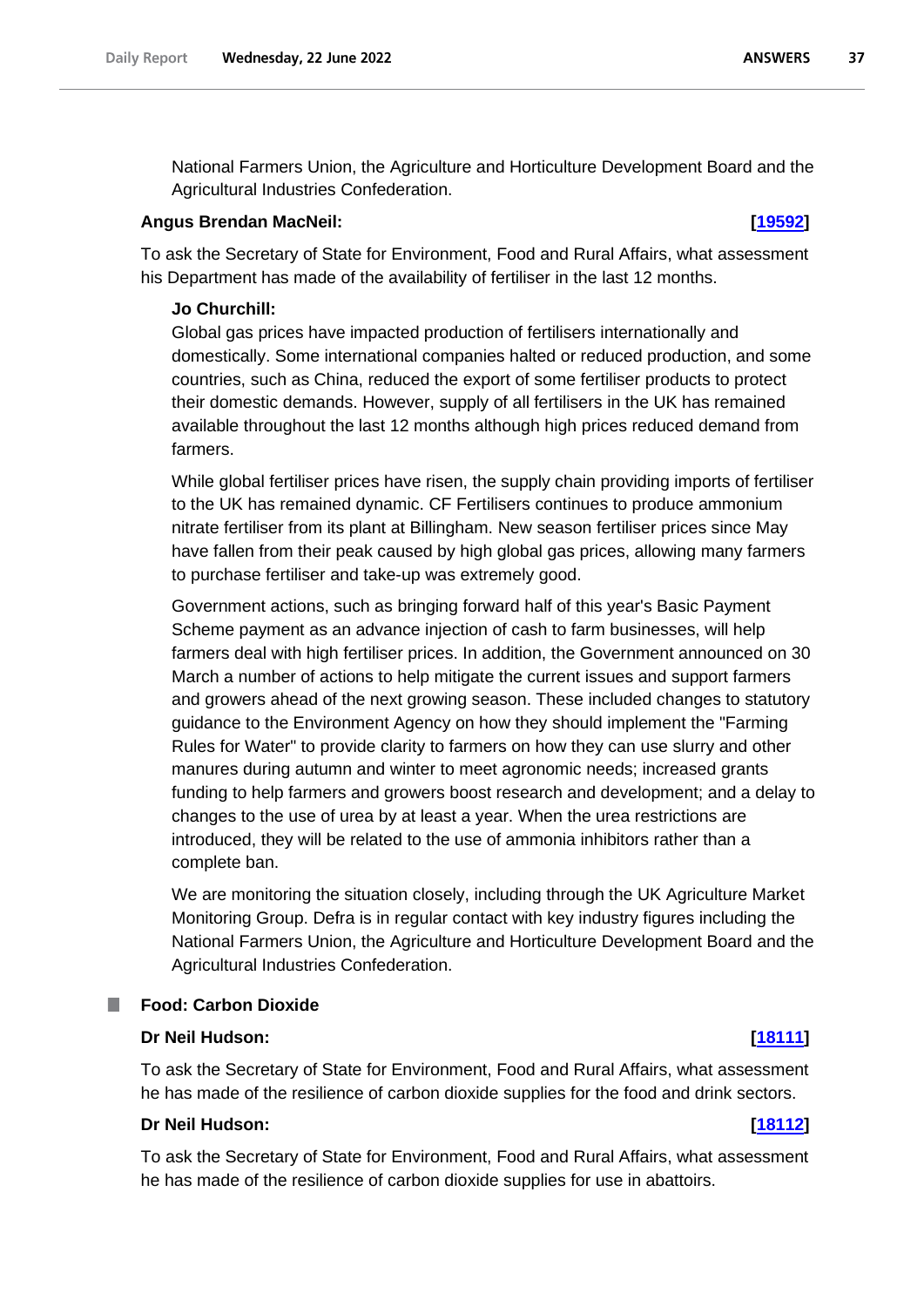National Farmers Union, the Agriculture and Horticulture Development Board and the Agricultural Industries Confederation.

**Angus Brendan MacNeil:** **[19592]**

To ask the Secretary of State for Environment, Food and Rural Affairs, what assessment his Department has made of the availability of fertiliser in the last 12 months.

**Jo Churchill:**

Global gas prices have impacted production of fertilisers internationally and domestically. Some international companies halted or reduced production, and some countries, such as China, reduced the export of some fertiliser products to protect their domestic demands. However, supply of all fertilisers in the UK has remained available throughout the last 12 months although high prices reduced demand from farmers.

While global fertiliser prices have risen, the supply chain providing imports of fertiliser to the UK has remained dynamic. CF Fertilisers continues to produce ammonium nitrate fertiliser from its plant at Billingham. New season fertiliser prices since May have fallen from their peak caused by high global gas prices, allowing many farmers to purchase fertiliser and take-up was extremely good.

Government actions, such as bringing forward half of this year's Basic Payment Scheme payment as an advance injection of cash to farm businesses, will help farmers deal with high fertiliser prices. In addition, the Government announced on 30 March a number of actions to help mitigate the current issues and support farmers and growers ahead of the next growing season. These included changes to statutory guidance to the Environment Agency on how they should implement the "Farming Rules for Water" to provide clarity to farmers on how they can use slurry and other manures during autumn and winter to meet agronomic needs; increased grants funding to help farmers and growers boost research and development; and a delay to changes to the use of urea by at least a year. When the urea restrictions are introduced, they will be related to the use of ammonia inhibitors rather than a complete ban.

We are monitoring the situation closely, including through the UK Agriculture Market Monitoring Group. Defra is in regular contact with key industry figures including the National Farmers Union, the Agriculture and Horticulture Development Board and the Agricultural Industries Confederation.

## Food: Carbon Dioxide

**Dr Neil Hudson:** **[18111]**

To ask the Secretary of State for Environment, Food and Rural Affairs, what assessment he has made of the resilience of carbon dioxide supplies for the food and drink sectors.

**Dr Neil Hudson:** **[18112]**

To ask the Secretary of State for Environment, Food and Rural Affairs, what assessment he has made of the resilience of carbon dioxide supplies for use in abattoirs.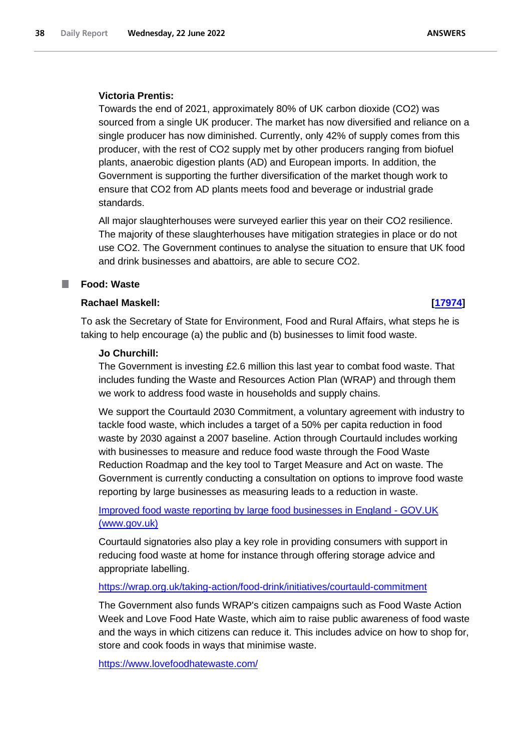**Victoria Prentis:**

Towards the end of 2021, approximately 80% of UK carbon dioxide ($CO_2$) was sourced from a single UK producer. The market has now diversified and reliance on a single producer has now diminished. Currently, only 42% of supply comes from this producer, with the rest of $CO_2$ supply met by other producers ranging from biofuel plants, anaerobic digestion plants (AD) and European imports. In addition, the Government is supporting the further diversification of the market though work to ensure that $CO_2$ from AD plants meets food and beverage or industrial grade standards.

All major slaughterhouses were surveyed earlier this year on their $CO_2$ resilience. The majority of these slaughterhouses have mitigation strategies in place or do not use $CO_2$. The Government continues to analyse the situation to ensure that UK food and drink businesses and abattoirs, are able to secure $CO_2$.

## Food: Waste

**Rachael Maskell:** **[17974]**

To ask the Secretary of State for Environment, Food and Rural Affairs, what steps he is taking to help encourage (a) the public and (b) businesses to limit food waste.

**Jo Churchill:**

The Government is investing £2.6 million this last year to combat food waste. That includes funding the Waste and Resources Action Plan (WRAP) and through them we work to address food waste in households and supply chains.

We support the Courtauld 2030 Commitment, a voluntary agreement with industry to tackle food waste, which includes a target of a 50% per capita reduction in food waste by 2030 against a 2007 baseline. Action through Courtauld includes working with businesses to measure and reduce food waste through the Food Waste Reduction Roadmap and the key tool to Target Measure and Act on waste. The Government is currently conducting a consultation on options to improve food waste reporting by large businesses as measuring leads to a reduction in waste.

Improved food waste reporting by large food businesses in England - GOV.UK (www.gov.uk)

Courtauld signatories also play a key role in providing consumers with support in reducing food waste at home for instance through offering storage advice and appropriate labelling.

https://wrap.org.uk/taking-action/food-drink/initiatives/courtauld-commitment

The Government also funds WRAP's citizen campaigns such as Food Waste Action Week and Love Food Hate Waste, which aim to raise public awareness of food waste and the ways in which citizens can reduce it. This includes advice on how to shop for, store and cook foods in ways that minimise waste.

https://www.lovefoodhatewaste.com/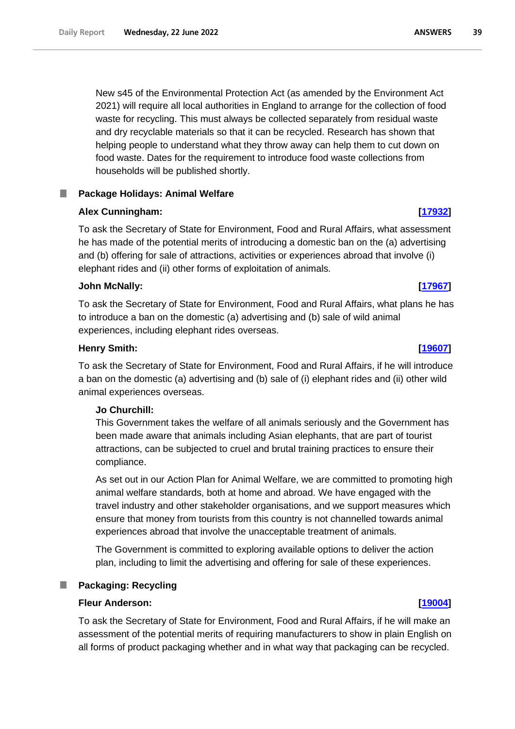New s45 of the Environmental Protection Act (as amended by the Environment Act 2021) will require all local authorities in England to arrange for the collection of food waste for recycling. This must always be collected separately from residual waste and dry recyclable materials so that it can be recycled. Research has shown that helping people to understand what they throw away can help them to cut down on food waste. Dates for the requirement to introduce food waste collections from households will be published shortly.

## Package Holidays: Animal Welfare

**Alex Cunningham:** **[17932]**

To ask the Secretary of State for Environment, Food and Rural Affairs, what assessment he has made of the potential merits of introducing a domestic ban on the (a) advertising and (b) offering for sale of attractions, activities or experiences abroad that involve (i) elephant rides and (ii) other forms of exploitation of animals.

**John McNally:** **[17967]**

To ask the Secretary of State for Environment, Food and Rural Affairs, what plans he has to introduce a ban on the domestic (a) advertising and (b) sale of wild animal experiences, including elephant rides overseas.

**Henry Smith:** **[19607]**

To ask the Secretary of State for Environment, Food and Rural Affairs, if he will introduce a ban on the domestic (a) advertising and (b) sale of (i) elephant rides and (ii) other wild animal experiences overseas.

**Jo Churchill:**

This Government takes the welfare of all animals seriously and the Government has been made aware that animals including Asian elephants, that are part of tourist attractions, can be subjected to cruel and brutal training practices to ensure their compliance.

As set out in our Action Plan for Animal Welfare, we are committed to promoting high animal welfare standards, both at home and abroad. We have engaged with the travel industry and other stakeholder organisations, and we support measures which ensure that money from tourists from this country is not channelled towards animal experiences abroad that involve the unacceptable treatment of animals.

The Government is committed to exploring available options to deliver the action plan, including to limit the advertising and offering for sale of these experiences.

## Packaging: Recycling

**Fleur Anderson:** **[19004]**

To ask the Secretary of State for Environment, Food and Rural Affairs, if he will make an assessment of the potential merits of requiring manufacturers to show in plain English on all forms of product packaging whether and in what way that packaging can be recycled.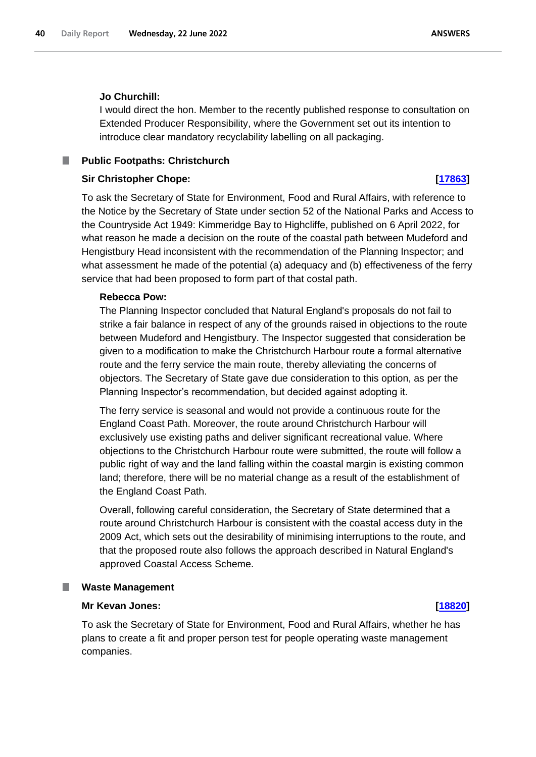**Jo Churchill:**

I would direct the hon. Member to the recently published response to consultation on Extended Producer Responsibility, where the Government set out its intention to introduce clear mandatory recyclability labelling on all packaging.

## Public Footpaths: Christchurch

**Sir Christopher Chope:** **[17863]**

To ask the Secretary of State for Environment, Food and Rural Affairs, with reference to the Notice by the Secretary of State under section 52 of the National Parks and Access to the Countryside Act 1949: Kimmeridge Bay to Highcliffe, published on 6 April 2022, for what reason he made a decision on the route of the coastal path between Mudeford and Hengistbury Head inconsistent with the recommendation of the Planning Inspector; and what assessment he made of the potential (a) adequacy and (b) effectiveness of the ferry service that had been proposed to form part of that costal path.

**Rebecca Pow:**

The Planning Inspector concluded that Natural England's proposals do not fail to strike a fair balance in respect of any of the grounds raised in objections to the route between Mudeford and Hengistbury. The Inspector suggested that consideration be given to a modification to make the Christchurch Harbour route a formal alternative route and the ferry service the main route, thereby alleviating the concerns of objectors. The Secretary of State gave due consideration to this option, as per the Planning Inspector's recommendation, but decided against adopting it.

The ferry service is seasonal and would not provide a continuous route for the England Coast Path. Moreover, the route around Christchurch Harbour will exclusively use existing paths and deliver significant recreational value. Where objections to the Christchurch Harbour route were submitted, the route will follow a public right of way and the land falling within the coastal margin is existing common land; therefore, there will be no material change as a result of the establishment of the England Coast Path.

Overall, following careful consideration, the Secretary of State determined that a route around Christchurch Harbour is consistent with the coastal access duty in the 2009 Act, which sets out the desirability of minimising interruptions to the route, and that the proposed route also follows the approach described in Natural England's approved Coastal Access Scheme.

## Waste Management

**Mr Kevan Jones:** **[18820]**

To ask the Secretary of State for Environment, Food and Rural Affairs, whether he has plans to create a fit and proper person test for people operating waste management companies.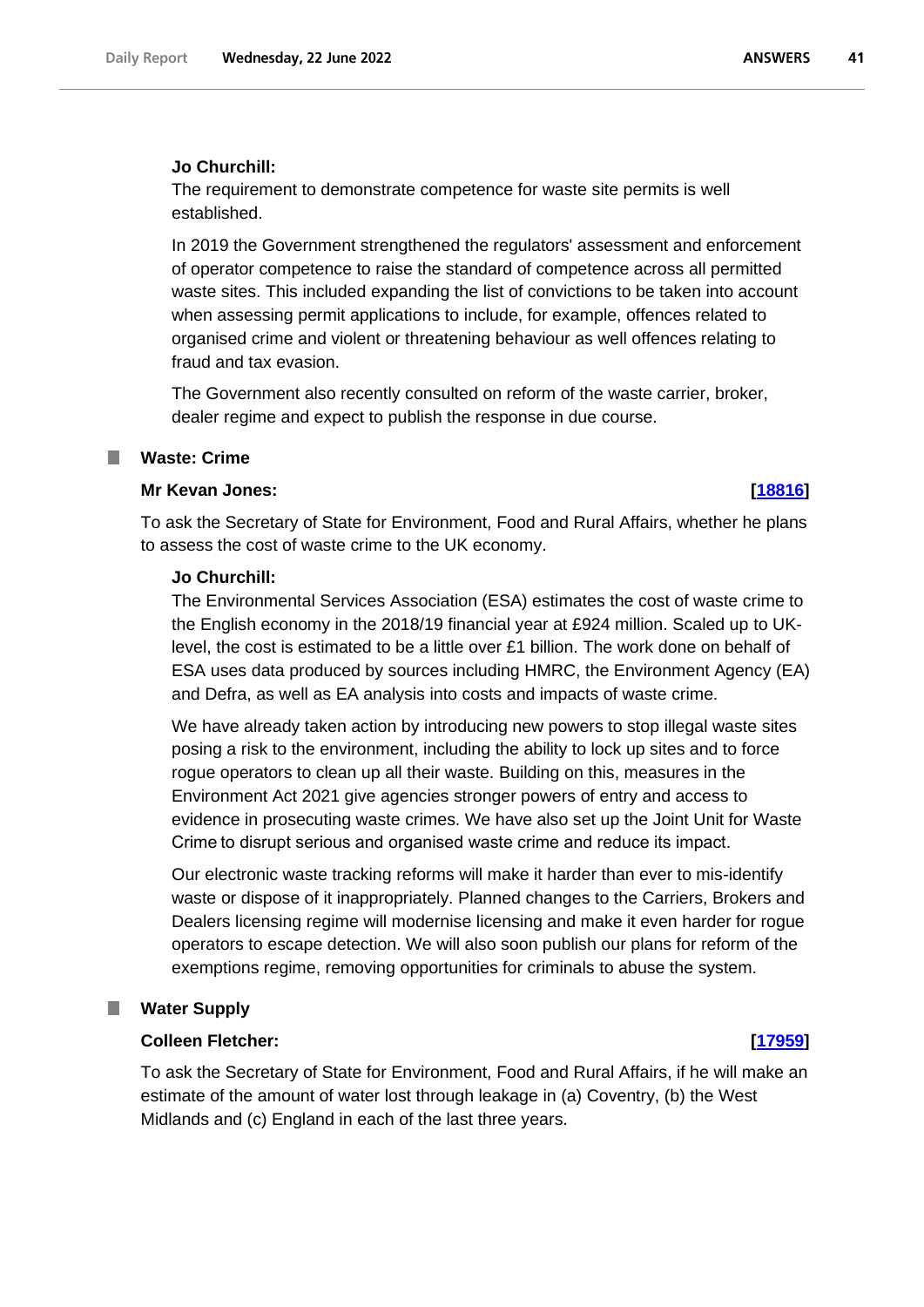**Jo Churchill:**

The requirement to demonstrate competence for waste site permits is well established.

In 2019 the Government strengthened the regulators' assessment and enforcement of operator competence to raise the standard of competence across all permitted waste sites. This included expanding the list of convictions to be taken into account when assessing permit applications to include, for example, offences related to organised crime and violent or threatening behaviour as well offences relating to fraud and tax evasion.

The Government also recently consulted on reform of the waste carrier, broker, dealer regime and expect to publish the response in due course.

### Waste: Crime

**Mr Kevan Jones:** **[18816]**

To ask the Secretary of State for Environment, Food and Rural Affairs, whether he plans to assess the cost of waste crime to the UK economy.

**Jo Churchill:**

The Environmental Services Association (ESA) estimates the cost of waste crime to the English economy in the 2018/19 financial year at £924 million. Scaled up to UK-level, the cost is estimated to be a little over £1 billion. The work done on behalf of ESA uses data produced by sources including HMRC, the Environment Agency (EA) and Defra, as well as EA analysis into costs and impacts of waste crime.

We have already taken action by introducing new powers to stop illegal waste sites posing a risk to the environment, including the ability to lock up sites and to force rogue operators to clean up all their waste. Building on this, measures in the Environment Act 2021 give agencies stronger powers of entry and access to evidence in prosecuting waste crimes. We have also set up the Joint Unit for Waste Crime to disrupt serious and organised waste crime and reduce its impact.

Our electronic waste tracking reforms will make it harder than ever to mis-identify waste or dispose of it inappropriately. Planned changes to the Carriers, Brokers and Dealers licensing regime will modernise licensing and make it even harder for rogue operators to escape detection. We will also soon publish our plans for reform of the exemptions regime, removing opportunities for criminals to abuse the system.

### Water Supply

**Colleen Fletcher:** **[17959]**

To ask the Secretary of State for Environment, Food and Rural Affairs, if he will make an estimate of the amount of water lost through leakage in (a) Coventry, (b) the West Midlands and (c) England in each of the last three years.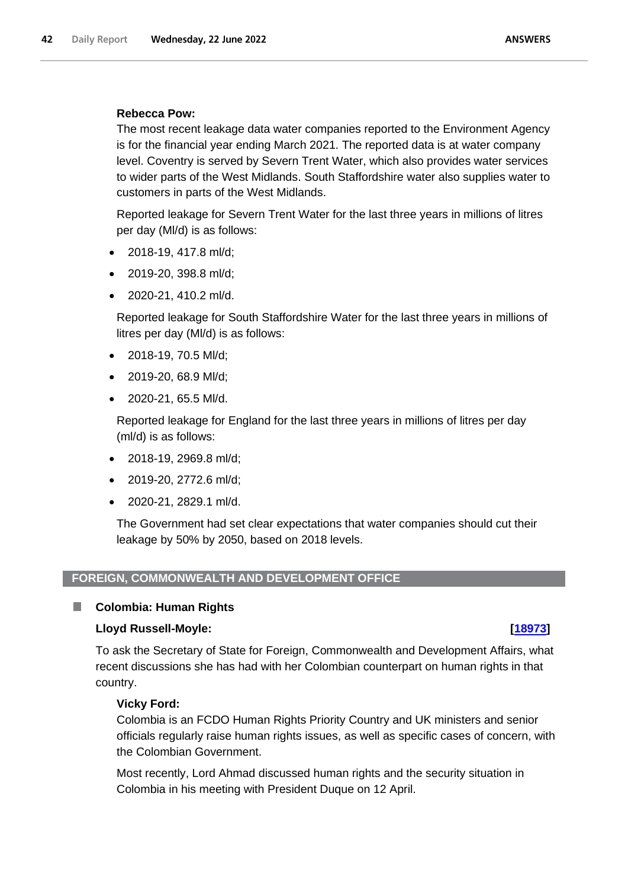**Rebecca Pow:**

The most recent leakage data water companies reported to the Environment Agency is for the financial year ending March 2021. The reported data is at water company level. Coventry is served by Severn Trent Water, which also provides water services to wider parts of the West Midlands. South Staffordshire water also supplies water to customers in parts of the West Midlands.

Reported leakage for Severn Trent Water for the last three years in millions of litres per day (Ml/d) is as follows:

- 2018-19, 417.8 ml/d;
- 2019-20, 398.8 ml/d;
- 2020-21, 410.2 ml/d.

Reported leakage for South Staffordshire Water for the last three years in millions of litres per day (Ml/d) is as follows:

- 2018-19, 70.5 Ml/d;
- 2019-20, 68.9 Ml/d;
- 2020-21, 65.5 Ml/d.

Reported leakage for England for the last three years in millions of litres per day (ml/d) is as follows:

- 2018-19, 2969.8 ml/d;
- 2019-20, 2772.6 ml/d;
- 2020-21, 2829.1 ml/d.

The Government had set clear expectations that water companies should cut their leakage by 50% by 2050, based on 2018 levels.

## FOREIGN, COMMONWEALTH AND DEVELOPMENT OFFICE

### Colombia: Human Rights

**Lloyd Russell-Moyle: [18973]**

To ask the Secretary of State for Foreign, Commonwealth and Development Affairs, what recent discussions she has had with her Colombian counterpart on human rights in that country.

**Vicky Ford:**

Colombia is an FCDO Human Rights Priority Country and UK ministers and senior officials regularly raise human rights issues, as well as specific cases of concern, with the Colombian Government.

Most recently, Lord Ahmad discussed human rights and the security situation in Colombia in his meeting with President Duque on 12 April.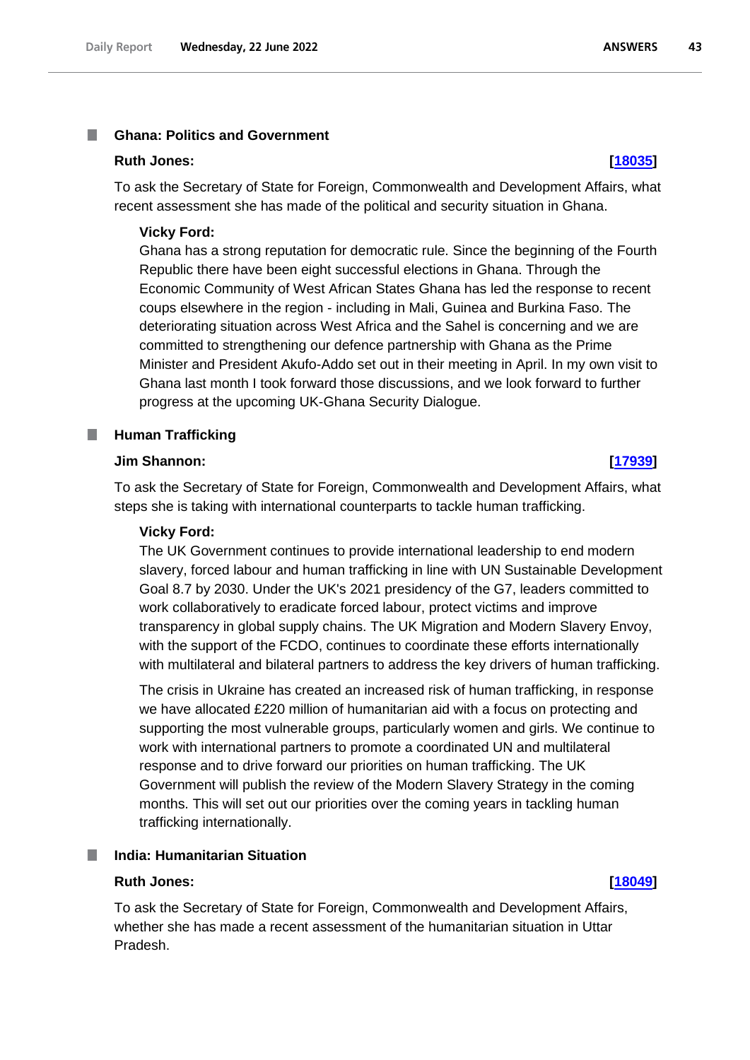### Ghana: Politics and Government

**Ruth Jones:** **[18035]**

To ask the Secretary of State for Foreign, Commonwealth and Development Affairs, what recent assessment she has made of the political and security situation in Ghana.

**Vicky Ford:**

Ghana has a strong reputation for democratic rule. Since the beginning of the Fourth Republic there have been eight successful elections in Ghana. Through the Economic Community of West African States Ghana has led the response to recent coups elsewhere in the region - including in Mali, Guinea and Burkina Faso. The deteriorating situation across West Africa and the Sahel is concerning and we are committed to strengthening our defence partnership with Ghana as the Prime Minister and President Akufo-Addo set out in their meeting in April. In my own visit to Ghana last month I took forward those discussions, and we look forward to further progress at the upcoming UK-Ghana Security Dialogue.

### Human Trafficking

**Jim Shannon:** **[17939]**

To ask the Secretary of State for Foreign, Commonwealth and Development Affairs, what steps she is taking with international counterparts to tackle human trafficking.

**Vicky Ford:**

The UK Government continues to provide international leadership to end modern slavery, forced labour and human trafficking in line with UN Sustainable Development Goal 8.7 by 2030. Under the UK's 2021 presidency of the G7, leaders committed to work collaboratively to eradicate forced labour, protect victims and improve transparency in global supply chains. The UK Migration and Modern Slavery Envoy, with the support of the FCDO, continues to coordinate these efforts internationally with multilateral and bilateral partners to address the key drivers of human trafficking.

The crisis in Ukraine has created an increased risk of human trafficking, in response we have allocated £220 million of humanitarian aid with a focus on protecting and supporting the most vulnerable groups, particularly women and girls. We continue to work with international partners to promote a coordinated UN and multilateral response and to drive forward our priorities on human trafficking. The UK Government will publish the review of the Modern Slavery Strategy in the coming months. This will set out our priorities over the coming years in tackling human trafficking internationally.

### India: Humanitarian Situation

**Ruth Jones:** **[18049]**

To ask the Secretary of State for Foreign, Commonwealth and Development Affairs, whether she has made a recent assessment of the humanitarian situation in Uttar Pradesh.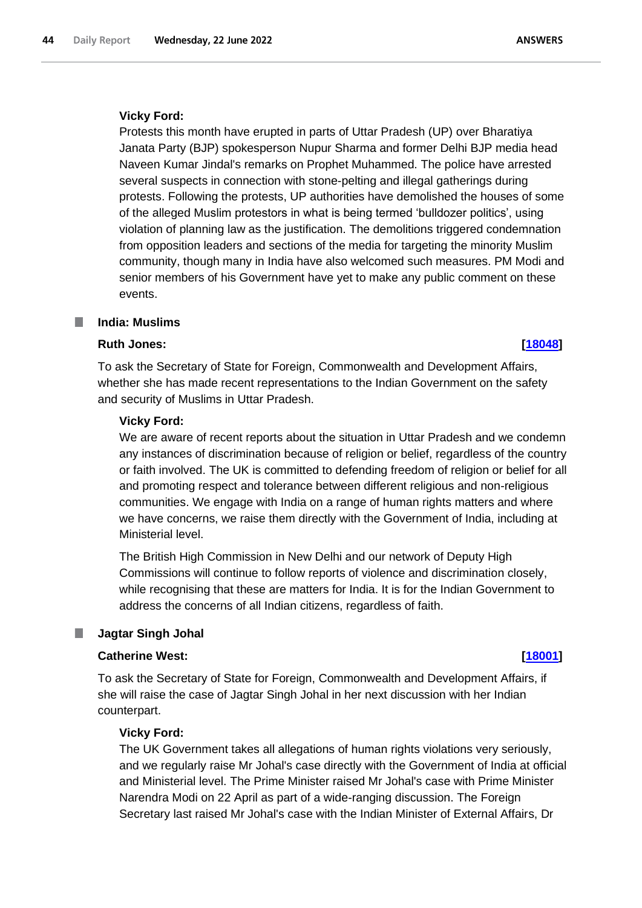**Vicky Ford:**

Protests this month have erupted in parts of Uttar Pradesh (UP) over Bharatiya Janata Party (BJP) spokesperson Nupur Sharma and former Delhi BJP media head Naveen Kumar Jindal's remarks on Prophet Muhammed. The police have arrested several suspects in connection with stone-pelting and illegal gatherings during protests. Following the protests, UP authorities have demolished the houses of some of the alleged Muslim protestors in what is being termed 'bulldozer politics', using violation of planning law as the justification. The demolitions triggered condemnation from opposition leaders and sections of the media for targeting the minority Muslim community, though many in India have also welcomed such measures. PM Modi and senior members of his Government have yet to make any public comment on these events.

## India: Muslims

**Ruth Jones:** **[18048]**

To ask the Secretary of State for Foreign, Commonwealth and Development Affairs, whether she has made recent representations to the Indian Government on the safety and security of Muslims in Uttar Pradesh.

**Vicky Ford:**

We are aware of recent reports about the situation in Uttar Pradesh and we condemn any instances of discrimination because of religion or belief, regardless of the country or faith involved. The UK is committed to defending freedom of religion or belief for all and promoting respect and tolerance between different religious and non-religious communities. We engage with India on a range of human rights matters and where we have concerns, we raise them directly with the Government of India, including at Ministerial level.

The British High Commission in New Delhi and our network of Deputy High Commissions will continue to follow reports of violence and discrimination closely, while recognising that these are matters for India. It is for the Indian Government to address the concerns of all Indian citizens, regardless of faith.

## Jagtar Singh Johal

**Catherine West:** **[18001]**

To ask the Secretary of State for Foreign, Commonwealth and Development Affairs, if she will raise the case of Jagtar Singh Johal in her next discussion with her Indian counterpart.

**Vicky Ford:**

The UK Government takes all allegations of human rights violations very seriously, and we regularly raise Mr Johal's case directly with the Government of India at official and Ministerial level. The Prime Minister raised Mr Johal's case with Prime Minister Narendra Modi on 22 April as part of a wide-ranging discussion. The Foreign Secretary last raised Mr Johal's case with the Indian Minister of External Affairs, Dr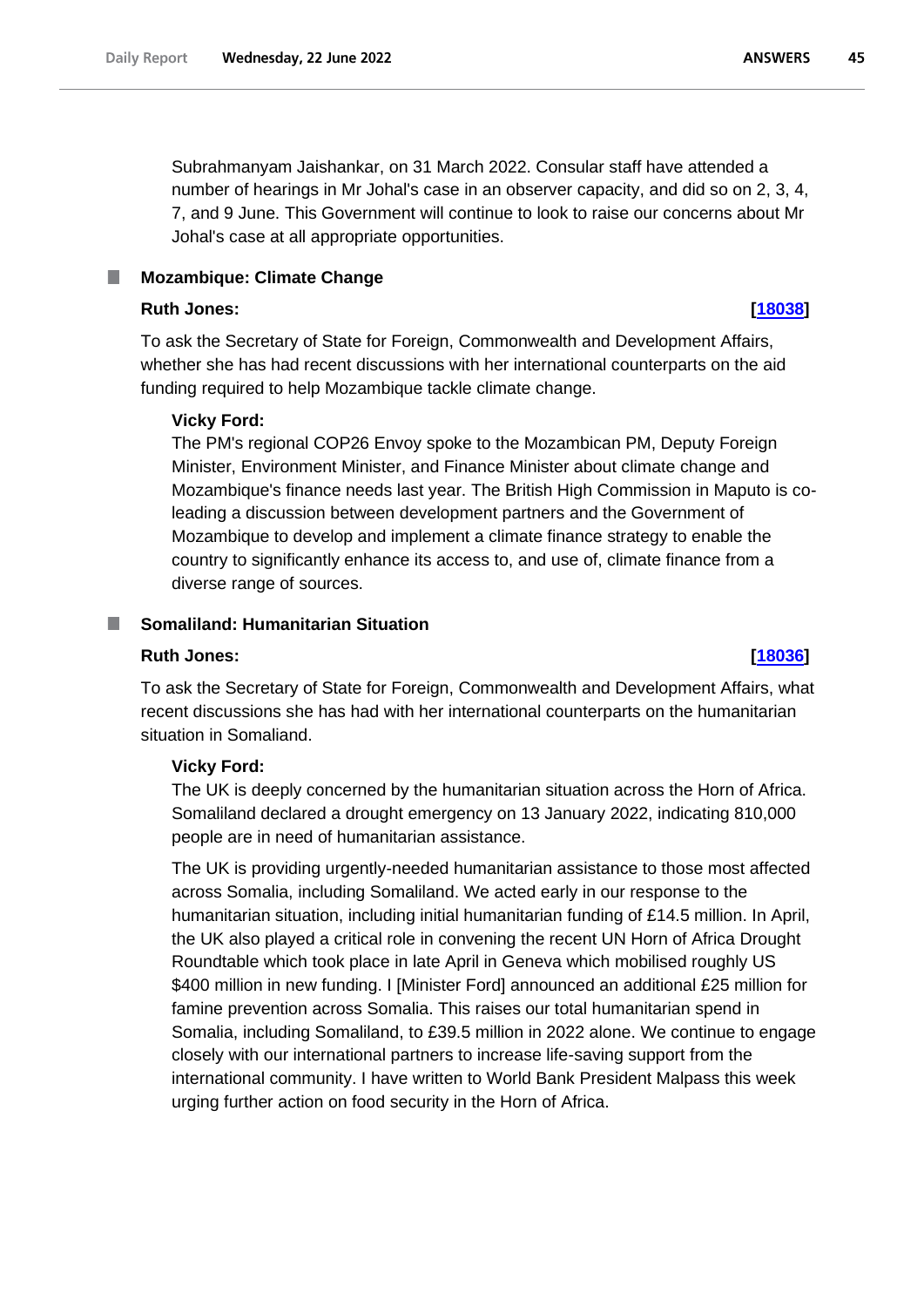Subrahmanyam Jaishankar, on 31 March 2022. Consular staff have attended a number of hearings in Mr Johal's case in an observer capacity, and did so on 2, 3, 4, 7, and 9 June. This Government will continue to look to raise our concerns about Mr Johal's case at all appropriate opportunities.

## Mozambique: Climate Change

**Ruth Jones:** **[18038]**

To ask the Secretary of State for Foreign, Commonwealth and Development Affairs, whether she has had recent discussions with her international counterparts on the aid funding required to help Mozambique tackle climate change.

**Vicky Ford:**

The PM's regional COP26 Envoy spoke to the Mozambican PM, Deputy Foreign Minister, Environment Minister, and Finance Minister about climate change and Mozambique's finance needs last year. The British High Commission in Maputo is co-leading a discussion between development partners and the Government of Mozambique to develop and implement a climate finance strategy to enable the country to significantly enhance its access to, and use of, climate finance from a diverse range of sources.

## Somaliland: Humanitarian Situation

**Ruth Jones:** **[18036]**

To ask the Secretary of State for Foreign, Commonwealth and Development Affairs, what recent discussions she has had with her international counterparts on the humanitarian situation in Somaliland.

**Vicky Ford:**

The UK is deeply concerned by the humanitarian situation across the Horn of Africa. Somaliland declared a drought emergency on 13 January 2022, indicating 810,000 people are in need of humanitarian assistance.

The UK is providing urgently-needed humanitarian assistance to those most affected across Somalia, including Somaliland. We acted early in our response to the humanitarian situation, including initial humanitarian funding of £14.5 million. In April, the UK also played a critical role in convening the recent UN Horn of Africa Drought Roundtable which took place in late April in Geneva which mobilised roughly US $400 million in new funding. I [Minister Ford] announced an additional £25 million for famine prevention across Somalia. This raises our total humanitarian spend in Somalia, including Somaliland, to £39.5 million in 2022 alone. We continue to engage closely with our international partners to increase life-saving support from the international community. I have written to World Bank President Malpass this week urging further action on food security in the Horn of Africa.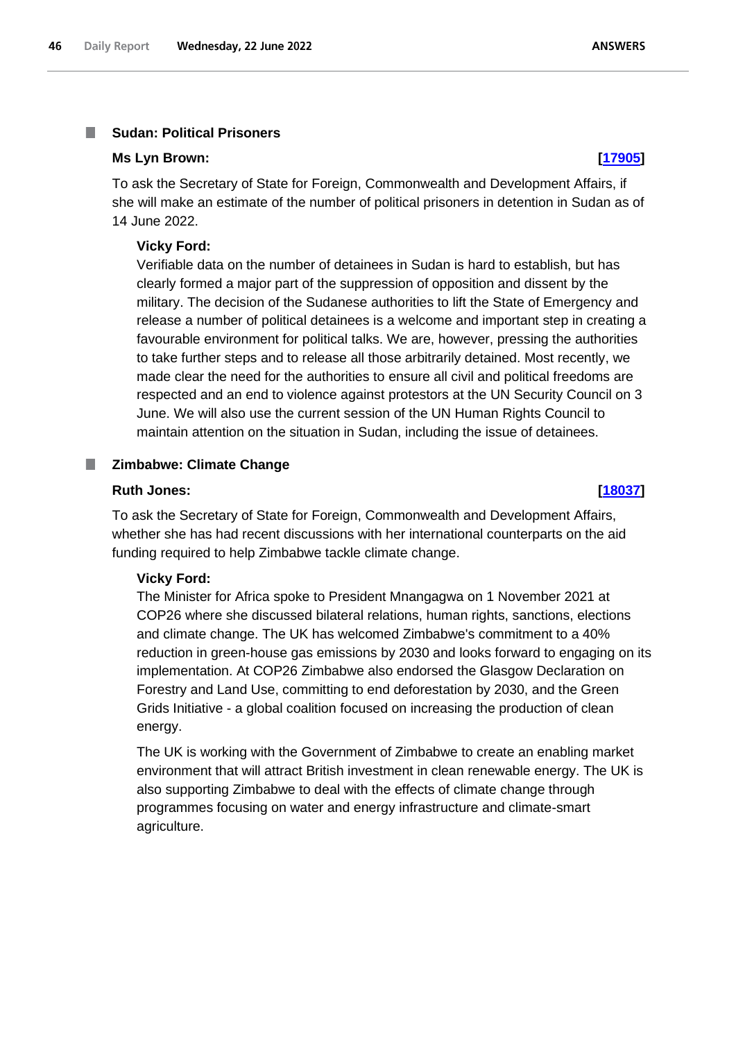### Sudan: Political Prisoners

**Ms Lyn Brown:** **[17905]**

To ask the Secretary of State for Foreign, Commonwealth and Development Affairs, if she will make an estimate of the number of political prisoners in detention in Sudan as of 14 June 2022.

**Vicky Ford:**

Verifiable data on the number of detainees in Sudan is hard to establish, but has clearly formed a major part of the suppression of opposition and dissent by the military. The decision of the Sudanese authorities to lift the State of Emergency and release a number of political detainees is a welcome and important step in creating a favourable environment for political talks. We are, however, pressing the authorities to take further steps and to release all those arbitrarily detained. Most recently, we made clear the need for the authorities to ensure all civil and political freedoms are respected and an end to violence against protestors at the UN Security Council on 3 June. We will also use the current session of the UN Human Rights Council to maintain attention on the situation in Sudan, including the issue of detainees.

### Zimbabwe: Climate Change

**Ruth Jones:** **[18037]**

To ask the Secretary of State for Foreign, Commonwealth and Development Affairs, whether she has had recent discussions with her international counterparts on the aid funding required to help Zimbabwe tackle climate change.

**Vicky Ford:**

The Minister for Africa spoke to President Mnangagwa on 1 November 2021 at COP26 where she discussed bilateral relations, human rights, sanctions, elections and climate change. The UK has welcomed Zimbabwe's commitment to a 40% reduction in green-house gas emissions by 2030 and looks forward to engaging on its implementation. At COP26 Zimbabwe also endorsed the Glasgow Declaration on Forestry and Land Use, committing to end deforestation by 2030, and the Green Grids Initiative - a global coalition focused on increasing the production of clean energy.

The UK is working with the Government of Zimbabwe to create an enabling market environment that will attract British investment in clean renewable energy. The UK is also supporting Zimbabwe to deal with the effects of climate change through programmes focusing on water and energy infrastructure and climate-smart agriculture.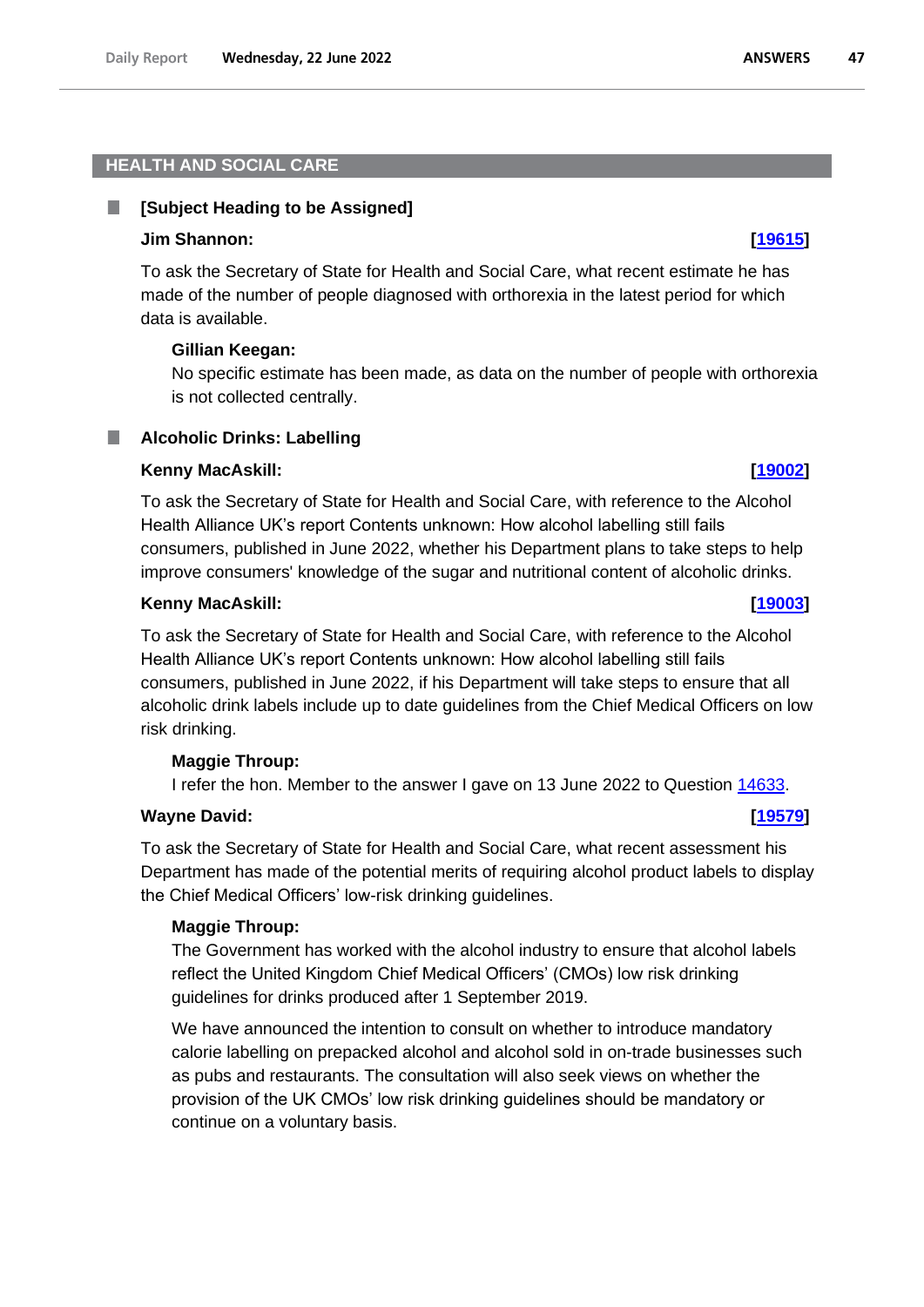## HEALTH AND SOCIAL CARE

### [Subject Heading to be Assigned]

**Jim Shannon:** **[19615]**

To ask the Secretary of State for Health and Social Care, what recent estimate he has made of the number of people diagnosed with orthorexia in the latest period for which data is available.

**Gillian Keegan:**

No specific estimate has been made, as data on the number of people with orthorexia is not collected centrally.

### Alcoholic Drinks: Labelling

**Kenny MacAskill:** **[19002]**

To ask the Secretary of State for Health and Social Care, with reference to the Alcohol Health Alliance UK's report Contents unknown: How alcohol labelling still fails consumers, published in June 2022, whether his Department plans to take steps to help improve consumers' knowledge of the sugar and nutritional content of alcoholic drinks.

**Kenny MacAskill:** **[19003]**

To ask the Secretary of State for Health and Social Care, with reference to the Alcohol Health Alliance UK's report Contents unknown: How alcohol labelling still fails consumers, published in June 2022, if his Department will take steps to ensure that all alcoholic drink labels include up to date guidelines from the Chief Medical Officers on low risk drinking.

**Maggie Throup:**

I refer the hon. Member to the answer I gave on 13 June 2022 to Question 14633.

**Wayne David:** **[19579]**

To ask the Secretary of State for Health and Social Care, what recent assessment his Department has made of the potential merits of requiring alcohol product labels to display the Chief Medical Officers' low-risk drinking guidelines.

**Maggie Throup:**

The Government has worked with the alcohol industry to ensure that alcohol labels reflect the United Kingdom Chief Medical Officers' (CMOs) low risk drinking guidelines for drinks produced after 1 September 2019.

We have announced the intention to consult on whether to introduce mandatory calorie labelling on prepacked alcohol and alcohol sold in on-trade businesses such as pubs and restaurants. The consultation will also seek views on whether the provision of the UK CMOs' low risk drinking guidelines should be mandatory or continue on a voluntary basis.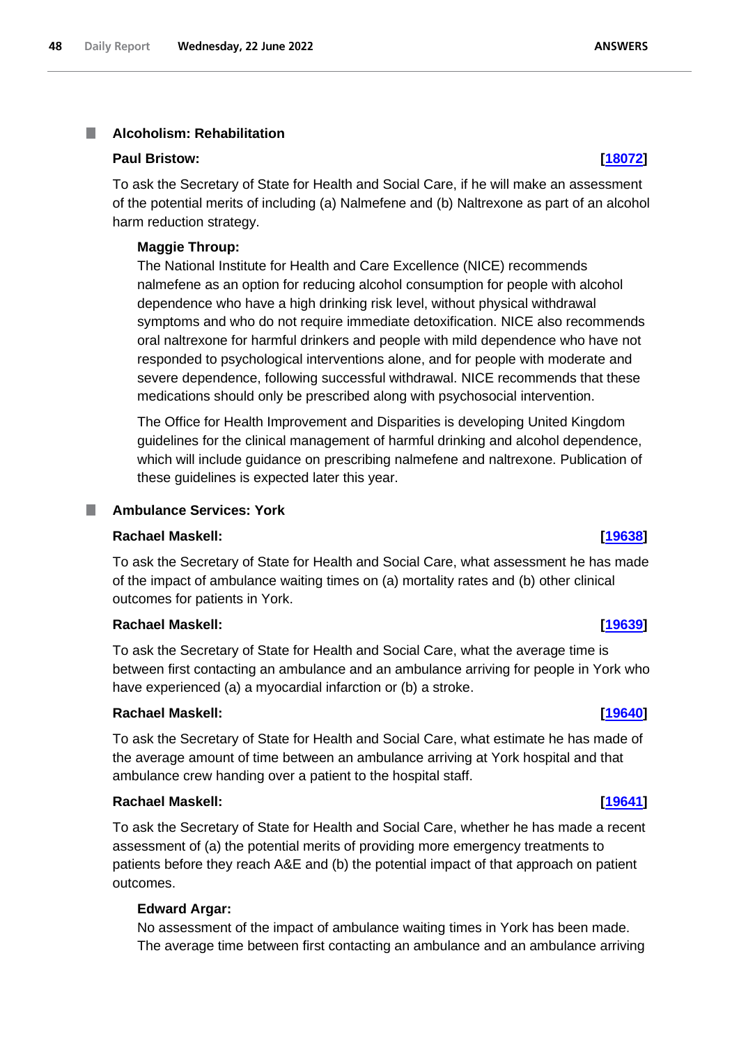## Alcoholism: Rehabilitation

**Paul Bristow:** **[18072]**

To ask the Secretary of State for Health and Social Care, if he will make an assessment of the potential merits of including (a) Nalmefene and (b) Naltrexone as part of an alcohol harm reduction strategy.

**Maggie Throup:**

The National Institute for Health and Care Excellence (NICE) recommends nalmefene as an option for reducing alcohol consumption for people with alcohol dependence who have a high drinking risk level, without physical withdrawal symptoms and who do not require immediate detoxification. NICE also recommends oral naltrexone for harmful drinkers and people with mild dependence who have not responded to psychological interventions alone, and for people with moderate and severe dependence, following successful withdrawal. NICE recommends that these medications should only be prescribed along with psychosocial intervention.

The Office for Health Improvement and Disparities is developing United Kingdom guidelines for the clinical management of harmful drinking and alcohol dependence, which will include guidance on prescribing nalmefene and naltrexone. Publication of these guidelines is expected later this year.

## Ambulance Services: York

**Rachael Maskell:** **[19638]**

To ask the Secretary of State for Health and Social Care, what assessment he has made of the impact of ambulance waiting times on (a) mortality rates and (b) other clinical outcomes for patients in York.

**Rachael Maskell:** **[19639]**

To ask the Secretary of State for Health and Social Care, what the average time is between first contacting an ambulance and an ambulance arriving for people in York who have experienced (a) a myocardial infarction or (b) a stroke.

**Rachael Maskell:** **[19640]**

To ask the Secretary of State for Health and Social Care, what estimate he has made of the average amount of time between an ambulance arriving at York hospital and that ambulance crew handing over a patient to the hospital staff.

**Rachael Maskell:** **[19641]**

To ask the Secretary of State for Health and Social Care, whether he has made a recent assessment of (a) the potential merits of providing more emergency treatments to patients before they reach A&E and (b) the potential impact of that approach on patient outcomes.

**Edward Argar:**

No assessment of the impact of ambulance waiting times in York has been made. The average time between first contacting an ambulance and an ambulance arriving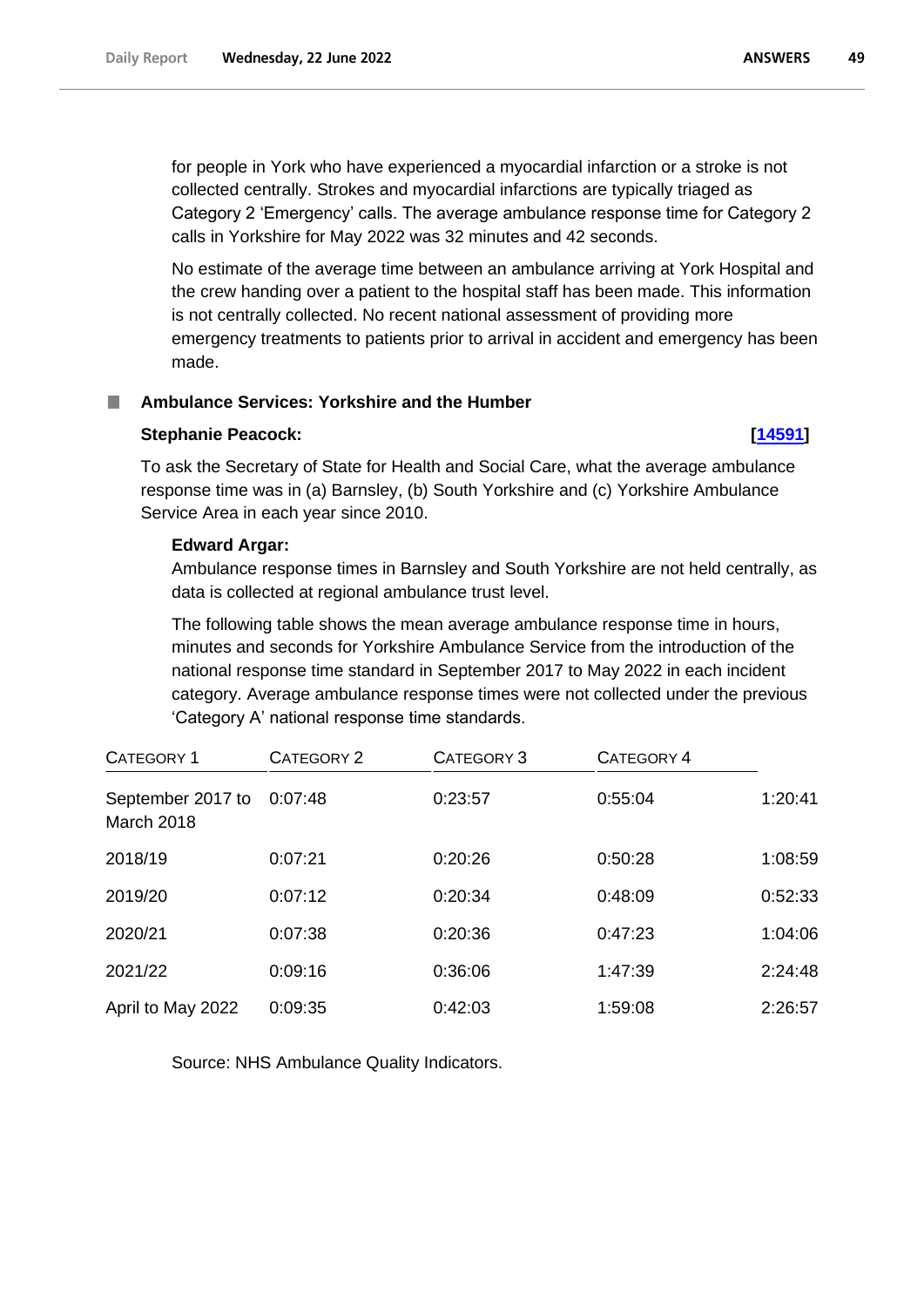for people in York who have experienced a myocardial infarction or a stroke is not collected centrally. Strokes and myocardial infarctions are typically triaged as Category 2 'Emergency' calls. The average ambulance response time for Category 2 calls in Yorkshire for May 2022 was 32 minutes and 42 seconds.

No estimate of the average time between an ambulance arriving at York Hospital and the crew handing over a patient to the hospital staff has been made. This information is not centrally collected. No recent national assessment of providing more emergency treatments to patients prior to arrival in accident and emergency has been made.

### Ambulance Services: Yorkshire and the Humber

**Stephanie Peacock:** **[14591]**

To ask the Secretary of State for Health and Social Care, what the average ambulance response time was in (a) Barnsley, (b) South Yorkshire and (c) Yorkshire Ambulance Service Area in each year since 2010.

**Edward Argar:**

Ambulance response times in Barnsley and South Yorkshire are not held centrally, as data is collected at regional ambulance trust level.

The following table shows the mean average ambulance response time in hours, minutes and seconds for Yorkshire Ambulance Service from the introduction of the national response time standard in September 2017 to May 2022 in each incident category. Average ambulance response times were not collected under the previous 'Category A' national response time standards.

| CATEGORY 1 | CATEGORY 2 | CATEGORY 3 | CATEGORY 4 | |
|---|---|---|---|---|
| September 2017 to March 2018 | 0:07:48 | 0:23:57 | 0:55:04 | 1:20:41 |
| 2018/19 | 0:07:21 | 0:20:26 | 0:50:28 | 1:08:59 |
| 2019/20 | 0:07:12 | 0:20:34 | 0:48:09 | 0:52:33 |
| 2020/21 | 0:07:38 | 0:20:36 | 0:47:23 | 1:04:06 |
| 2021/22 | 0:09:16 | 0:36:06 | 1:47:39 | 2:24:48 |
| April to May 2022 | 0:09:35 | 0:42:03 | 1:59:08 | 2:26:57 |

Source: NHS Ambulance Quality Indicators.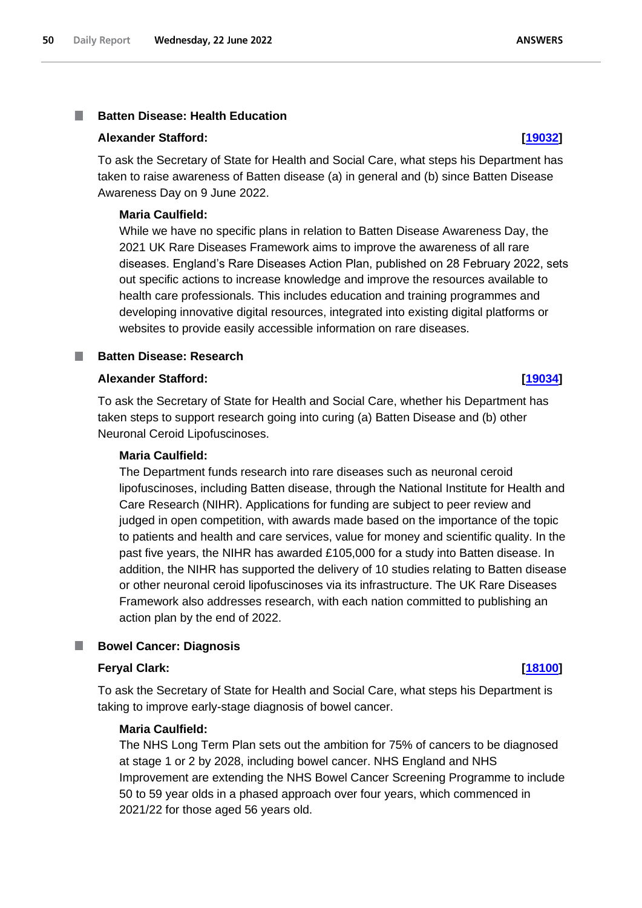### Batten Disease: Health Education

**Alexander Stafford:** **[19032]**

To ask the Secretary of State for Health and Social Care, what steps his Department has taken to raise awareness of Batten disease (a) in general and (b) since Batten Disease Awareness Day on 9 June 2022.

**Maria Caulfield:**

While we have no specific plans in relation to Batten Disease Awareness Day, the 2021 UK Rare Diseases Framework aims to improve the awareness of all rare diseases. England's Rare Diseases Action Plan, published on 28 February 2022, sets out specific actions to increase knowledge and improve the resources available to health care professionals. This includes education and training programmes and developing innovative digital resources, integrated into existing digital platforms or websites to provide easily accessible information on rare diseases.

### Batten Disease: Research

**Alexander Stafford:** **[19034]**

To ask the Secretary of State for Health and Social Care, whether his Department has taken steps to support research going into curing (a) Batten Disease and (b) other Neuronal Ceroid Lipofuscinoses.

**Maria Caulfield:**

The Department funds research into rare diseases such as neuronal ceroid lipofuscinoses, including Batten disease, through the National Institute for Health and Care Research (NIHR). Applications for funding are subject to peer review and judged in open competition, with awards made based on the importance of the topic to patients and health and care services, value for money and scientific quality. In the past five years, the NIHR has awarded £105,000 for a study into Batten disease. In addition, the NIHR has supported the delivery of 10 studies relating to Batten disease or other neuronal ceroid lipofuscinoses via its infrastructure. The UK Rare Diseases Framework also addresses research, with each nation committed to publishing an action plan by the end of 2022.

### Bowel Cancer: Diagnosis

**Feryal Clark:** **[18100]**

To ask the Secretary of State for Health and Social Care, what steps his Department is taking to improve early-stage diagnosis of bowel cancer.

**Maria Caulfield:**

The NHS Long Term Plan sets out the ambition for 75% of cancers to be diagnosed at stage 1 or 2 by 2028, including bowel cancer. NHS England and NHS Improvement are extending the NHS Bowel Cancer Screening Programme to include 50 to 59 year olds in a phased approach over four years, which commenced in 2021/22 for those aged 56 years old.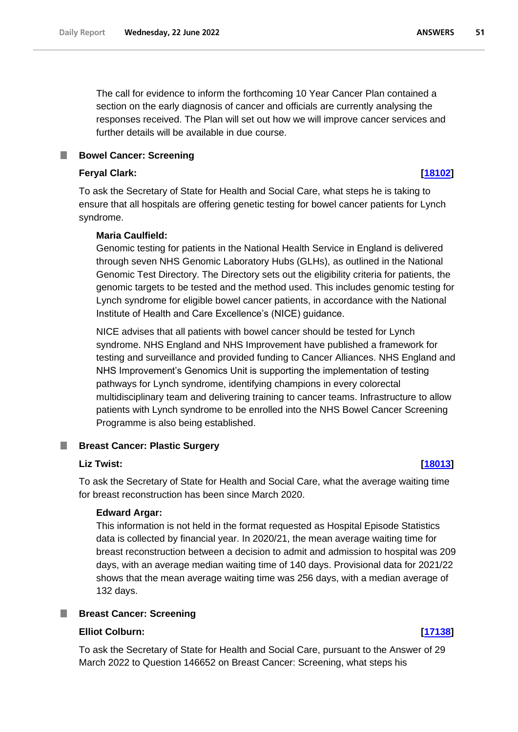The call for evidence to inform the forthcoming 10 Year Cancer Plan contained a section on the early diagnosis of cancer and officials are currently analysing the responses received. The Plan will set out how we will improve cancer services and further details will be available in due course.

### Bowel Cancer: Screening

**Feryal Clark:** **[18102]**

To ask the Secretary of State for Health and Social Care, what steps he is taking to ensure that all hospitals are offering genetic testing for bowel cancer patients for Lynch syndrome.

**Maria Caulfield:**

Genomic testing for patients in the National Health Service in England is delivered through seven NHS Genomic Laboratory Hubs (GLHs), as outlined in the National Genomic Test Directory. The Directory sets out the eligibility criteria for patients, the genomic targets to be tested and the method used. This includes genomic testing for Lynch syndrome for eligible bowel cancer patients, in accordance with the National Institute of Health and Care Excellence's (NICE) guidance.

NICE advises that all patients with bowel cancer should be tested for Lynch syndrome. NHS England and NHS Improvement have published a framework for testing and surveillance and provided funding to Cancer Alliances. NHS England and NHS Improvement's Genomics Unit is supporting the implementation of testing pathways for Lynch syndrome, identifying champions in every colorectal multidisciplinary team and delivering training to cancer teams. Infrastructure to allow patients with Lynch syndrome to be enrolled into the NHS Bowel Cancer Screening Programme is also being established.

### Breast Cancer: Plastic Surgery

**Liz Twist:** **[18013]**

To ask the Secretary of State for Health and Social Care, what the average waiting time for breast reconstruction has been since March 2020.

**Edward Argar:**

This information is not held in the format requested as Hospital Episode Statistics data is collected by financial year. In 2020/21, the mean average waiting time for breast reconstruction between a decision to admit and admission to hospital was 209 days, with an average median waiting time of 140 days. Provisional data for 2021/22 shows that the mean average waiting time was 256 days, with a median average of 132 days.

### Breast Cancer: Screening

**Elliot Colburn:** **[17138]**

To ask the Secretary of State for Health and Social Care, pursuant to the Answer of 29 March 2022 to Question 146652 on Breast Cancer: Screening, what steps his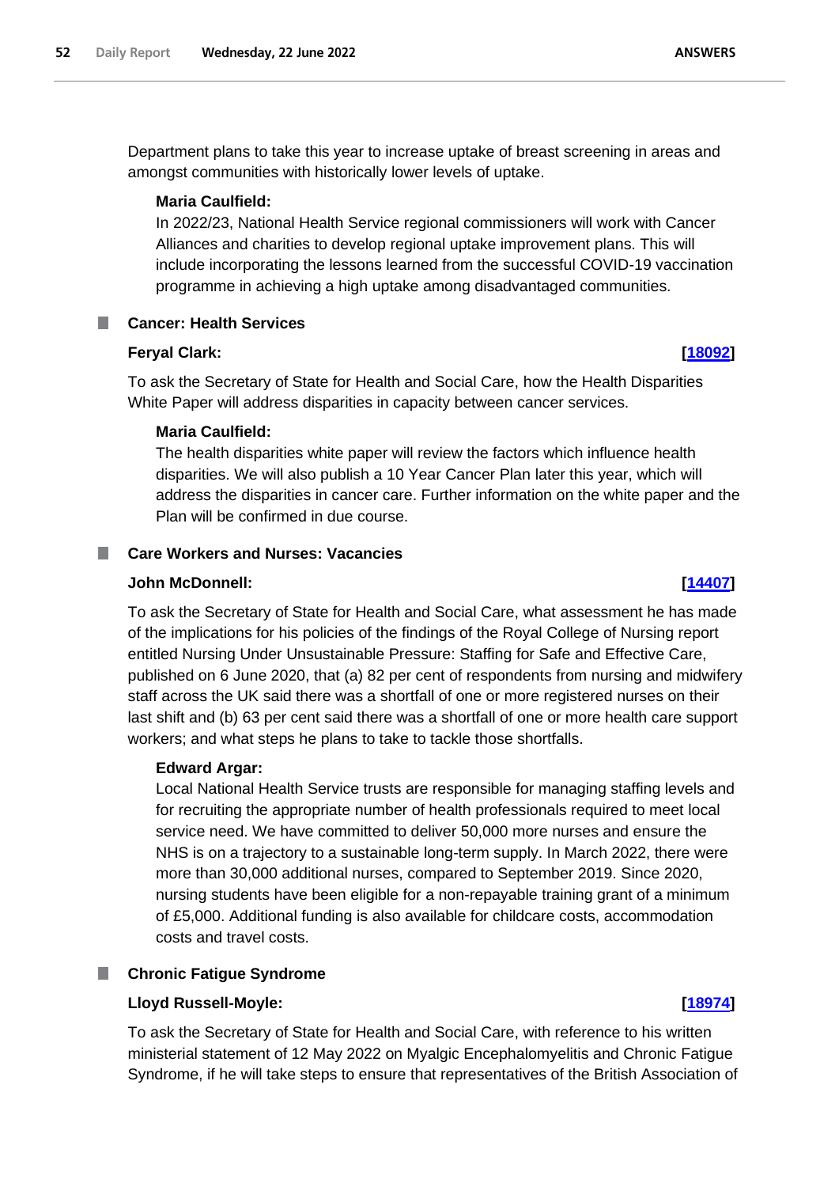Department plans to take this year to increase uptake of breast screening in areas and amongst communities with historically lower levels of uptake.

**Maria Caulfield:**

In 2022/23, National Health Service regional commissioners will work with Cancer Alliances and charities to develop regional uptake improvement plans. This will include incorporating the lessons learned from the successful COVID-19 vaccination programme in achieving a high uptake among disadvantaged communities.

## Cancer: Health Services

**Feryal Clark:** **[18092]**

To ask the Secretary of State for Health and Social Care, how the Health Disparities White Paper will address disparities in capacity between cancer services.

**Maria Caulfield:**

The health disparities white paper will review the factors which influence health disparities. We will also publish a 10 Year Cancer Plan later this year, which will address the disparities in cancer care. Further information on the white paper and the Plan will be confirmed in due course.

## Care Workers and Nurses: Vacancies

**John McDonnell:** **[14407]**

To ask the Secretary of State for Health and Social Care, what assessment he has made of the implications for his policies of the findings of the Royal College of Nursing report entitled Nursing Under Unsustainable Pressure: Staffing for Safe and Effective Care, published on 6 June 2020, that (a) 82 per cent of respondents from nursing and midwifery staff across the UK said there was a shortfall of one or more registered nurses on their last shift and (b) 63 per cent said there was a shortfall of one or more health care support workers; and what steps he plans to take to tackle those shortfalls.

**Edward Argar:**

Local National Health Service trusts are responsible for managing staffing levels and for recruiting the appropriate number of health professionals required to meet local service need. We have committed to deliver 50,000 more nurses and ensure the NHS is on a trajectory to a sustainable long-term supply. In March 2022, there were more than 30,000 additional nurses, compared to September 2019. Since 2020, nursing students have been eligible for a non-repayable training grant of a minimum of £5,000. Additional funding is also available for childcare costs, accommodation costs and travel costs.

## Chronic Fatigue Syndrome

**Lloyd Russell-Moyle:** **[18974]**

To ask the Secretary of State for Health and Social Care, with reference to his written ministerial statement of 12 May 2022 on Myalgic Encephalomyelitis and Chronic Fatigue Syndrome, if he will take steps to ensure that representatives of the British Association of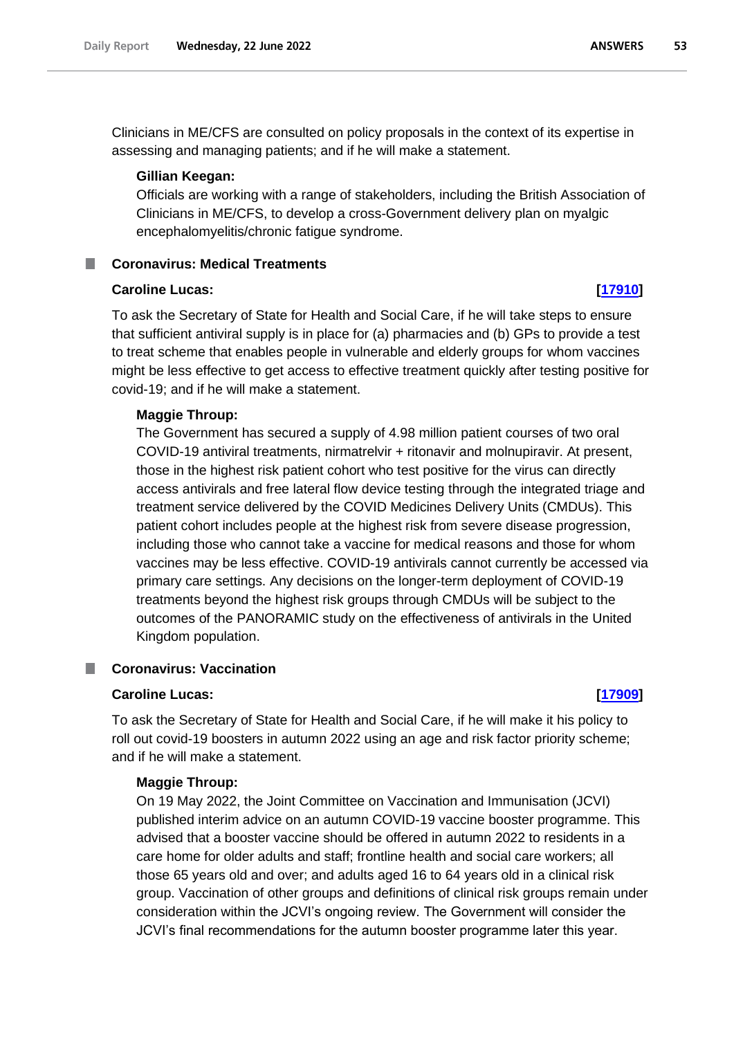Clinicians in ME/CFS are consulted on policy proposals in the context of its expertise in assessing and managing patients; and if he will make a statement.

**Gillian Keegan:**

Officials are working with a range of stakeholders, including the British Association of Clinicians in ME/CFS, to develop a cross-Government delivery plan on myalgic encephalomyelitis/chronic fatigue syndrome.

## Coronavirus: Medical Treatments

**Caroline Lucas:** **[17910]**

To ask the Secretary of State for Health and Social Care, if he will take steps to ensure that sufficient antiviral supply is in place for (a) pharmacies and (b) GPs to provide a test to treat scheme that enables people in vulnerable and elderly groups for whom vaccines might be less effective to get access to effective treatment quickly after testing positive for covid-19; and if he will make a statement.

**Maggie Throup:**

The Government has secured a supply of 4.98 million patient courses of two oral COVID-19 antiviral treatments, nirmatrelvir + ritonavir and molnupiravir. At present, those in the highest risk patient cohort who test positive for the virus can directly access antivirals and free lateral flow device testing through the integrated triage and treatment service delivered by the COVID Medicines Delivery Units (CMDUs). This patient cohort includes people at the highest risk from severe disease progression, including those who cannot take a vaccine for medical reasons and those for whom vaccines may be less effective. COVID-19 antivirals cannot currently be accessed via primary care settings. Any decisions on the longer-term deployment of COVID-19 treatments beyond the highest risk groups through CMDUs will be subject to the outcomes of the PANORAMIC study on the effectiveness of antivirals in the United Kingdom population.

## Coronavirus: Vaccination

**Caroline Lucas:** **[17909]**

To ask the Secretary of State for Health and Social Care, if he will make it his policy to roll out covid-19 boosters in autumn 2022 using an age and risk factor priority scheme; and if he will make a statement.

**Maggie Throup:**

On 19 May 2022, the Joint Committee on Vaccination and Immunisation (JCVI) published interim advice on an autumn COVID-19 vaccine booster programme. This advised that a booster vaccine should be offered in autumn 2022 to residents in a care home for older adults and staff; frontline health and social care workers; all those 65 years old and over; and adults aged 16 to 64 years old in a clinical risk group. Vaccination of other groups and definitions of clinical risk groups remain under consideration within the JCVI's ongoing review. The Government will consider the JCVI's final recommendations for the autumn booster programme later this year.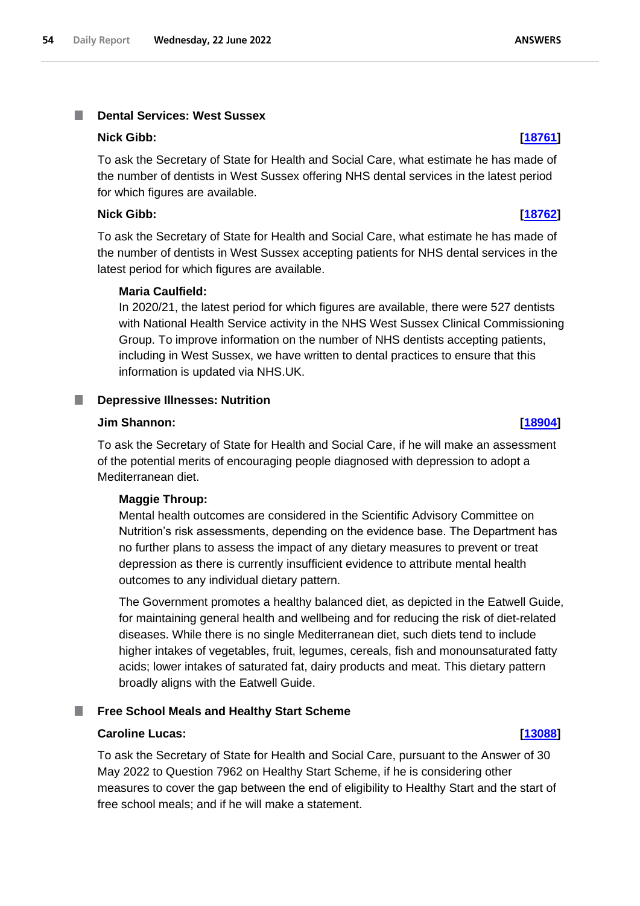### Dental Services: West Sussex

**Nick Gibb:** **[18761]**

To ask the Secretary of State for Health and Social Care, what estimate he has made of the number of dentists in West Sussex offering NHS dental services in the latest period for which figures are available.

**Nick Gibb:** **[18762]**

To ask the Secretary of State for Health and Social Care, what estimate he has made of the number of dentists in West Sussex accepting patients for NHS dental services in the latest period for which figures are available.

**Maria Caulfield:**

In 2020/21, the latest period for which figures are available, there were 527 dentists with National Health Service activity in the NHS West Sussex Clinical Commissioning Group. To improve information on the number of NHS dentists accepting patients, including in West Sussex, we have written to dental practices to ensure that this information is updated via NHS.UK.

### Depressive Illnesses: Nutrition

**Jim Shannon:** **[18904]**

To ask the Secretary of State for Health and Social Care, if he will make an assessment of the potential merits of encouraging people diagnosed with depression to adopt a Mediterranean diet.

**Maggie Throup:**

Mental health outcomes are considered in the Scientific Advisory Committee on Nutrition's risk assessments, depending on the evidence base. The Department has no further plans to assess the impact of any dietary measures to prevent or treat depression as there is currently insufficient evidence to attribute mental health outcomes to any individual dietary pattern.

The Government promotes a healthy balanced diet, as depicted in the Eatwell Guide, for maintaining general health and wellbeing and for reducing the risk of diet-related diseases. While there is no single Mediterranean diet, such diets tend to include higher intakes of vegetables, fruit, legumes, cereals, fish and monounsaturated fatty acids; lower intakes of saturated fat, dairy products and meat. This dietary pattern broadly aligns with the Eatwell Guide.

### Free School Meals and Healthy Start Scheme

**Caroline Lucas:** **[13088]**

To ask the Secretary of State for Health and Social Care, pursuant to the Answer of 30 May 2022 to Question 7962 on Healthy Start Scheme, if he is considering other measures to cover the gap between the end of eligibility to Healthy Start and the start of free school meals; and if he will make a statement.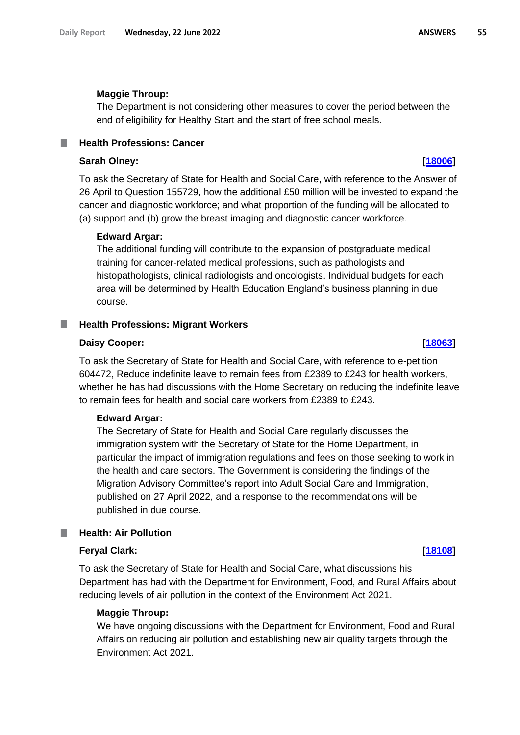**Maggie Throup:**

The Department is not considering other measures to cover the period between the end of eligibility for Healthy Start and the start of free school meals.

## Health Professions: Cancer

**Sarah Olney:** **[18006]**

To ask the Secretary of State for Health and Social Care, with reference to the Answer of 26 April to Question 155729, how the additional £50 million will be invested to expand the cancer and diagnostic workforce; and what proportion of the funding will be allocated to (a) support and (b) grow the breast imaging and diagnostic cancer workforce.

**Edward Argar:**

The additional funding will contribute to the expansion of postgraduate medical training for cancer-related medical professions, such as pathologists and histopathologists, clinical radiologists and oncologists. Individual budgets for each area will be determined by Health Education England's business planning in due course.

## Health Professions: Migrant Workers

**Daisy Cooper:** **[18063]**

To ask the Secretary of State for Health and Social Care, with reference to e-petition 604472, Reduce indefinite leave to remain fees from £2389 to £243 for health workers, whether he has had discussions with the Home Secretary on reducing the indefinite leave to remain fees for health and social care workers from £2389 to £243.

**Edward Argar:**

The Secretary of State for Health and Social Care regularly discusses the immigration system with the Secretary of State for the Home Department, in particular the impact of immigration regulations and fees on those seeking to work in the health and care sectors. The Government is considering the findings of the Migration Advisory Committee's report into Adult Social Care and Immigration, published on 27 April 2022, and a response to the recommendations will be published in due course.

## Health: Air Pollution

**Feryal Clark:** **[18108]**

To ask the Secretary of State for Health and Social Care, what discussions his Department has had with the Department for Environment, Food, and Rural Affairs about reducing levels of air pollution in the context of the Environment Act 2021.

**Maggie Throup:**

We have ongoing discussions with the Department for Environment, Food and Rural Affairs on reducing air pollution and establishing new air quality targets through the Environment Act 2021.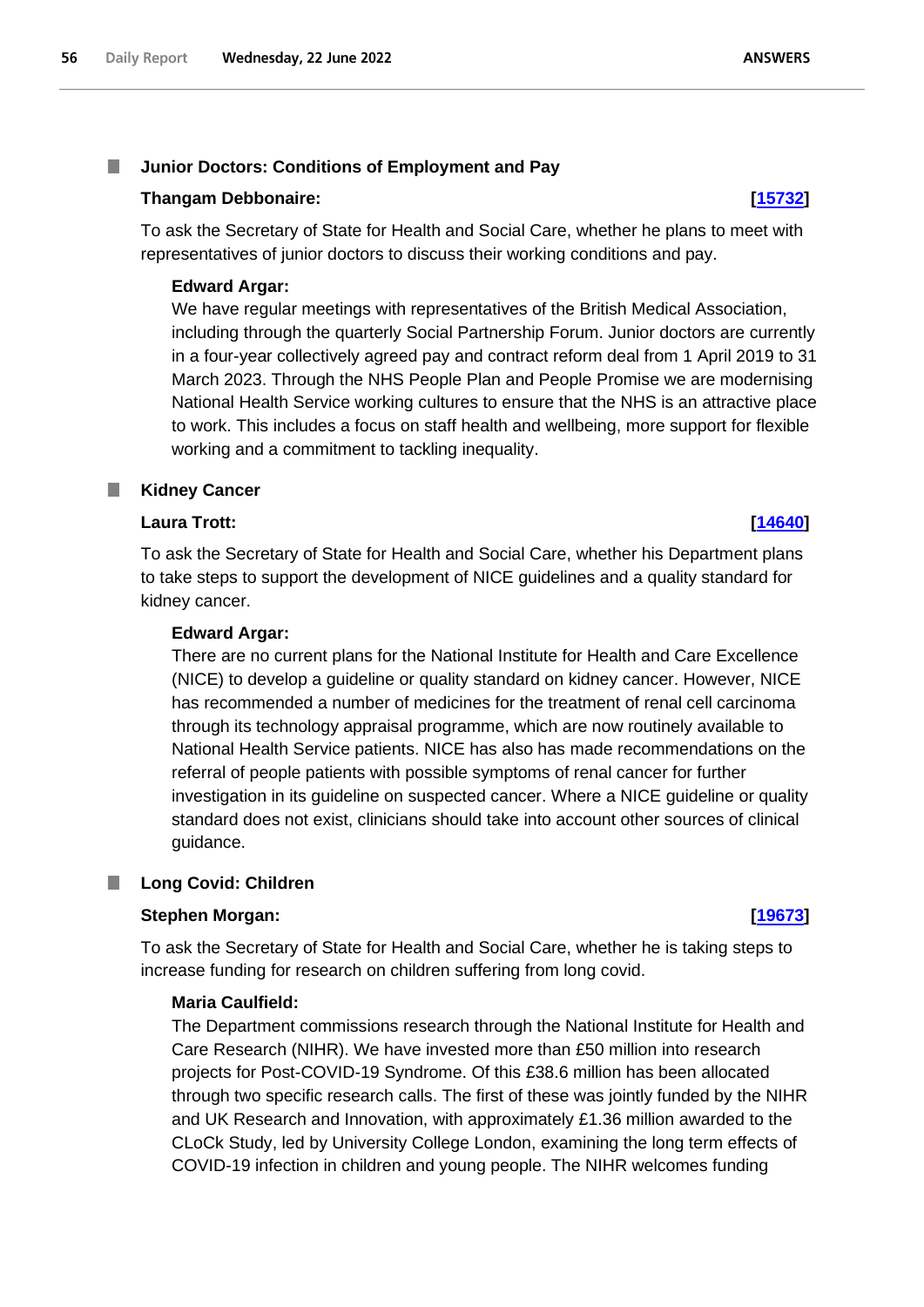### Junior Doctors: Conditions of Employment and Pay

**Thangam Debbonaire:** **[15732]**

To ask the Secretary of State for Health and Social Care, whether he plans to meet with representatives of junior doctors to discuss their working conditions and pay.

**Edward Argar:**

We have regular meetings with representatives of the British Medical Association, including through the quarterly Social Partnership Forum. Junior doctors are currently in a four-year collectively agreed pay and contract reform deal from 1 April 2019 to 31 March 2023. Through the NHS People Plan and People Promise we are modernising National Health Service working cultures to ensure that the NHS is an attractive place to work. This includes a focus on staff health and wellbeing, more support for flexible working and a commitment to tackling inequality.

### Kidney Cancer

**Laura Trott:** **[14640]**

To ask the Secretary of State for Health and Social Care, whether his Department plans to take steps to support the development of NICE guidelines and a quality standard for kidney cancer.

**Edward Argar:**

There are no current plans for the National Institute for Health and Care Excellence (NICE) to develop a guideline or quality standard on kidney cancer. However, NICE has recommended a number of medicines for the treatment of renal cell carcinoma through its technology appraisal programme, which are now routinely available to National Health Service patients. NICE has also has made recommendations on the referral of people patients with possible symptoms of renal cancer for further investigation in its guideline on suspected cancer. Where a NICE guideline or quality standard does not exist, clinicians should take into account other sources of clinical guidance.

### Long Covid: Children

**Stephen Morgan:** **[19673]**

To ask the Secretary of State for Health and Social Care, whether he is taking steps to increase funding for research on children suffering from long covid.

**Maria Caulfield:**

The Department commissions research through the National Institute for Health and Care Research (NIHR). We have invested more than £50 million into research projects for Post-COVID-19 Syndrome. Of this £38.6 million has been allocated through two specific research calls. The first of these was jointly funded by the NIHR and UK Research and Innovation, with approximately £1.36 million awarded to the CLoCk Study, led by University College London, examining the long term effects of COVID-19 infection in children and young people. The NIHR welcomes funding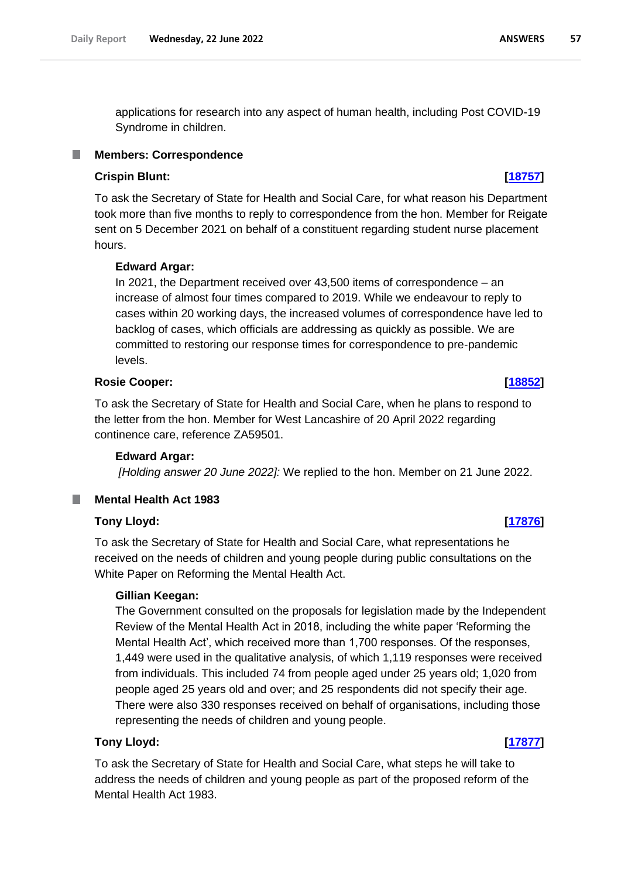applications for research into any aspect of human health, including Post COVID-19 Syndrome in children.

## Members: Correspondence

**Crispin Blunt:** **[18757]**

To ask the Secretary of State for Health and Social Care, for what reason his Department took more than five months to reply to correspondence from the hon. Member for Reigate sent on 5 December 2021 on behalf of a constituent regarding student nurse placement hours.

**Edward Argar:**

In 2021, the Department received over 43,500 items of correspondence – an increase of almost four times compared to 2019. While we endeavour to reply to cases within 20 working days, the increased volumes of correspondence have led to backlog of cases, which officials are addressing as quickly as possible. We are committed to restoring our response times for correspondence to pre-pandemic levels.

**Rosie Cooper:** **[18852]**

To ask the Secretary of State for Health and Social Care, when he plans to respond to the letter from the hon. Member for West Lancashire of 20 April 2022 regarding continence care, reference ZA59501.

**Edward Argar:**

*[Holding answer 20 June 2022]:* We replied to the hon. Member on 21 June 2022.

## Mental Health Act 1983

**Tony Lloyd:** **[17876]**

To ask the Secretary of State for Health and Social Care, what representations he received on the needs of children and young people during public consultations on the White Paper on Reforming the Mental Health Act.

**Gillian Keegan:**

The Government consulted on the proposals for legislation made by the Independent Review of the Mental Health Act in 2018, including the white paper 'Reforming the Mental Health Act', which received more than 1,700 responses. Of the responses, 1,449 were used in the qualitative analysis, of which 1,119 responses were received from individuals. This included 74 from people aged under 25 years old; 1,020 from people aged 25 years old and over; and 25 respondents did not specify their age. There were also 330 responses received on behalf of organisations, including those representing the needs of children and young people.

**Tony Lloyd:** **[17877]**

To ask the Secretary of State for Health and Social Care, what steps he will take to address the needs of children and young people as part of the proposed reform of the Mental Health Act 1983.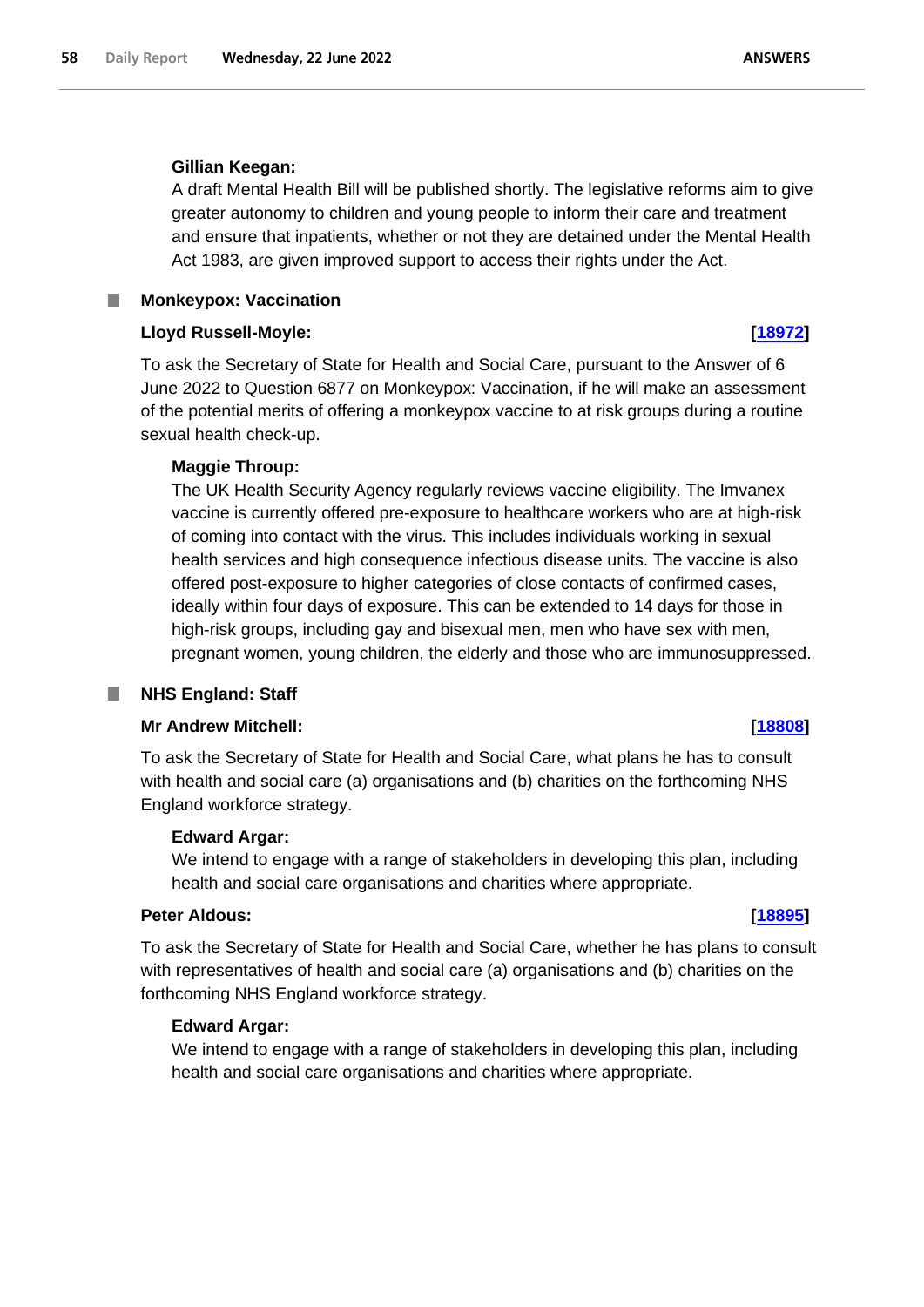**Gillian Keegan:**

A draft Mental Health Bill will be published shortly. The legislative reforms aim to give greater autonomy to children and young people to inform their care and treatment and ensure that inpatients, whether or not they are detained under the Mental Health Act 1983, are given improved support to access their rights under the Act.

## Monkeypox: Vaccination

**Lloyd Russell-Moyle:** **[18972]**

To ask the Secretary of State for Health and Social Care, pursuant to the Answer of 6 June 2022 to Question 6877 on Monkeypox: Vaccination, if he will make an assessment of the potential merits of offering a monkeypox vaccine to at risk groups during a routine sexual health check-up.

**Maggie Throup:**

The UK Health Security Agency regularly reviews vaccine eligibility. The Imvanex vaccine is currently offered pre-exposure to healthcare workers who are at high-risk of coming into contact with the virus. This includes individuals working in sexual health services and high consequence infectious disease units. The vaccine is also offered post-exposure to higher categories of close contacts of confirmed cases, ideally within four days of exposure. This can be extended to 14 days for those in high-risk groups, including gay and bisexual men, men who have sex with men, pregnant women, young children, the elderly and those who are immunosuppressed.

## NHS England: Staff

**Mr Andrew Mitchell:** **[18808]**

To ask the Secretary of State for Health and Social Care, what plans he has to consult with health and social care (a) organisations and (b) charities on the forthcoming NHS England workforce strategy.

**Edward Argar:**

We intend to engage with a range of stakeholders in developing this plan, including health and social care organisations and charities where appropriate.

**Peter Aldous:** **[18895]**

To ask the Secretary of State for Health and Social Care, whether he has plans to consult with representatives of health and social care (a) organisations and (b) charities on the forthcoming NHS England workforce strategy.

**Edward Argar:**

We intend to engage with a range of stakeholders in developing this plan, including health and social care organisations and charities where appropriate.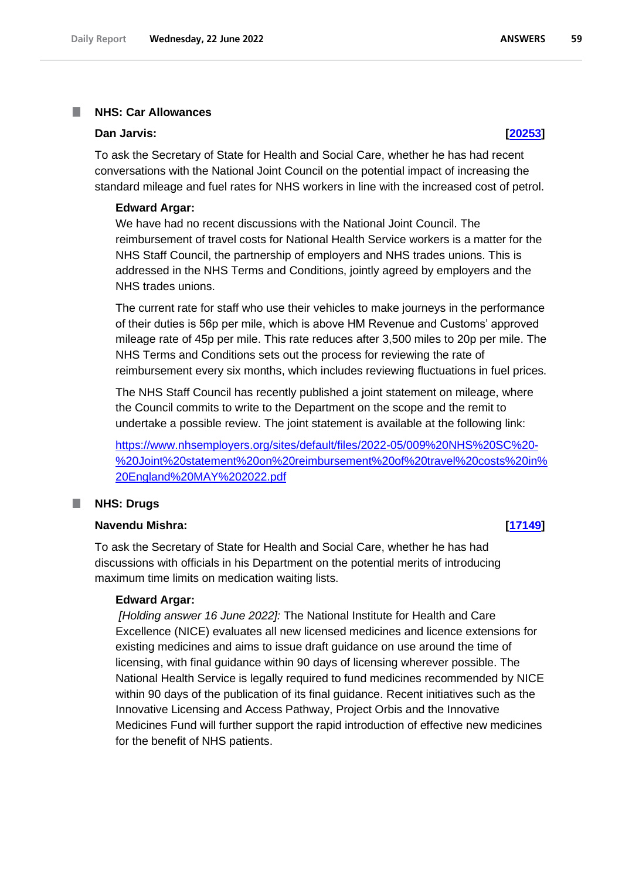### NHS: Car Allowances

**Dan Jarvis:** **[20253]**

To ask the Secretary of State for Health and Social Care, whether he has had recent conversations with the National Joint Council on the potential impact of increasing the standard mileage and fuel rates for NHS workers in line with the increased cost of petrol.

**Edward Argar:**

We have had no recent discussions with the National Joint Council. The reimbursement of travel costs for National Health Service workers is a matter for the NHS Staff Council, the partnership of employers and NHS trades unions. This is addressed in the NHS Terms and Conditions, jointly agreed by employers and the NHS trades unions.

The current rate for staff who use their vehicles to make journeys in the performance of their duties is 56p per mile, which is above HM Revenue and Customs' approved mileage rate of 45p per mile. This rate reduces after 3,500 miles to 20p per mile. The NHS Terms and Conditions sets out the process for reviewing the rate of reimbursement every six months, which includes reviewing fluctuations in fuel prices.

The NHS Staff Council has recently published a joint statement on mileage, where the Council commits to write to the Department on the scope and the remit to undertake a possible review. The joint statement is available at the following link:

https://www.nhsemployers.org/sites/default/files/2022-05/009%20NHS%20SC%20-%20Joint%20statement%20on%20reimbursement%20of%20travel%20costs%20in%20England%20MAY%202022.pdf

### NHS: Drugs

**Navendu Mishra:** **[17149]**

To ask the Secretary of State for Health and Social Care, whether he has had discussions with officials in his Department on the potential merits of introducing maximum time limits on medication waiting lists.

**Edward Argar:**

*[Holding answer 16 June 2022]:* The National Institute for Health and Care Excellence (NICE) evaluates all new licensed medicines and licence extensions for existing medicines and aims to issue draft guidance on use around the time of licensing, with final guidance within 90 days of licensing wherever possible. The National Health Service is legally required to fund medicines recommended by NICE within 90 days of the publication of its final guidance. Recent initiatives such as the Innovative Licensing and Access Pathway, Project Orbis and the Innovative Medicines Fund will further support the rapid introduction of effective new medicines for the benefit of NHS patients.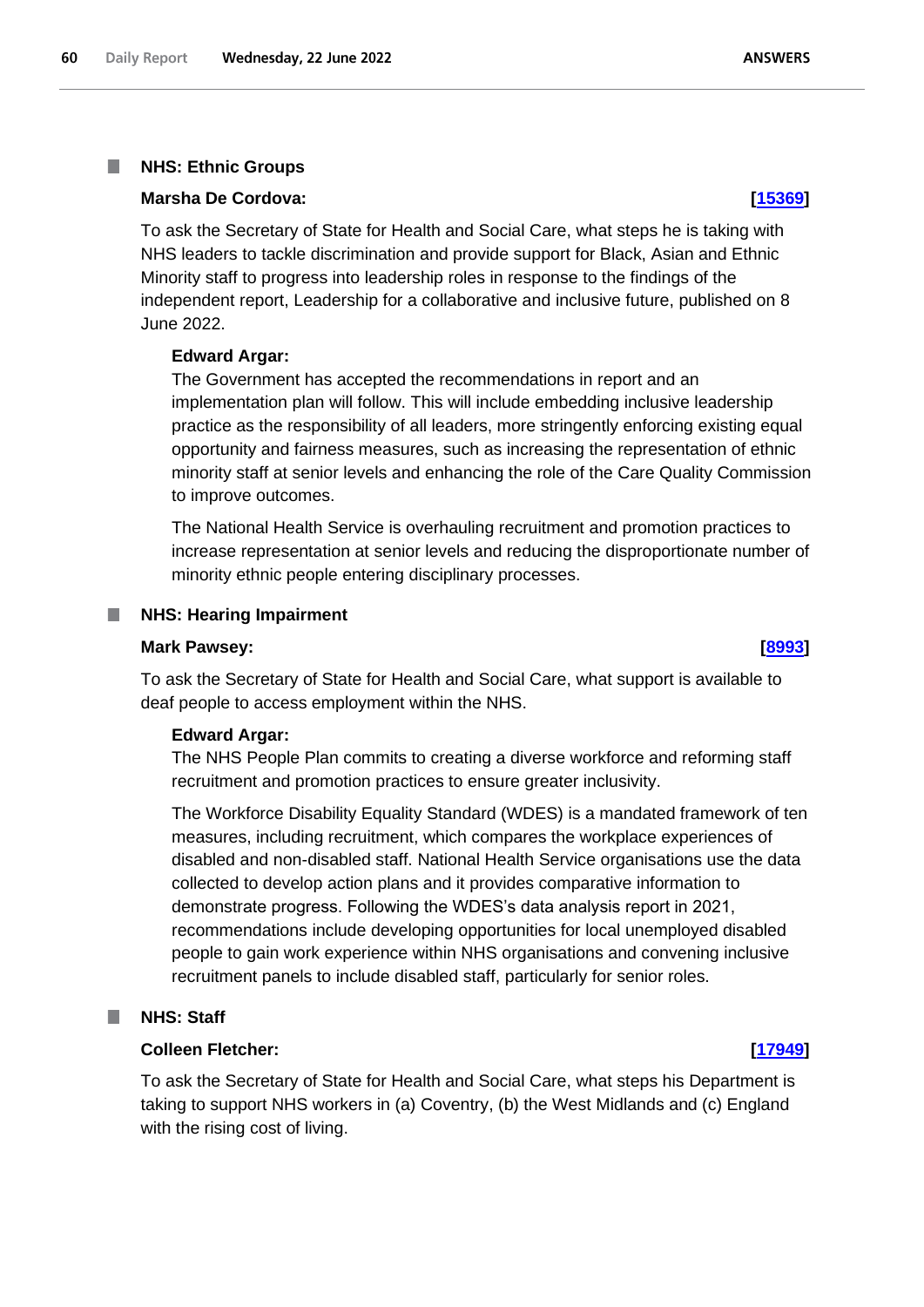## NHS: Ethnic Groups

**Marsha De Cordova:** **[15369]**

To ask the Secretary of State for Health and Social Care, what steps he is taking with NHS leaders to tackle discrimination and provide support for Black, Asian and Ethnic Minority staff to progress into leadership roles in response to the findings of the independent report, Leadership for a collaborative and inclusive future, published on 8 June 2022.

**Edward Argar:**

The Government has accepted the recommendations in report and an implementation plan will follow. This will include embedding inclusive leadership practice as the responsibility of all leaders, more stringently enforcing existing equal opportunity and fairness measures, such as increasing the representation of ethnic minority staff at senior levels and enhancing the role of the Care Quality Commission to improve outcomes.

The National Health Service is overhauling recruitment and promotion practices to increase representation at senior levels and reducing the disproportionate number of minority ethnic people entering disciplinary processes.

## NHS: Hearing Impairment

**Mark Pawsey:** **[8993]**

To ask the Secretary of State for Health and Social Care, what support is available to deaf people to access employment within the NHS.

**Edward Argar:**

The NHS People Plan commits to creating a diverse workforce and reforming staff recruitment and promotion practices to ensure greater inclusivity.

The Workforce Disability Equality Standard (WDES) is a mandated framework of ten measures, including recruitment, which compares the workplace experiences of disabled and non-disabled staff. National Health Service organisations use the data collected to develop action plans and it provides comparative information to demonstrate progress. Following the WDES's data analysis report in 2021, recommendations include developing opportunities for local unemployed disabled people to gain work experience within NHS organisations and convening inclusive recruitment panels to include disabled staff, particularly for senior roles.

## NHS: Staff

**Colleen Fletcher:** **[17949]**

To ask the Secretary of State for Health and Social Care, what steps his Department is taking to support NHS workers in (a) Coventry, (b) the West Midlands and (c) England with the rising cost of living.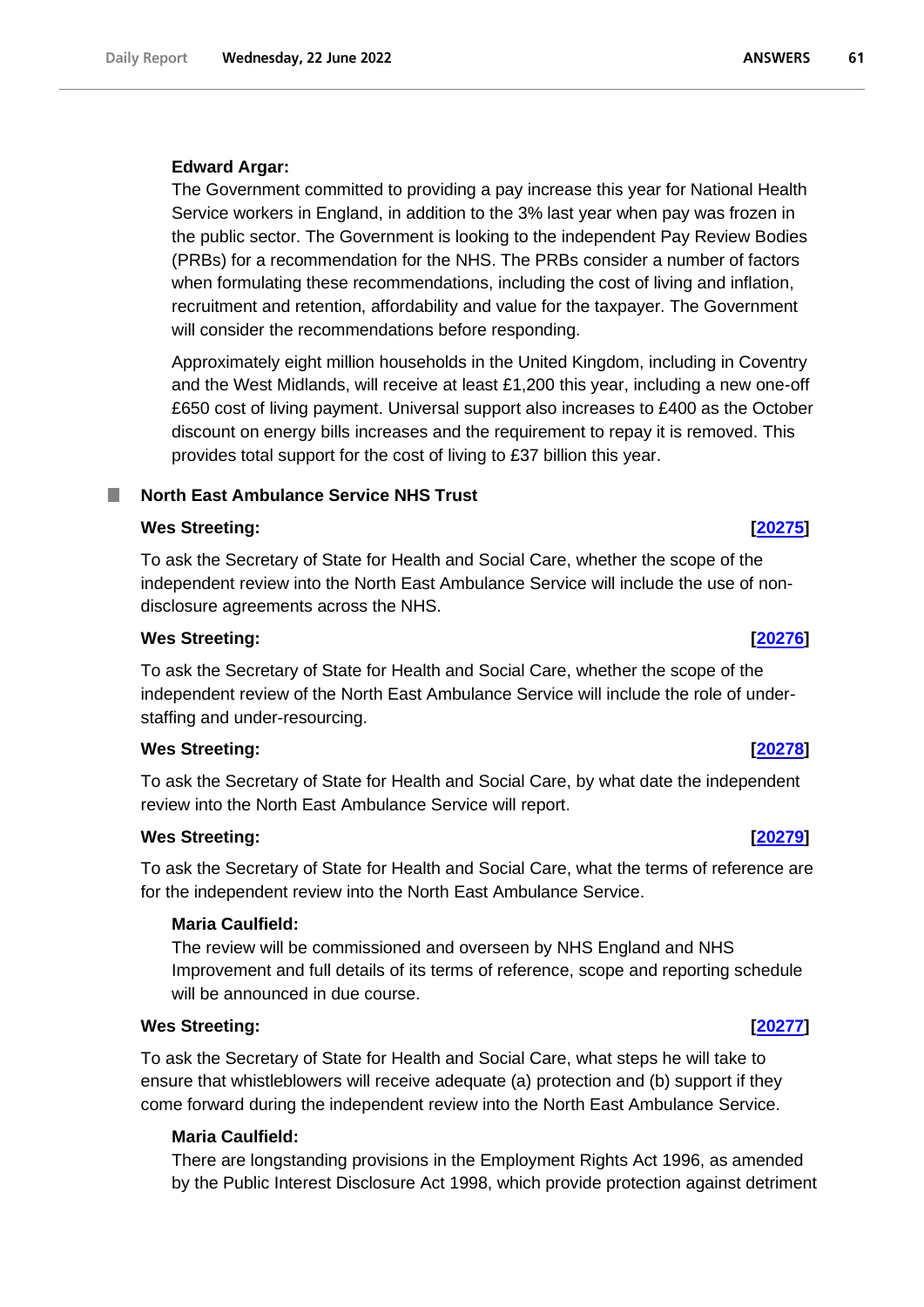**Edward Argar:**

The Government committed to providing a pay increase this year for National Health Service workers in England, in addition to the 3% last year when pay was frozen in the public sector. The Government is looking to the independent Pay Review Bodies (PRBs) for a recommendation for the NHS. The PRBs consider a number of factors when formulating these recommendations, including the cost of living and inflation, recruitment and retention, affordability and value for the taxpayer. The Government will consider the recommendations before responding.

Approximately eight million households in the United Kingdom, including in Coventry and the West Midlands, will receive at least £1,200 this year, including a new one-off £650 cost of living payment. Universal support also increases to £400 as the October discount on energy bills increases and the requirement to repay it is removed. This provides total support for the cost of living to £37 billion this year.

## North East Ambulance Service NHS Trust

**Wes Streeting:** **[20275]**

To ask the Secretary of State for Health and Social Care, whether the scope of the independent review into the North East Ambulance Service will include the use of non-disclosure agreements across the NHS.

**Wes Streeting:** **[20276]**

To ask the Secretary of State for Health and Social Care, whether the scope of the independent review of the North East Ambulance Service will include the role of under-staffing and under-resourcing.

**Wes Streeting:** **[20278]**

To ask the Secretary of State for Health and Social Care, by what date the independent review into the North East Ambulance Service will report.

**Wes Streeting:** **[20279]**

To ask the Secretary of State for Health and Social Care, what the terms of reference are for the independent review into the North East Ambulance Service.

**Maria Caulfield:**

The review will be commissioned and overseen by NHS England and NHS Improvement and full details of its terms of reference, scope and reporting schedule will be announced in due course.

**Wes Streeting:** **[20277]**

To ask the Secretary of State for Health and Social Care, what steps he will take to ensure that whistleblowers will receive adequate (a) protection and (b) support if they come forward during the independent review into the North East Ambulance Service.

**Maria Caulfield:**

There are longstanding provisions in the Employment Rights Act 1996, as amended by the Public Interest Disclosure Act 1998, which provide protection against detriment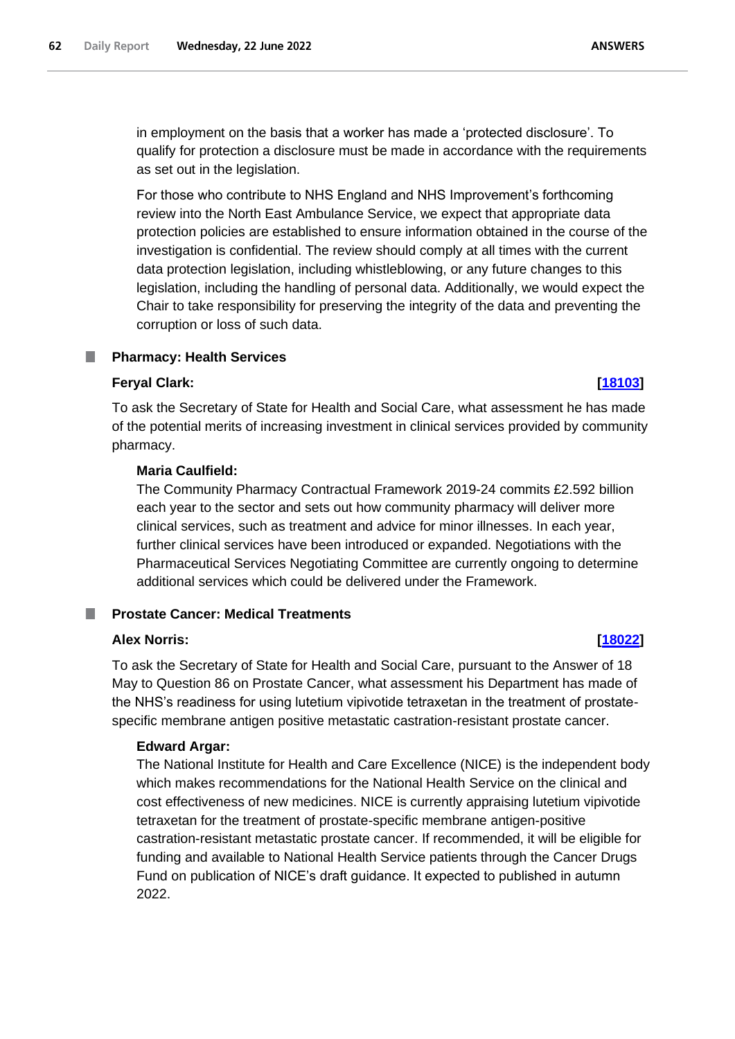in employment on the basis that a worker has made a 'protected disclosure'. To qualify for protection a disclosure must be made in accordance with the requirements as set out in the legislation.

For those who contribute to NHS England and NHS Improvement's forthcoming review into the North East Ambulance Service, we expect that appropriate data protection policies are established to ensure information obtained in the course of the investigation is confidential. The review should comply at all times with the current data protection legislation, including whistleblowing, or any future changes to this legislation, including the handling of personal data. Additionally, we would expect the Chair to take responsibility for preserving the integrity of the data and preventing the corruption or loss of such data.

### Pharmacy: Health Services

**Feryal Clark:** **[18103]**

To ask the Secretary of State for Health and Social Care, what assessment he has made of the potential merits of increasing investment in clinical services provided by community pharmacy.

**Maria Caulfield:**

The Community Pharmacy Contractual Framework 2019-24 commits £2.592 billion each year to the sector and sets out how community pharmacy will deliver more clinical services, such as treatment and advice for minor illnesses. In each year, further clinical services have been introduced or expanded. Negotiations with the Pharmaceutical Services Negotiating Committee are currently ongoing to determine additional services which could be delivered under the Framework.

### Prostate Cancer: Medical Treatments

**Alex Norris:** **[18022]**

To ask the Secretary of State for Health and Social Care, pursuant to the Answer of 18 May to Question 86 on Prostate Cancer, what assessment his Department has made of the NHS's readiness for using lutetium vipivotide tetraxetan in the treatment of prostate-specific membrane antigen positive metastatic castration-resistant prostate cancer.

**Edward Argar:**

The National Institute for Health and Care Excellence (NICE) is the independent body which makes recommendations for the National Health Service on the clinical and cost effectiveness of new medicines. NICE is currently appraising lutetium vipivotide tetraxetan for the treatment of prostate-specific membrane antigen-positive castration-resistant metastatic prostate cancer. If recommended, it will be eligible for funding and available to National Health Service patients through the Cancer Drugs Fund on publication of NICE's draft guidance. It expected to published in autumn 2022.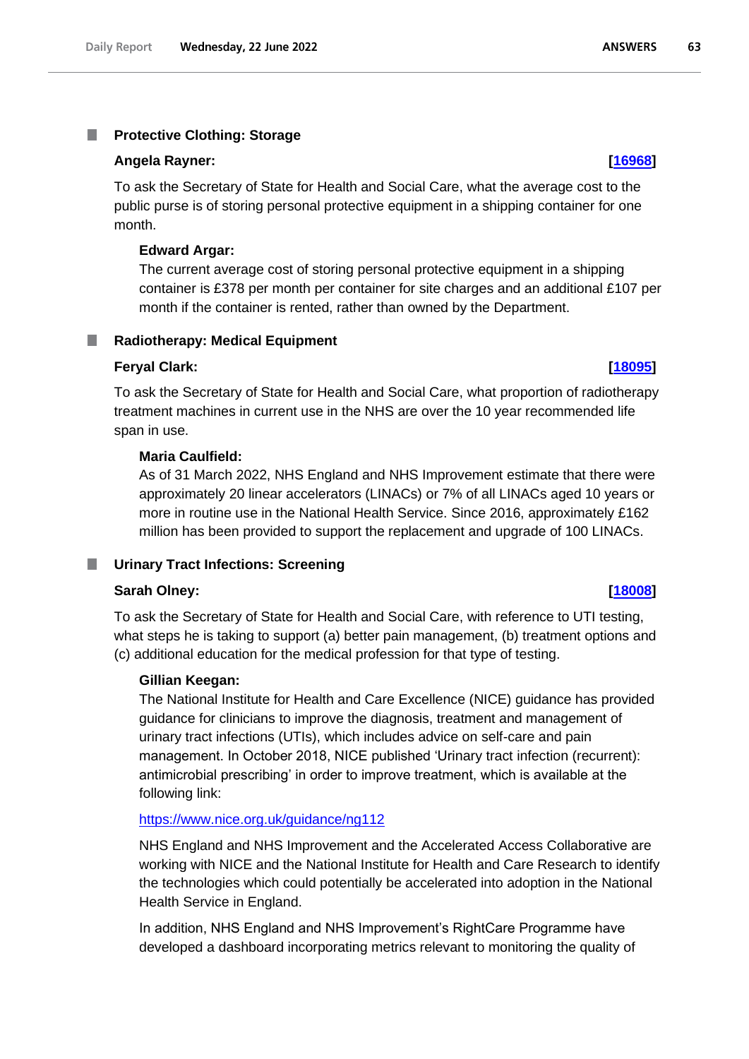### Protective Clothing: Storage

**Angela Rayner:** **[16968]**

To ask the Secretary of State for Health and Social Care, what the average cost to the public purse is of storing personal protective equipment in a shipping container for one month.

**Edward Argar:**

The current average cost of storing personal protective equipment in a shipping container is £378 per month per container for site charges and an additional £107 per month if the container is rented, rather than owned by the Department.

### Radiotherapy: Medical Equipment

**Feryal Clark:** **[18095]**

To ask the Secretary of State for Health and Social Care, what proportion of radiotherapy treatment machines in current use in the NHS are over the 10 year recommended life span in use.

**Maria Caulfield:**

As of 31 March 2022, NHS England and NHS Improvement estimate that there were approximately 20 linear accelerators (LINACs) or 7% of all LINACs aged 10 years or more in routine use in the National Health Service. Since 2016, approximately £162 million has been provided to support the replacement and upgrade of 100 LINACs.

### Urinary Tract Infections: Screening

**Sarah Olney:** **[18008]**

To ask the Secretary of State for Health and Social Care, with reference to UTI testing, what steps he is taking to support (a) better pain management, (b) treatment options and (c) additional education for the medical profession for that type of testing.

**Gillian Keegan:**

The National Institute for Health and Care Excellence (NICE) guidance has provided guidance for clinicians to improve the diagnosis, treatment and management of urinary tract infections (UTIs), which includes advice on self-care and pain management. In October 2018, NICE published 'Urinary tract infection (recurrent): antimicrobial prescribing' in order to improve treatment, which is available at the following link:

https://www.nice.org.uk/guidance/ng112

NHS England and NHS Improvement and the Accelerated Access Collaborative are working with NICE and the National Institute for Health and Care Research to identify the technologies which could potentially be accelerated into adoption in the National Health Service in England.

In addition, NHS England and NHS Improvement's RightCare Programme have developed a dashboard incorporating metrics relevant to monitoring the quality of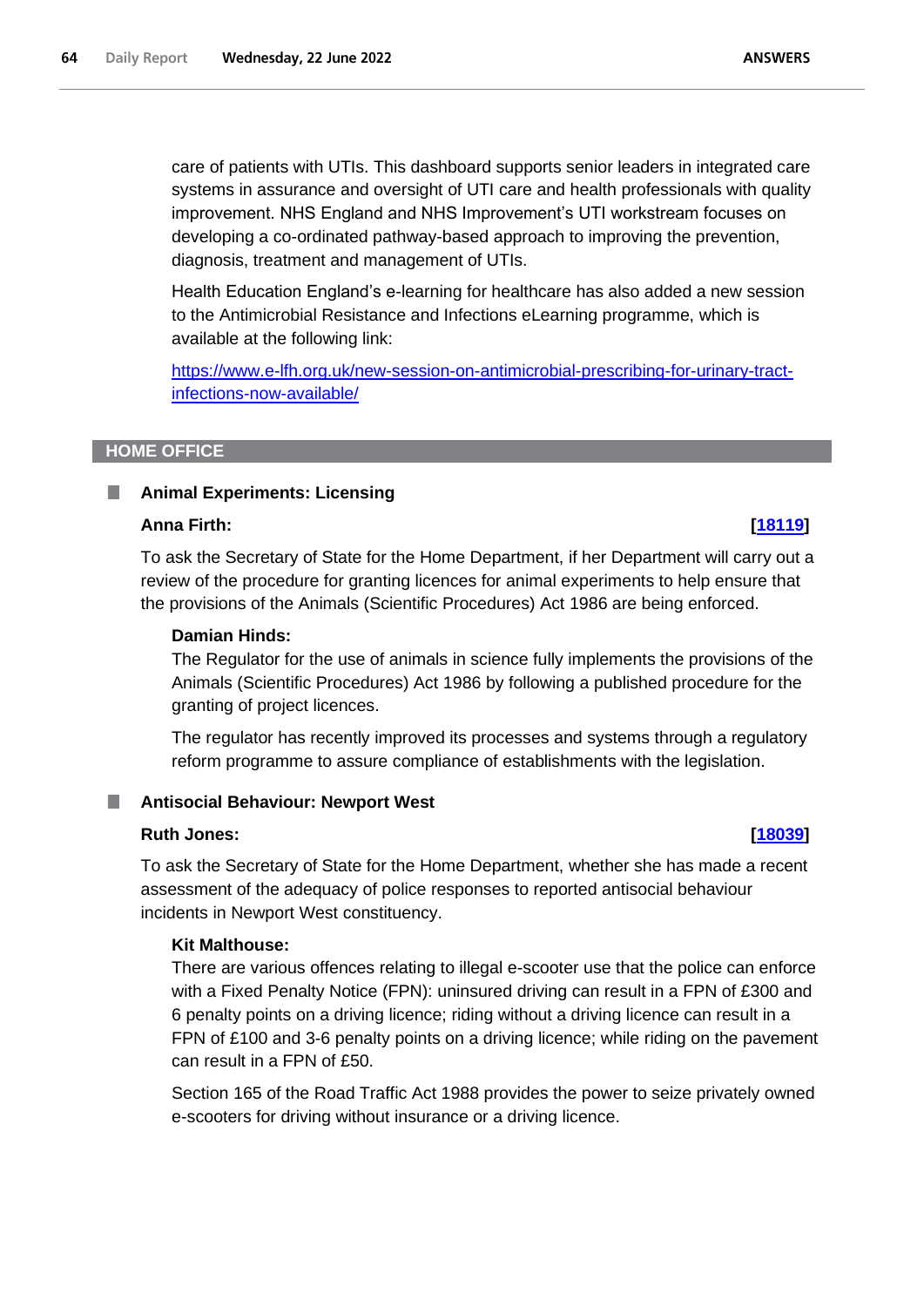care of patients with UTIs. This dashboard supports senior leaders in integrated care systems in assurance and oversight of UTI care and health professionals with quality improvement. NHS England and NHS Improvement's UTI workstream focuses on developing a co-ordinated pathway-based approach to improving the prevention, diagnosis, treatment and management of UTIs.

Health Education England's e-learning for healthcare has also added a new session to the Antimicrobial Resistance and Infections eLearning programme, which is available at the following link:

[https://www.e-lfh.org.uk/new-session-on-antimicrobial-prescribing-for-urinary-tract-infections-now-available/](https://www.e-lfh.org.uk/new-session-on-antimicrobial-prescribing-for-urinary-tract-infections-now-available/)

## HOME OFFICE

### Animal Experiments: Licensing

**Anna Firth:** **[18119]**

To ask the Secretary of State for the Home Department, if her Department will carry out a review of the procedure for granting licences for animal experiments to help ensure that the provisions of the Animals (Scientific Procedures) Act 1986 are being enforced.

**Damian Hinds:**

The Regulator for the use of animals in science fully implements the provisions of the Animals (Scientific Procedures) Act 1986 by following a published procedure for the granting of project licences.

The regulator has recently improved its processes and systems through a regulatory reform programme to assure compliance of establishments with the legislation.

### Antisocial Behaviour: Newport West

**Ruth Jones:** **[18039]**

To ask the Secretary of State for the Home Department, whether she has made a recent assessment of the adequacy of police responses to reported antisocial behaviour incidents in Newport West constituency.

**Kit Malthouse:**

There are various offences relating to illegal e-scooter use that the police can enforce with a Fixed Penalty Notice (FPN): uninsured driving can result in a FPN of £300 and 6 penalty points on a driving licence; riding without a driving licence can result in a FPN of £100 and 3-6 penalty points on a driving licence; while riding on the pavement can result in a FPN of £50.

Section 165 of the Road Traffic Act 1988 provides the power to seize privately owned e-scooters for driving without insurance or a driving licence.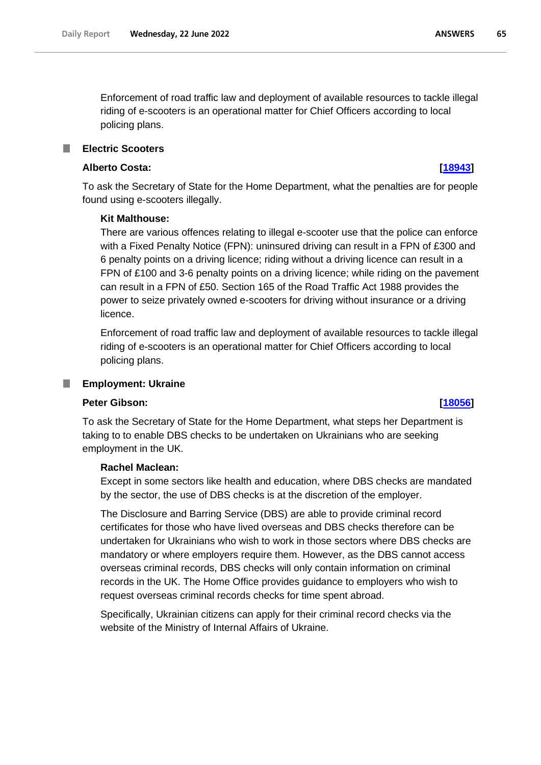Enforcement of road traffic law and deployment of available resources to tackle illegal riding of e-scooters is an operational matter for Chief Officers according to local policing plans.

### Electric Scooters

**Alberto Costa:** **[18943]**

To ask the Secretary of State for the Home Department, what the penalties are for people found using e-scooters illegally.

**Kit Malthouse:**

There are various offences relating to illegal e-scooter use that the police can enforce with a Fixed Penalty Notice (FPN): uninsured driving can result in a FPN of £300 and 6 penalty points on a driving licence; riding without a driving licence can result in a FPN of £100 and 3-6 penalty points on a driving licence; while riding on the pavement can result in a FPN of £50. Section 165 of the Road Traffic Act 1988 provides the power to seize privately owned e-scooters for driving without insurance or a driving licence.

Enforcement of road traffic law and deployment of available resources to tackle illegal riding of e-scooters is an operational matter for Chief Officers according to local policing plans.

### Employment: Ukraine

**Peter Gibson:** **[18056]**

To ask the Secretary of State for the Home Department, what steps her Department is taking to to enable DBS checks to be undertaken on Ukrainians who are seeking employment in the UK.

**Rachel Maclean:**

Except in some sectors like health and education, where DBS checks are mandated by the sector, the use of DBS checks is at the discretion of the employer.

The Disclosure and Barring Service (DBS) are able to provide criminal record certificates for those who have lived overseas and DBS checks therefore can be undertaken for Ukrainians who wish to work in those sectors where DBS checks are mandatory or where employers require them. However, as the DBS cannot access overseas criminal records, DBS checks will only contain information on criminal records in the UK. The Home Office provides guidance to employers who wish to request overseas criminal records checks for time spent abroad.

Specifically, Ukrainian citizens can apply for their criminal record checks via the website of the Ministry of Internal Affairs of Ukraine.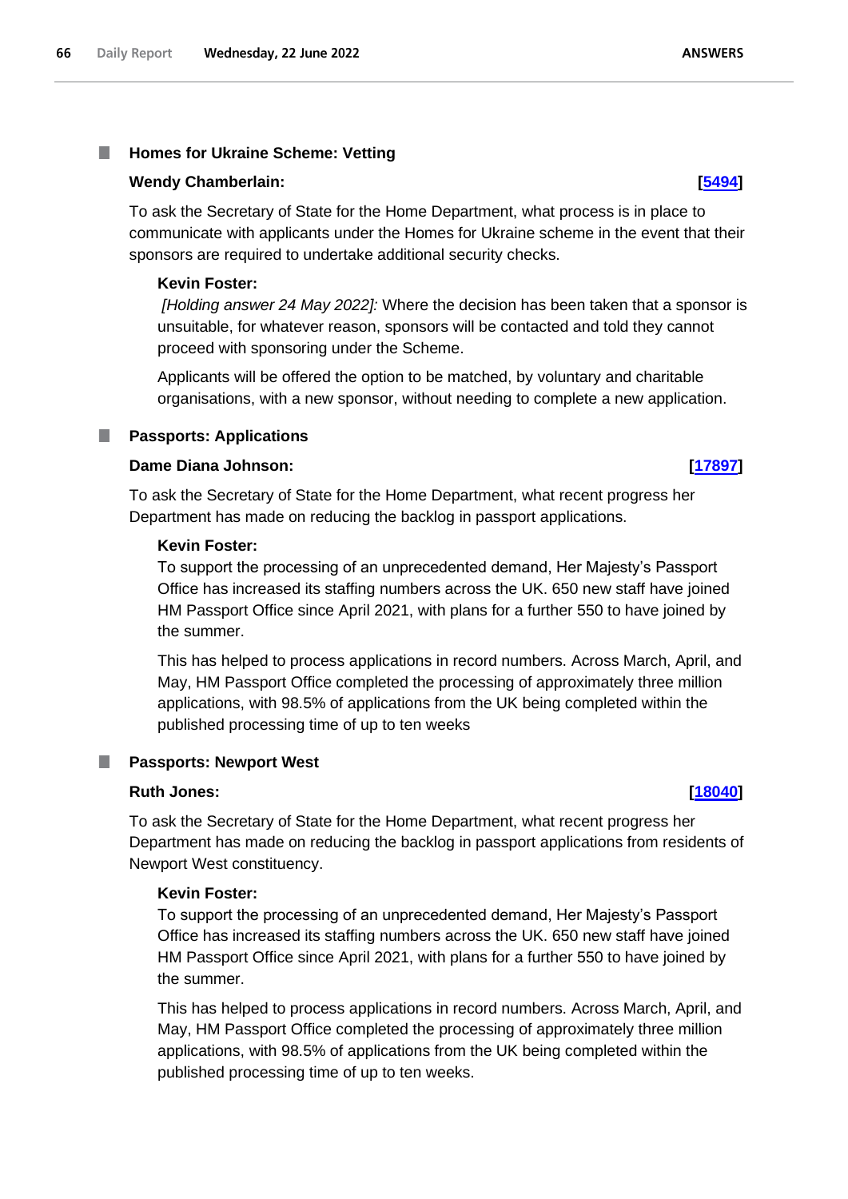## Homes for Ukraine Scheme: Vetting

**Wendy Chamberlain:** **[5494]**

To ask the Secretary of State for the Home Department, what process is in place to communicate with applicants under the Homes for Ukraine scheme in the event that their sponsors are required to undertake additional security checks.

**Kevin Foster:**

*[Holding answer 24 May 2022]:* Where the decision has been taken that a sponsor is unsuitable, for whatever reason, sponsors will be contacted and told they cannot proceed with sponsoring under the Scheme.

Applicants will be offered the option to be matched, by voluntary and charitable organisations, with a new sponsor, without needing to complete a new application.

## Passports: Applications

**Dame Diana Johnson:** **[17897]**

To ask the Secretary of State for the Home Department, what recent progress her Department has made on reducing the backlog in passport applications.

**Kevin Foster:**

To support the processing of an unprecedented demand, Her Majesty's Passport Office has increased its staffing numbers across the UK. 650 new staff have joined HM Passport Office since April 2021, with plans for a further 550 to have joined by the summer.

This has helped to process applications in record numbers. Across March, April, and May, HM Passport Office completed the processing of approximately three million applications, with 98.5% of applications from the UK being completed within the published processing time of up to ten weeks

## Passports: Newport West

**Ruth Jones:** **[18040]**

To ask the Secretary of State for the Home Department, what recent progress her Department has made on reducing the backlog in passport applications from residents of Newport West constituency.

**Kevin Foster:**

To support the processing of an unprecedented demand, Her Majesty's Passport Office has increased its staffing numbers across the UK. 650 new staff have joined HM Passport Office since April 2021, with plans for a further 550 to have joined by the summer.

This has helped to process applications in record numbers. Across March, April, and May, HM Passport Office completed the processing of approximately three million applications, with 98.5% of applications from the UK being completed within the published processing time of up to ten weeks.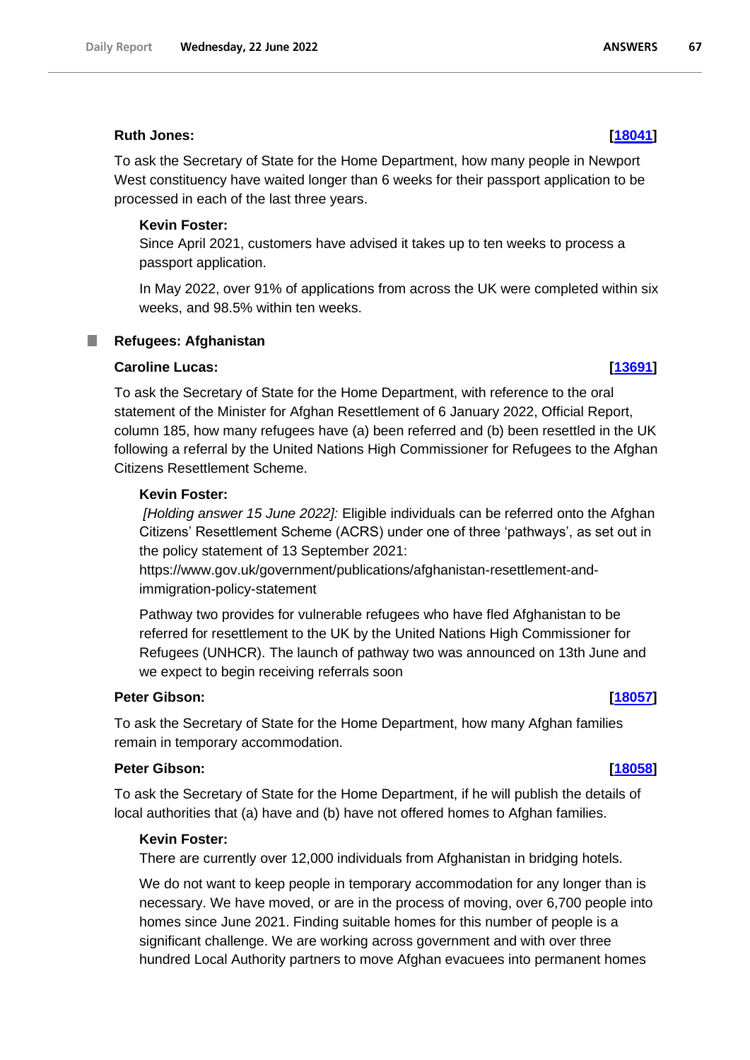**Ruth Jones:** **[18041]**

To ask the Secretary of State for the Home Department, how many people in Newport West constituency have waited longer than 6 weeks for their passport application to be processed in each of the last three years.

**Kevin Foster:**

Since April 2021, customers have advised it takes up to ten weeks to process a passport application.

In May 2022, over 91% of applications from across the UK were completed within six weeks, and 98.5% within ten weeks.

## Refugees: Afghanistan

**Caroline Lucas:** **[13691]**

To ask the Secretary of State for the Home Department, with reference to the oral statement of the Minister for Afghan Resettlement of 6 January 2022, Official Report, column 185, how many refugees have (a) been referred and (b) been resettled in the UK following a referral by the United Nations High Commissioner for Refugees to the Afghan Citizens Resettlement Scheme.

**Kevin Foster:**

*[Holding answer 15 June 2022]:* Eligible individuals can be referred onto the Afghan Citizens' Resettlement Scheme (ACRS) under one of three 'pathways', as set out in the policy statement of 13 September 2021: https://www.gov.uk/government/publications/afghanistan-resettlement-and-immigration-policy-statement

Pathway two provides for vulnerable refugees who have fled Afghanistan to be referred for resettlement to the UK by the United Nations High Commissioner for Refugees (UNHCR). The launch of pathway two was announced on 13th June and we expect to begin receiving referrals soon

**Peter Gibson:** **[18057]**

To ask the Secretary of State for the Home Department, how many Afghan families remain in temporary accommodation.

**Peter Gibson:** **[18058]**

To ask the Secretary of State for the Home Department, if he will publish the details of local authorities that (a) have and (b) have not offered homes to Afghan families.

**Kevin Foster:**

There are currently over 12,000 individuals from Afghanistan in bridging hotels.

We do not want to keep people in temporary accommodation for any longer than is necessary. We have moved, or are in the process of moving, over 6,700 people into homes since June 2021. Finding suitable homes for this number of people is a significant challenge. We are working across government and with over three hundred Local Authority partners to move Afghan evacuees into permanent homes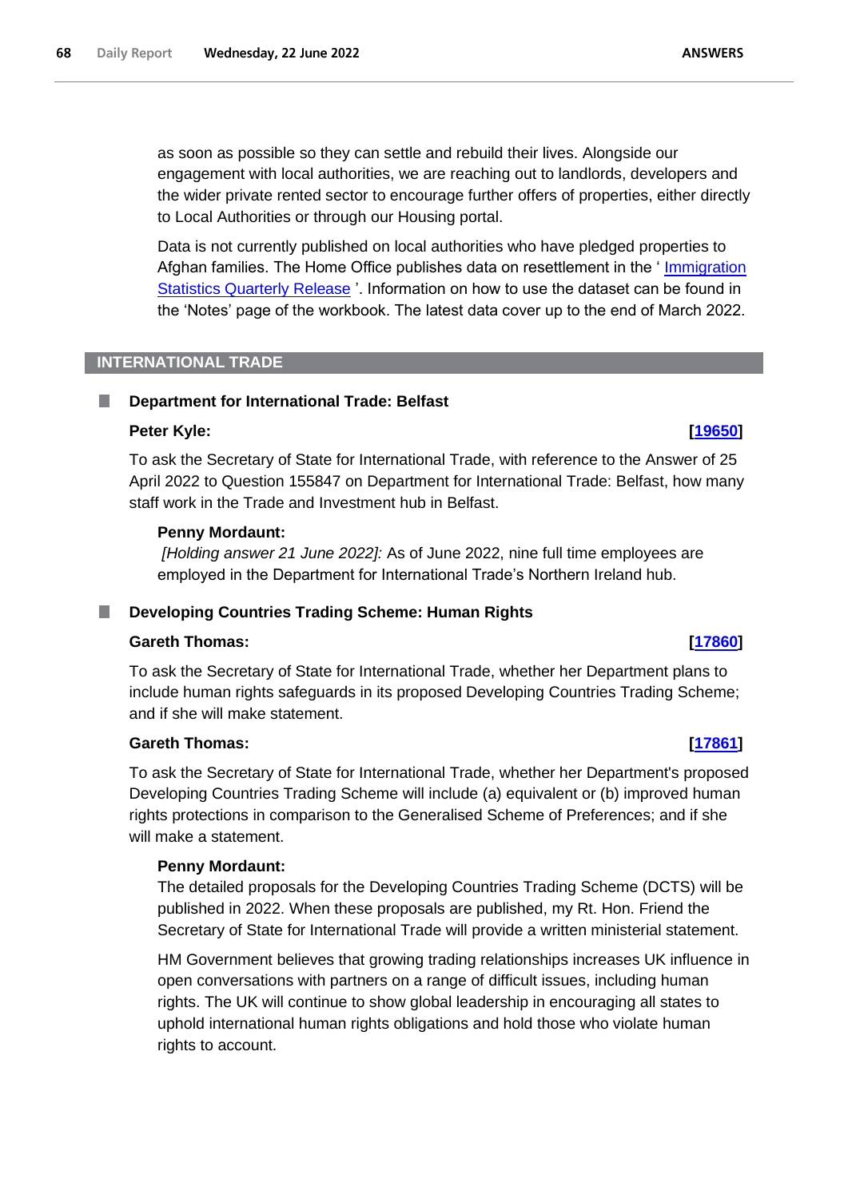as soon as possible so they can settle and rebuild their lives. Alongside our engagement with local authorities, we are reaching out to landlords, developers and the wider private rented sector to encourage further offers of properties, either directly to Local Authorities or through our Housing portal.

Data is not currently published on local authorities who have pledged properties to Afghan families. The Home Office publishes data on resettlement in the ' Immigration Statistics Quarterly Release '. Information on how to use the dataset can be found in the 'Notes' page of the workbook. The latest data cover up to the end of March 2022.

## INTERNATIONAL TRADE

### Department for International Trade: Belfast

**Peter Kyle:** **[19650]**

To ask the Secretary of State for International Trade, with reference to the Answer of 25 April 2022 to Question 155847 on Department for International Trade: Belfast, how many staff work in the Trade and Investment hub in Belfast.

**Penny Mordaunt:**

*[Holding answer 21 June 2022]:* As of June 2022, nine full time employees are employed in the Department for International Trade's Northern Ireland hub.

### Developing Countries Trading Scheme: Human Rights

**Gareth Thomas:** **[17860]**

To ask the Secretary of State for International Trade, whether her Department plans to include human rights safeguards in its proposed Developing Countries Trading Scheme; and if she will make statement.

**Gareth Thomas:** **[17861]**

To ask the Secretary of State for International Trade, whether her Department's proposed Developing Countries Trading Scheme will include (a) equivalent or (b) improved human rights protections in comparison to the Generalised Scheme of Preferences; and if she will make a statement.

**Penny Mordaunt:**

The detailed proposals for the Developing Countries Trading Scheme (DCTS) will be published in 2022. When these proposals are published, my Rt. Hon. Friend the Secretary of State for International Trade will provide a written ministerial statement.

HM Government believes that growing trading relationships increases UK influence in open conversations with partners on a range of difficult issues, including human rights. The UK will continue to show global leadership in encouraging all states to uphold international human rights obligations and hold those who violate human rights to account.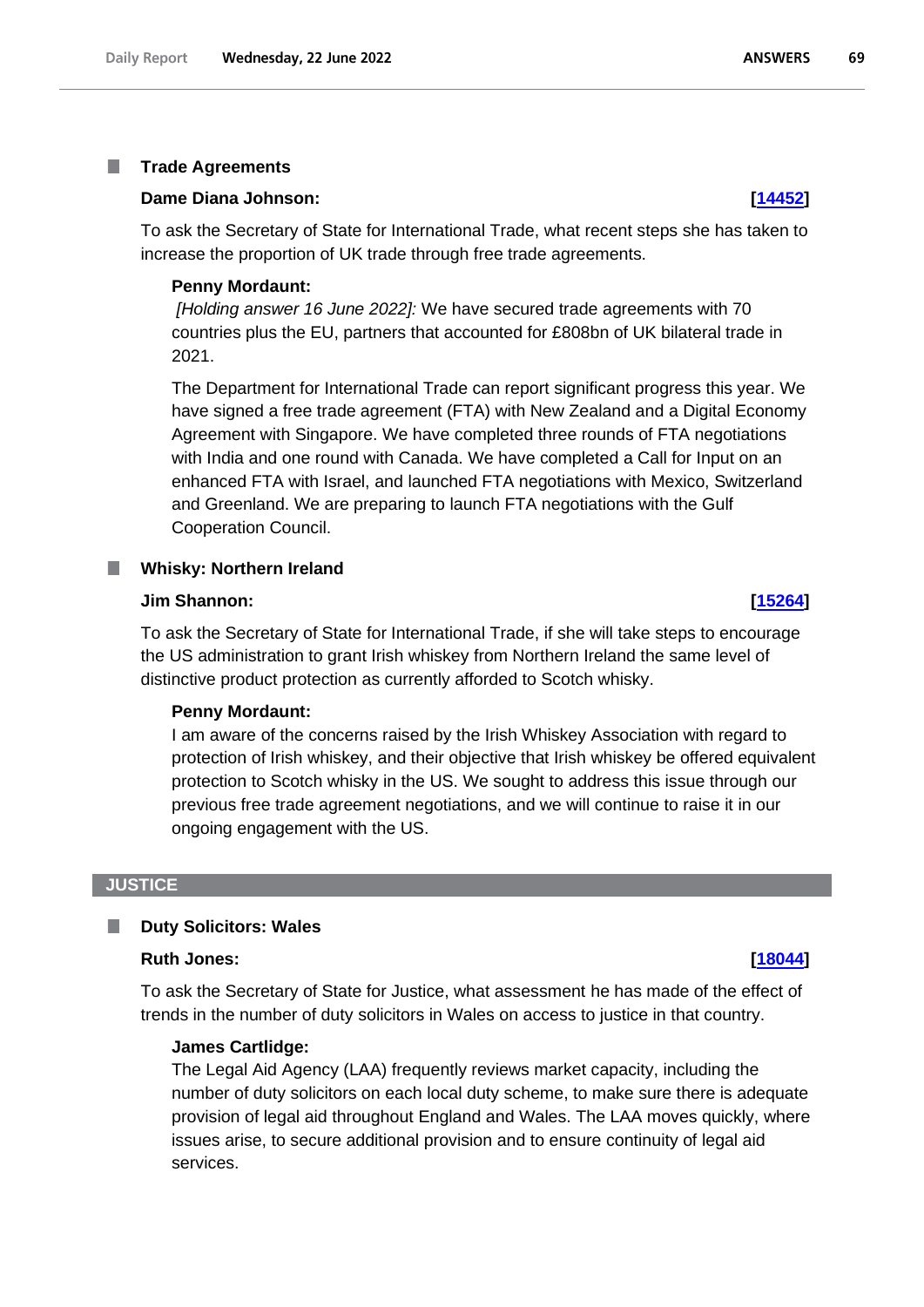### Trade Agreements

**Dame Diana Johnson:** **[14452]**

To ask the Secretary of State for International Trade, what recent steps she has taken to increase the proportion of UK trade through free trade agreements.

**Penny Mordaunt:**

*[Holding answer 16 June 2022]:* We have secured trade agreements with 70 countries plus the EU, partners that accounted for £808bn of UK bilateral trade in 2021.

The Department for International Trade can report significant progress this year. We have signed a free trade agreement (FTA) with New Zealand and a Digital Economy Agreement with Singapore. We have completed three rounds of FTA negotiations with India and one round with Canada. We have completed a Call for Input on an enhanced FTA with Israel, and launched FTA negotiations with Mexico, Switzerland and Greenland. We are preparing to launch FTA negotiations with the Gulf Cooperation Council.

### Whisky: Northern Ireland

**Jim Shannon:** **[15264]**

To ask the Secretary of State for International Trade, if she will take steps to encourage the US administration to grant Irish whiskey from Northern Ireland the same level of distinctive product protection as currently afforded to Scotch whisky.

**Penny Mordaunt:**

I am aware of the concerns raised by the Irish Whiskey Association with regard to protection of Irish whiskey, and their objective that Irish whiskey be offered equivalent protection to Scotch whisky in the US. We sought to address this issue through our previous free trade agreement negotiations, and we will continue to raise it in our ongoing engagement with the US.

## JUSTICE

### Duty Solicitors: Wales

**Ruth Jones:** **[18044]**

To ask the Secretary of State for Justice, what assessment he has made of the effect of trends in the number of duty solicitors in Wales on access to justice in that country.

**James Cartlidge:**

The Legal Aid Agency (LAA) frequently reviews market capacity, including the number of duty solicitors on each local duty scheme, to make sure there is adequate provision of legal aid throughout England and Wales. The LAA moves quickly, where issues arise, to secure additional provision and to ensure continuity of legal aid services.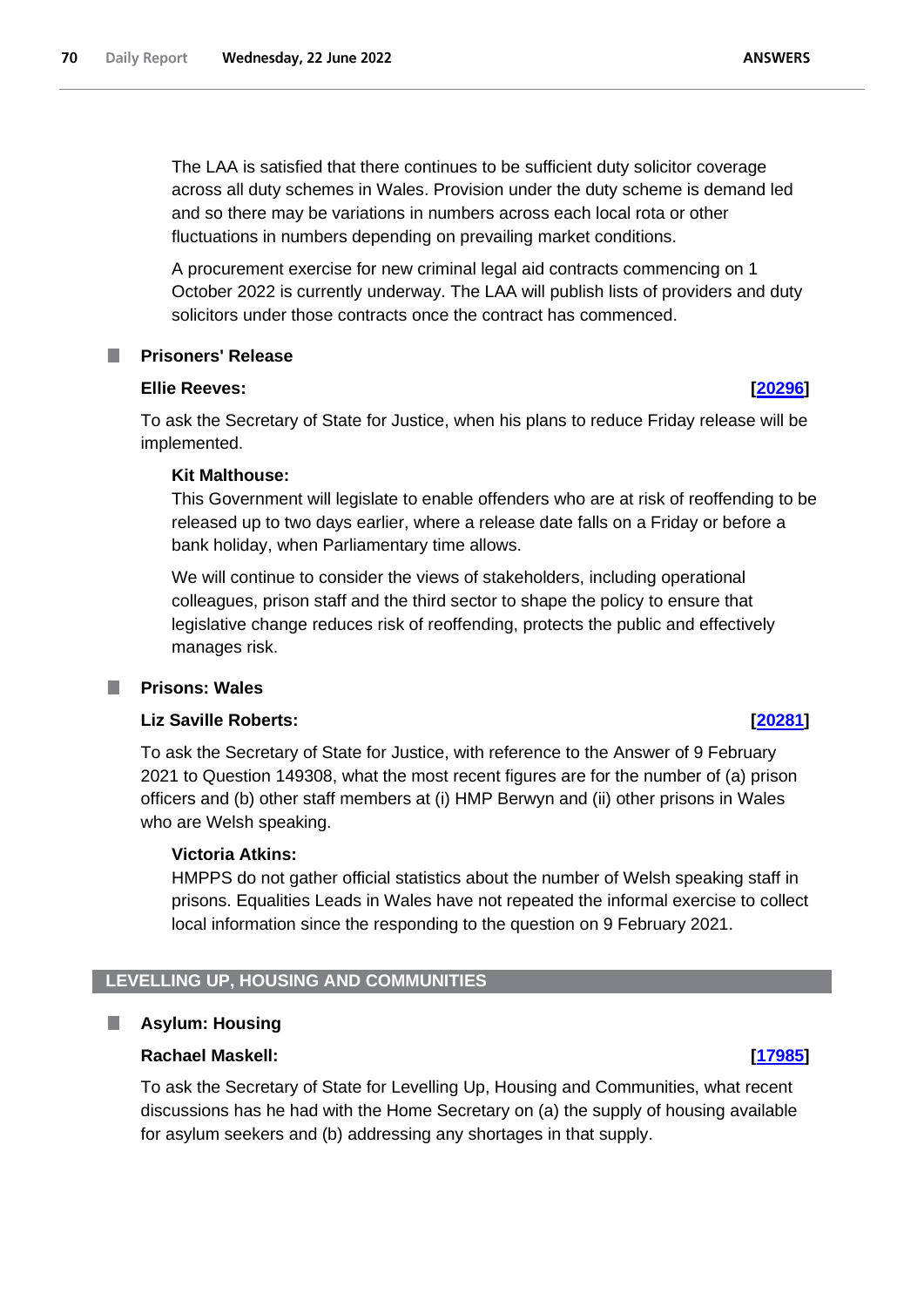The LAA is satisfied that there continues to be sufficient duty solicitor coverage across all duty schemes in Wales. Provision under the duty scheme is demand led and so there may be variations in numbers across each local rota or other fluctuations in numbers depending on prevailing market conditions.

A procurement exercise for new criminal legal aid contracts commencing on 1 October 2022 is currently underway. The LAA will publish lists of providers and duty solicitors under those contracts once the contract has commenced.

### Prisoners' Release

**Ellie Reeves:** **[20296]**

To ask the Secretary of State for Justice, when his plans to reduce Friday release will be implemented.

**Kit Malthouse:**

This Government will legislate to enable offenders who are at risk of reoffending to be released up to two days earlier, where a release date falls on a Friday or before a bank holiday, when Parliamentary time allows.

We will continue to consider the views of stakeholders, including operational colleagues, prison staff and the third sector to shape the policy to ensure that legislative change reduces risk of reoffending, protects the public and effectively manages risk.

### Prisons: Wales

**Liz Saville Roberts:** **[20281]**

To ask the Secretary of State for Justice, with reference to the Answer of 9 February 2021 to Question 149308, what the most recent figures are for the number of (a) prison officers and (b) other staff members at (i) HMP Berwyn and (ii) other prisons in Wales who are Welsh speaking.

**Victoria Atkins:**

HMPPS do not gather official statistics about the number of Welsh speaking staff in prisons. Equalities Leads in Wales have not repeated the informal exercise to collect local information since the responding to the question on 9 February 2021.

## LEVELLING UP, HOUSING AND COMMUNITIES

### Asylum: Housing

**Rachael Maskell:** **[17985]**

To ask the Secretary of State for Levelling Up, Housing and Communities, what recent discussions has he had with the Home Secretary on (a) the supply of housing available for asylum seekers and (b) addressing any shortages in that supply.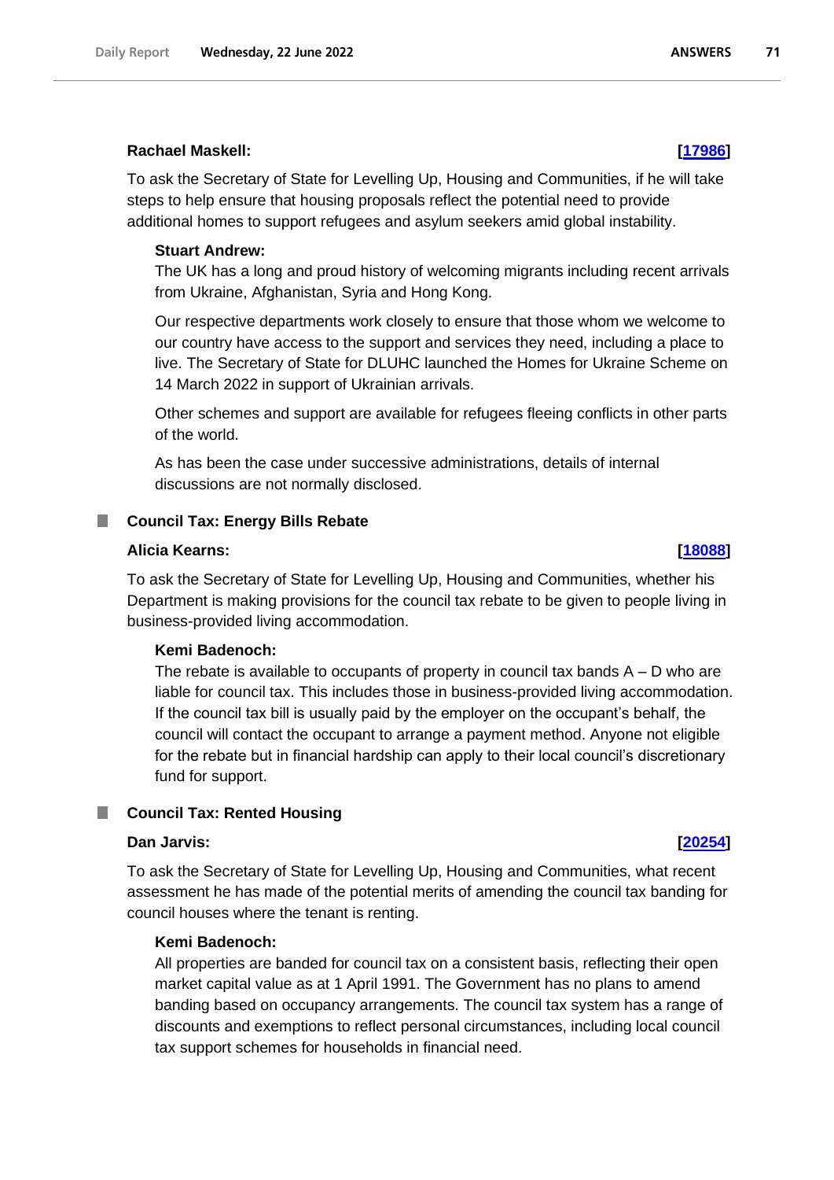**Rachael Maskell:** **[[17986](17986)]**

To ask the Secretary of State for Levelling Up, Housing and Communities, if he will take steps to help ensure that housing proposals reflect the potential need to provide additional homes to support refugees and asylum seekers amid global instability.

**Stuart Andrew:**

The UK has a long and proud history of welcoming migrants including recent arrivals from Ukraine, Afghanistan, Syria and Hong Kong.

Our respective departments work closely to ensure that those whom we welcome to our country have access to the support and services they need, including a place to live. The Secretary of State for DLUHC launched the Homes for Ukraine Scheme on 14 March 2022 in support of Ukrainian arrivals.

Other schemes and support are available for refugees fleeing conflicts in other parts of the world.

As has been the case under successive administrations, details of internal discussions are not normally disclosed.

### Council Tax: Energy Bills Rebate

**Alicia Kearns:** **[[18088](18088)]**

To ask the Secretary of State for Levelling Up, Housing and Communities, whether his Department is making provisions for the council tax rebate to be given to people living in business-provided living accommodation.

**Kemi Badenoch:**

The rebate is available to occupants of property in council tax bands A – D who are liable for council tax. This includes those in business-provided living accommodation. If the council tax bill is usually paid by the employer on the occupant's behalf, the council will contact the occupant to arrange a payment method. Anyone not eligible for the rebate but in financial hardship can apply to their local council's discretionary fund for support.

### Council Tax: Rented Housing

**Dan Jarvis:** **[[20254](20254)]**

To ask the Secretary of State for Levelling Up, Housing and Communities, what recent assessment he has made of the potential merits of amending the council tax banding for council houses where the tenant is renting.

**Kemi Badenoch:**

All properties are banded for council tax on a consistent basis, reflecting their open market capital value as at 1 April 1991. The Government has no plans to amend banding based on occupancy arrangements. The council tax system has a range of discounts and exemptions to reflect personal circumstances, including local council tax support schemes for households in financial need.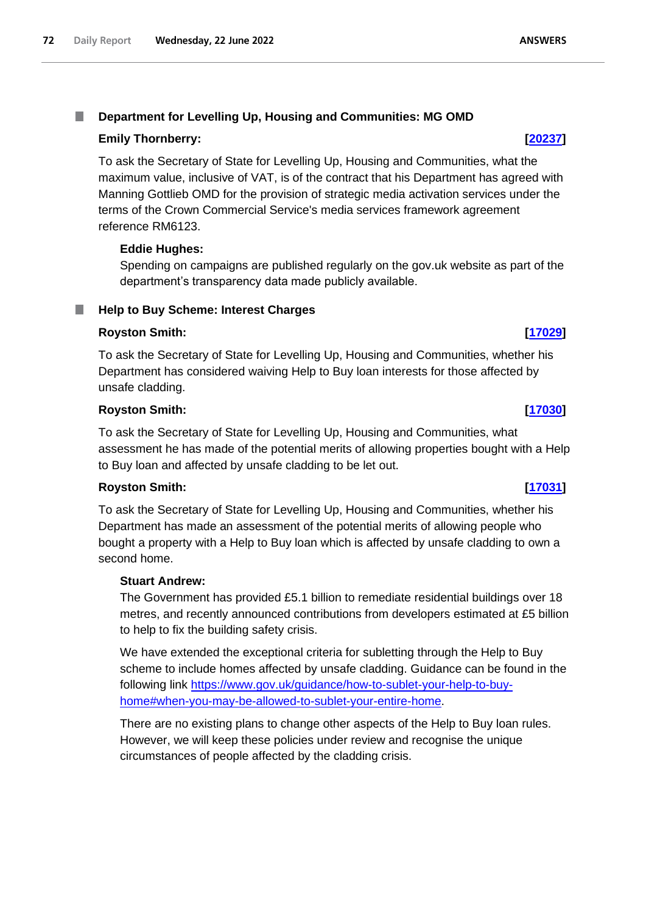## Department for Levelling Up, Housing and Communities: MG OMD

**Emily Thornberry:** **[20237]**

To ask the Secretary of State for Levelling Up, Housing and Communities, what the maximum value, inclusive of VAT, is of the contract that his Department has agreed with Manning Gottlieb OMD for the provision of strategic media activation services under the terms of the Crown Commercial Service's media services framework agreement reference RM6123.

**Eddie Hughes:**

Spending on campaigns are published regularly on the gov.uk website as part of the department's transparency data made publicly available.

## Help to Buy Scheme: Interest Charges

**Royston Smith:** **[17029]**

To ask the Secretary of State for Levelling Up, Housing and Communities, whether his Department has considered waiving Help to Buy loan interests for those affected by unsafe cladding.

**Royston Smith:** **[17030]**

To ask the Secretary of State for Levelling Up, Housing and Communities, what assessment he has made of the potential merits of allowing properties bought with a Help to Buy loan and affected by unsafe cladding to be let out.

**Royston Smith:** **[17031]**

To ask the Secretary of State for Levelling Up, Housing and Communities, whether his Department has made an assessment of the potential merits of allowing people who bought a property with a Help to Buy loan which is affected by unsafe cladding to own a second home.

**Stuart Andrew:**

The Government has provided £5.1 billion to remediate residential buildings over 18 metres, and recently announced contributions from developers estimated at £5 billion to help to fix the building safety crisis.

We have extended the exceptional criteria for subletting through the Help to Buy scheme to include homes affected by unsafe cladding. Guidance can be found in the following link https://www.gov.uk/guidance/how-to-sublet-your-help-to-buy-home#when-you-may-be-allowed-to-sublet-your-entire-home.

There are no existing plans to change other aspects of the Help to Buy loan rules. However, we will keep these policies under review and recognise the unique circumstances of people affected by the cladding crisis.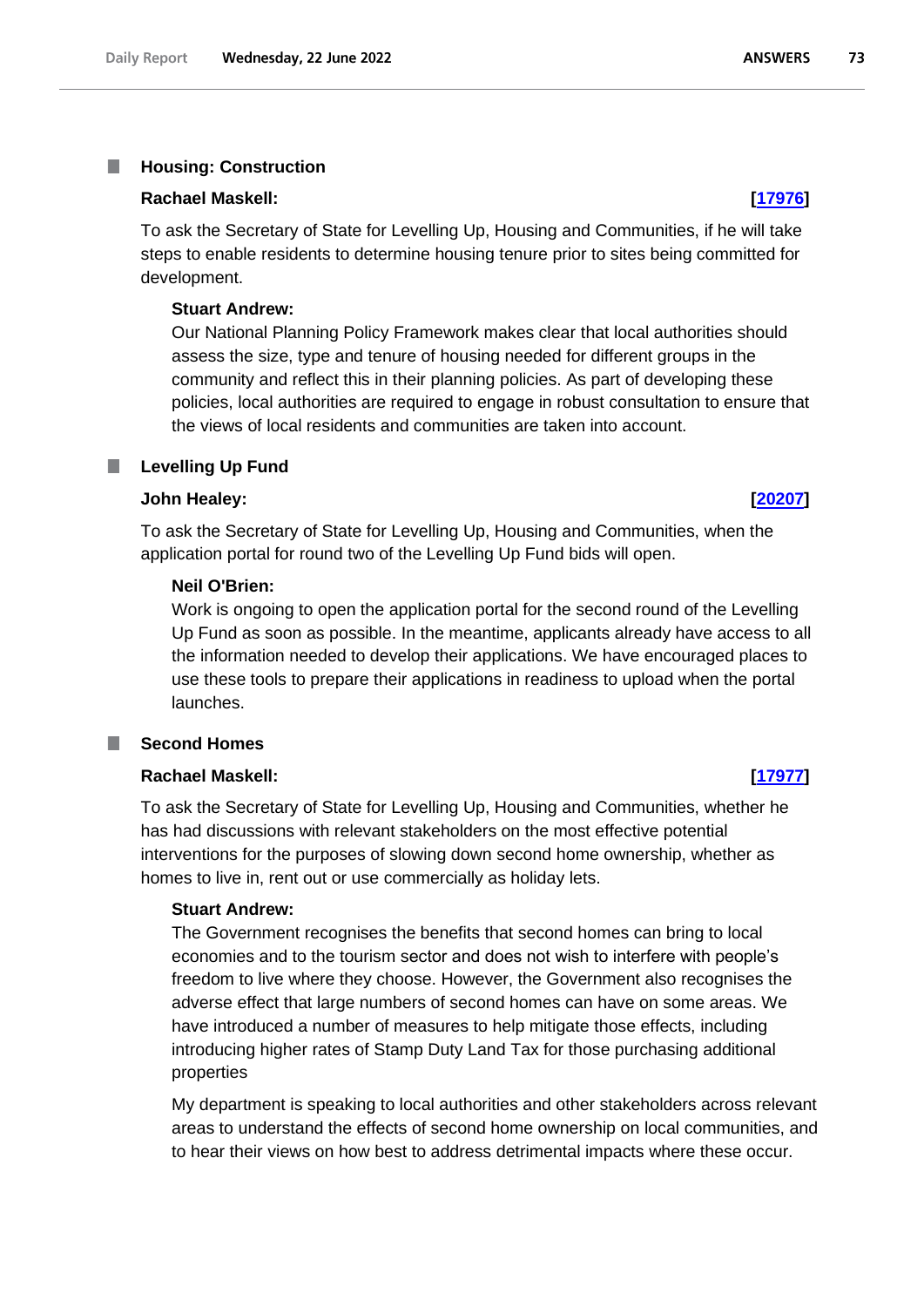### Housing: Construction

**Rachael Maskell:** **[17976]**

To ask the Secretary of State for Levelling Up, Housing and Communities, if he will take steps to enable residents to determine housing tenure prior to sites being committed for development.

**Stuart Andrew:**

Our National Planning Policy Framework makes clear that local authorities should assess the size, type and tenure of housing needed for different groups in the community and reflect this in their planning policies. As part of developing these policies, local authorities are required to engage in robust consultation to ensure that the views of local residents and communities are taken into account.

### Levelling Up Fund

**John Healey:** **[20207]**

To ask the Secretary of State for Levelling Up, Housing and Communities, when the application portal for round two of the Levelling Up Fund bids will open.

**Neil O'Brien:**

Work is ongoing to open the application portal for the second round of the Levelling Up Fund as soon as possible. In the meantime, applicants already have access to all the information needed to develop their applications. We have encouraged places to use these tools to prepare their applications in readiness to upload when the portal launches.

### Second Homes

**Rachael Maskell:** **[17977]**

To ask the Secretary of State for Levelling Up, Housing and Communities, whether he has had discussions with relevant stakeholders on the most effective potential interventions for the purposes of slowing down second home ownership, whether as homes to live in, rent out or use commercially as holiday lets.

**Stuart Andrew:**

The Government recognises the benefits that second homes can bring to local economies and to the tourism sector and does not wish to interfere with people's freedom to live where they choose. However, the Government also recognises the adverse effect that large numbers of second homes can have on some areas. We have introduced a number of measures to help mitigate those effects, including introducing higher rates of Stamp Duty Land Tax for those purchasing additional properties

My department is speaking to local authorities and other stakeholders across relevant areas to understand the effects of second home ownership on local communities, and to hear their views on how best to address detrimental impacts where these occur.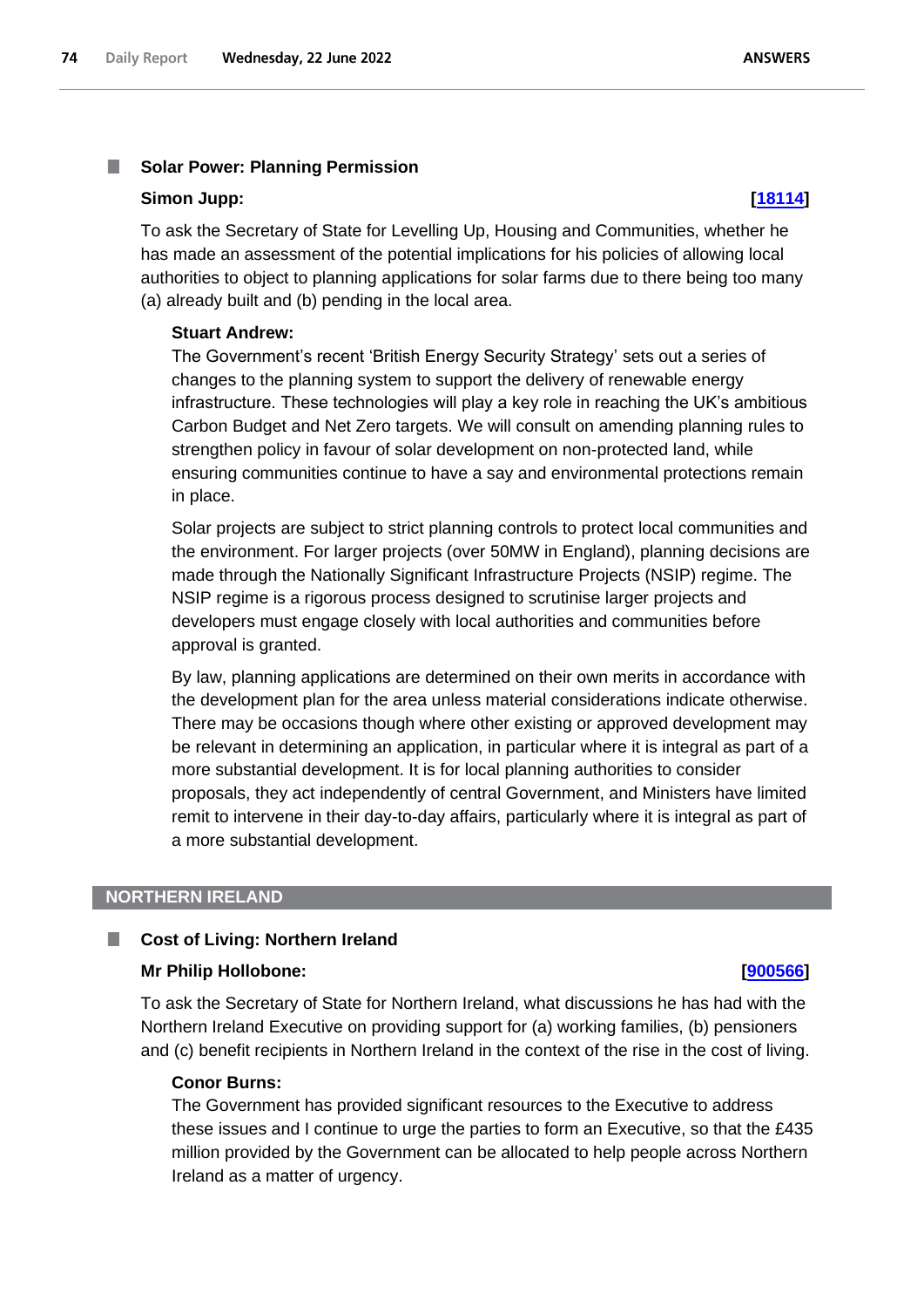### Solar Power: Planning Permission

**Simon Jupp:** **[18114]**

To ask the Secretary of State for Levelling Up, Housing and Communities, whether he has made an assessment of the potential implications for his policies of allowing local authorities to object to planning applications for solar farms due to there being too many (a) already built and (b) pending in the local area.

**Stuart Andrew:**

The Government's recent 'British Energy Security Strategy' sets out a series of changes to the planning system to support the delivery of renewable energy infrastructure. These technologies will play a key role in reaching the UK's ambitious Carbon Budget and Net Zero targets. We will consult on amending planning rules to strengthen policy in favour of solar development on non-protected land, while ensuring communities continue to have a say and environmental protections remain in place.

Solar projects are subject to strict planning controls to protect local communities and the environment. For larger projects (over 50MW in England), planning decisions are made through the Nationally Significant Infrastructure Projects (NSIP) regime. The NSIP regime is a rigorous process designed to scrutinise larger projects and developers must engage closely with local authorities and communities before approval is granted.

By law, planning applications are determined on their own merits in accordance with the development plan for the area unless material considerations indicate otherwise. There may be occasions though where other existing or approved development may be relevant in determining an application, in particular where it is integral as part of a more substantial development. It is for local planning authorities to consider proposals, they act independently of central Government, and Ministers have limited remit to intervene in their day-to-day affairs, particularly where it is integral as part of a more substantial development.

## NORTHERN IRELAND

### Cost of Living: Northern Ireland

**Mr Philip Hollobone:** **[900566]**

To ask the Secretary of State for Northern Ireland, what discussions he has had with the Northern Ireland Executive on providing support for (a) working families, (b) pensioners and (c) benefit recipients in Northern Ireland in the context of the rise in the cost of living.

**Conor Burns:**

The Government has provided significant resources to the Executive to address these issues and I continue to urge the parties to form an Executive, so that the £435 million provided by the Government can be allocated to help people across Northern Ireland as a matter of urgency.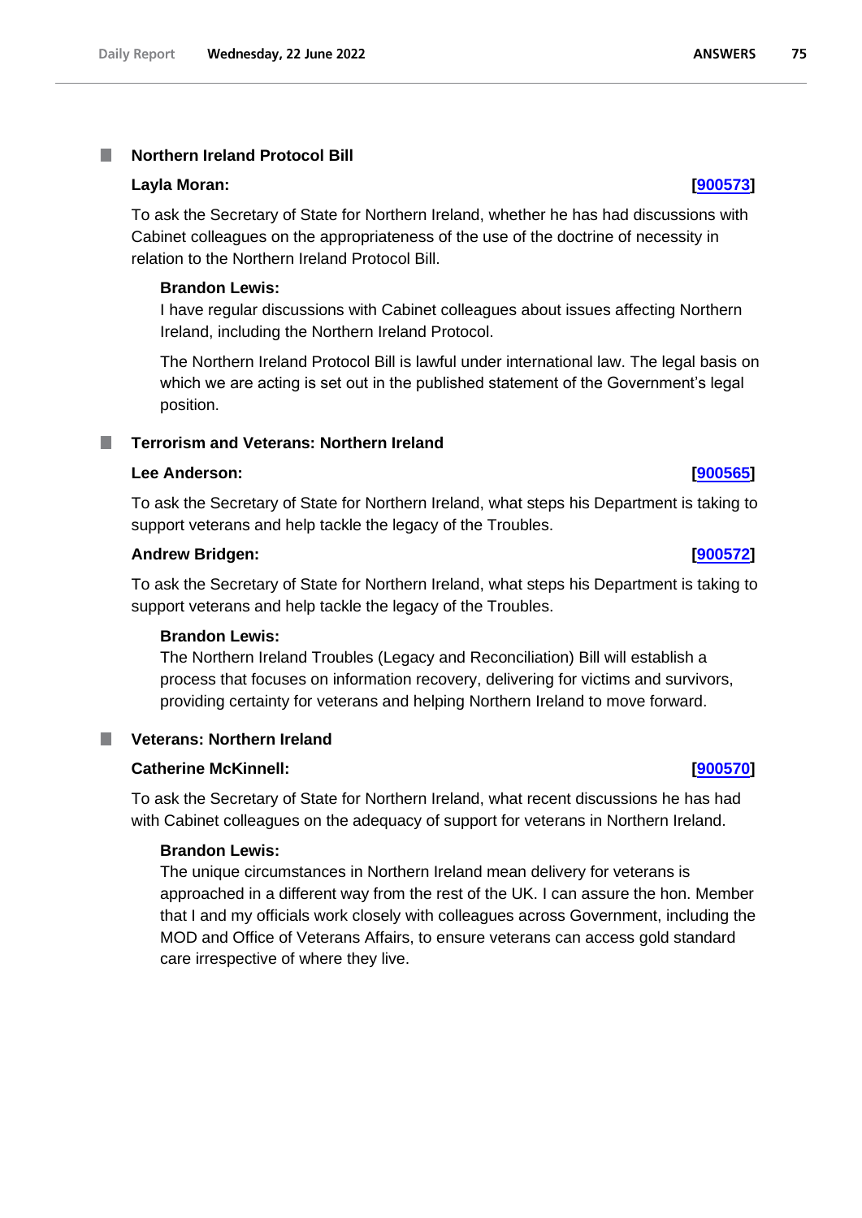## Northern Ireland Protocol Bill

**Layla Moran:** **[900573]**

To ask the Secretary of State for Northern Ireland, whether he has had discussions with Cabinet colleagues on the appropriateness of the use of the doctrine of necessity in relation to the Northern Ireland Protocol Bill.

**Brandon Lewis:**

I have regular discussions with Cabinet colleagues about issues affecting Northern Ireland, including the Northern Ireland Protocol.

The Northern Ireland Protocol Bill is lawful under international law. The legal basis on which we are acting is set out in the published statement of the Government's legal position.

## Terrorism and Veterans: Northern Ireland

**Lee Anderson:** **[900565]**

To ask the Secretary of State for Northern Ireland, what steps his Department is taking to support veterans and help tackle the legacy of the Troubles.

**Andrew Bridgen:** **[900572]**

To ask the Secretary of State for Northern Ireland, what steps his Department is taking to support veterans and help tackle the legacy of the Troubles.

**Brandon Lewis:**

The Northern Ireland Troubles (Legacy and Reconciliation) Bill will establish a process that focuses on information recovery, delivering for victims and survivors, providing certainty for veterans and helping Northern Ireland to move forward.

## Veterans: Northern Ireland

**Catherine McKinnell:** **[900570]**

To ask the Secretary of State for Northern Ireland, what recent discussions he has had with Cabinet colleagues on the adequacy of support for veterans in Northern Ireland.

**Brandon Lewis:**

The unique circumstances in Northern Ireland mean delivery for veterans is approached in a different way from the rest of the UK. I can assure the hon. Member that I and my officials work closely with colleagues across Government, including the MOD and Office of Veterans Affairs, to ensure veterans can access gold standard care irrespective of where they live.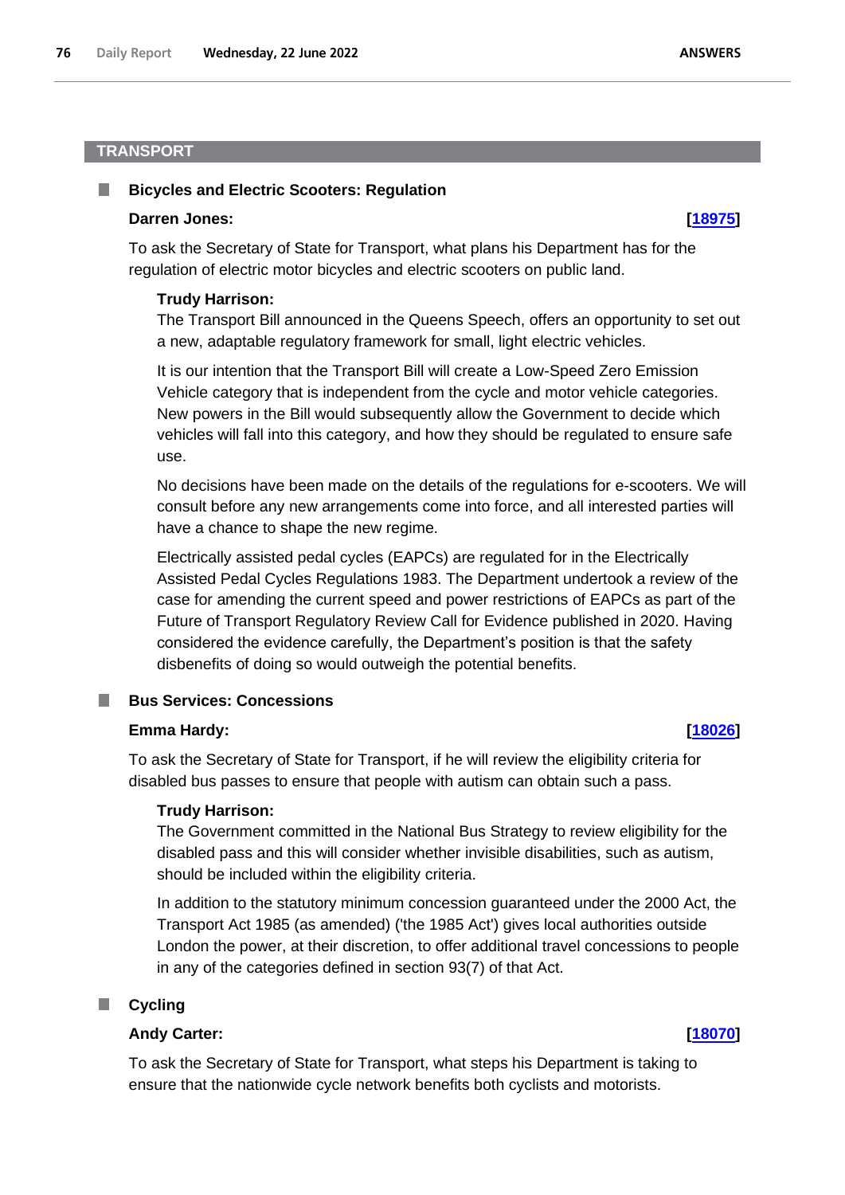## TRANSPORT

### Bicycles and Electric Scooters: Regulation

**Darren Jones:** **[18975]**

To ask the Secretary of State for Transport, what plans his Department has for the regulation of electric motor bicycles and electric scooters on public land.

**Trudy Harrison:**

The Transport Bill announced in the Queens Speech, offers an opportunity to set out a new, adaptable regulatory framework for small, light electric vehicles.

It is our intention that the Transport Bill will create a Low-Speed Zero Emission Vehicle category that is independent from the cycle and motor vehicle categories. New powers in the Bill would subsequently allow the Government to decide which vehicles will fall into this category, and how they should be regulated to ensure safe use.

No decisions have been made on the details of the regulations for e-scooters. We will consult before any new arrangements come into force, and all interested parties will have a chance to shape the new regime.

Electrically assisted pedal cycles (EAPCs) are regulated for in the Electrically Assisted Pedal Cycles Regulations 1983. The Department undertook a review of the case for amending the current speed and power restrictions of EAPCs as part of the Future of Transport Regulatory Review Call for Evidence published in 2020. Having considered the evidence carefully, the Department's position is that the safety disbenefits of doing so would outweigh the potential benefits.

### Bus Services: Concessions

**Emma Hardy:** **[18026]**

To ask the Secretary of State for Transport, if he will review the eligibility criteria for disabled bus passes to ensure that people with autism can obtain such a pass.

**Trudy Harrison:**

The Government committed in the National Bus Strategy to review eligibility for the disabled pass and this will consider whether invisible disabilities, such as autism, should be included within the eligibility criteria.

In addition to the statutory minimum concession guaranteed under the 2000 Act, the Transport Act 1985 (as amended) ('the 1985 Act') gives local authorities outside London the power, at their discretion, to offer additional travel concessions to people in any of the categories defined in section 93(7) of that Act.

### Cycling

**Andy Carter:** **[18070]**

To ask the Secretary of State for Transport, what steps his Department is taking to ensure that the nationwide cycle network benefits both cyclists and motorists.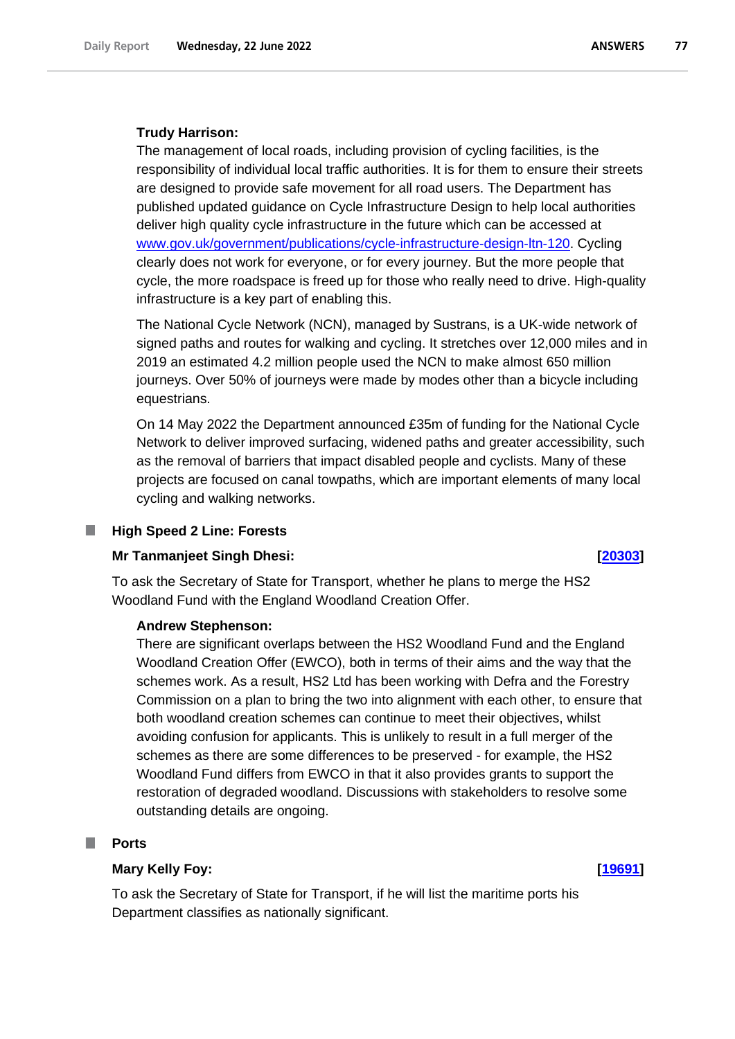**Trudy Harrison:**

The management of local roads, including provision of cycling facilities, is the responsibility of individual local traffic authorities. It is for them to ensure their streets are designed to provide safe movement for all road users. The Department has published updated guidance on Cycle Infrastructure Design to help local authorities deliver high quality cycle infrastructure in the future which can be accessed at www.gov.uk/government/publications/cycle-infrastructure-design-ltn-120. Cycling clearly does not work for everyone, or for every journey. But the more people that cycle, the more roadspace is freed up for those who really need to drive. High-quality infrastructure is a key part of enabling this.

The National Cycle Network (NCN), managed by Sustrans, is a UK-wide network of signed paths and routes for walking and cycling. It stretches over 12,000 miles and in 2019 an estimated 4.2 million people used the NCN to make almost 650 million journeys. Over 50% of journeys were made by modes other than a bicycle including equestrians.

On 14 May 2022 the Department announced £35m of funding for the National Cycle Network to deliver improved surfacing, widened paths and greater accessibility, such as the removal of barriers that impact disabled people and cyclists. Many of these projects are focused on canal towpaths, which are important elements of many local cycling and walking networks.

## High Speed 2 Line: Forests

**Mr Tanmanjeet Singh Dhesi:** **[20303]**

To ask the Secretary of State for Transport, whether he plans to merge the HS2 Woodland Fund with the England Woodland Creation Offer.

**Andrew Stephenson:**

There are significant overlaps between the HS2 Woodland Fund and the England Woodland Creation Offer (EWCO), both in terms of their aims and the way that the schemes work. As a result, HS2 Ltd has been working with Defra and the Forestry Commission on a plan to bring the two into alignment with each other, to ensure that both woodland creation schemes can continue to meet their objectives, whilst avoiding confusion for applicants. This is unlikely to result in a full merger of the schemes as there are some differences to be preserved - for example, the HS2 Woodland Fund differs from EWCO in that it also provides grants to support the restoration of degraded woodland. Discussions with stakeholders to resolve some outstanding details are ongoing.

## Ports

**Mary Kelly Foy:** **[19691]**

To ask the Secretary of State for Transport, if he will list the maritime ports his Department classifies as nationally significant.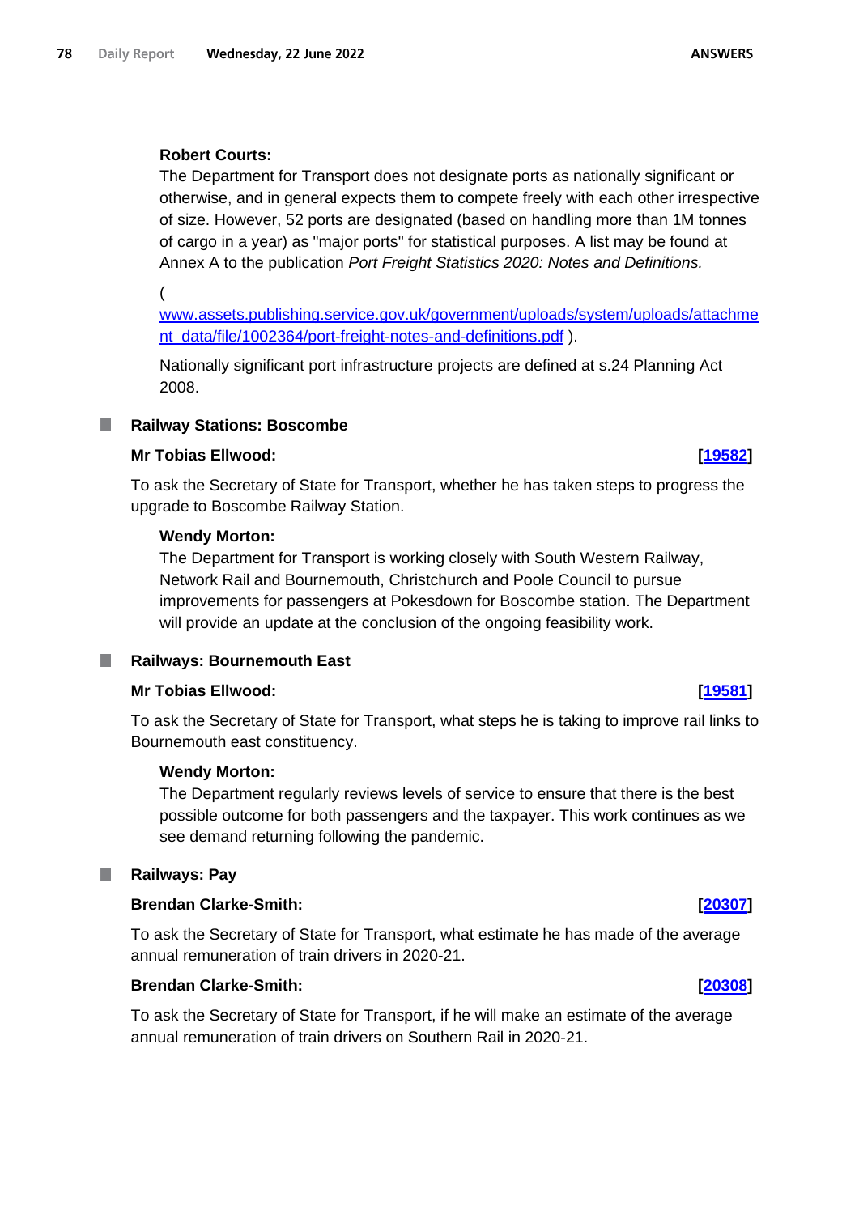**Robert Courts:**

The Department for Transport does not designate ports as nationally significant or otherwise, and in general expects them to compete freely with each other irrespective of size. However, 52 ports are designated (based on handling more than 1M tonnes of cargo in a year) as "major ports" for statistical purposes. A list may be found at Annex A to the publication *Port Freight Statistics 2020: Notes and Definitions.*

( www.assets.publishing.service.gov.uk/government/uploads/system/uploads/attachment_data/file/1002364/port-freight-notes-and-definitions.pdf ).

Nationally significant port infrastructure projects are defined at s.24 Planning Act 2008.

### Railway Stations: Boscombe

**Mr Tobias Ellwood:** **[19582]**

To ask the Secretary of State for Transport, whether he has taken steps to progress the upgrade to Boscombe Railway Station.

**Wendy Morton:**

The Department for Transport is working closely with South Western Railway, Network Rail and Bournemouth, Christchurch and Poole Council to pursue improvements for passengers at Pokesdown for Boscombe station. The Department will provide an update at the conclusion of the ongoing feasibility work.

### Railways: Bournemouth East

**Mr Tobias Ellwood:** **[19581]**

To ask the Secretary of State for Transport, what steps he is taking to improve rail links to Bournemouth east constituency.

**Wendy Morton:**

The Department regularly reviews levels of service to ensure that there is the best possible outcome for both passengers and the taxpayer. This work continues as we see demand returning following the pandemic.

### Railways: Pay

**Brendan Clarke-Smith:** **[20307]**

To ask the Secretary of State for Transport, what estimate he has made of the average annual remuneration of train drivers in 2020-21.

**Brendan Clarke-Smith:** **[20308]**

To ask the Secretary of State for Transport, if he will make an estimate of the average annual remuneration of train drivers on Southern Rail in 2020-21.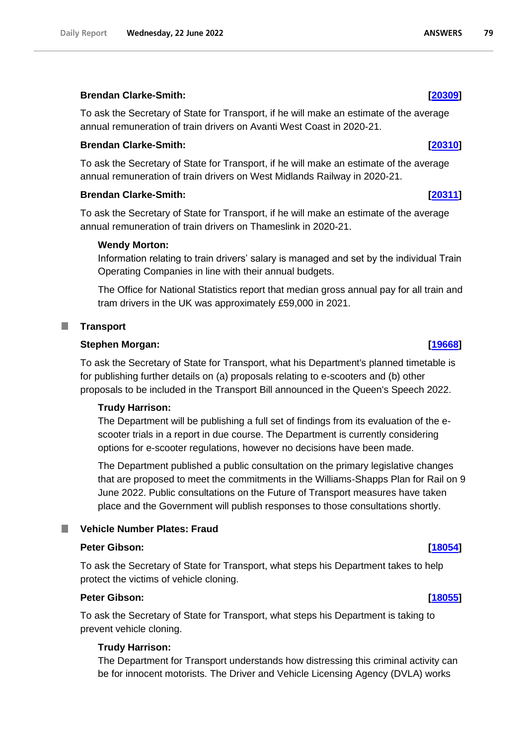**Brendan Clarke-Smith:** **[20309]**

To ask the Secretary of State for Transport, if he will make an estimate of the average annual remuneration of train drivers on Avanti West Coast in 2020-21.

**Brendan Clarke-Smith:** **[20310]**

To ask the Secretary of State for Transport, if he will make an estimate of the average annual remuneration of train drivers on West Midlands Railway in 2020-21.

**Brendan Clarke-Smith:** **[20311]**

To ask the Secretary of State for Transport, if he will make an estimate of the average annual remuneration of train drivers on Thameslink in 2020-21.

**Wendy Morton:**

Information relating to train drivers' salary is managed and set by the individual Train Operating Companies in line with their annual budgets.

The Office for National Statistics report that median gross annual pay for all train and tram drivers in the UK was approximately £59,000 in 2021.

## Transport

**Stephen Morgan:** **[19668]**

To ask the Secretary of State for Transport, what his Department's planned timetable is for publishing further details on (a) proposals relating to e-scooters and (b) other proposals to be included in the Transport Bill announced in the Queen's Speech 2022.

**Trudy Harrison:**

The Department will be publishing a full set of findings from its evaluation of the e-scooter trials in a report in due course. The Department is currently considering options for e-scooter regulations, however no decisions have been made.

The Department published a public consultation on the primary legislative changes that are proposed to meet the commitments in the Williams-Shapps Plan for Rail on 9 June 2022. Public consultations on the Future of Transport measures have taken place and the Government will publish responses to those consultations shortly.

## Vehicle Number Plates: Fraud

**Peter Gibson:** **[18054]**

To ask the Secretary of State for Transport, what steps his Department takes to help protect the victims of vehicle cloning.

**Peter Gibson:** **[18055]**

To ask the Secretary of State for Transport, what steps his Department is taking to prevent vehicle cloning.

**Trudy Harrison:**

The Department for Transport understands how distressing this criminal activity can be for innocent motorists. The Driver and Vehicle Licensing Agency (DVLA) works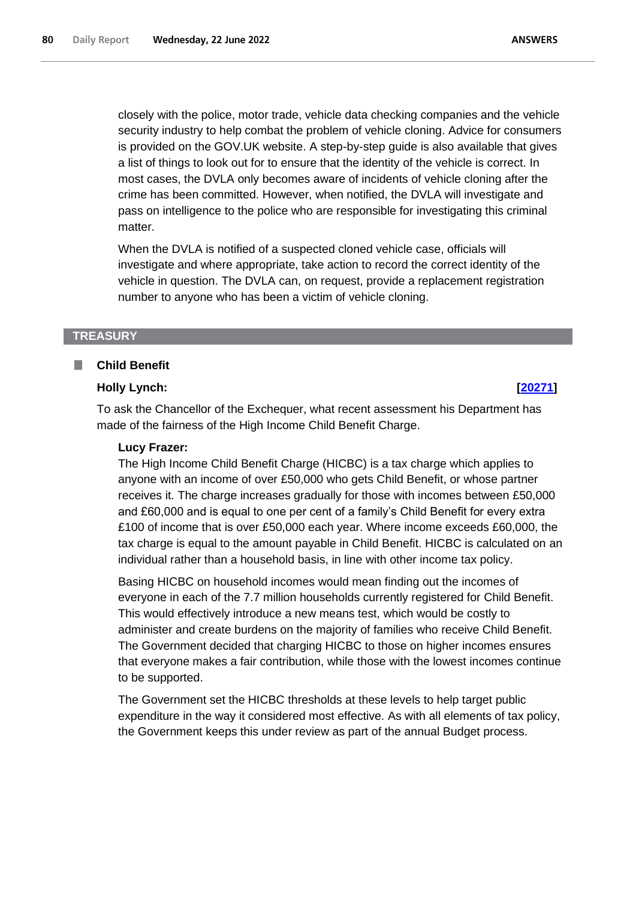closely with the police, motor trade, vehicle data checking companies and the vehicle security industry to help combat the problem of vehicle cloning. Advice for consumers is provided on the GOV.UK website. A step-by-step guide is also available that gives a list of things to look out for to ensure that the identity of the vehicle is correct. In most cases, the DVLA only becomes aware of incidents of vehicle cloning after the crime has been committed. However, when notified, the DVLA will investigate and pass on intelligence to the police who are responsible for investigating this criminal matter.

When the DVLA is notified of a suspected cloned vehicle case, officials will investigate and where appropriate, take action to record the correct identity of the vehicle in question. The DVLA can, on request, provide a replacement registration number to anyone who has been a victim of vehicle cloning.

## TREASURY

### Child Benefit

**Holly Lynch:** **[20271]**

To ask the Chancellor of the Exchequer, what recent assessment his Department has made of the fairness of the High Income Child Benefit Charge.

**Lucy Frazer:**

The High Income Child Benefit Charge (HICBC) is a tax charge which applies to anyone with an income of over £50,000 who gets Child Benefit, or whose partner receives it. The charge increases gradually for those with incomes between £50,000 and £60,000 and is equal to one per cent of a family's Child Benefit for every extra £100 of income that is over £50,000 each year. Where income exceeds £60,000, the tax charge is equal to the amount payable in Child Benefit. HICBC is calculated on an individual rather than a household basis, in line with other income tax policy.

Basing HICBC on household incomes would mean finding out the incomes of everyone in each of the 7.7 million households currently registered for Child Benefit. This would effectively introduce a new means test, which would be costly to administer and create burdens on the majority of families who receive Child Benefit. The Government decided that charging HICBC to those on higher incomes ensures that everyone makes a fair contribution, while those with the lowest incomes continue to be supported.

The Government set the HICBC thresholds at these levels to help target public expenditure in the way it considered most effective. As with all elements of tax policy, the Government keeps this under review as part of the annual Budget process.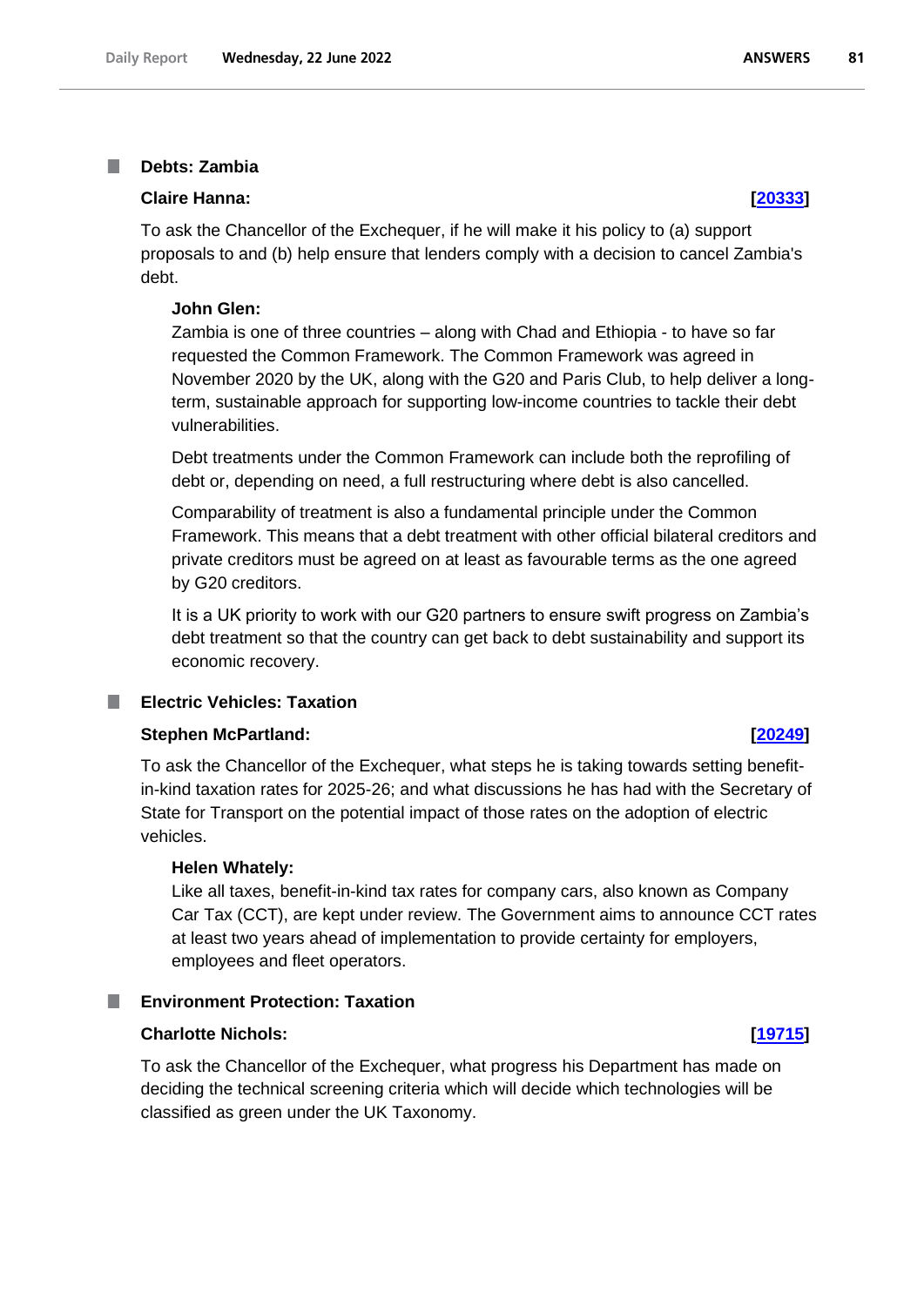### Debts: Zambia

**Claire Hanna:** **[20333]**

To ask the Chancellor of the Exchequer, if he will make it his policy to (a) support proposals to and (b) help ensure that lenders comply with a decision to cancel Zambia's debt.

**John Glen:**

Zambia is one of three countries – along with Chad and Ethiopia - to have so far requested the Common Framework. The Common Framework was agreed in November 2020 by the UK, along with the G20 and Paris Club, to help deliver a long-term, sustainable approach for supporting low-income countries to tackle their debt vulnerabilities.

Debt treatments under the Common Framework can include both the reprofiling of debt or, depending on need, a full restructuring where debt is also cancelled.

Comparability of treatment is also a fundamental principle under the Common Framework. This means that a debt treatment with other official bilateral creditors and private creditors must be agreed on at least as favourable terms as the one agreed by G20 creditors.

It is a UK priority to work with our G20 partners to ensure swift progress on Zambia's debt treatment so that the country can get back to debt sustainability and support its economic recovery.

### Electric Vehicles: Taxation

**Stephen McPartland:** **[20249]**

To ask the Chancellor of the Exchequer, what steps he is taking towards setting benefit-in-kind taxation rates for 2025-26; and what discussions he has had with the Secretary of State for Transport on the potential impact of those rates on the adoption of electric vehicles.

**Helen Whately:**

Like all taxes, benefit-in-kind tax rates for company cars, also known as Company Car Tax (CCT), are kept under review. The Government aims to announce CCT rates at least two years ahead of implementation to provide certainty for employers, employees and fleet operators.

### Environment Protection: Taxation

**Charlotte Nichols:** **[19715]**

To ask the Chancellor of the Exchequer, what progress his Department has made on deciding the technical screening criteria which will decide which technologies will be classified as green under the UK Taxonomy.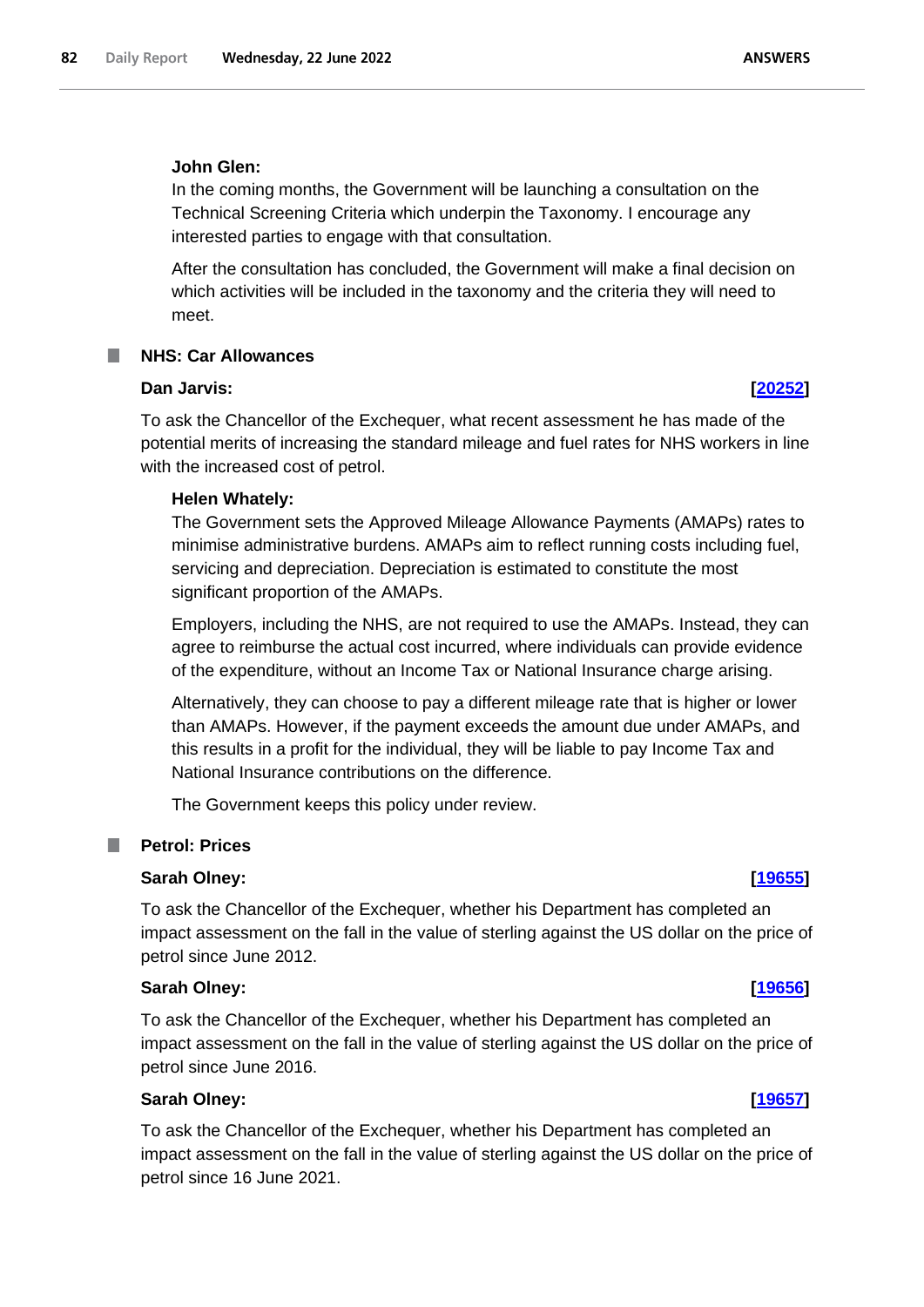**John Glen:**

In the coming months, the Government will be launching a consultation on the Technical Screening Criteria which underpin the Taxonomy. I encourage any interested parties to engage with that consultation.

After the consultation has concluded, the Government will make a final decision on which activities will be included in the taxonomy and the criteria they will need to meet.

## NHS: Car Allowances

**Dan Jarvis:** **[20252]**

To ask the Chancellor of the Exchequer, what recent assessment he has made of the potential merits of increasing the standard mileage and fuel rates for NHS workers in line with the increased cost of petrol.

**Helen Whately:**

The Government sets the Approved Mileage Allowance Payments (AMAPs) rates to minimise administrative burdens. AMAPs aim to reflect running costs including fuel, servicing and depreciation. Depreciation is estimated to constitute the most significant proportion of the AMAPs.

Employers, including the NHS, are not required to use the AMAPs. Instead, they can agree to reimburse the actual cost incurred, where individuals can provide evidence of the expenditure, without an Income Tax or National Insurance charge arising.

Alternatively, they can choose to pay a different mileage rate that is higher or lower than AMAPs. However, if the payment exceeds the amount due under AMAPs, and this results in a profit for the individual, they will be liable to pay Income Tax and National Insurance contributions on the difference.

The Government keeps this policy under review.

## Petrol: Prices

**Sarah Olney:** **[19655]**

To ask the Chancellor of the Exchequer, whether his Department has completed an impact assessment on the fall in the value of sterling against the US dollar on the price of petrol since June 2012.

**Sarah Olney:** **[19656]**

To ask the Chancellor of the Exchequer, whether his Department has completed an impact assessment on the fall in the value of sterling against the US dollar on the price of petrol since June 2016.

**Sarah Olney:** **[19657]**

To ask the Chancellor of the Exchequer, whether his Department has completed an impact assessment on the fall in the value of sterling against the US dollar on the price of petrol since 16 June 2021.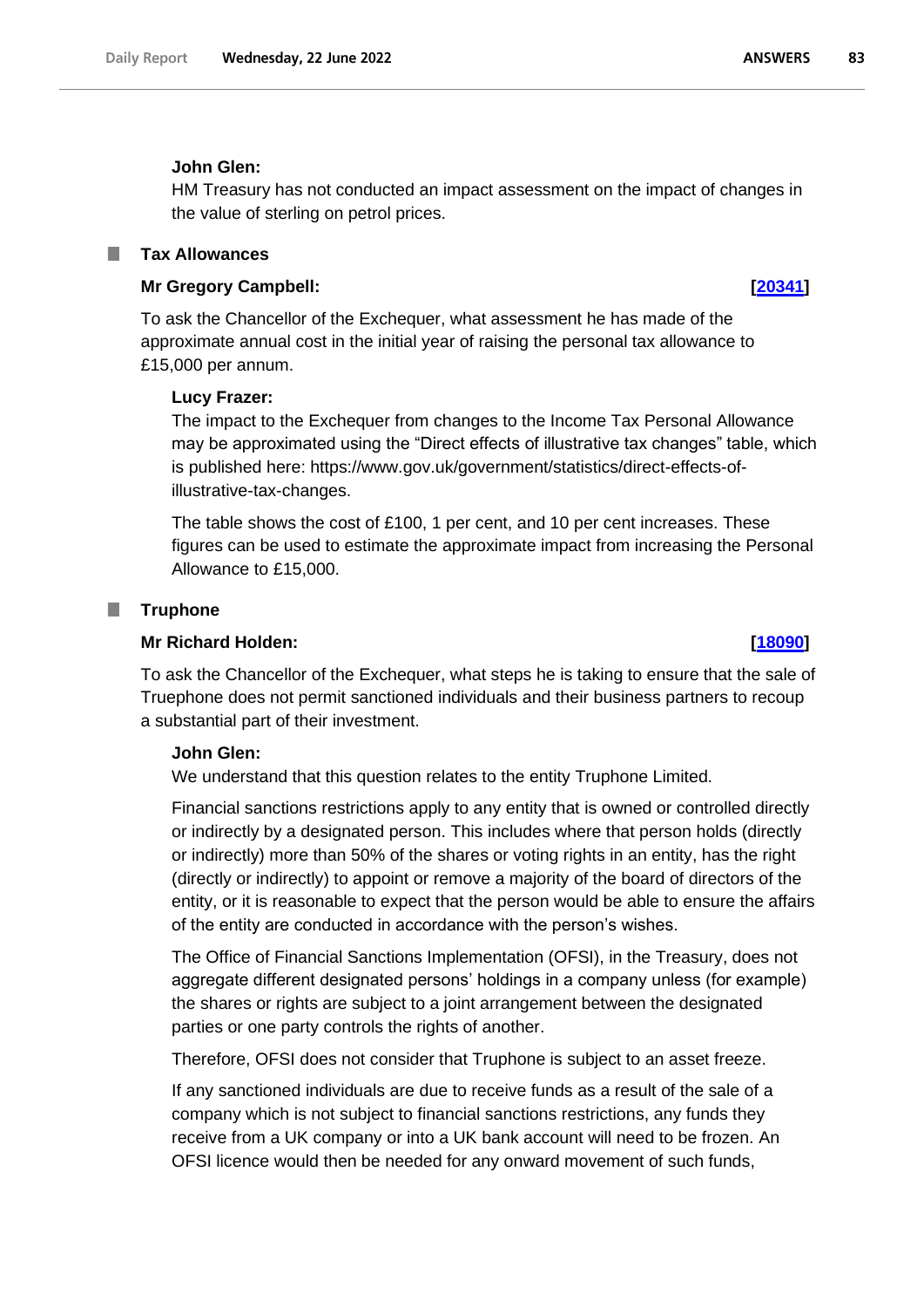**John Glen:**

HM Treasury has not conducted an impact assessment on the impact of changes in the value of sterling on petrol prices.

## Tax Allowances

**Mr Gregory Campbell: [20341]**

To ask the Chancellor of the Exchequer, what assessment he has made of the approximate annual cost in the initial year of raising the personal tax allowance to £15,000 per annum.

**Lucy Frazer:**

The impact to the Exchequer from changes to the Income Tax Personal Allowance may be approximated using the "Direct effects of illustrative tax changes" table, which is published here: https://www.gov.uk/government/statistics/direct-effects-of-illustrative-tax-changes.

The table shows the cost of £100, 1 per cent, and 10 per cent increases. These figures can be used to estimate the approximate impact from increasing the Personal Allowance to £15,000.

## Truphone

**Mr Richard Holden: [18090]**

To ask the Chancellor of the Exchequer, what steps he is taking to ensure that the sale of Truephone does not permit sanctioned individuals and their business partners to recoup a substantial part of their investment.

**John Glen:**

We understand that this question relates to the entity Truphone Limited.

Financial sanctions restrictions apply to any entity that is owned or controlled directly or indirectly by a designated person. This includes where that person holds (directly or indirectly) more than 50% of the shares or voting rights in an entity, has the right (directly or indirectly) to appoint or remove a majority of the board of directors of the entity, or it is reasonable to expect that the person would be able to ensure the affairs of the entity are conducted in accordance with the person's wishes.

The Office of Financial Sanctions Implementation (OFSI), in the Treasury, does not aggregate different designated persons' holdings in a company unless (for example) the shares or rights are subject to a joint arrangement between the designated parties or one party controls the rights of another.

Therefore, OFSI does not consider that Truphone is subject to an asset freeze.

If any sanctioned individuals are due to receive funds as a result of the sale of a company which is not subject to financial sanctions restrictions, any funds they receive from a UK company or into a UK bank account will need to be frozen. An OFSI licence would then be needed for any onward movement of such funds,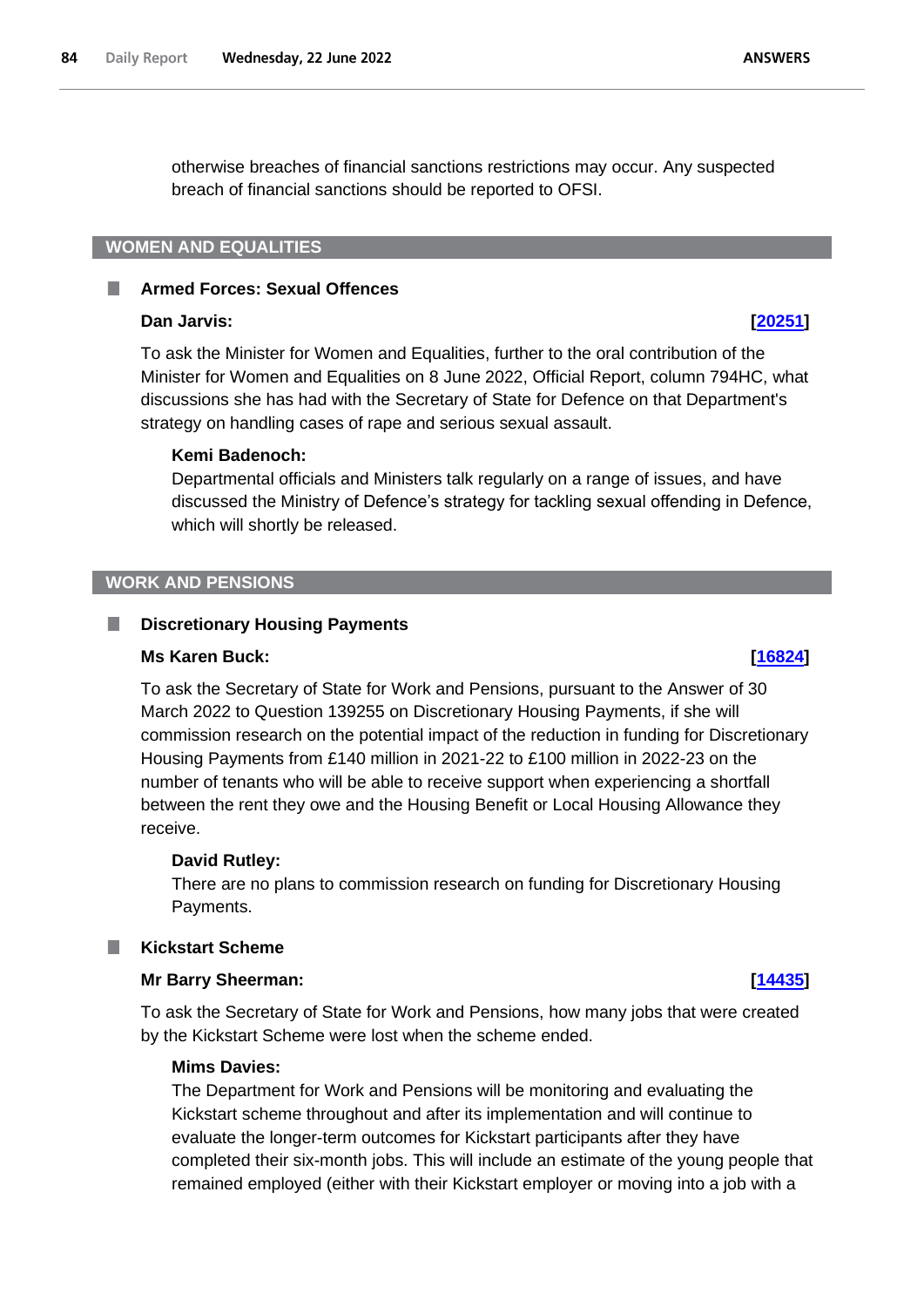otherwise breaches of financial sanctions restrictions may occur. Any suspected breach of financial sanctions should be reported to OFSI.

## WOMEN AND EQUALITIES

### Armed Forces: Sexual Offences

**Dan Jarvis:** **[20251]**

To ask the Minister for Women and Equalities, further to the oral contribution of the Minister for Women and Equalities on 8 June 2022, Official Report, column 794HC, what discussions she has had with the Secretary of State for Defence on that Department's strategy on handling cases of rape and serious sexual assault.

**Kemi Badenoch:**

Departmental officials and Ministers talk regularly on a range of issues, and have discussed the Ministry of Defence's strategy for tackling sexual offending in Defence, which will shortly be released.

## WORK AND PENSIONS

### Discretionary Housing Payments

**Ms Karen Buck:** **[16824]**

To ask the Secretary of State for Work and Pensions, pursuant to the Answer of 30 March 2022 to Question 139255 on Discretionary Housing Payments, if she will commission research on the potential impact of the reduction in funding for Discretionary Housing Payments from £140 million in 2021-22 to £100 million in 2022-23 on the number of tenants who will be able to receive support when experiencing a shortfall between the rent they owe and the Housing Benefit or Local Housing Allowance they receive.

**David Rutley:**

There are no plans to commission research on funding for Discretionary Housing Payments.

### Kickstart Scheme

**Mr Barry Sheerman:** **[14435]**

To ask the Secretary of State for Work and Pensions, how many jobs that were created by the Kickstart Scheme were lost when the scheme ended.

**Mims Davies:**

The Department for Work and Pensions will be monitoring and evaluating the Kickstart scheme throughout and after its implementation and will continue to evaluate the longer-term outcomes for Kickstart participants after they have completed their six-month jobs. This will include an estimate of the young people that remained employed (either with their Kickstart employer or moving into a job with a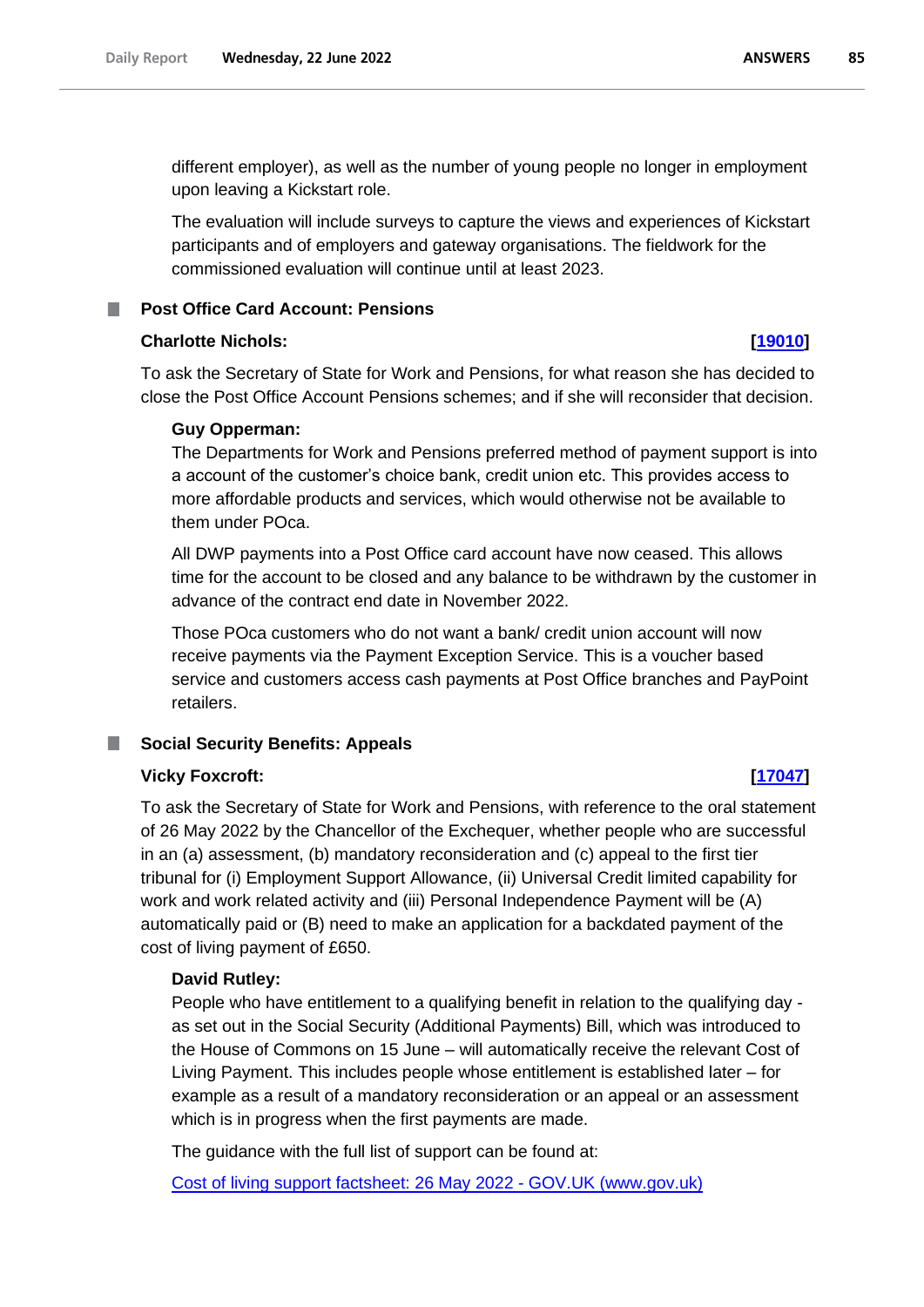different employer), as well as the number of young people no longer in employment upon leaving a Kickstart role.

The evaluation will include surveys to capture the views and experiences of Kickstart participants and of employers and gateway organisations. The fieldwork for the commissioned evaluation will continue until at least 2023.

### Post Office Card Account: Pensions

**Charlotte Nichols:** **[19010]**

To ask the Secretary of State for Work and Pensions, for what reason she has decided to close the Post Office Account Pensions schemes; and if she will reconsider that decision.

**Guy Opperman:**

The Departments for Work and Pensions preferred method of payment support is into a account of the customer's choice bank, credit union etc. This provides access to more affordable products and services, which would otherwise not be available to them under POca.

All DWP payments into a Post Office card account have now ceased. This allows time for the account to be closed and any balance to be withdrawn by the customer in advance of the contract end date in November 2022.

Those POca customers who do not want a bank/ credit union account will now receive payments via the Payment Exception Service. This is a voucher based service and customers access cash payments at Post Office branches and PayPoint retailers.

### Social Security Benefits: Appeals

**Vicky Foxcroft:** **[17047]**

To ask the Secretary of State for Work and Pensions, with reference to the oral statement of 26 May 2022 by the Chancellor of the Exchequer, whether people who are successful in an (a) assessment, (b) mandatory reconsideration and (c) appeal to the first tier tribunal for (i) Employment Support Allowance, (ii) Universal Credit limited capability for work and work related activity and (iii) Personal Independence Payment will be (A) automatically paid or (B) need to make an application for a backdated payment of the cost of living payment of £650.

**David Rutley:**

People who have entitlement to a qualifying benefit in relation to the qualifying day - as set out in the Social Security (Additional Payments) Bill, which was introduced to the House of Commons on 15 June – will automatically receive the relevant Cost of Living Payment. This includes people whose entitlement is established later – for example as a result of a mandatory reconsideration or an appeal or an assessment which is in progress when the first payments are made.

The guidance with the full list of support can be found at:

Cost of living support factsheet: 26 May 2022 - GOV.UK (www.gov.uk)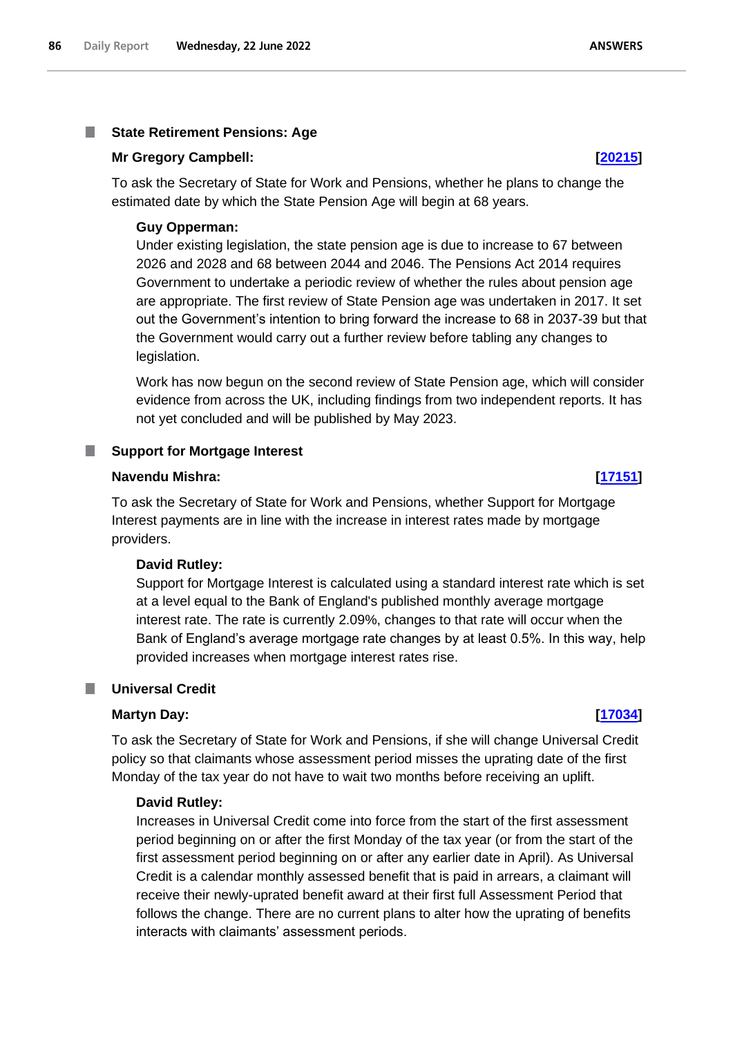### State Retirement Pensions: Age

**Mr Gregory Campbell:** **[20215]**

To ask the Secretary of State for Work and Pensions, whether he plans to change the estimated date by which the State Pension Age will begin at 68 years.

**Guy Opperman:**

Under existing legislation, the state pension age is due to increase to 67 between 2026 and 2028 and 68 between 2044 and 2046. The Pensions Act 2014 requires Government to undertake a periodic review of whether the rules about pension age are appropriate. The first review of State Pension age was undertaken in 2017. It set out the Government's intention to bring forward the increase to 68 in 2037-39 but that the Government would carry out a further review before tabling any changes to legislation.

Work has now begun on the second review of State Pension age, which will consider evidence from across the UK, including findings from two independent reports. It has not yet concluded and will be published by May 2023.

### Support for Mortgage Interest

**Navendu Mishra:** **[17151]**

To ask the Secretary of State for Work and Pensions, whether Support for Mortgage Interest payments are in line with the increase in interest rates made by mortgage providers.

**David Rutley:**

Support for Mortgage Interest is calculated using a standard interest rate which is set at a level equal to the Bank of England's published monthly average mortgage interest rate. The rate is currently 2.09%, changes to that rate will occur when the Bank of England's average mortgage rate changes by at least 0.5%. In this way, help provided increases when mortgage interest rates rise.

### Universal Credit

**Martyn Day:** **[17034]**

To ask the Secretary of State for Work and Pensions, if she will change Universal Credit policy so that claimants whose assessment period misses the uprating date of the first Monday of the tax year do not have to wait two months before receiving an uplift.

**David Rutley:**

Increases in Universal Credit come into force from the start of the first assessment period beginning on or after the first Monday of the tax year (or from the start of the first assessment period beginning on or after any earlier date in April). As Universal Credit is a calendar monthly assessed benefit that is paid in arrears, a claimant will receive their newly-uprated benefit award at their first full Assessment Period that follows the change. There are no current plans to alter how the uprating of benefits interacts with claimants' assessment periods.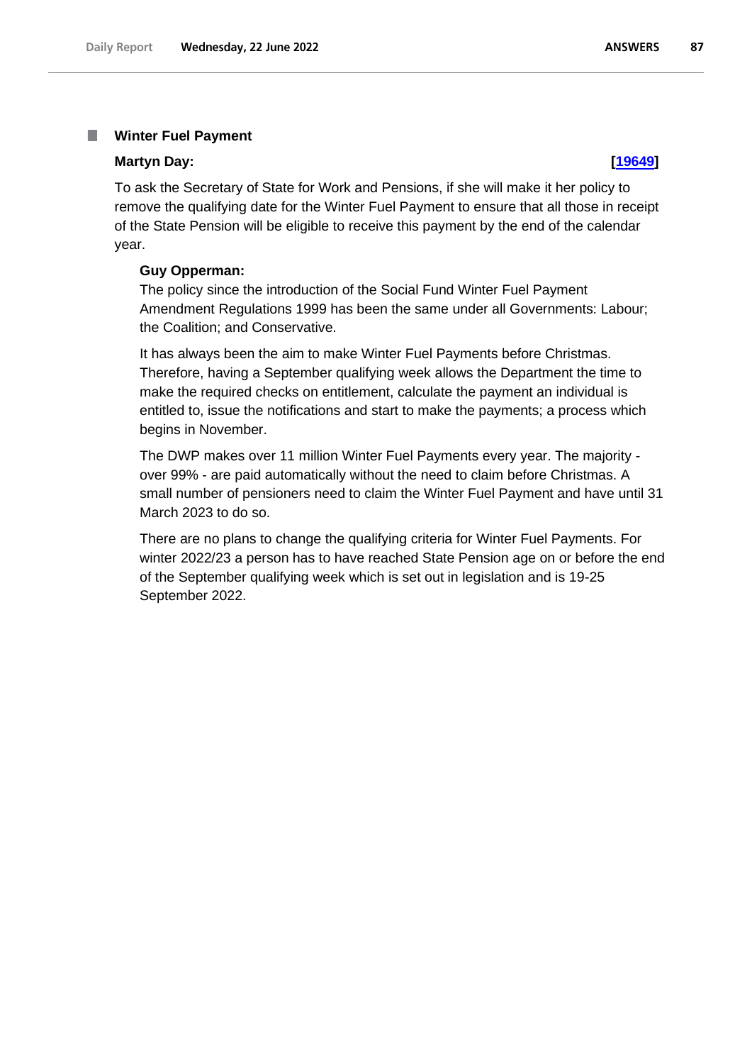### Winter Fuel Payment

**Martyn Day:** **[19649]**

To ask the Secretary of State for Work and Pensions, if she will make it her policy to remove the qualifying date for the Winter Fuel Payment to ensure that all those in receipt of the State Pension will be eligible to receive this payment by the end of the calendar year.

**Guy Opperman:**

The policy since the introduction of the Social Fund Winter Fuel Payment Amendment Regulations 1999 has been the same under all Governments: Labour; the Coalition; and Conservative.

It has always been the aim to make Winter Fuel Payments before Christmas. Therefore, having a September qualifying week allows the Department the time to make the required checks on entitlement, calculate the payment an individual is entitled to, issue the notifications and start to make the payments; a process which begins in November.

The DWP makes over 11 million Winter Fuel Payments every year. The majority - over 99% - are paid automatically without the need to claim before Christmas. A small number of pensioners need to claim the Winter Fuel Payment and have until 31 March 2023 to do so.

There are no plans to change the qualifying criteria for Winter Fuel Payments. For winter 2022/23 a person has to have reached State Pension age on or before the end of the September qualifying week which is set out in legislation and is 19-25 September 2022.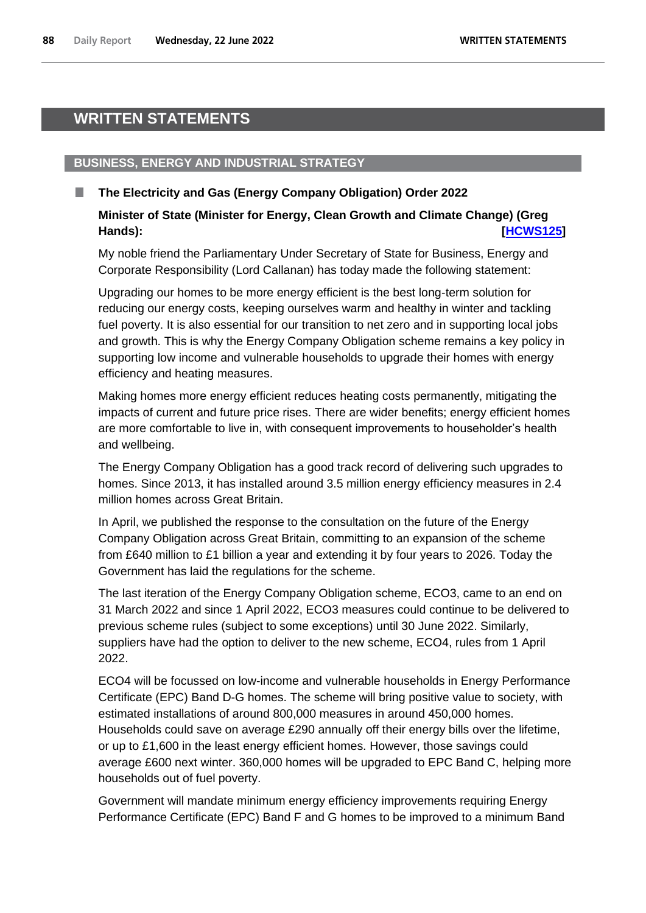# WRITTEN STATEMENTS

## BUSINESS, ENERGY AND INDUSTRIAL STRATEGY

### The Electricity and Gas (Energy Company Obligation) Order 2022

**Minister of State (Minister for Energy, Clean Growth and Climate Change) (Greg Hands): [HCWS125]**

My noble friend the Parliamentary Under Secretary of State for Business, Energy and Corporate Responsibility (Lord Callanan) has today made the following statement:

Upgrading our homes to be more energy efficient is the best long-term solution for reducing our energy costs, keeping ourselves warm and healthy in winter and tackling fuel poverty. It is also essential for our transition to net zero and in supporting local jobs and growth. This is why the Energy Company Obligation scheme remains a key policy in supporting low income and vulnerable households to upgrade their homes with energy efficiency and heating measures.

Making homes more energy efficient reduces heating costs permanently, mitigating the impacts of current and future price rises. There are wider benefits; energy efficient homes are more comfortable to live in, with consequent improvements to householder's health and wellbeing.

The Energy Company Obligation has a good track record of delivering such upgrades to homes. Since 2013, it has installed around 3.5 million energy efficiency measures in 2.4 million homes across Great Britain.

In April, we published the response to the consultation on the future of the Energy Company Obligation across Great Britain, committing to an expansion of the scheme from £640 million to £1 billion a year and extending it by four years to 2026. Today the Government has laid the regulations for the scheme.

The last iteration of the Energy Company Obligation scheme, ECO3, came to an end on 31 March 2022 and since 1 April 2022, ECO3 measures could continue to be delivered to previous scheme rules (subject to some exceptions) until 30 June 2022. Similarly, suppliers have had the option to deliver to the new scheme, ECO4, rules from 1 April 2022.

ECO4 will be focussed on low-income and vulnerable households in Energy Performance Certificate (EPC) Band D-G homes. The scheme will bring positive value to society, with estimated installations of around 800,000 measures in around 450,000 homes. Households could save on average £290 annually off their energy bills over the lifetime, or up to £1,600 in the least energy efficient homes. However, those savings could average £600 next winter. 360,000 homes will be upgraded to EPC Band C, helping more households out of fuel poverty.

Government will mandate minimum energy efficiency improvements requiring Energy Performance Certificate (EPC) Band F and G homes to be improved to a minimum Band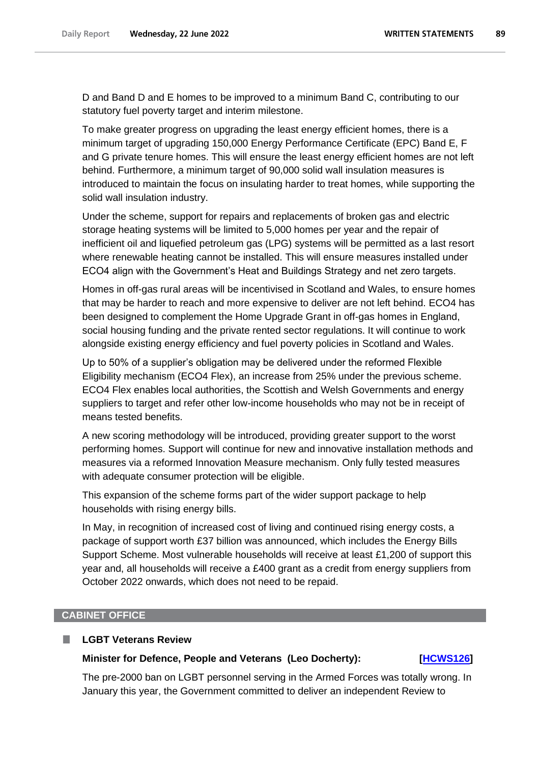D and Band D and E homes to be improved to a minimum Band C, contributing to our statutory fuel poverty target and interim milestone.

To make greater progress on upgrading the least energy efficient homes, there is a minimum target of upgrading 150,000 Energy Performance Certificate (EPC) Band E, F and G private tenure homes. This will ensure the least energy efficient homes are not left behind. Furthermore, a minimum target of 90,000 solid wall insulation measures is introduced to maintain the focus on insulating harder to treat homes, while supporting the solid wall insulation industry.

Under the scheme, support for repairs and replacements of broken gas and electric storage heating systems will be limited to 5,000 homes per year and the repair of inefficient oil and liquefied petroleum gas (LPG) systems will be permitted as a last resort where renewable heating cannot be installed. This will ensure measures installed under ECO4 align with the Government's Heat and Buildings Strategy and net zero targets.

Homes in off-gas rural areas will be incentivised in Scotland and Wales, to ensure homes that may be harder to reach and more expensive to deliver are not left behind. ECO4 has been designed to complement the Home Upgrade Grant in off-gas homes in England, social housing funding and the private rented sector regulations. It will continue to work alongside existing energy efficiency and fuel poverty policies in Scotland and Wales.

Up to 50% of a supplier's obligation may be delivered under the reformed Flexible Eligibility mechanism (ECO4 Flex), an increase from 25% under the previous scheme. ECO4 Flex enables local authorities, the Scottish and Welsh Governments and energy suppliers to target and refer other low-income households who may not be in receipt of means tested benefits.

A new scoring methodology will be introduced, providing greater support to the worst performing homes. Support will continue for new and innovative installation methods and measures via a reformed Innovation Measure mechanism. Only fully tested measures with adequate consumer protection will be eligible.

This expansion of the scheme forms part of the wider support package to help households with rising energy bills.

In May, in recognition of increased cost of living and continued rising energy costs, a package of support worth £37 billion was announced, which includes the Energy Bills Support Scheme. Most vulnerable households will receive at least £1,200 of support this year and, all households will receive a £400 grant as a credit from energy suppliers from October 2022 onwards, which does not need to be repaid.

## CABINET OFFICE

### LGBT Veterans Review

**Minister for Defence, People and Veterans (Leo Docherty):** **[HCWS126]**

The pre-2000 ban on LGBT personnel serving in the Armed Forces was totally wrong. In January this year, the Government committed to deliver an independent Review to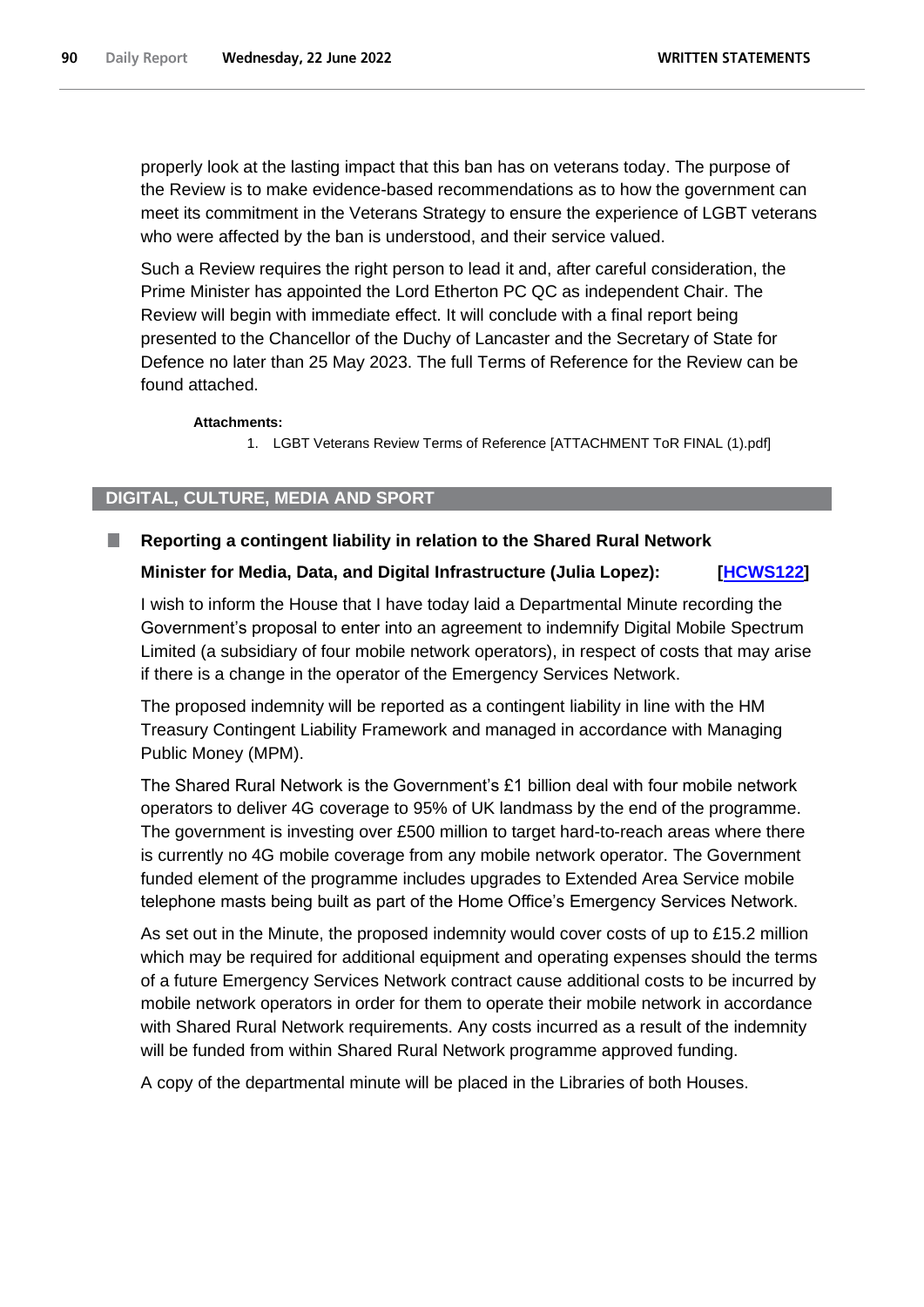properly look at the lasting impact that this ban has on veterans today. The purpose of the Review is to make evidence-based recommendations as to how the government can meet its commitment in the Veterans Strategy to ensure the experience of LGBT veterans who were affected by the ban is understood, and their service valued.

Such a Review requires the right person to lead it and, after careful consideration, the Prime Minister has appointed the Lord Etherton PC QC as independent Chair. The Review will begin with immediate effect. It will conclude with a final report being presented to the Chancellor of the Duchy of Lancaster and the Secretary of State for Defence no later than 25 May 2023. The full Terms of Reference for the Review can be found attached.

**Attachments:**

1. LGBT Veterans Review Terms of Reference [ATTACHMENT ToR FINAL (1).pdf]

## DIGITAL, CULTURE, MEDIA AND SPORT

### Reporting a contingent liability in relation to the Shared Rural Network

**Minister for Media, Data, and Digital Infrastructure (Julia Lopez): [HCWS122]**

I wish to inform the House that I have today laid a Departmental Minute recording the Government's proposal to enter into an agreement to indemnify Digital Mobile Spectrum Limited (a subsidiary of four mobile network operators), in respect of costs that may arise if there is a change in the operator of the Emergency Services Network.

The proposed indemnity will be reported as a contingent liability in line with the HM Treasury Contingent Liability Framework and managed in accordance with Managing Public Money (MPM).

The Shared Rural Network is the Government's £1 billion deal with four mobile network operators to deliver 4G coverage to 95% of UK landmass by the end of the programme. The government is investing over £500 million to target hard-to-reach areas where there is currently no 4G mobile coverage from any mobile network operator. The Government funded element of the programme includes upgrades to Extended Area Service mobile telephone masts being built as part of the Home Office's Emergency Services Network.

As set out in the Minute, the proposed indemnity would cover costs of up to £15.2 million which may be required for additional equipment and operating expenses should the terms of a future Emergency Services Network contract cause additional costs to be incurred by mobile network operators in order for them to operate their mobile network in accordance with Shared Rural Network requirements. Any costs incurred as a result of the indemnity will be funded from within Shared Rural Network programme approved funding.

A copy of the departmental minute will be placed in the Libraries of both Houses.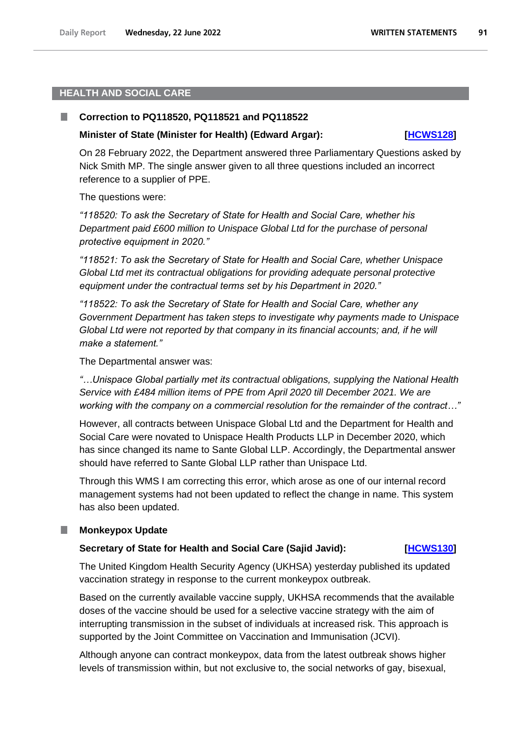## HEALTH AND SOCIAL CARE

### Correction to PQ118520, PQ118521 and PQ118522

**Minister of State (Minister for Health) (Edward Argar): [HCWS128]**

On 28 February 2022, the Department answered three Parliamentary Questions asked by Nick Smith MP. The single answer given to all three questions included an incorrect reference to a supplier of PPE.

The questions were:

*"118520: To ask the Secretary of State for Health and Social Care, whether his Department paid £600 million to Unispace Global Ltd for the purchase of personal protective equipment in 2020."*

*"118521: To ask the Secretary of State for Health and Social Care, whether Unispace Global Ltd met its contractual obligations for providing adequate personal protective equipment under the contractual terms set by his Department in 2020."*

*"118522: To ask the Secretary of State for Health and Social Care, whether any Government Department has taken steps to investigate why payments made to Unispace Global Ltd were not reported by that company in its financial accounts; and, if he will make a statement."*

The Departmental answer was:

*"…Unispace Global partially met its contractual obligations, supplying the National Health Service with £484 million items of PPE from April 2020 till December 2021. We are working with the company on a commercial resolution for the remainder of the contract…"*

However, all contracts between Unispace Global Ltd and the Department for Health and Social Care were novated to Unispace Health Products LLP in December 2020, which has since changed its name to Sante Global LLP. Accordingly, the Departmental answer should have referred to Sante Global LLP rather than Unispace Ltd.

Through this WMS I am correcting this error, which arose as one of our internal record management systems had not been updated to reflect the change in name. This system has also been updated.

### Monkeypox Update

**Secretary of State for Health and Social Care (Sajid Javid): [HCWS130]**

The United Kingdom Health Security Agency (UKHSA) yesterday published its updated vaccination strategy in response to the current monkeypox outbreak.

Based on the currently available vaccine supply, UKHSA recommends that the available doses of the vaccine should be used for a selective vaccine strategy with the aim of interrupting transmission in the subset of individuals at increased risk. This approach is supported by the Joint Committee on Vaccination and Immunisation (JCVI).

Although anyone can contract monkeypox, data from the latest outbreak shows higher levels of transmission within, but not exclusive to, the social networks of gay, bisexual,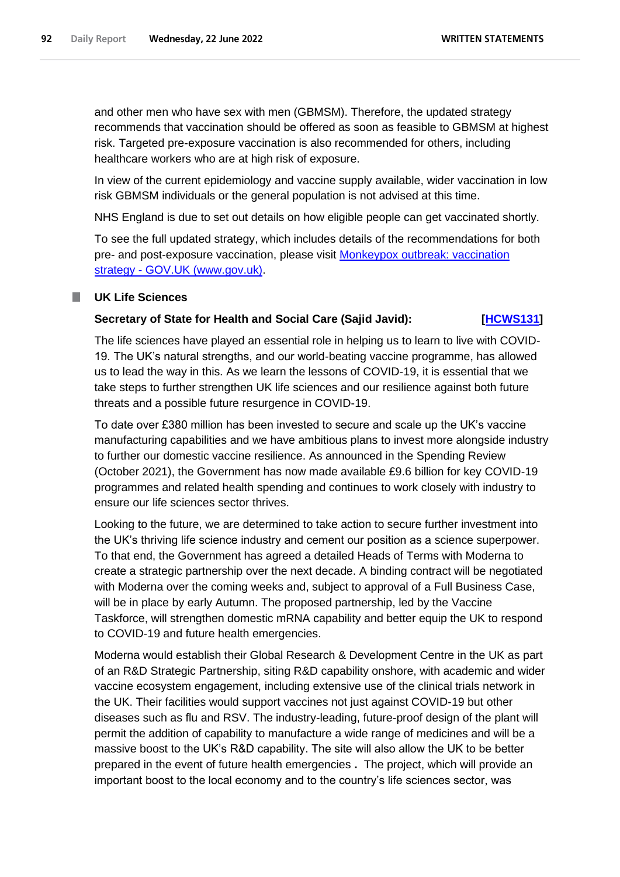and other men who have sex with men (GBMSM). Therefore, the updated strategy recommends that vaccination should be offered as soon as feasible to GBMSM at highest risk. Targeted pre-exposure vaccination is also recommended for others, including healthcare workers who are at high risk of exposure.

In view of the current epidemiology and vaccine supply available, wider vaccination in low risk GBMSM individuals or the general population is not advised at this time.

NHS England is due to set out details on how eligible people can get vaccinated shortly.

To see the full updated strategy, which includes details of the recommendations for both pre- and post-exposure vaccination, please visit [Monkeypox outbreak: vaccination strategy - GOV.UK (www.gov.uk)](https://www.gov.uk).

## UK Life Sciences

**Secretary of State for Health and Social Care (Sajid Javid): [HCWS131]**

The life sciences have played an essential role in helping us to learn to live with COVID-19. The UK's natural strengths, and our world-beating vaccine programme, has allowed us to lead the way in this. As we learn the lessons of COVID-19, it is essential that we take steps to further strengthen UK life sciences and our resilience against both future threats and a possible future resurgence in COVID-19.

To date over £380 million has been invested to secure and scale up the UK's vaccine manufacturing capabilities and we have ambitious plans to invest more alongside industry to further our domestic vaccine resilience. As announced in the Spending Review (October 2021), the Government has now made available £9.6 billion for key COVID-19 programmes and related health spending and continues to work closely with industry to ensure our life sciences sector thrives.

Looking to the future, we are determined to take action to secure further investment into the UK's thriving life science industry and cement our position as a science superpower. To that end, the Government has agreed a detailed Heads of Terms with Moderna to create a strategic partnership over the next decade. A binding contract will be negotiated with Moderna over the coming weeks and, subject to approval of a Full Business Case, will be in place by early Autumn. The proposed partnership, led by the Vaccine Taskforce, will strengthen domestic mRNA capability and better equip the UK to respond to COVID-19 and future health emergencies.

Moderna would establish their Global Research & Development Centre in the UK as part of an R&D Strategic Partnership, siting R&D capability onshore, with academic and wider vaccine ecosystem engagement, including extensive use of the clinical trials network in the UK. Their facilities would support vaccines not just against COVID-19 but other diseases such as flu and RSV. The industry-leading, future-proof design of the plant will permit the addition of capability to manufacture a wide range of medicines and will be a massive boost to the UK's R&D capability. The site will also allow the UK to be better prepared in the event of future health emergencies . The project, which will provide an important boost to the local economy and to the country's life sciences sector, was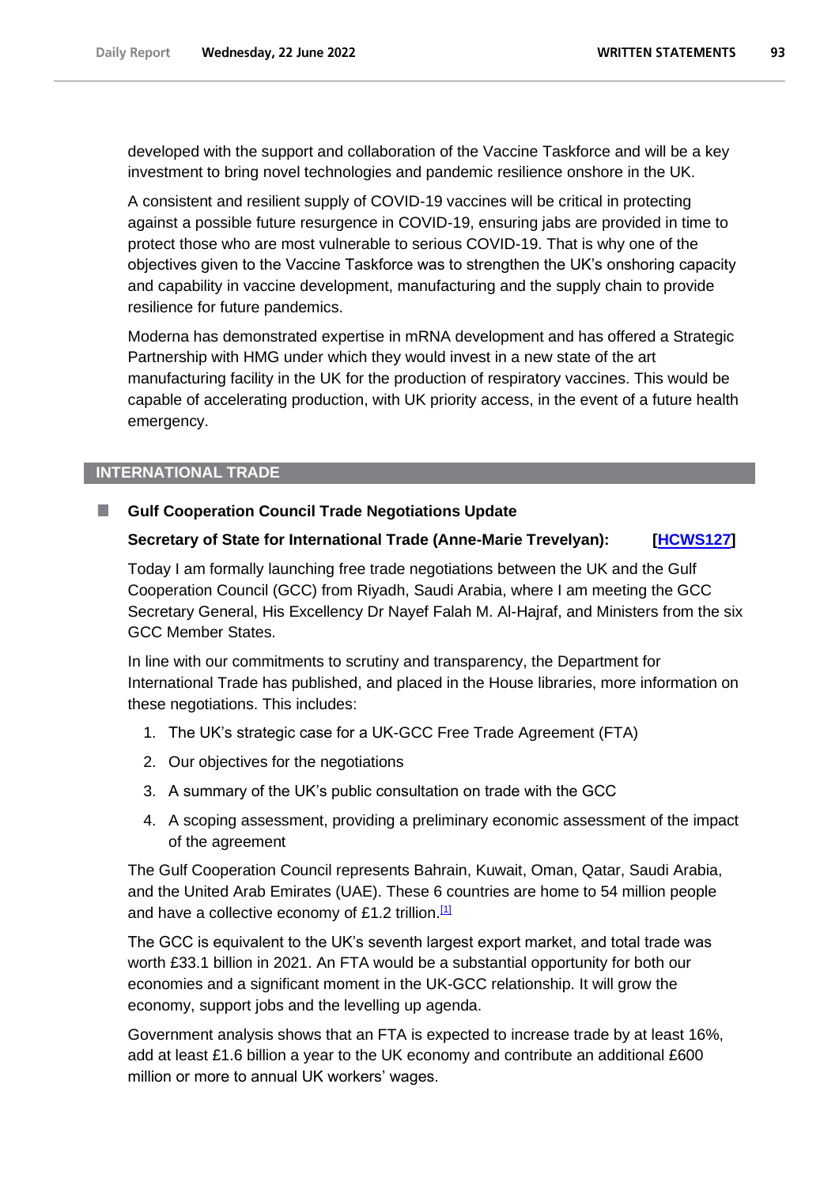developed with the support and collaboration of the Vaccine Taskforce and will be a key investment to bring novel technologies and pandemic resilience onshore in the UK.

A consistent and resilient supply of COVID-19 vaccines will be critical in protecting against a possible future resurgence in COVID-19, ensuring jabs are provided in time to protect those who are most vulnerable to serious COVID-19. That is why one of the objectives given to the Vaccine Taskforce was to strengthen the UK's onshoring capacity and capability in vaccine development, manufacturing and the supply chain to provide resilience for future pandemics.

Moderna has demonstrated expertise in mRNA development and has offered a Strategic Partnership with HMG under which they would invest in a new state of the art manufacturing facility in the UK for the production of respiratory vaccines. This would be capable of accelerating production, with UK priority access, in the event of a future health emergency.

## INTERNATIONAL TRADE

### Gulf Cooperation Council Trade Negotiations Update

**Secretary of State for International Trade (Anne-Marie Trevelyan): [HCWS127]**

Today I am formally launching free trade negotiations between the UK and the Gulf Cooperation Council (GCC) from Riyadh, Saudi Arabia, where I am meeting the GCC Secretary General, His Excellency Dr Nayef Falah M. Al-Hajraf, and Ministers from the six GCC Member States.

In line with our commitments to scrutiny and transparency, the Department for International Trade has published, and placed in the House libraries, more information on these negotiations. This includes:

1. The UK's strategic case for a UK-GCC Free Trade Agreement (FTA)
2. Our objectives for the negotiations
3. A summary of the UK's public consultation on trade with the GCC
4. A scoping assessment, providing a preliminary economic assessment of the impact of the agreement

The Gulf Cooperation Council represents Bahrain, Kuwait, Oman, Qatar, Saudi Arabia, and the United Arab Emirates (UAE). These 6 countries are home to 54 million people and have a collective economy of £1.2 trillion.[1]

The GCC is equivalent to the UK's seventh largest export market, and total trade was worth £33.1 billion in 2021. An FTA would be a substantial opportunity for both our economies and a significant moment in the UK-GCC relationship. It will grow the economy, support jobs and the levelling up agenda.

Government analysis shows that an FTA is expected to increase trade by at least 16%, add at least £1.6 billion a year to the UK economy and contribute an additional £600 million or more to annual UK workers' wages.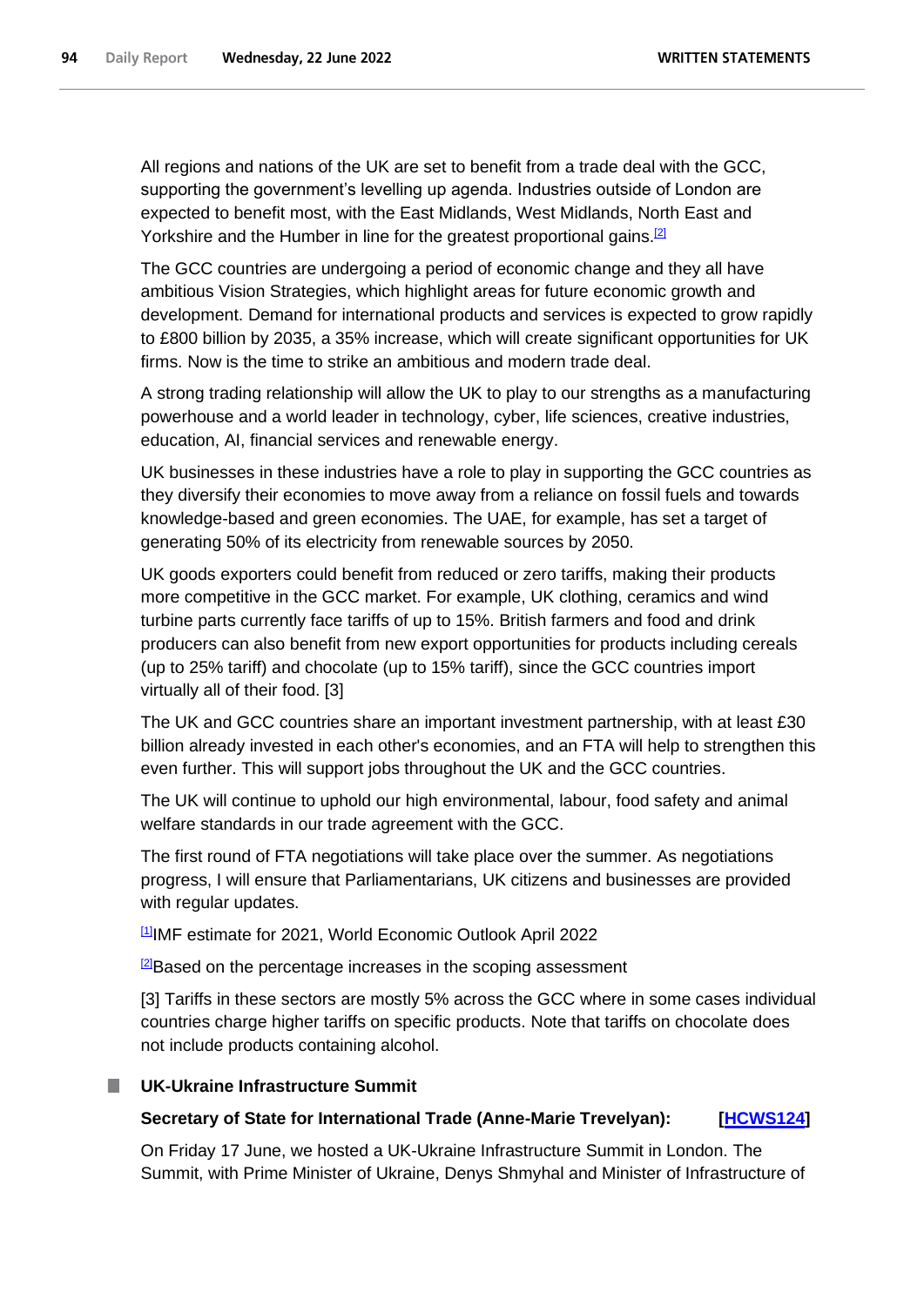All regions and nations of the UK are set to benefit from a trade deal with the GCC, supporting the government's levelling up agenda. Industries outside of London are expected to benefit most, with the East Midlands, West Midlands, North East and Yorkshire and the Humber in line for the greatest proportional gains.[2]

The GCC countries are undergoing a period of economic change and they all have ambitious Vision Strategies, which highlight areas for future economic growth and development. Demand for international products and services is expected to grow rapidly to £800 billion by 2035, a 35% increase, which will create significant opportunities for UK firms. Now is the time to strike an ambitious and modern trade deal.

A strong trading relationship will allow the UK to play to our strengths as a manufacturing powerhouse and a world leader in technology, cyber, life sciences, creative industries, education, AI, financial services and renewable energy.

UK businesses in these industries have a role to play in supporting the GCC countries as they diversify their economies to move away from a reliance on fossil fuels and towards knowledge-based and green economies. The UAE, for example, has set a target of generating 50% of its electricity from renewable sources by 2050.

UK goods exporters could benefit from reduced or zero tariffs, making their products more competitive in the GCC market. For example, UK clothing, ceramics and wind turbine parts currently face tariffs of up to 15%. British farmers and food and drink producers can also benefit from new export opportunities for products including cereals (up to 25% tariff) and chocolate (up to 15% tariff), since the GCC countries import virtually all of their food. [3]

The UK and GCC countries share an important investment partnership, with at least £30 billion already invested in each other's economies, and an FTA will help to strengthen this even further. This will support jobs throughout the UK and the GCC countries.

The UK will continue to uphold our high environmental, labour, food safety and animal welfare standards in our trade agreement with the GCC.

The first round of FTA negotiations will take place over the summer. As negotiations progress, I will ensure that Parliamentarians, UK citizens and businesses are provided with regular updates.

[1]IMF estimate for 2021, World Economic Outlook April 2022

[2]Based on the percentage increases in the scoping assessment

[3] Tariffs in these sectors are mostly 5% across the GCC where in some cases individual countries charge higher tariffs on specific products. Note that tariffs on chocolate does not include products containing alcohol.

## UK-Ukraine Infrastructure Summit

**Secretary of State for International Trade (Anne-Marie Trevelyan): [HCWS124]**

On Friday 17 June, we hosted a UK-Ukraine Infrastructure Summit in London. The Summit, with Prime Minister of Ukraine, Denys Shmyhal and Minister of Infrastructure of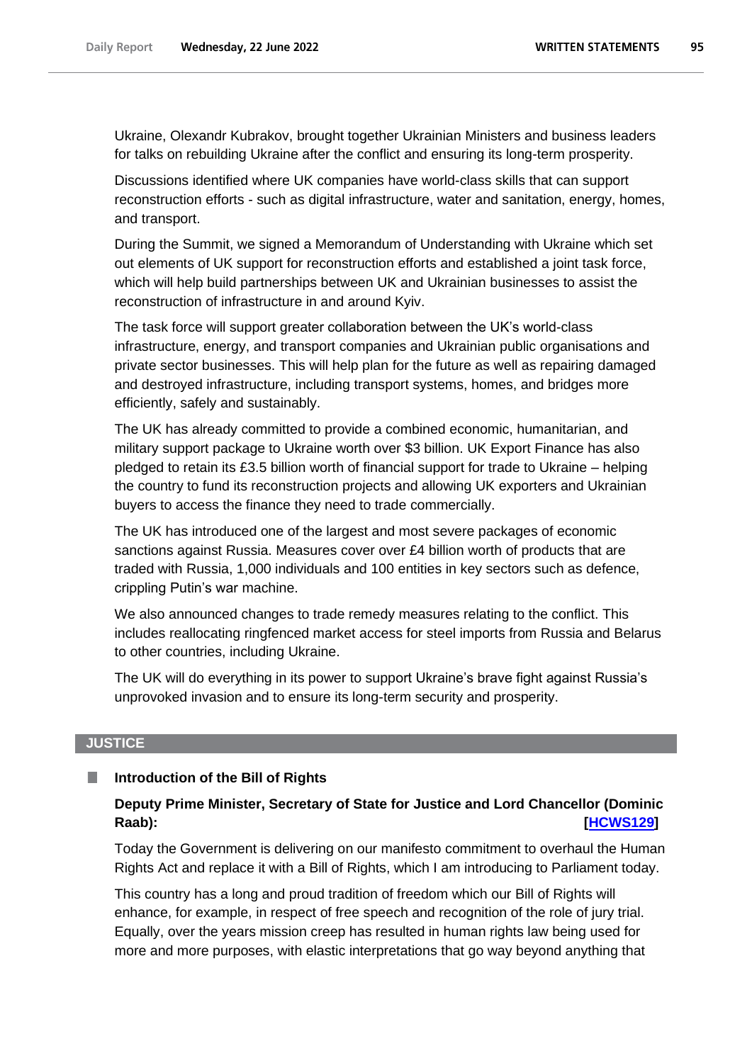Ukraine, Olexandr Kubrakov, brought together Ukrainian Ministers and business leaders for talks on rebuilding Ukraine after the conflict and ensuring its long-term prosperity.

Discussions identified where UK companies have world-class skills that can support reconstruction efforts - such as digital infrastructure, water and sanitation, energy, homes, and transport.

During the Summit, we signed a Memorandum of Understanding with Ukraine which set out elements of UK support for reconstruction efforts and established a joint task force, which will help build partnerships between UK and Ukrainian businesses to assist the reconstruction of infrastructure in and around Kyiv.

The task force will support greater collaboration between the UK's world-class infrastructure, energy, and transport companies and Ukrainian public organisations and private sector businesses. This will help plan for the future as well as repairing damaged and destroyed infrastructure, including transport systems, homes, and bridges more efficiently, safely and sustainably.

The UK has already committed to provide a combined economic, humanitarian, and military support package to Ukraine worth over $3 billion. UK Export Finance has also pledged to retain its £3.5 billion worth of financial support for trade to Ukraine – helping the country to fund its reconstruction projects and allowing UK exporters and Ukrainian buyers to access the finance they need to trade commercially.

The UK has introduced one of the largest and most severe packages of economic sanctions against Russia. Measures cover over £4 billion worth of products that are traded with Russia, 1,000 individuals and 100 entities in key sectors such as defence, crippling Putin's war machine.

We also announced changes to trade remedy measures relating to the conflict. This includes reallocating ringfenced market access for steel imports from Russia and Belarus to other countries, including Ukraine.

The UK will do everything in its power to support Ukraine's brave fight against Russia's unprovoked invasion and to ensure its long-term security and prosperity.

## JUSTICE

### Introduction of the Bill of Rights

**Deputy Prime Minister, Secretary of State for Justice and Lord Chancellor (Dominic Raab): [HCWS129]**

Today the Government is delivering on our manifesto commitment to overhaul the Human Rights Act and replace it with a Bill of Rights, which I am introducing to Parliament today.

This country has a long and proud tradition of freedom which our Bill of Rights will enhance, for example, in respect of free speech and recognition of the role of jury trial. Equally, over the years mission creep has resulted in human rights law being used for more and more purposes, with elastic interpretations that go way beyond anything that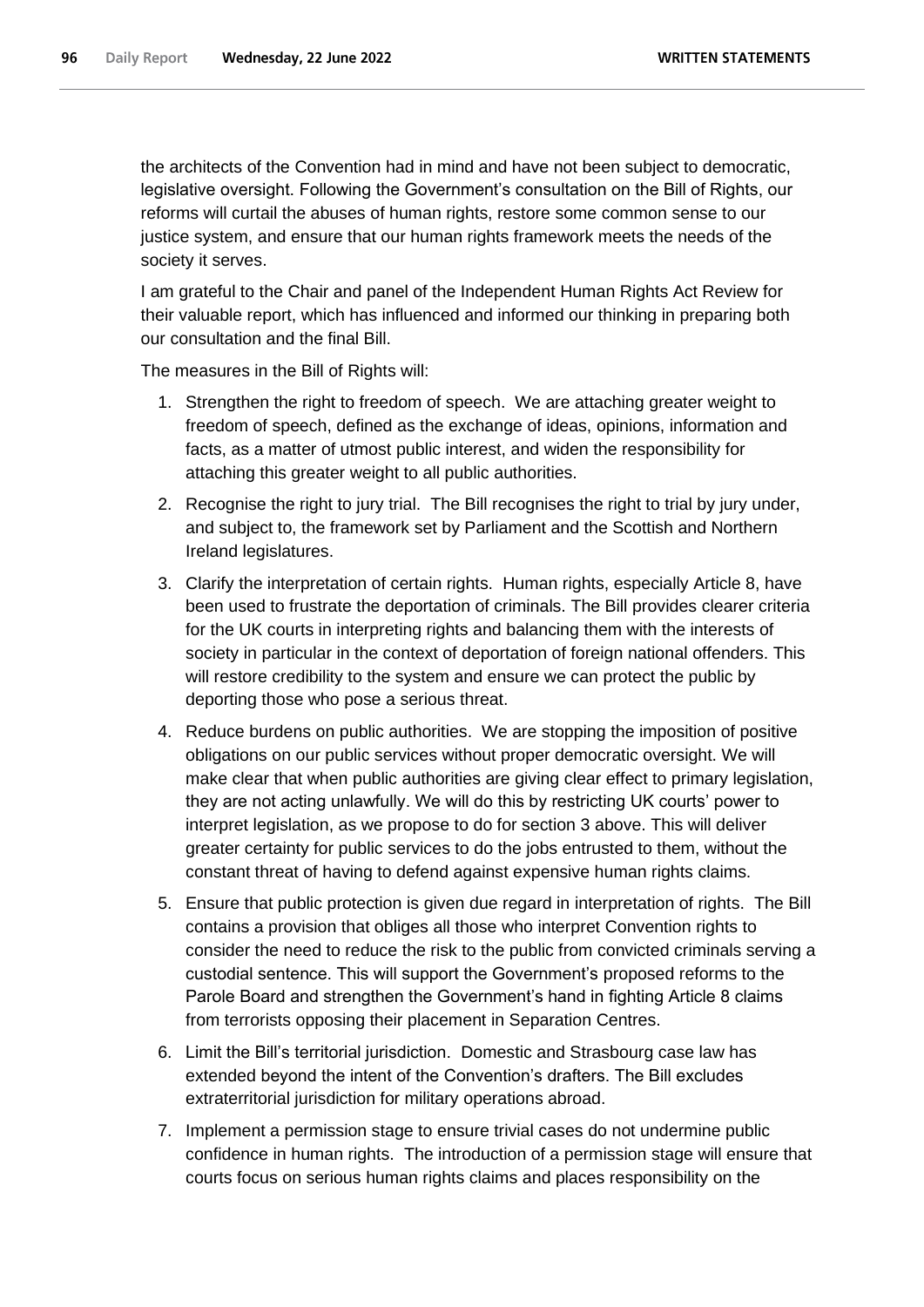the architects of the Convention had in mind and have not been subject to democratic, legislative oversight. Following the Government's consultation on the Bill of Rights, our reforms will curtail the abuses of human rights, restore some common sense to our justice system, and ensure that our human rights framework meets the needs of the society it serves.

I am grateful to the Chair and panel of the Independent Human Rights Act Review for their valuable report, which has influenced and informed our thinking in preparing both our consultation and the final Bill.

The measures in the Bill of Rights will:

1. Strengthen the right to freedom of speech. We are attaching greater weight to freedom of speech, defined as the exchange of ideas, opinions, information and facts, as a matter of utmost public interest, and widen the responsibility for attaching this greater weight to all public authorities.
2. Recognise the right to jury trial. The Bill recognises the right to trial by jury under, and subject to, the framework set by Parliament and the Scottish and Northern Ireland legislatures.
3. Clarify the interpretation of certain rights. Human rights, especially Article 8, have been used to frustrate the deportation of criminals. The Bill provides clearer criteria for the UK courts in interpreting rights and balancing them with the interests of society in particular in the context of deportation of foreign national offenders. This will restore credibility to the system and ensure we can protect the public by deporting those who pose a serious threat.
4. Reduce burdens on public authorities. We are stopping the imposition of positive obligations on our public services without proper democratic oversight. We will make clear that when public authorities are giving clear effect to primary legislation, they are not acting unlawfully. We will do this by restricting UK courts' power to interpret legislation, as we propose to do for section 3 above. This will deliver greater certainty for public services to do the jobs entrusted to them, without the constant threat of having to defend against expensive human rights claims.
5. Ensure that public protection is given due regard in interpretation of rights. The Bill contains a provision that obliges all those who interpret Convention rights to consider the need to reduce the risk to the public from convicted criminals serving a custodial sentence. This will support the Government's proposed reforms to the Parole Board and strengthen the Government's hand in fighting Article 8 claims from terrorists opposing their placement in Separation Centres.
6. Limit the Bill's territorial jurisdiction. Domestic and Strasbourg case law has extended beyond the intent of the Convention's drafters. The Bill excludes extraterritorial jurisdiction for military operations abroad.
7. Implement a permission stage to ensure trivial cases do not undermine public confidence in human rights. The introduction of a permission stage will ensure that courts focus on serious human rights claims and places responsibility on the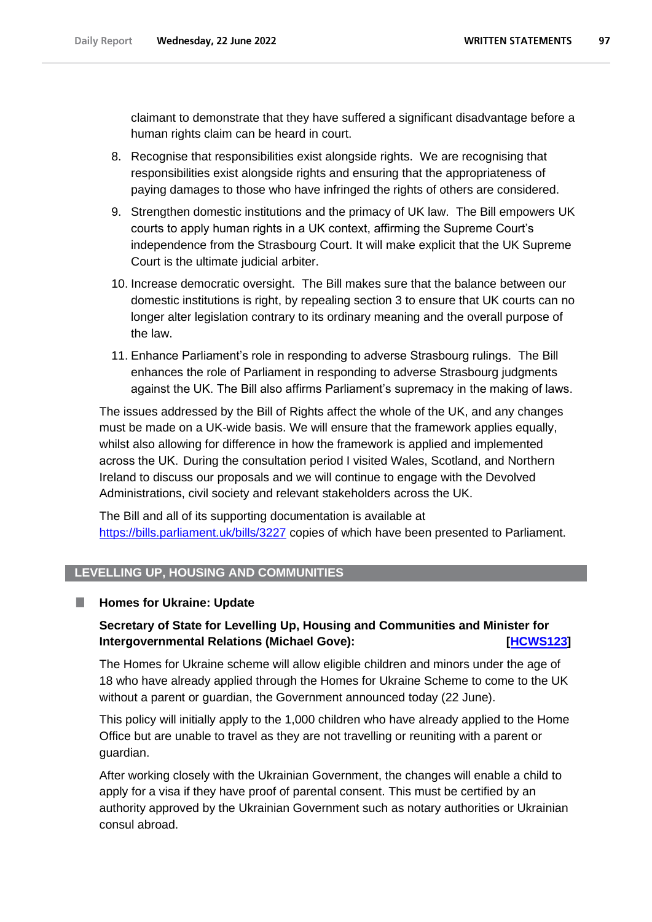claimant to demonstrate that they have suffered a significant disadvantage before a human rights claim can be heard in court.

8. Recognise that responsibilities exist alongside rights. We are recognising that responsibilities exist alongside rights and ensuring that the appropriateness of paying damages to those who have infringed the rights of others are considered.
9. Strengthen domestic institutions and the primacy of UK law. The Bill empowers UK courts to apply human rights in a UK context, affirming the Supreme Court's independence from the Strasbourg Court. It will make explicit that the UK Supreme Court is the ultimate judicial arbiter.
10. Increase democratic oversight. The Bill makes sure that the balance between our domestic institutions is right, by repealing section 3 to ensure that UK courts can no longer alter legislation contrary to its ordinary meaning and the overall purpose of the law.
11. Enhance Parliament's role in responding to adverse Strasbourg rulings. The Bill enhances the role of Parliament in responding to adverse Strasbourg judgments against the UK. The Bill also affirms Parliament's supremacy in the making of laws.

The issues addressed by the Bill of Rights affect the whole of the UK, and any changes must be made on a UK-wide basis. We will ensure that the framework applies equally, whilst also allowing for difference in how the framework is applied and implemented across the UK. During the consultation period I visited Wales, Scotland, and Northern Ireland to discuss our proposals and we will continue to engage with the Devolved Administrations, civil society and relevant stakeholders across the UK.

The Bill and all of its supporting documentation is available at https://bills.parliament.uk/bills/3227 copies of which have been presented to Parliament.

## LEVELLING UP, HOUSING AND COMMUNITIES

### Homes for Ukraine: Update

**Secretary of State for Levelling Up, Housing and Communities and Minister for Intergovernmental Relations (Michael Gove): [HCWS123]**

The Homes for Ukraine scheme will allow eligible children and minors under the age of 18 who have already applied through the Homes for Ukraine Scheme to come to the UK without a parent or guardian, the Government announced today (22 June).

This policy will initially apply to the 1,000 children who have already applied to the Home Office but are unable to travel as they are not travelling or reuniting with a parent or guardian.

After working closely with the Ukrainian Government, the changes will enable a child to apply for a visa if they have proof of parental consent. This must be certified by an authority approved by the Ukrainian Government such as notary authorities or Ukrainian consul abroad.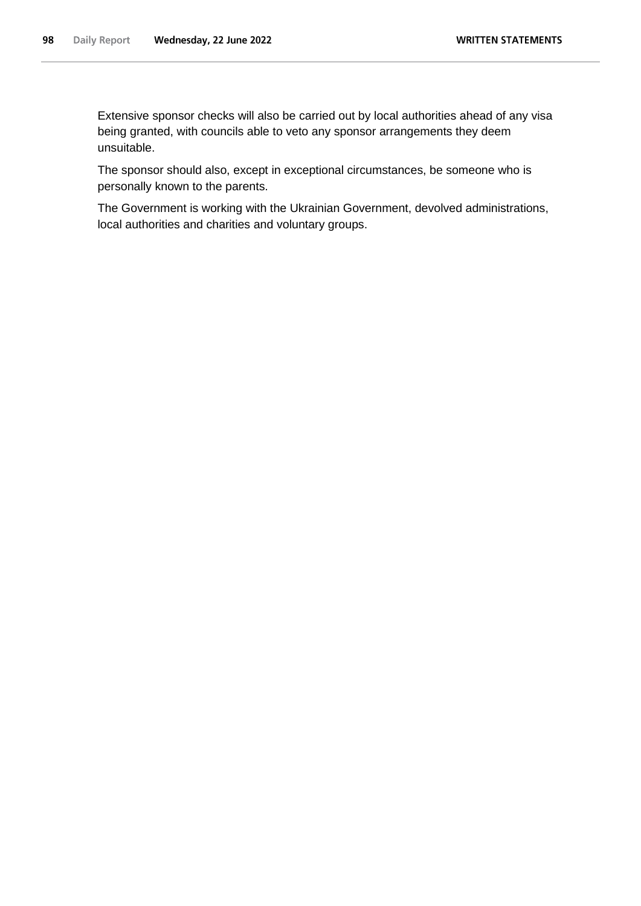Extensive sponsor checks will also be carried out by local authorities ahead of any visa being granted, with councils able to veto any sponsor arrangements they deem unsuitable.

The sponsor should also, except in exceptional circumstances, be someone who is personally known to the parents.

The Government is working with the Ukrainian Government, devolved administrations, local authorities and charities and voluntary groups.